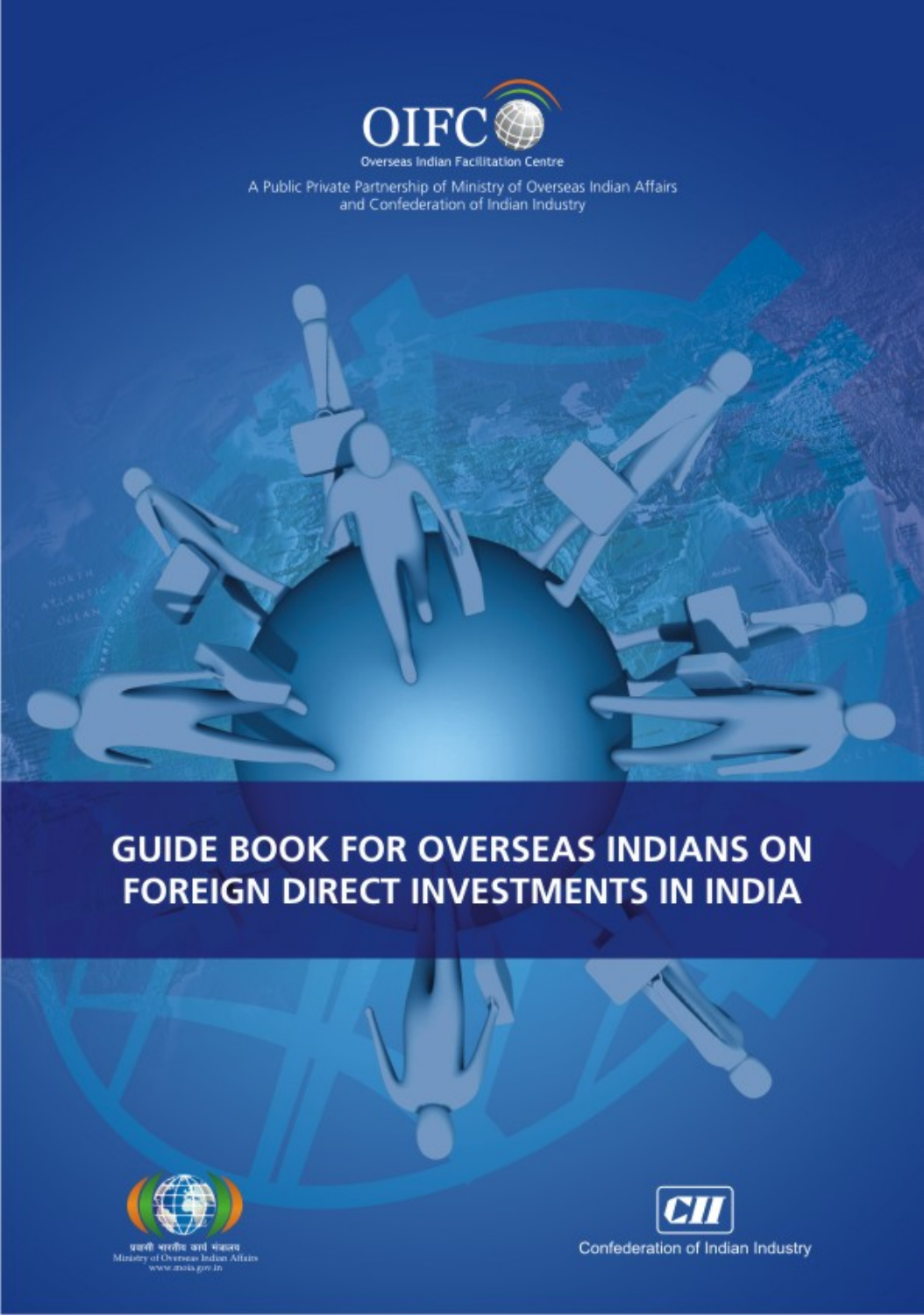OIFC

Overseas Indian Facilitation Centre

A Public Private Partnership of Ministry of Overseas Indian Affairs and Confederation of Indian Industry

# GUIDE BOOK FOR OVERSEAS INDIANS ON FOREIGN DIRECT INVESTMENTS IN INDIA

प्रवासी भारतीय कार्य मंत्रालय
Ministry of Overseas Indian Affairs
www.moia.gov.in

CII
Confederation of Indian Industry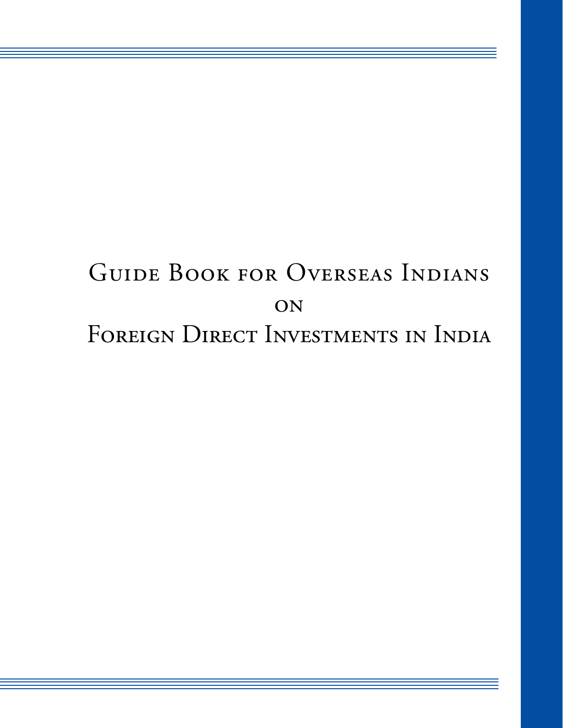# Guide Book for Overseas Indians on Foreign Direct Investments in India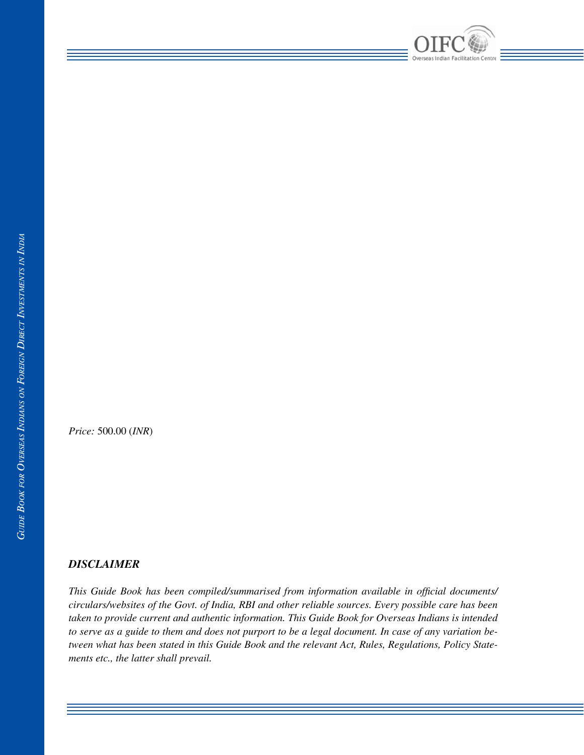*Price:* 500.00 (*INR*)

### *DISCLAIMER*

*This Guide Book has been compiled/summarised from information available in official documents/ circulars/websites of the Govt. of India, RBI and other reliable sources. Every possible care has been taken to provide current and authentic information. This Guide Book for Overseas Indians is intended to serve as a guide to them and does not purport to be a legal document. In case of any variation between what has been stated in this Guide Book and the relevant Act, Rules, Regulations, Policy Statements etc., the latter shall prevail.*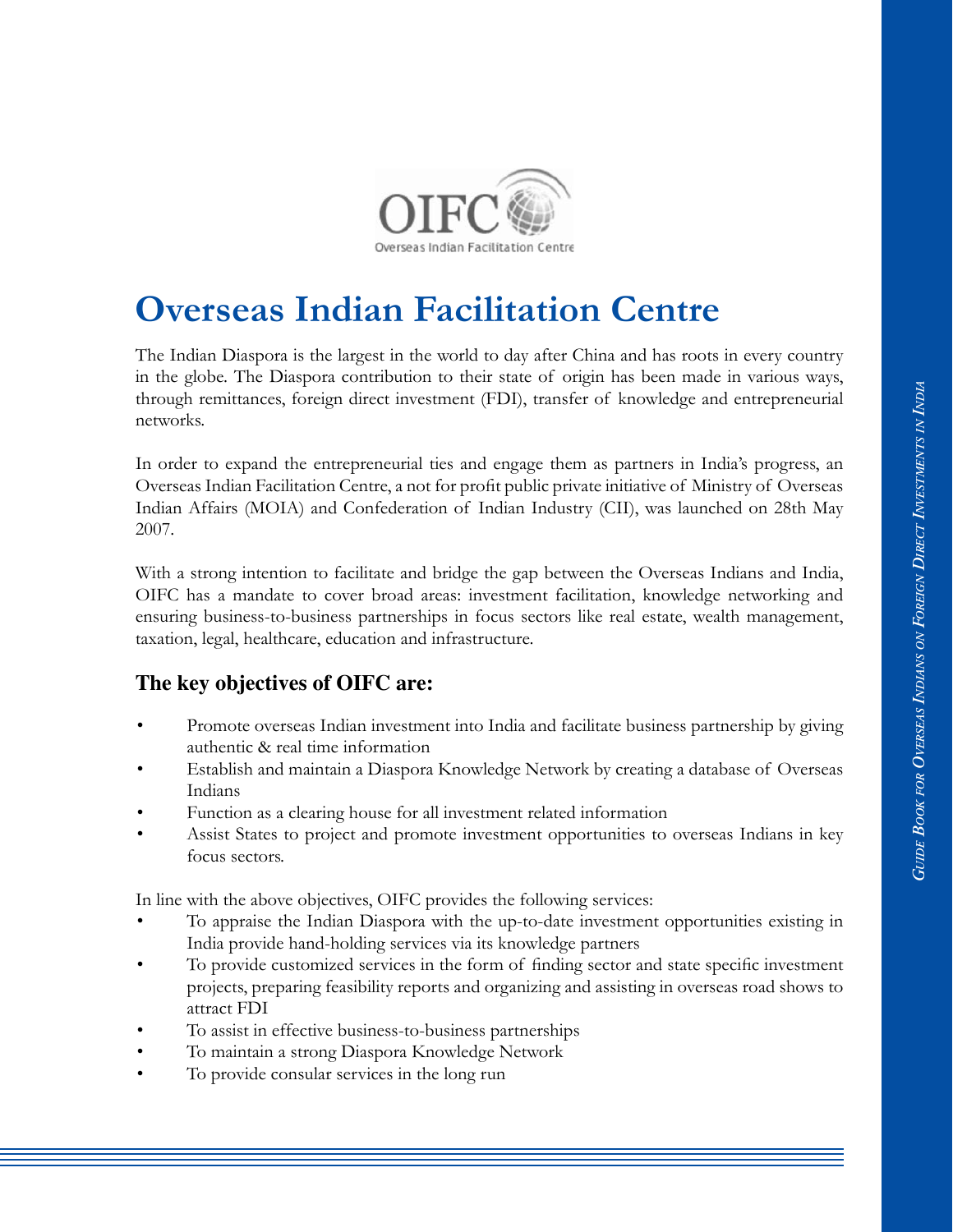# Overseas Indian Facilitation Centre

The Indian Diaspora is the largest in the world to day after China and has roots in every country in the globe. The Diaspora contribution to their state of origin has been made in various ways, through remittances, foreign direct investment (FDI), transfer of knowledge and entrepreneurial networks.

In order to expand the entrepreneurial ties and engage them as partners in India's progress, an Overseas Indian Facilitation Centre, a not for profit public private initiative of Ministry of Overseas Indian Affairs (MOIA) and Confederation of Indian Industry (CII), was launched on 28th May 2007.

With a strong intention to facilitate and bridge the gap between the Overseas Indians and India, OIFC has a mandate to cover broad areas: investment facilitation, knowledge networking and ensuring business-to-business partnerships in focus sectors like real estate, wealth management, taxation, legal, healthcare, education and infrastructure.

## The key objectives of OIFC are:

- Promote overseas Indian investment into India and facilitate business partnership by giving authentic & real time information
- Establish and maintain a Diaspora Knowledge Network by creating a database of Overseas Indians
- Function as a clearing house for all investment related information
- Assist States to project and promote investment opportunities to overseas Indians in key focus sectors.

In line with the above objectives, OIFC provides the following services:

- To appraise the Indian Diaspora with the up-to-date investment opportunities existing in India provide hand-holding services via its knowledge partners
- To provide customized services in the form of finding sector and state specific investment projects, preparing feasibility reports and organizing and assisting in overseas road shows to attract FDI
- To assist in effective business-to-business partnerships
- To maintain a strong Diaspora Knowledge Network
- To provide consular services in the long run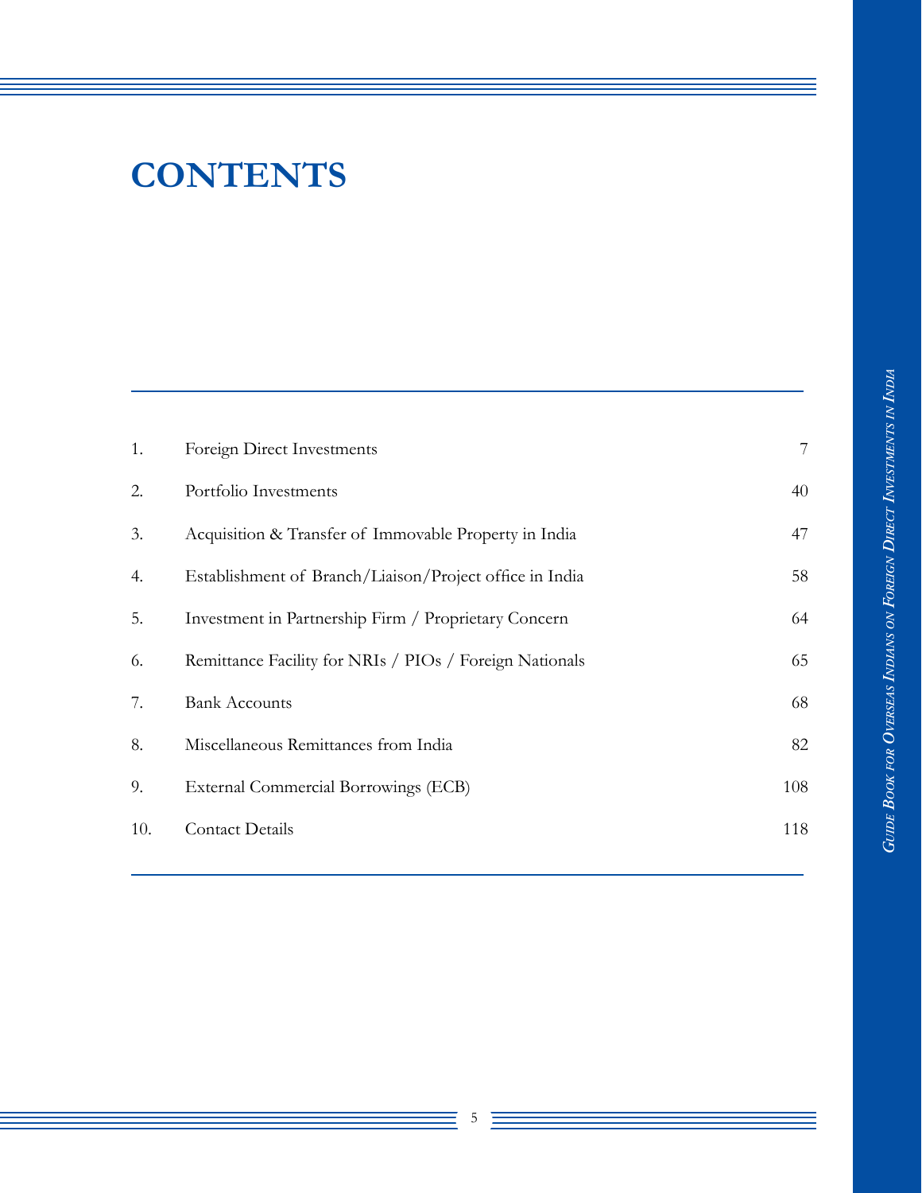# CONTENTS

| | | |
|---|---|---|
| 1. | Foreign Direct Investments | 7 |
| 2. | Portfolio Investments | 40 |
| 3. | Acquisition & Transfer of Immovable Property in India | 47 |
| 4. | Establishment of Branch/Liaison/Project office in India | 58 |
| 5. | Investment in Partnership Firm / Proprietary Concern | 64 |
| 6. | Remittance Facility for NRIs / PIOs / Foreign Nationals | 65 |
| 7. | Bank Accounts | 68 |
| 8. | Miscellaneous Remittances from India | 82 |
| 9. | External Commercial Borrowings (ECB) | 108 |
| 10. | Contact Details | 118 |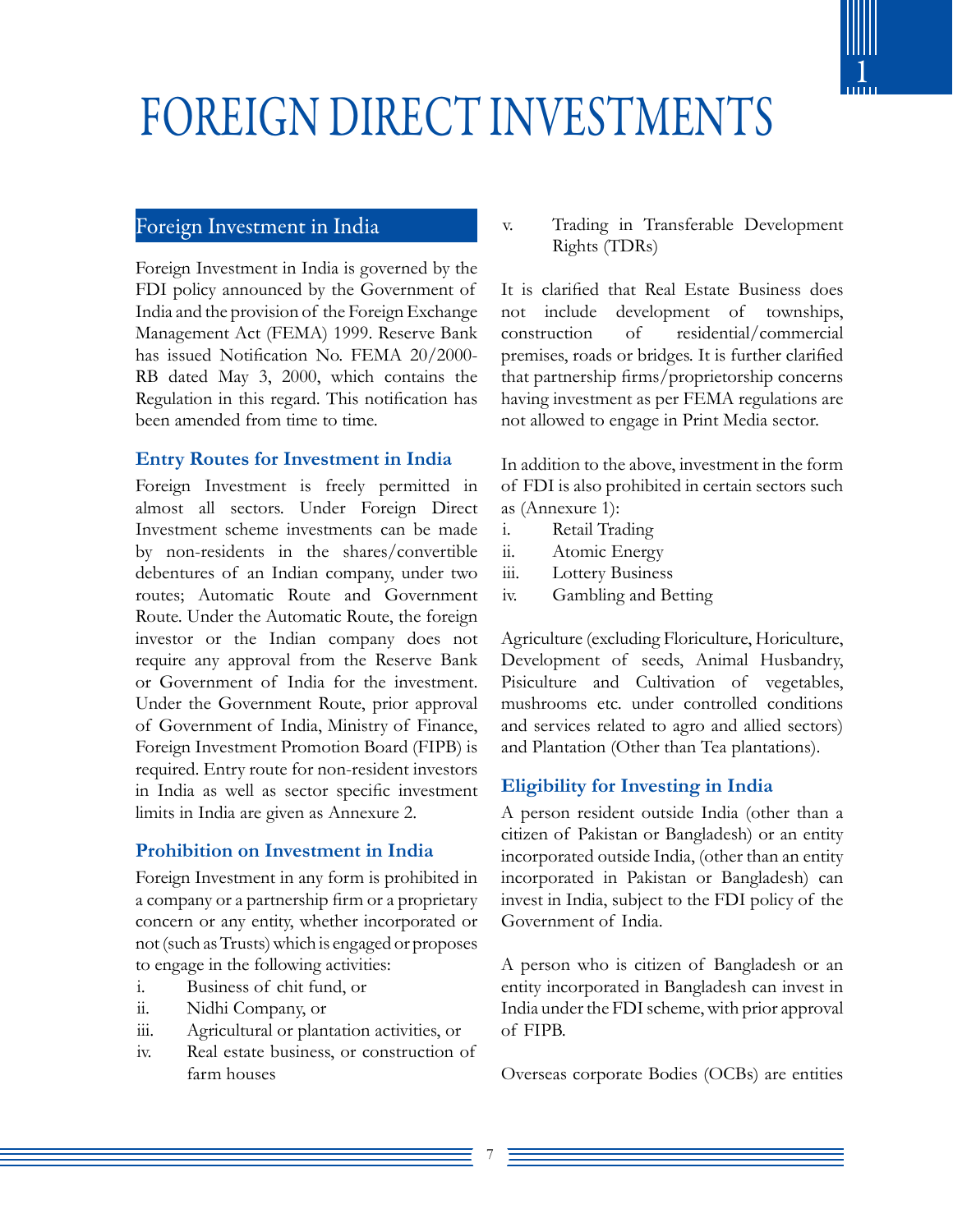# FOREIGN DIRECT INVESTMENTS

## Foreign Investment in India

Foreign Investment in India is governed by the FDI policy announced by the Government of India and the provision of the Foreign Exchange Management Act (FEMA) 1999. Reserve Bank has issued Notification No. FEMA 20/2000-RB dated May 3, 2000, which contains the Regulation in this regard. This notification has been amended from time to time.

### Entry Routes for Investment in India

Foreign Investment is freely permitted in almost all sectors. Under Foreign Direct Investment scheme investments can be made by non-residents in the shares/convertible debentures of an Indian company, under two routes; Automatic Route and Government Route. Under the Automatic Route, the foreign investor or the Indian company does not require any approval from the Reserve Bank or Government of India for the investment. Under the Government Route, prior approval of Government of India, Ministry of Finance, Foreign Investment Promotion Board (FIPB) is required. Entry route for non-resident investors in India as well as sector specific investment limits in India are given as Annexure 2.

### Prohibition on Investment in India

Foreign Investment in any form is prohibited in a company or a partnership firm or a proprietary concern or any entity, whether incorporated or not (such as Trusts) which is engaged or proposes to engage in the following activities:

i. Business of chit fund, or
ii. Nidhi Company, or
iii. Agricultural or plantation activities, or
iv. Real estate business, or construction of farm houses
v. Trading in Transferable Development Rights (TDRs)

It is clarified that Real Estate Business does not include development of townships, construction of residential/commercial premises, roads or bridges. It is further clarified that partnership firms/proprietorship concerns having investment as per FEMA regulations are not allowed to engage in Print Media sector.

In addition to the above, investment in the form of FDI is also prohibited in certain sectors such as (Annexure 1):

i. Retail Trading
ii. Atomic Energy
iii. Lottery Business
iv. Gambling and Betting

Agriculture (excluding Floriculture, Horiculture, Development of seeds, Animal Husbandry, Pisiculture and Cultivation of vegetables, mushrooms etc. under controlled conditions and services related to agro and allied sectors) and Plantation (Other than Tea plantations).

### Eligibility for Investing in India

A person resident outside India (other than a citizen of Pakistan or Bangladesh) or an entity incorporated outside India, (other than an entity incorporated in Pakistan or Bangladesh) can invest in India, subject to the FDI policy of the Government of India.

A person who is citizen of Bangladesh or an entity incorporated in Bangladesh can invest in India under the FDI scheme, with prior approval of FIPB.

Overseas corporate Bodies (OCBs) are entities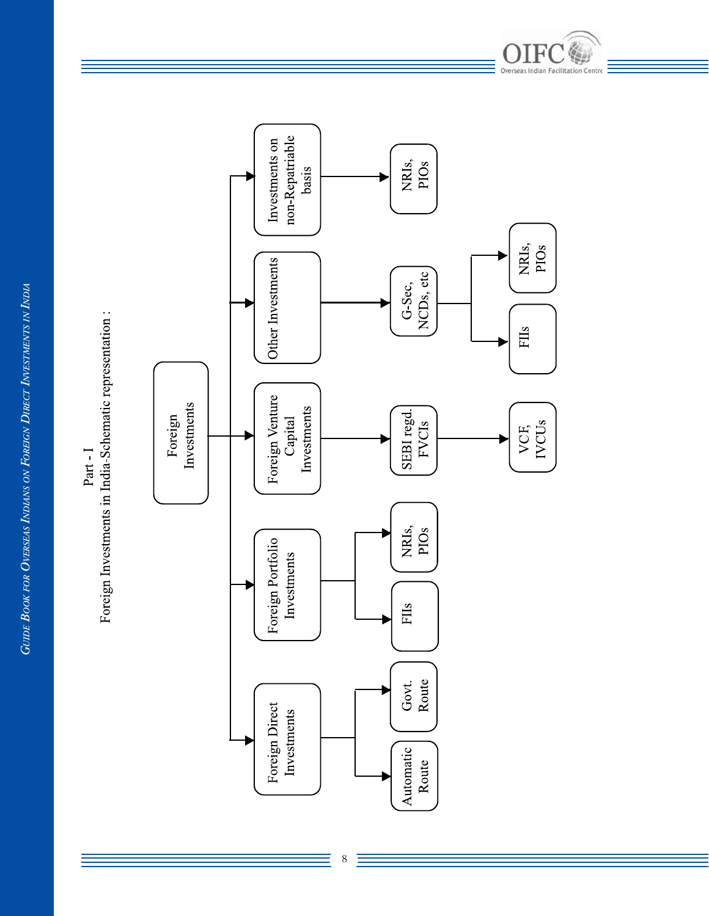Part - I

Foreign Investments in India-Schematic representation :

Foreign Investments

Foreign Direct Investments

Automatic Route

Govt. Route

Foreign Portfolio Investments

FIIs

NRIs, PIOs

Foreign Venture Capital Investments

SEBI regd. FVCIs

VCF, IVCUs

Other Investments

G-Sec, NCDs, etc

FIIs

NRIs, PIOs

Investments on non-Repatriable basis

NRIs, PIOs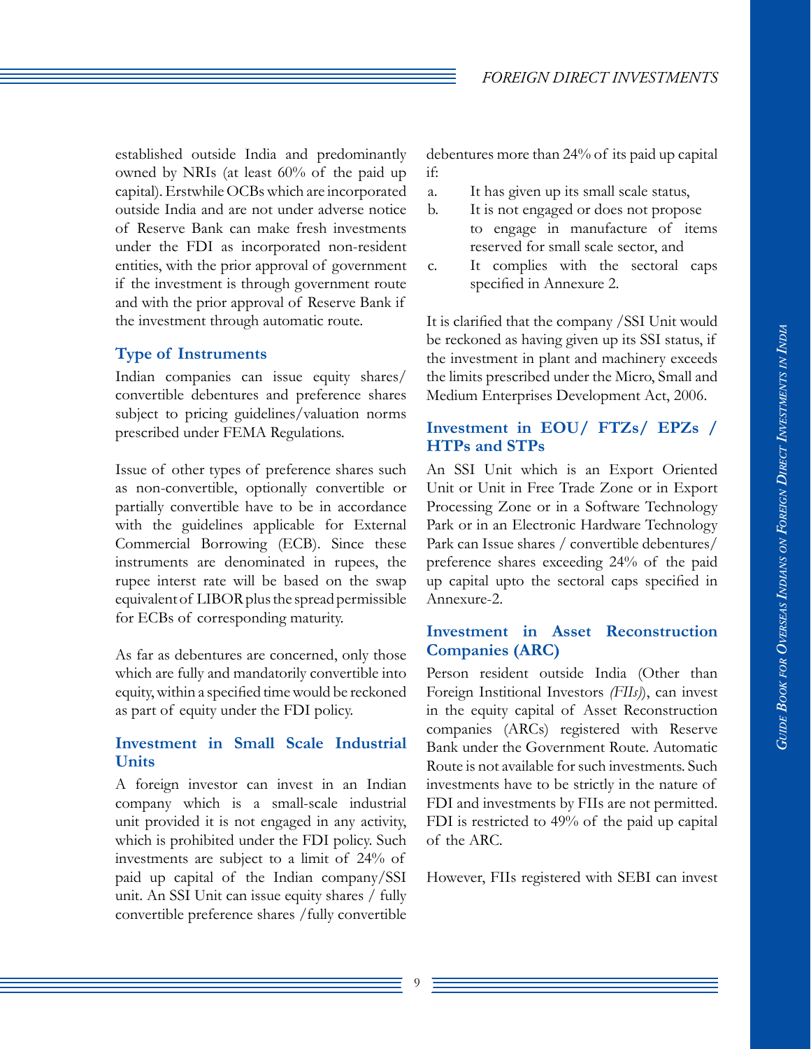established outside India and predominantly owned by NRIs (at least 60% of the paid up capital). Erstwhile OCBs which are incorporated outside India and are not under adverse notice of Reserve Bank can make fresh investments under the FDI as incorporated non-resident entities, with the prior approval of government if the investment is through government route and with the prior approval of Reserve Bank if the investment through automatic route.

### Type of Instruments

Indian companies can issue equity shares/ convertible debentures and preference shares subject to pricing guidelines/valuation norms prescribed under FEMA Regulations.

Issue of other types of preference shares such as non-convertible, optionally convertible or partially convertible have to be in accordance with the guidelines applicable for External Commercial Borrowing (ECB). Since these instruments are denominated in rupees, the rupee interst rate will be based on the swap equivalent of LIBOR plus the spread permissible for ECBs of corresponding maturity.

As far as debentures are concerned, only those which are fully and mandatorily convertible into equity, within a specified time would be reckoned as part of equity under the FDI policy.

### Investment in Small Scale Industrial Units

A foreign investor can invest in an Indian company which is a small-scale industrial unit provided it is not engaged in any activity, which is prohibited under the FDI policy. Such investments are subject to a limit of 24% of paid up capital of the Indian company/SSI unit. An SSI Unit can issue equity shares / fully convertible preference shares /fully convertible debentures more than 24% of its paid up capital if:

a. It has given up its small scale status,
b. It is not engaged or does not propose to engage in manufacture of items reserved for small scale sector, and
c. It complies with the sectoral caps specified in Annexure 2.

It is clarified that the company /SSI Unit would be reckoned as having given up its SSI status, if the investment in plant and machinery exceeds the limits prescribed under the Micro, Small and Medium Enterprises Development Act, 2006.

### Investment in EOU/ FTZs/ EPZs / HTPs and STPs

An SSI Unit which is an Export Oriented Unit or Unit in Free Trade Zone or in Export Processing Zone or in a Software Technology Park or in an Electronic Hardware Technology Park can Issue shares / convertible debentures/ preference shares exceeding 24% of the paid up capital upto the sectoral caps specified in Annexure-2.

### Investment in Asset Reconstruction Companies (ARC)

Person resident outside India (Other than Foreign Institional Investors *(FIIs)*), can invest in the equity capital of Asset Reconstruction companies (ARCs) registered with Reserve Bank under the Government Route. Automatic Route is not available for such investments. Such investments have to be strictly in the nature of FDI and investments by FIIs are not permitted. FDI is restricted to 49% of the paid up capital of the ARC.

However, FIIs registered with SEBI can invest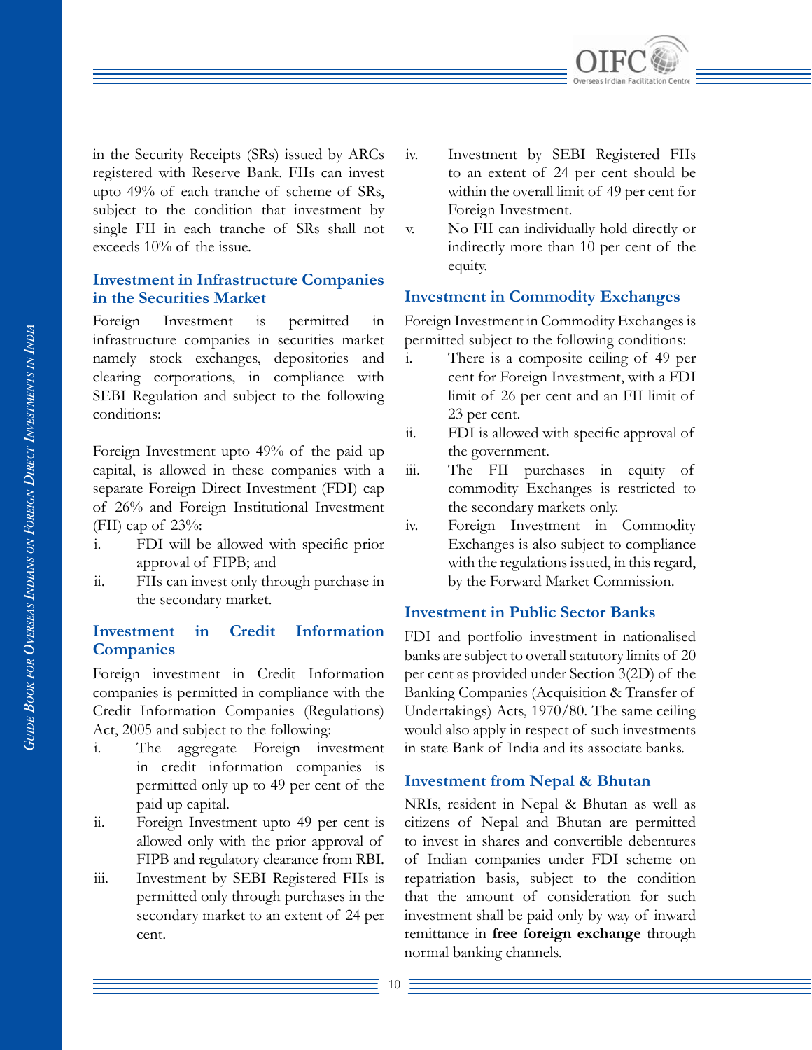in the Security Receipts (SRs) issued by ARCs registered with Reserve Bank. FIIs can invest upto 49% of each tranche of scheme of SRs, subject to the condition that investment by single FII in each tranche of SRs shall not exceeds 10% of the issue.

### Investment in Infrastructure Companies in the Securities Market

Foreign Investment is permitted in infrastructure companies in securities market namely stock exchanges, depositories and clearing corporations, in compliance with SEBI Regulation and subject to the following conditions:

Foreign Investment upto 49% of the paid up capital, is allowed in these companies with a separate Foreign Direct Investment (FDI) cap of 26% and Foreign Institutional Investment (FII) cap of 23%:

i. FDI will be allowed with specific prior approval of FIPB; and
ii. FIIs can invest only through purchase in the secondary market.

### Investment in Credit Information Companies

Foreign investment in Credit Information companies is permitted in compliance with the Credit Information Companies (Regulations) Act, 2005 and subject to the following:

i. The aggregate Foreign investment in credit information companies is permitted only up to 49 per cent of the paid up capital.
ii. Foreign Investment upto 49 per cent is allowed only with the prior approval of FIPB and regulatory clearance from RBI.
iii. Investment by SEBI Registered FIIs is permitted only through purchases in the secondary market to an extent of 24 per cent.
iv. Investment by SEBI Registered FIIs to an extent of 24 per cent should be within the overall limit of 49 per cent for Foreign Investment.
v. No FII can individually hold directly or indirectly more than 10 per cent of the equity.

### Investment in Commodity Exchanges

Foreign Investment in Commodity Exchanges is permitted subject to the following conditions:

i. There is a composite ceiling of 49 per cent for Foreign Investment, with a FDI limit of 26 per cent and an FII limit of 23 per cent.
ii. FDI is allowed with specific approval of the government.
iii. The FII purchases in equity of commodity Exchanges is restricted to the secondary markets only.
iv. Foreign Investment in Commodity Exchanges is also subject to compliance with the regulations issued, in this regard, by the Forward Market Commission.

### Investment in Public Sector Banks

FDI and portfolio investment in nationalised banks are subject to overall statutory limits of 20 per cent as provided under Section 3(2D) of the Banking Companies (Acquisition & Transfer of Undertakings) Acts, 1970/80. The same ceiling would also apply in respect of such investments in state Bank of India and its associate banks.

### Investment from Nepal & Bhutan

NRIs, resident in Nepal & Bhutan as well as citizens of Nepal and Bhutan are permitted to invest in shares and convertible debentures of Indian companies under FDI scheme on repatriation basis, subject to the condition that the amount of consideration for such investment shall be paid only by way of inward remittance in **free foreign exchange** through normal banking channels.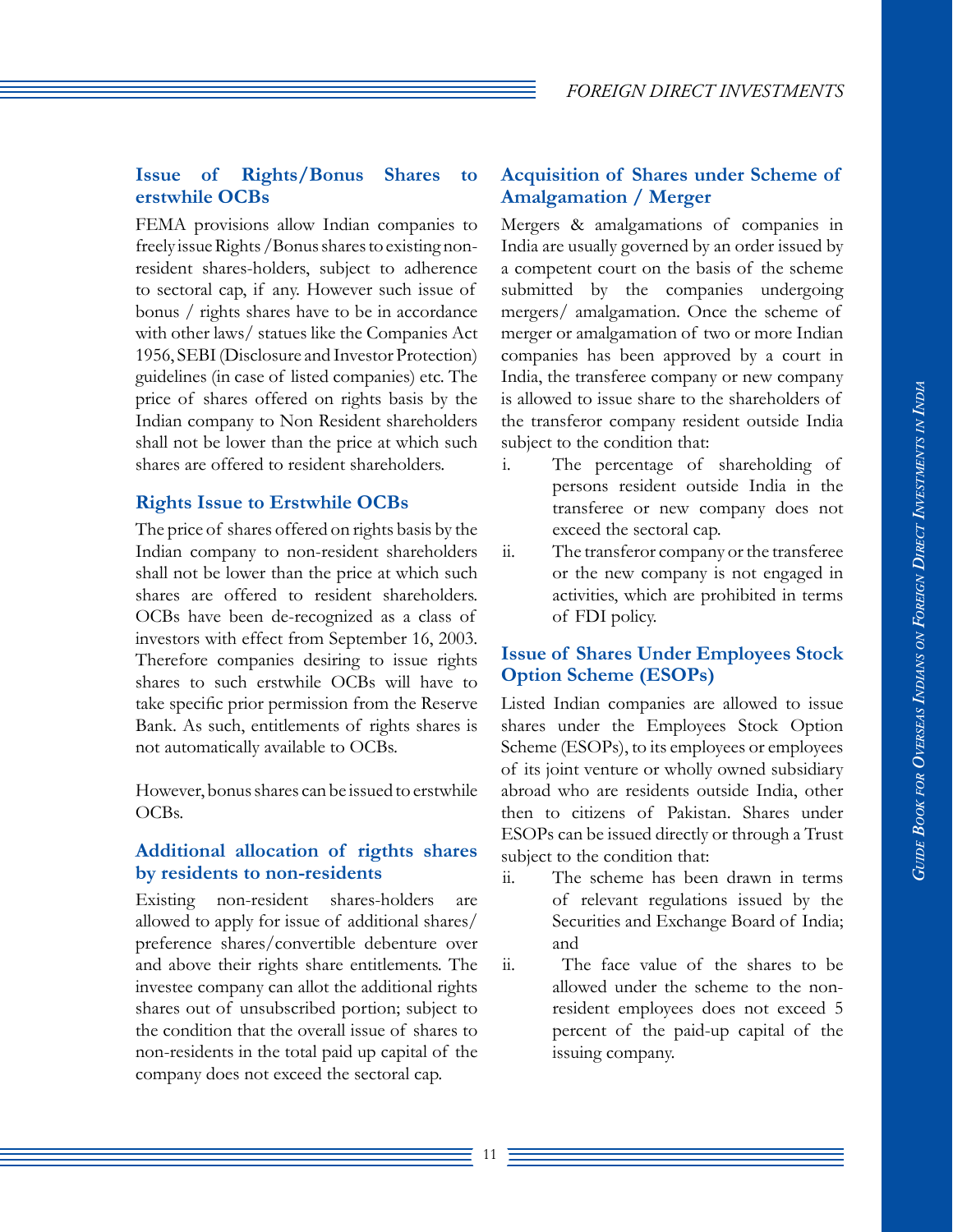### Issue of Rights/Bonus Shares to erstwhile OCBs

FEMA provisions allow Indian companies to freely issue Rights /Bonus shares to existing non-resident shares-holders, subject to adherence to sectoral cap, if any. However such issue of bonus / rights shares have to be in accordance with other laws/ statues like the Companies Act 1956, SEBI (Disclosure and Investor Protection) guidelines (in case of listed companies) etc. The price of shares offered on rights basis by the Indian company to Non Resident shareholders shall not be lower than the price at which such shares are offered to resident shareholders.

### Rights Issue to Erstwhile OCBs

The price of shares offered on rights basis by the Indian company to non-resident shareholders shall not be lower than the price at which such shares are offered to resident shareholders. OCBs have been de-recognized as a class of investors with effect from September 16, 2003. Therefore companies desiring to issue rights shares to such erstwhile OCBs will have to take specific prior permission from the Reserve Bank. As such, entitlements of rights shares is not automatically available to OCBs.

However, bonus shares can be issued to erstwhile OCBs.

### Additional allocation of rigthts shares by residents to non-residents

Existing non-resident shares-holders are allowed to apply for issue of additional shares/ preference shares/convertible debenture over and above their rights share entitlements. The investee company can allot the additional rights shares out of unsubscribed portion; subject to the condition that the overall issue of shares to non-residents in the total paid up capital of the company does not exceed the sectoral cap.

### Acquisition of Shares under Scheme of Amalgamation / Merger

Mergers & amalgamations of companies in India are usually governed by an order issued by a competent court on the basis of the scheme submitted by the companies undergoing mergers/ amalgamation. Once the scheme of merger or amalgamation of two or more Indian companies has been approved by a court in India, the transferee company or new company is allowed to issue share to the shareholders of the transferor company resident outside India subject to the condition that:

i. The percentage of shareholding of persons resident outside India in the transferee or new company does not exceed the sectoral cap.
ii. The transferor company or the transferee or the new company is not engaged in activities, which are prohibited in terms of FDI policy.

### Issue of Shares Under Employees Stock Option Scheme (ESOPs)

Listed Indian companies are allowed to issue shares under the Employees Stock Option Scheme (ESOPs), to its employees or employees of its joint venture or wholly owned subsidiary abroad who are residents outside India, other then to citizens of Pakistan. Shares under ESOPs can be issued directly or through a Trust subject to the condition that:

ii. The scheme has been drawn in terms of relevant regulations issued by the Securities and Exchange Board of India; and
ii. The face value of the shares to be allowed under the scheme to the non-resident employees does not exceed 5 percent of the paid-up capital of the issuing company.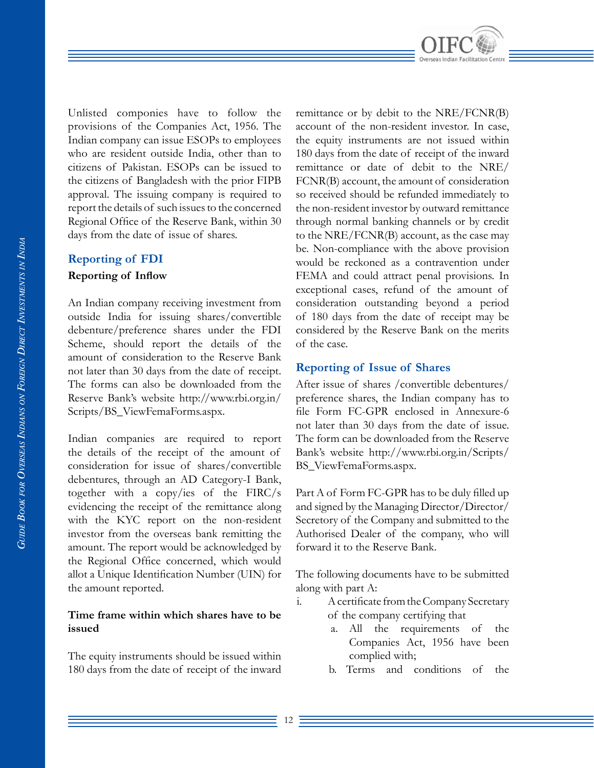Unlisted componies have to follow the provisions of the Companies Act, 1956. The Indian company can issue ESOPs to employees who are resident outside India, other than to citizens of Pakistan. ESOPs can be issued to the citizens of Bangladesh with the prior FIPB approval. The issuing company is required to report the details of such issues to the concerned Regional Office of the Reserve Bank, within 30 days from the date of issue of shares.

## Reporting of FDI

**Reporting of Inflow**

An Indian company receiving investment from outside India for issuing shares/convertible debenture/preference shares under the FDI Scheme, should report the details of the amount of consideration to the Reserve Bank not later than 30 days from the date of receipt. The forms can also be downloaded from the Reserve Bank's website http://www.rbi.org.in/Scripts/BS_ViewFemaForms.aspx.

Indian companies are required to report the details of the receipt of the amount of consideration for issue of shares/convertible debentures, through an AD Category-I Bank, together with a copy/ies of the FIRC/s evidencing the receipt of the remittance along with the KYC report on the non-resident investor from the overseas bank remitting the amount. The report would be acknowledged by the Regional Office concerned, which would allot a Unique Identification Number (UIN) for the amount reported.

**Time frame within which shares have to be issued**

The equity instruments should be issued within 180 days from the date of receipt of the inward remittance or by debit to the NRE/FCNR(B) account of the non-resident investor. In case, the equity instruments are not issued within 180 days from the date of receipt of the inward remittance or date of debit to the NRE/FCNR(B) account, the amount of consideration so received should be refunded immediately to the non-resident investor by outward remittance through normal banking channels or by credit to the NRE/FCNR(B) account, as the case may be. Non-compliance with the above provision would be reckoned as a contravention under FEMA and could attract penal provisions. In exceptional cases, refund of the amount of consideration outstanding beyond a period of 180 days from the date of receipt may be considered by the Reserve Bank on the merits of the case.

## Reporting of Issue of Shares

After issue of shares /convertible debentures/ preference shares, the Indian company has to file Form FC-GPR enclosed in Annexure-6 not later than 30 days from the date of issue. The form can be downloaded from the Reserve Bank's website http://www.rbi.org.in/Scripts/BS_ViewFemaForms.aspx.

Part A of Form FC-GPR has to be duly filled up and signed by the Managing Director/Director/Secretory of the Company and submitted to the Authorised Dealer of the company, who will forward it to the Reserve Bank.

The following documents have to be submitted along with part A:

i. A certificate from the Company Secretary of the company certifying that
   a. All the requirements of the Companies Act, 1956 have been complied with;
   b. Terms and conditions of the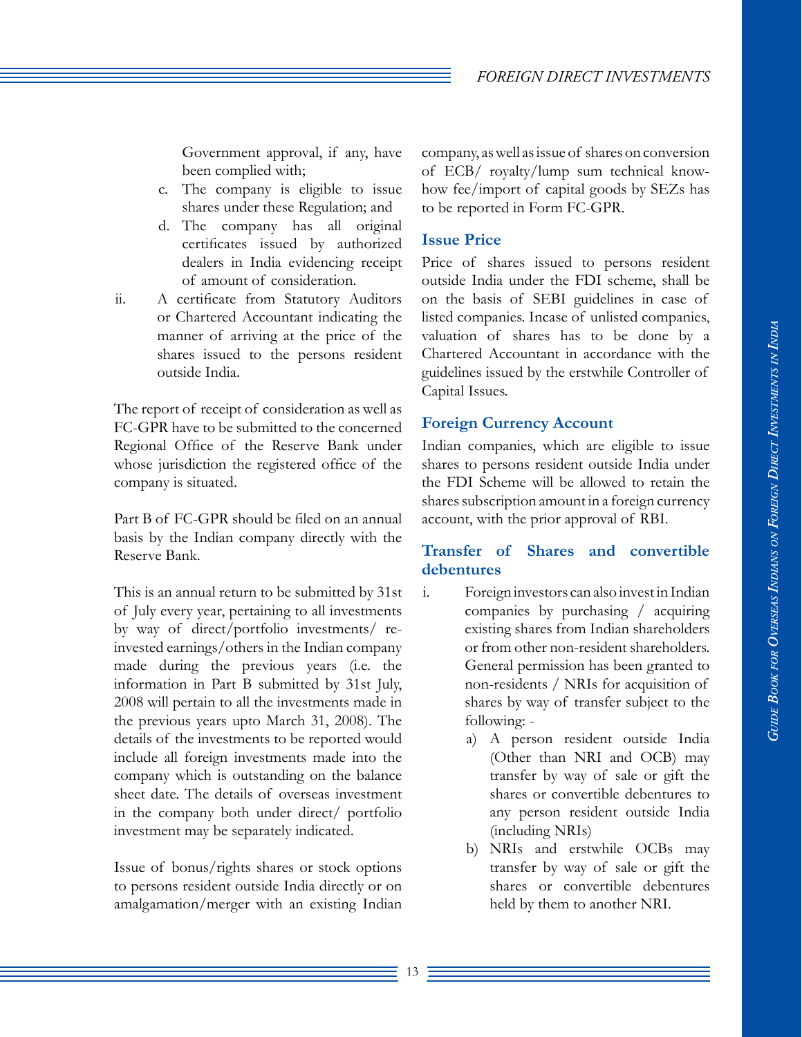Government approval, if any, have been complied with;

c. The company is eligible to issue shares under these Regulation; and

d. The company has all original certificates issued by authorized dealers in India evidencing receipt of amount of consideration.

ii. A certificate from Statutory Auditors or Chartered Accountant indicating the manner of arriving at the price of the shares issued to the persons resident outside India.

The report of receipt of consideration as well as FC-GPR have to be submitted to the concerned Regional Office of the Reserve Bank under whose jurisdiction the registered office of the company is situated.

Part B of FC-GPR should be filed on an annual basis by the Indian company directly with the Reserve Bank.

This is an annual return to be submitted by 31st of July every year, pertaining to all investments by way of direct/portfolio investments/ re-invested earnings/others in the Indian company made during the previous years (i.e. the information in Part B submitted by 31st July, 2008 will pertain to all the investments made in the previous years upto March 31, 2008). The details of the investments to be reported would include all foreign investments made into the company which is outstanding on the balance sheet date. The details of overseas investment in the company both under direct/ portfolio investment may be separately indicated.

Issue of bonus/rights shares or stock options to persons resident outside India directly or on amalgamation/merger with an existing Indian company, as well as issue of shares on conversion of ECB/ royalty/lump sum technical know-how fee/import of capital goods by SEZs has to be reported in Form FC-GPR.

### Issue Price

Price of shares issued to persons resident outside India under the FDI scheme, shall be on the basis of SEBI guidelines in case of listed companies. Incase of unlisted companies, valuation of shares has to be done by a Chartered Accountant in accordance with the guidelines issued by the erstwhile Controller of Capital Issues.

### Foreign Currency Account

Indian companies, which are eligible to issue shares to persons resident outside India under the FDI Scheme will be allowed to retain the shares subscription amount in a foreign currency account, with the prior approval of RBI.

### Transfer of Shares and convertible debentures

i. Foreign investors can also invest in Indian companies by purchasing / acquiring existing shares from Indian shareholders or from other non-resident shareholders. General permission has been granted to non-residents / NRIs for acquisition of shares by way of transfer subject to the following: -

   a) A person resident outside India (Other than NRI and OCB) may transfer by way of sale or gift the shares or convertible debentures to any person resident outside India (including NRIs)

   b) NRIs and erstwhile OCBs may transfer by way of sale or gift the shares or convertible debentures held by them to another NRI.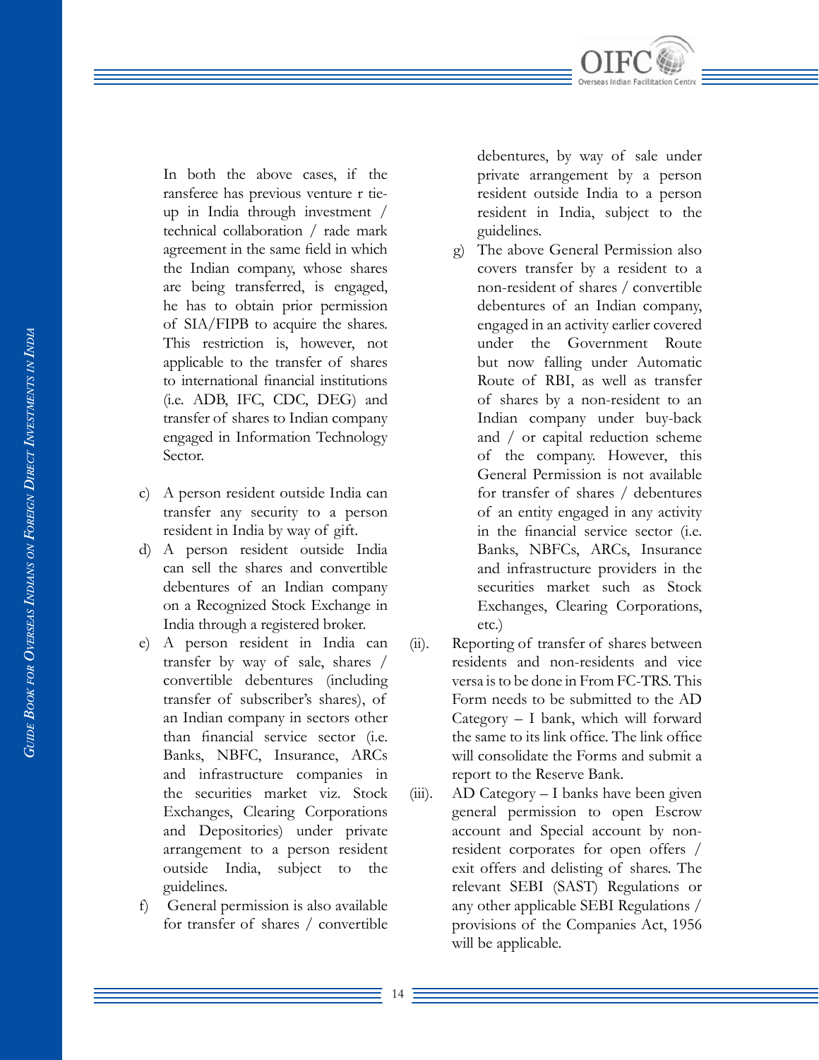In both the above cases, if the ransferee has previous venture r tie-up in India through investment / technical collaboration / rade mark agreement in the same field in which the Indian company, whose shares are being transferred, is engaged, he has to obtain prior permission of SIA/FIPB to acquire the shares. This restriction is, however, not applicable to the transfer of shares to international financial institutions (i.e. ADB, IFC, CDC, DEG) and transfer of shares to Indian company engaged in Information Technology Sector.

c) A person resident outside India can transfer any security to a person resident in India by way of gift.

d) A person resident outside India can sell the shares and convertible debentures of an Indian company on a Recognized Stock Exchange in India through a registered broker.

e) A person resident in India can transfer by way of sale, shares / convertible debentures (including transfer of subscriber's shares), of an Indian company in sectors other than financial service sector (i.e. Banks, NBFC, Insurance, ARCs and infrastructure companies in the securities market viz. Stock Exchanges, Clearing Corporations and Depositories) under private arrangement to a person resident outside India, subject to the guidelines.

f) General permission is also available for transfer of shares / convertible debentures, by way of sale under private arrangement by a person resident outside India to a person resident in India, subject to the guidelines.

g) The above General Permission also covers transfer by a resident to a non-resident of shares / convertible debentures of an Indian company, engaged in an activity earlier covered under the Government Route but now falling under Automatic Route of RBI, as well as transfer of shares by a non-resident to an Indian company under buy-back and / or capital reduction scheme of the company. However, this General Permission is not available for transfer of shares / debentures of an entity engaged in any activity in the financial service sector (i.e. Banks, NBFCs, ARCs, Insurance and infrastructure providers in the securities market such as Stock Exchanges, Clearing Corporations, etc.)

(ii). Reporting of transfer of shares between residents and non-residents and vice versa is to be done in From FC-TRS. This Form needs to be submitted to the AD Category – I bank, which will forward the same to its link office. The link office will consolidate the Forms and submit a report to the Reserve Bank.

(iii). AD Category – I banks have been given general permission to open Escrow account and Special account by non-resident corporates for open offers / exit offers and delisting of shares. The relevant SEBI (SAST) Regulations or any other applicable SEBI Regulations / provisions of the Companies Act, 1956 will be applicable.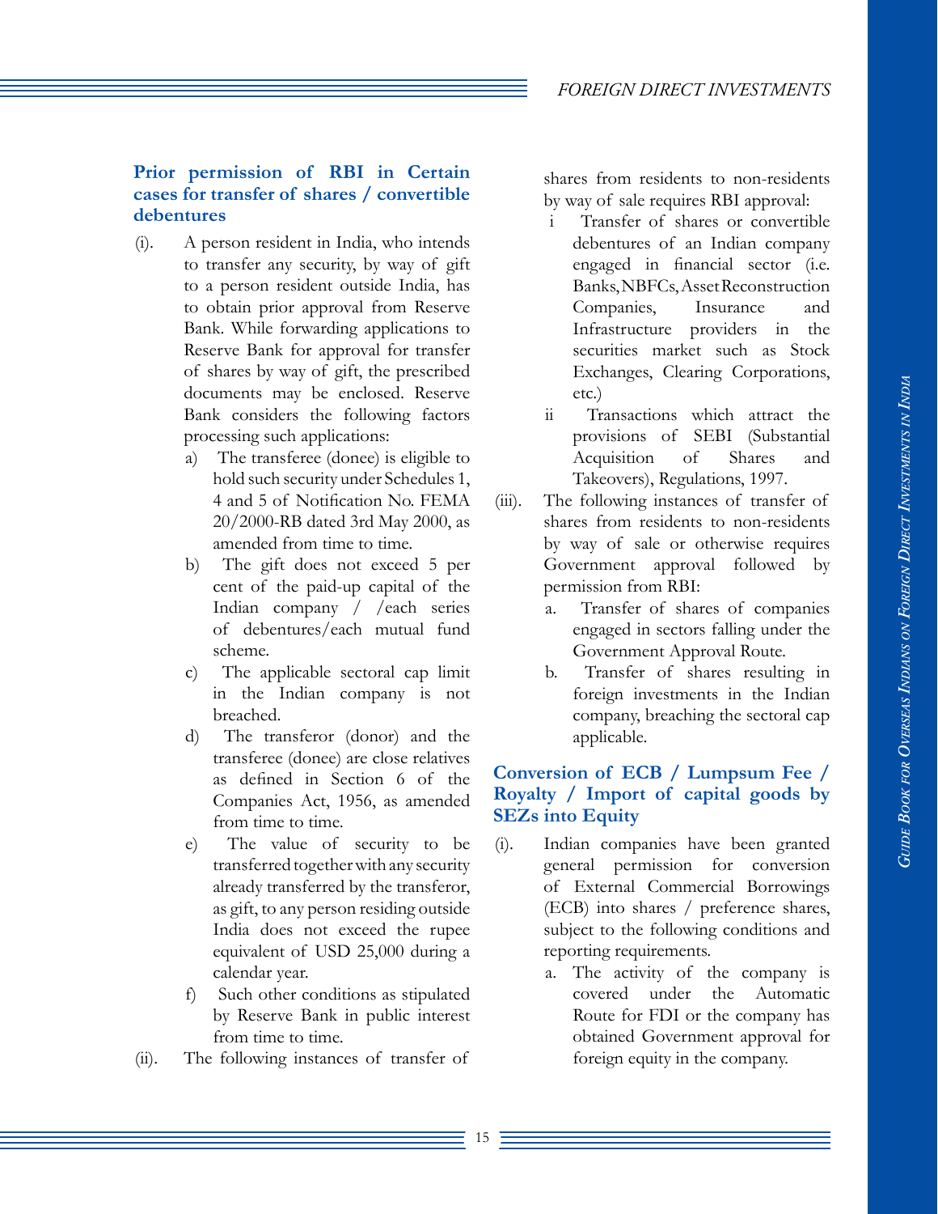### Prior permission of RBI in Certain cases for transfer of shares / convertible debentures

(i). A person resident in India, who intends to transfer any security, by way of gift to a person resident outside India, has to obtain prior approval from Reserve Bank. While forwarding applications to Reserve Bank for approval for transfer of shares by way of gift, the prescribed documents may be enclosed. Reserve Bank considers the following factors processing such applications:

   a) The transferee (donee) is eligible to hold such security under Schedules 1, 4 and 5 of Notification No. FEMA 20/2000-RB dated 3rd May 2000, as amended from time to time.

   b) The gift does not exceed 5 per cent of the paid-up capital of the Indian company / /each series of debentures/each mutual fund scheme.

   c) The applicable sectoral cap limit in the Indian company is not breached.

   d) The transferor (donor) and the transferee (donee) are close relatives as defined in Section 6 of the Companies Act, 1956, as amended from time to time.

   e) The value of security to be transferred together with any security already transferred by the transferor, as gift, to any person residing outside India does not exceed the rupee equivalent of USD 25,000 during a calendar year.

   f) Such other conditions as stipulated by Reserve Bank in public interest from time to time.

(ii). The following instances of transfer of shares from residents to non-residents by way of sale requires RBI approval:

   i Transfer of shares or convertible debentures of an Indian company engaged in financial sector (i.e. Banks, NBFCs, Asset Reconstruction Companies, Insurance and Infrastructure providers in the securities market such as Stock Exchanges, Clearing Corporations, etc.)

   ii Transactions which attract the provisions of SEBI (Substantial Acquisition of Shares and Takeovers), Regulations, 1997.

(iii). The following instances of transfer of shares from residents to non-residents by way of sale or otherwise requires Government approval followed by permission from RBI:

   a. Transfer of shares of companies engaged in sectors falling under the Government Approval Route.

   b. Transfer of shares resulting in foreign investments in the Indian company, breaching the sectoral cap applicable.

### Conversion of ECB / Lumpsum Fee / Royalty / Import of capital goods by SEZs into Equity

(i). Indian companies have been granted general permission for conversion of External Commercial Borrowings (ECB) into shares / preference shares, subject to the following conditions and reporting requirements.

   a. The activity of the company is covered under the Automatic Route for FDI or the company has obtained Government approval for foreign equity in the company.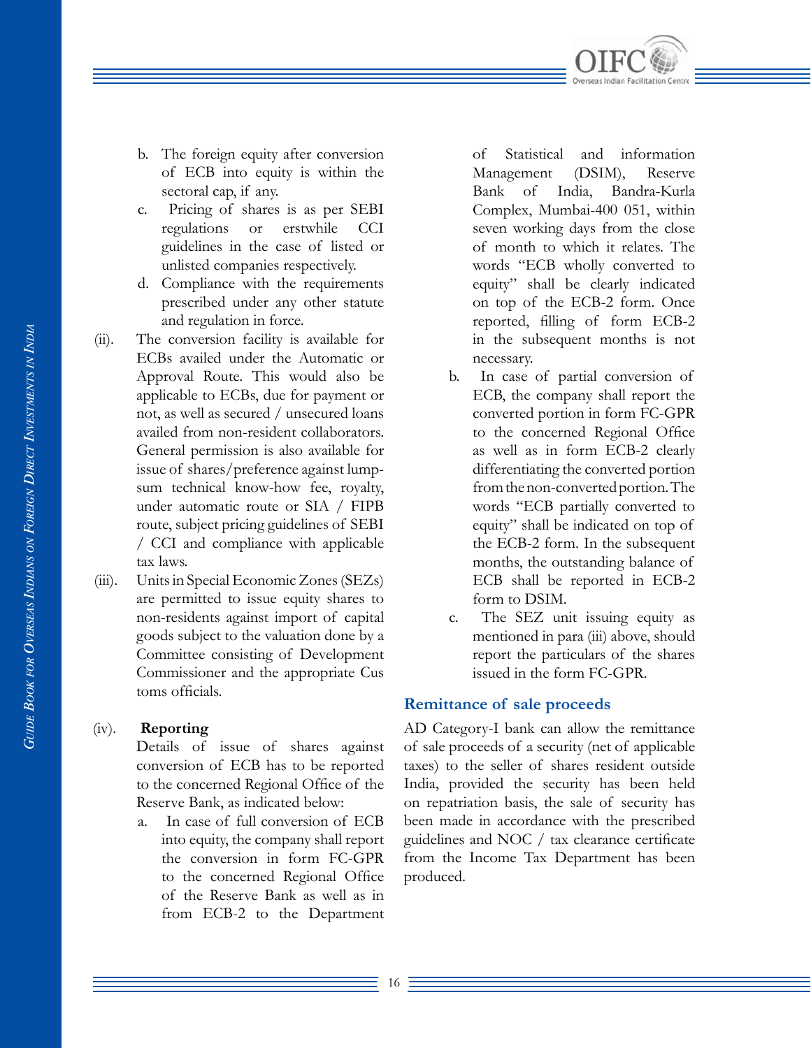b. The foreign equity after conversion of ECB into equity is within the sectoral cap, if any.

c. Pricing of shares is as per SEBI regulations or erstwhile CCI guidelines in the case of listed or unlisted companies respectively.

d. Compliance with the requirements prescribed under any other statute and regulation in force.

(ii). The conversion facility is available for ECBs availed under the Automatic or Approval Route. This would also be applicable to ECBs, due for payment or not, as well as secured / unsecured loans availed from non-resident collaborators. General permission is also available for issue of shares/preference against lump-sum technical know-how fee, royalty, under automatic route or SIA / FIPB route, subject pricing guidelines of SEBI / CCI and compliance with applicable tax laws.

(iii). Units in Special Economic Zones (SEZs) are permitted to issue equity shares to non-residents against import of capital goods subject to the valuation done by a Committee consisting of Development Commissioner and the appropriate Cus toms officials.

(iv). **Reporting**

Details of issue of shares against conversion of ECB has to be reported to the concerned Regional Office of the Reserve Bank, as indicated below:

a. In case of full conversion of ECB into equity, the company shall report the conversion in form FC-GPR to the concerned Regional Office of the Reserve Bank as well as in from ECB-2 to the Department of Statistical and information Management (DSIM), Reserve Bank of India, Bandra-Kurla Complex, Mumbai-400 051, within seven working days from the close of month to which it relates. The words "ECB wholly converted to equity" shall be clearly indicated on top of the ECB-2 form. Once reported, filling of form ECB-2 in the subsequent months is not necessary.

b. In case of partial conversion of ECB, the company shall report the converted portion in form FC-GPR to the concerned Regional Office as well as in form ECB-2 clearly differentiating the converted portion from the non-converted portion. The words "ECB partially converted to equity" shall be indicated on top of the ECB-2 form. In the subsequent months, the outstanding balance of ECB shall be reported in ECB-2 form to DSIM.

c. The SEZ unit issuing equity as mentioned in para (iii) above, should report the particulars of the shares issued in the form FC-GPR.

## Remittance of sale proceeds

AD Category-I bank can allow the remittance of sale proceeds of a security (net of applicable taxes) to the seller of shares resident outside India, provided the security has been held on repatriation basis, the sale of security has been made in accordance with the prescribed guidelines and NOC / tax clearance certificate from the Income Tax Department has been produced.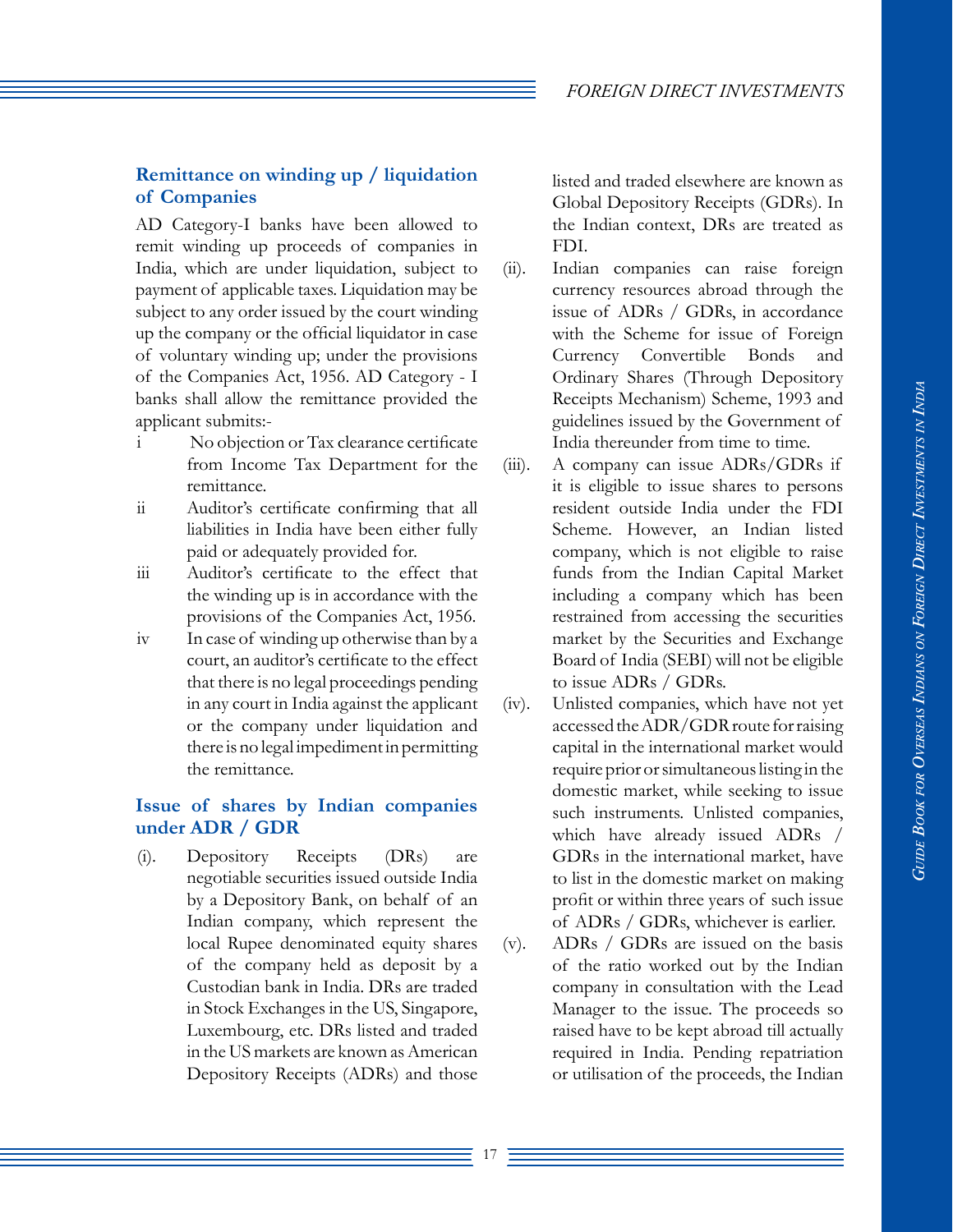## Remittance on winding up / liquidation of Companies

AD Category-I banks have been allowed to remit winding up proceeds of companies in India, which are under liquidation, subject to payment of applicable taxes. Liquidation may be subject to any order issued by the court winding up the company or the official liquidator in case of voluntary winding up; under the provisions of the Companies Act, 1956. AD Category - I banks shall allow the remittance provided the applicant submits:-

i No objection or Tax clearance certificate from Income Tax Department for the remittance.

ii Auditor's certificate confirming that all liabilities in India have been either fully paid or adequately provided for.

iii Auditor's certificate to the effect that the winding up is in accordance with the provisions of the Companies Act, 1956.

iv In case of winding up otherwise than by a court, an auditor's certificate to the effect that there is no legal proceedings pending in any court in India against the applicant or the company under liquidation and there is no legal impediment in permitting the remittance.

## Issue of shares by Indian companies under ADR / GDR

(i). Depository Receipts (DRs) are negotiable securities issued outside India by a Depository Bank, on behalf of an Indian company, which represent the local Rupee denominated equity shares of the company held as deposit by a Custodian bank in India. DRs are traded in Stock Exchanges in the US, Singapore, Luxembourg, etc. DRs listed and traded in the US markets are known as American Depository Receipts (ADRs) and those listed and traded elsewhere are known as Global Depository Receipts (GDRs). In the Indian context, DRs are treated as FDI.

(ii). Indian companies can raise foreign currency resources abroad through the issue of ADRs / GDRs, in accordance with the Scheme for issue of Foreign Currency Convertible Bonds and Ordinary Shares (Through Depository Receipts Mechanism) Scheme, 1993 and guidelines issued by the Government of India thereunder from time to time.

(iii). A company can issue ADRs/GDRs if it is eligible to issue shares to persons resident outside India under the FDI Scheme. However, an Indian listed company, which is not eligible to raise funds from the Indian Capital Market including a company which has been restrained from accessing the securities market by the Securities and Exchange Board of India (SEBI) will not be eligible to issue ADRs / GDRs.

(iv). Unlisted companies, which have not yet accessed the ADR/GDR route for raising capital in the international market would require prior or simultaneous listing in the domestic market, while seeking to issue such instruments. Unlisted companies, which have already issued ADRs / GDRs in the international market, have to list in the domestic market on making profit or within three years of such issue of ADRs / GDRs, whichever is earlier.

(v). ADRs / GDRs are issued on the basis of the ratio worked out by the Indian company in consultation with the Lead Manager to the issue. The proceeds so raised have to be kept abroad till actually required in India. Pending repatriation or utilisation of the proceeds, the Indian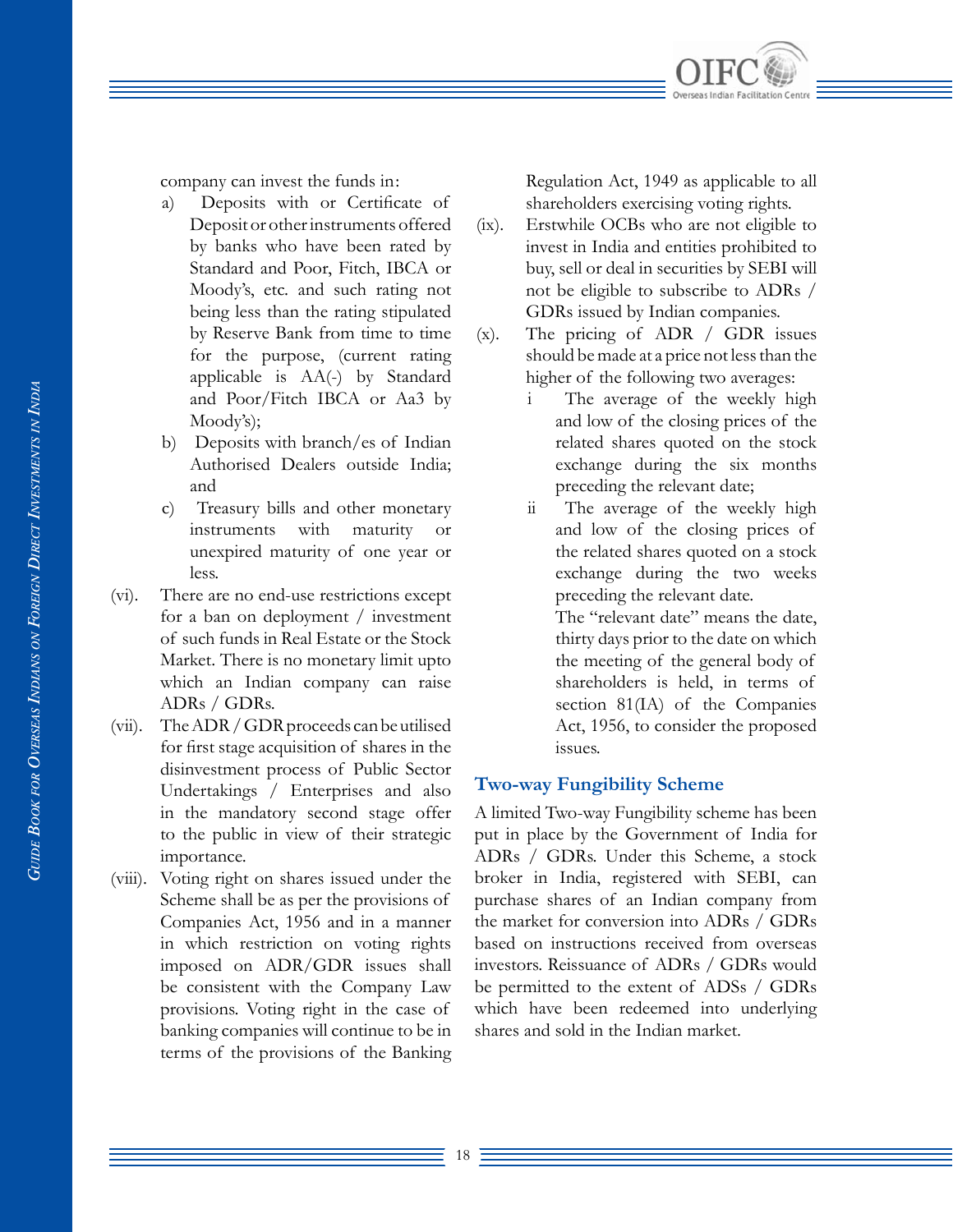company can invest the funds in:

a) Deposits with or Certificate of Deposit or other instruments offered by banks who have been rated by Standard and Poor, Fitch, IBCA or Moody's, etc. and such rating not being less than the rating stipulated by Reserve Bank from time to time for the purpose, (current rating applicable is AA(-) by Standard and Poor/Fitch IBCA or Aa3 by Moody's);

b) Deposits with branch/es of Indian Authorised Dealers outside India; and

c) Treasury bills and other monetary instruments with maturity or unexpired maturity of one year or less.

(vi). There are no end-use restrictions except for a ban on deployment / investment of such funds in Real Estate or the Stock Market. There is no monetary limit upto which an Indian company can raise ADRs / GDRs.

(vii). The ADR / GDR proceeds can be utilised for first stage acquisition of shares in the disinvestment process of Public Sector Undertakings / Enterprises and also in the mandatory second stage offer to the public in view of their strategic importance.

(viii). Voting right on shares issued under the Scheme shall be as per the provisions of Companies Act, 1956 and in a manner in which restriction on voting rights imposed on ADR/GDR issues shall be consistent with the Company Law provisions. Voting right in the case of banking companies will continue to be in terms of the provisions of the Banking Regulation Act, 1949 as applicable to all shareholders exercising voting rights.

(ix). Erstwhile OCBs who are not eligible to invest in India and entities prohibited to buy, sell or deal in securities by SEBI will not be eligible to subscribe to ADRs / GDRs issued by Indian companies.

(x). The pricing of ADR / GDR issues should be made at a price not less than the higher of the following two averages:

i The average of the weekly high and low of the closing prices of the related shares quoted on the stock exchange during the six months preceding the relevant date;

ii The average of the weekly high and low of the closing prices of the related shares quoted on a stock exchange during the two weeks preceding the relevant date.

The "relevant date" means the date, thirty days prior to the date on which the meeting of the general body of shareholders is held, in terms of section 81(IA) of the Companies Act, 1956, to consider the proposed issues.

## Two-way Fungibility Scheme

A limited Two-way Fungibility scheme has been put in place by the Government of India for ADRs / GDRs. Under this Scheme, a stock broker in India, registered with SEBI, can purchase shares of an Indian company from the market for conversion into ADRs / GDRs based on instructions received from overseas investors. Reissuance of ADRs / GDRs would be permitted to the extent of ADSs / GDRs which have been redeemed into underlying shares and sold in the Indian market.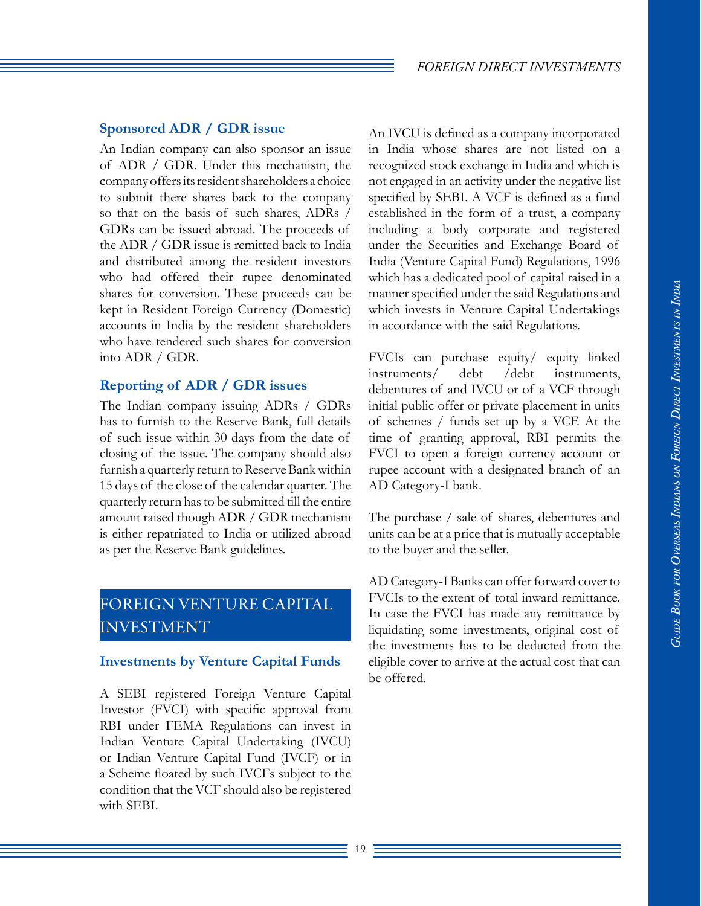### Sponsored ADR / GDR issue

An Indian company can also sponsor an issue of ADR / GDR. Under this mechanism, the company offers its resident shareholders a choice to submit there shares back to the company so that on the basis of such shares, ADRs / GDRs can be issued abroad. The proceeds of the ADR / GDR issue is remitted back to India and distributed among the resident investors who had offered their rupee denominated shares for conversion. These proceeds can be kept in Resident Foreign Currency (Domestic) accounts in India by the resident shareholders who have tendered such shares for conversion into ADR / GDR.

### Reporting of ADR / GDR issues

The Indian company issuing ADRs / GDRs has to furnish to the Reserve Bank, full details of such issue within 30 days from the date of closing of the issue. The company should also furnish a quarterly return to Reserve Bank within 15 days of the close of the calendar quarter. The quarterly return has to be submitted till the entire amount raised though ADR / GDR mechanism is either repatriated to India or utilized abroad as per the Reserve Bank guidelines.

## FOREIGN VENTURE CAPITAL INVESTMENT

### Investments by Venture Capital Funds

A SEBI registered Foreign Venture Capital Investor (FVCI) with specific approval from RBI under FEMA Regulations can invest in Indian Venture Capital Undertaking (IVCU) or Indian Venture Capital Fund (IVCF) or in a Scheme floated by such IVCFs subject to the condition that the VCF should also be registered with SEBI.

An IVCU is defined as a company incorporated in India whose shares are not listed on a recognized stock exchange in India and which is not engaged in an activity under the negative list specified by SEBI. A VCF is defined as a fund established in the form of a trust, a company including a body corporate and registered under the Securities and Exchange Board of India (Venture Capital Fund) Regulations, 1996 which has a dedicated pool of capital raised in a manner specified under the said Regulations and which invests in Venture Capital Undertakings in accordance with the said Regulations.

FVCIs can purchase equity/ equity linked instruments/ debt /debt instruments, debentures of and IVCU or of a VCF through initial public offer or private placement in units of schemes / funds set up by a VCF. At the time of granting approval, RBI permits the FVCI to open a foreign currency account or rupee account with a designated branch of an AD Category-I bank.

The purchase / sale of shares, debentures and units can be at a price that is mutually acceptable to the buyer and the seller.

AD Category-I Banks can offer forward cover to FVCIs to the extent of total inward remittance. In case the FVCI has made any remittance by liquidating some investments, original cost of the investments has to be deducted from the eligible cover to arrive at the actual cost that can be offered.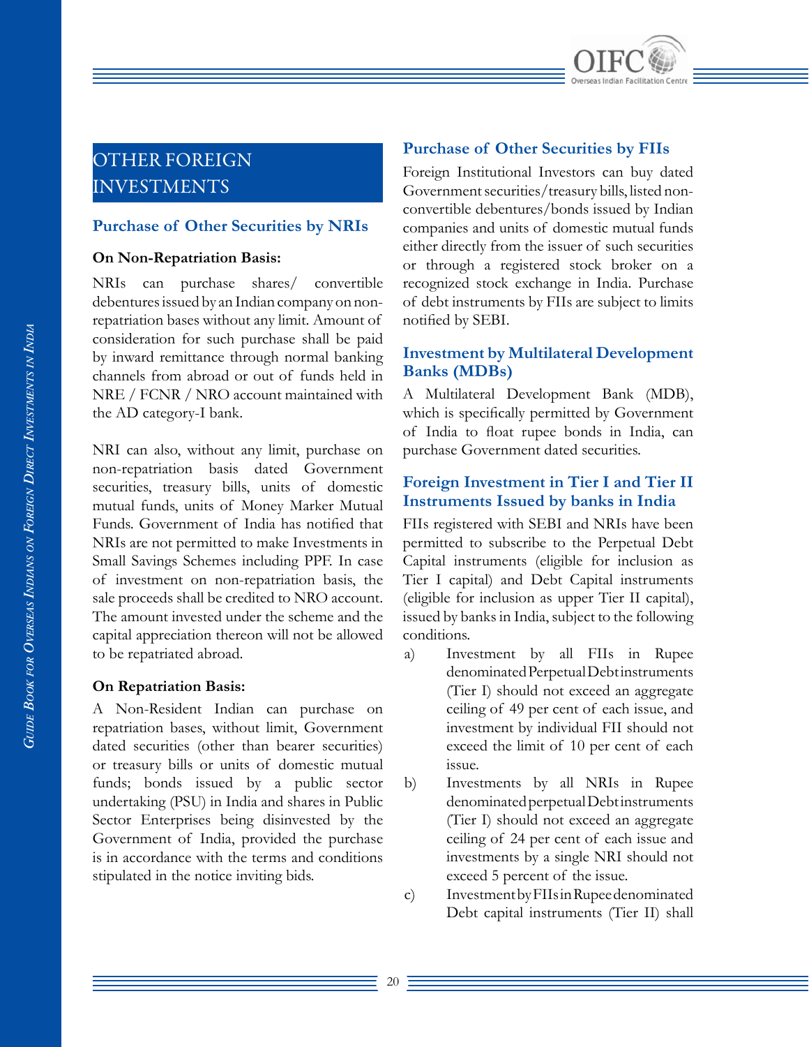# OTHER FOREIGN INVESTMENTS

## Purchase of Other Securities by NRIs

**On Non-Repatriation Basis:**

NRIs can purchase shares/ convertible debentures issued by an Indian company on non-repatriation bases without any limit. Amount of consideration for such purchase shall be paid by inward remittance through normal banking channels from abroad or out of funds held in NRE / FCNR / NRO account maintained with the AD category-I bank.

NRI can also, without any limit, purchase on non-repatriation basis dated Government securities, treasury bills, units of domestic mutual funds, units of Money Marker Mutual Funds. Government of India has notified that NRIs are not permitted to make Investments in Small Savings Schemes including PPF. In case of investment on non-repatriation basis, the sale proceeds shall be credited to NRO account. The amount invested under the scheme and the capital appreciation thereon will not be allowed to be repatriated abroad.

**On Repatriation Basis:**

A Non-Resident Indian can purchase on repatriation bases, without limit, Government dated securities (other than bearer securities) or treasury bills or units of domestic mutual funds; bonds issued by a public sector undertaking (PSU) in India and shares in Public Sector Enterprises being disinvested by the Government of India, provided the purchase is in accordance with the terms and conditions stipulated in the notice inviting bids.

## Purchase of Other Securities by FIIs

Foreign Institutional Investors can buy dated Government securities/treasury bills, listed non-convertible debentures/bonds issued by Indian companies and units of domestic mutual funds either directly from the issuer of such securities or through a registered stock broker on a recognized stock exchange in India. Purchase of debt instruments by FIIs are subject to limits notified by SEBI.

## Investment by Multilateral Development Banks (MDBs)

A Multilateral Development Bank (MDB), which is specifically permitted by Government of India to float rupee bonds in India, can purchase Government dated securities.

## Foreign Investment in Tier I and Tier II Instruments Issued by banks in India

FIIs registered with SEBI and NRIs have been permitted to subscribe to the Perpetual Debt Capital instruments (eligible for inclusion as Tier I capital) and Debt Capital instruments (eligible for inclusion as upper Tier II capital), issued by banks in India, subject to the following conditions.

a) Investment by all FIIs in Rupee denominated Perpetual Debt instruments (Tier I) should not exceed an aggregate ceiling of 49 per cent of each issue, and investment by individual FII should not exceed the limit of 10 per cent of each issue.

b) Investments by all NRIs in Rupee denominated perpetual Debt instruments (Tier I) should not exceed an aggregate ceiling of 24 per cent of each issue and investments by a single NRI should not exceed 5 percent of the issue.

c) Investment by FIIs in Rupee denominated Debt capital instruments (Tier II) shall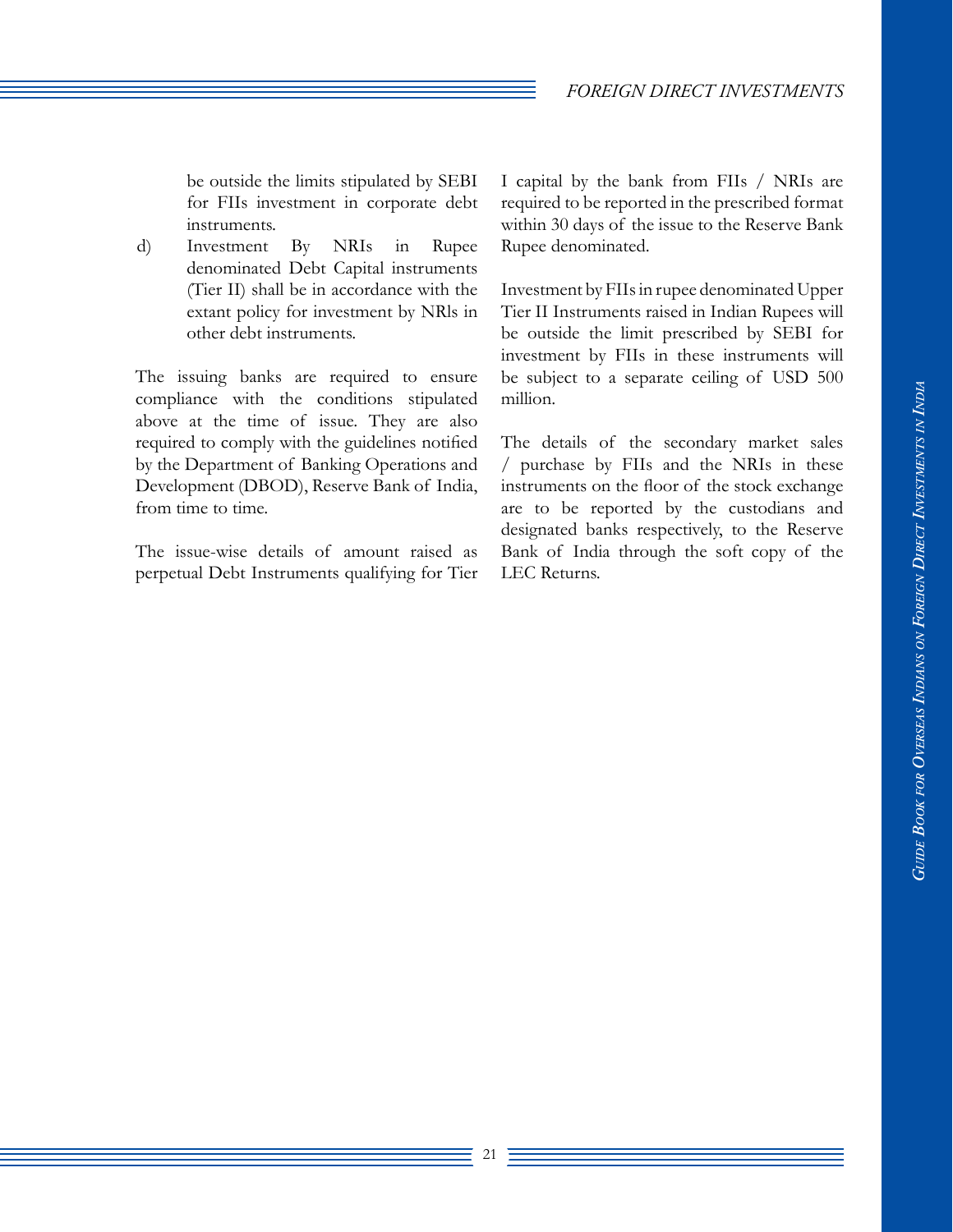be outside the limits stipulated by SEBI for FIIs investment in corporate debt instruments.

d) Investment By NRIs in Rupee denominated Debt Capital instruments (Tier II) shall be in accordance with the extant policy for investment by NRIs in other debt instruments.

The issuing banks are required to ensure compliance with the conditions stipulated above at the time of issue. They are also required to comply with the guidelines notified by the Department of Banking Operations and Development (DBOD), Reserve Bank of India, from time to time.

The issue-wise details of amount raised as perpetual Debt Instruments qualifying for Tier I capital by the bank from FIIs / NRIs are required to be reported in the prescribed format within 30 days of the issue to the Reserve Bank Rupee denominated.

Investment by FIIs in rupee denominated Upper Tier II Instruments raised in Indian Rupees will be outside the limit prescribed by SEBI for investment by FIIs in these instruments will be subject to a separate ceiling of USD 500 million.

The details of the secondary market sales / purchase by FIIs and the NRIs in these instruments on the floor of the stock exchange are to be reported by the custodians and designated banks respectively, to the Reserve Bank of India through the soft copy of the LEC Returns.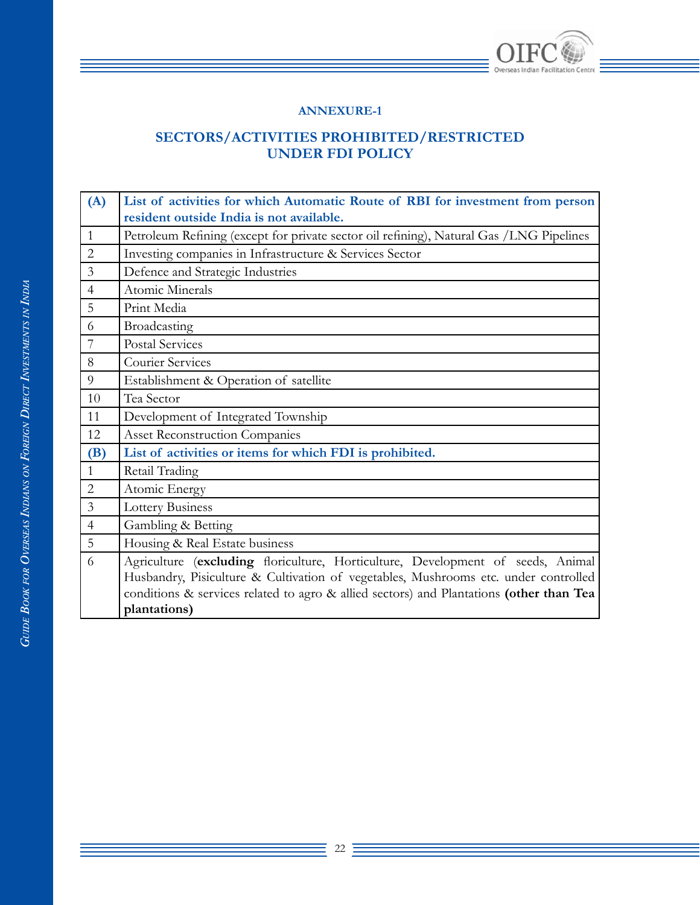**ANNEXURE-1**

## SECTORS/ACTIVITIES PROHIBITED/RESTRICTED UNDER FDI POLICY

| | |
|---|---|
| **(A)** | **List of activities for which Automatic Route of RBI for investment from person resident outside India is not available.** |
| 1 | Petroleum Refining (except for private sector oil refining), Natural Gas /LNG Pipelines |
| 2 | Investing companies in Infrastructure & Services Sector |
| 3 | Defence and Strategic Industries |
| 4 | Atomic Minerals |
| 5 | Print Media |
| 6 | Broadcasting |
| 7 | Postal Services |
| 8 | Courier Services |
| 9 | Establishment & Operation of satellite |
| 10 | Tea Sector |
| 11 | Development of Integrated Township |
| 12 | Asset Reconstruction Companies |
| **(B)** | **List of activities or items for which FDI is prohibited.** |
| 1 | Retail Trading |
| 2 | Atomic Energy |
| 3 | Lottery Business |
| 4 | Gambling & Betting |
| 5 | Housing & Real Estate business |
| 6 | Agriculture (**excluding** floriculture, Horticulture, Development of seeds, Animal Husbandry, Pisiculture & Cultivation of vegetables, Mushrooms etc. under controlled conditions & services related to agro & allied sectors) and Plantations **(other than Tea plantations)** |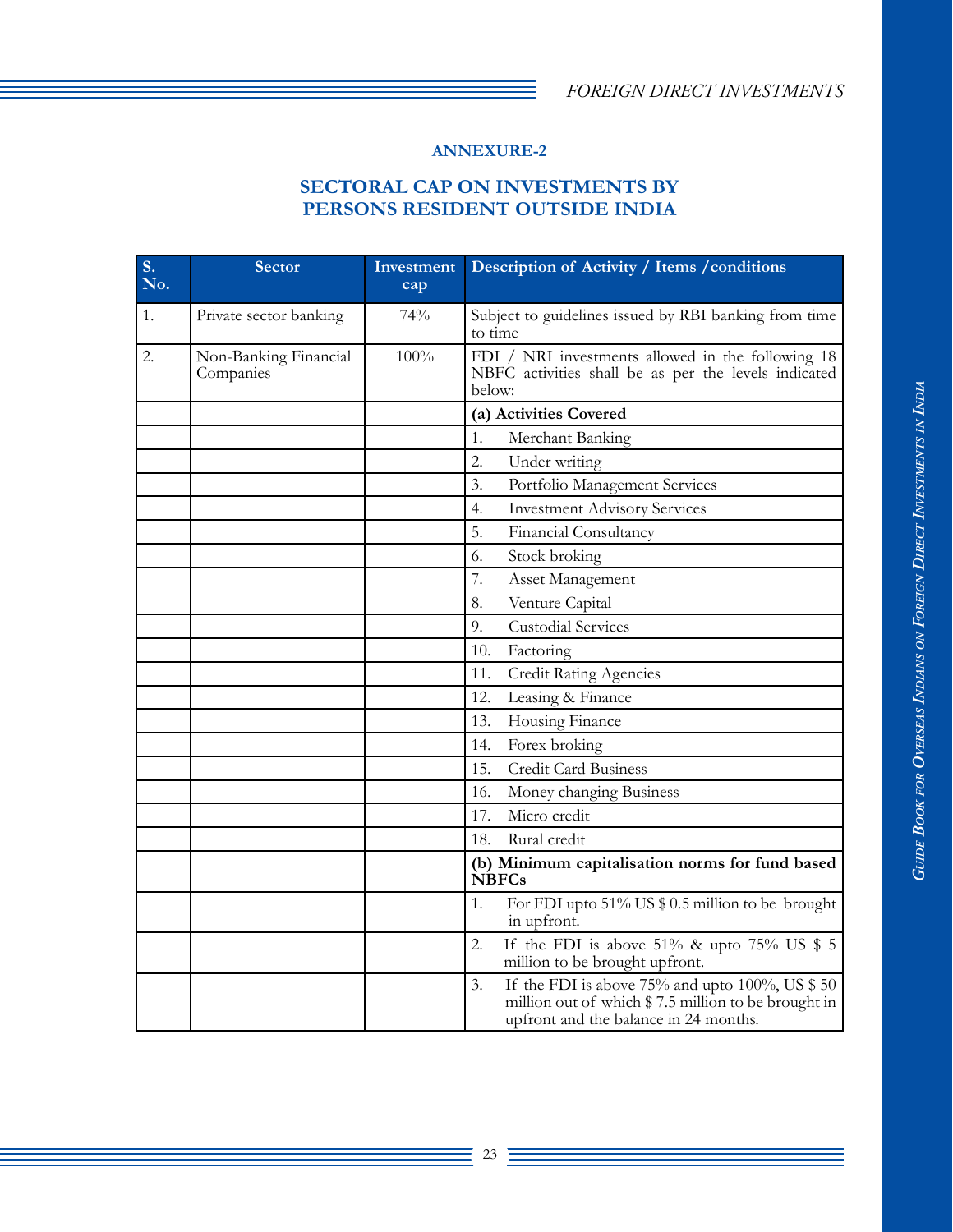## ANNEXURE-2

## SECTORAL CAP ON INVESTMENTS BY PERSONS RESIDENT OUTSIDE INDIA

| S. No. | Sector | Investment cap | Description of Activity / Items /conditions |
|---|---|---|---|
| 1. | Private sector banking | 74% | Subject to guidelines issued by RBI banking from time to time |
| 2. | Non-Banking Financial Companies | 100% | FDI / NRI investments allowed in the following 18 NBFC activities shall be as per the levels indicated below: |
| | | | **(a) Activities Covered** |
| | | | 1. Merchant Banking |
| | | | 2. Under writing |
| | | | 3. Portfolio Management Services |
| | | | 4. Investment Advisory Services |
| | | | 5. Financial Consultancy |
| | | | 6. Stock broking |
| | | | 7. Asset Management |
| | | | 8. Venture Capital |
| | | | 9. Custodial Services |
| | | | 10. Factoring |
| | | | 11. Credit Rating Agencies |
| | | | 12. Leasing & Finance |
| | | | 13. Housing Finance |
| | | | 14. Forex broking |
| | | | 15. Credit Card Business |
| | | | 16. Money changing Business |
| | | | 17. Micro credit |
| | | | 18. Rural credit |
| | | | **(b) Minimum capitalisation norms for fund based NBFCs** |
| | | | 1. For FDI upto 51% US $ 0.5 million to be brought in upfront. |
| | | | 2. If the FDI is above 51% & upto 75% US $ 5 million to be brought upfront. |
| | | | 3. If the FDI is above 75% and upto 100%, US $ 50 million out of which $ 7.5 million to be brought in upfront and the balance in 24 months. |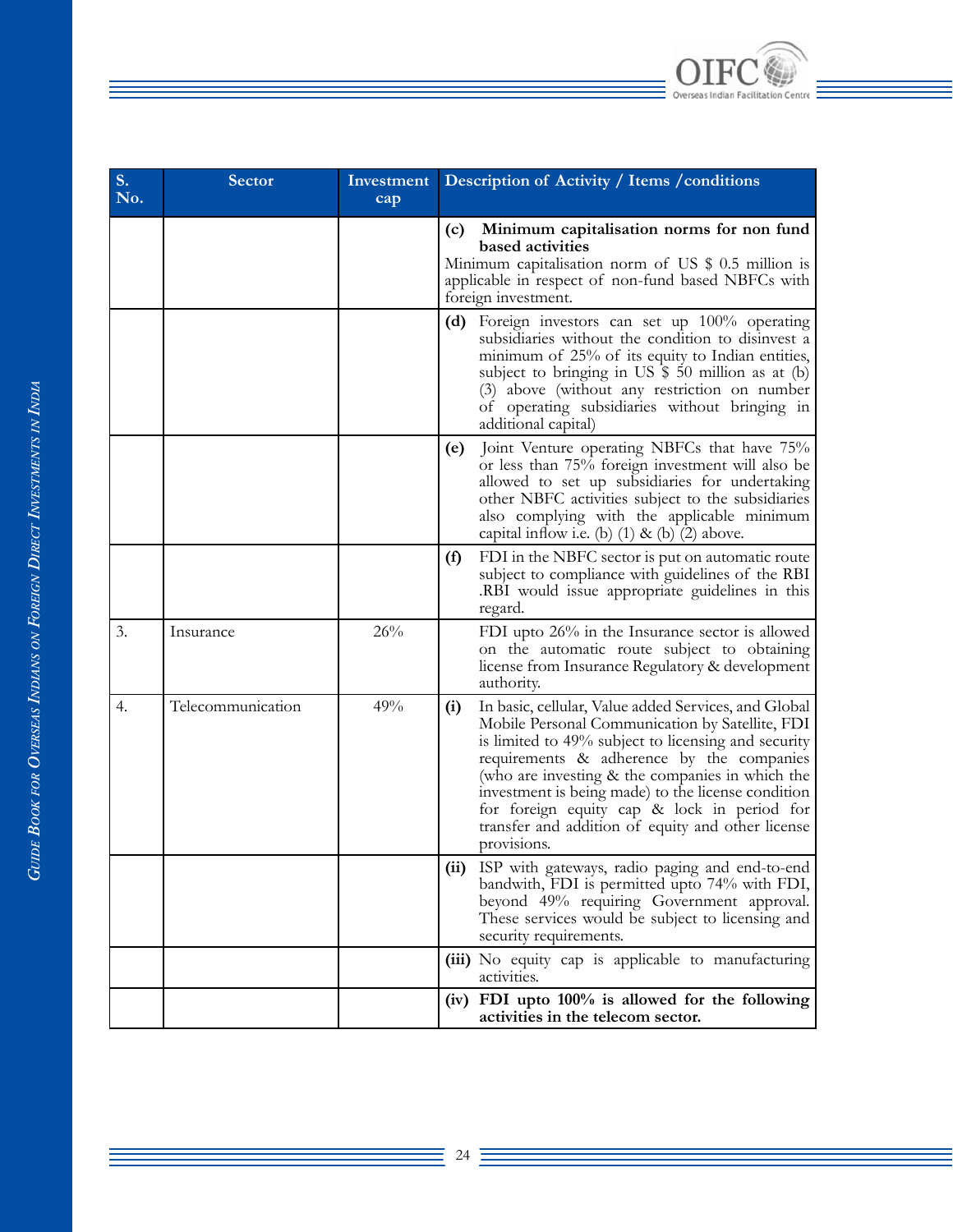| S. No. | Sector | Investment cap | Description of Activity / Items /conditions |
|---|---|---|---|
| | | | **(c) Minimum capitalisation norms for non fund based activities** Minimum capitalisation norm of US $ 0.5 million is applicable in respect of non-fund based NBFCs with foreign investment. |
| | | | **(d)** Foreign investors can set up 100% operating subsidiaries without the condition to disinvest a minimum of 25% of its equity to Indian entities, subject to bringing in US $ 50 million as at (b) (3) above (without any restriction on number of operating subsidiaries without bringing in additional capital) |
| | | | **(e)** Joint Venture operating NBFCs that have 75% or less than 75% foreign investment will also be allowed to set up subsidiaries for undertaking other NBFC activities subject to the subsidiaries also complying with the applicable minimum capital inflow i.e. (b) (1) & (b) (2) above. |
| | | | **(f)** FDI in the NBFC sector is put on automatic route subject to compliance with guidelines of the RBI .RBI would issue appropriate guidelines in this regard. |
| 3. | Insurance | 26% | FDI upto 26% in the Insurance sector is allowed on the automatic route subject to obtaining license from Insurance Regulatory & development authority. |
| 4. | Telecommunication | 49% | **(i)** In basic, cellular, Value added Services, and Global Mobile Personal Communication by Satellite, FDI is limited to 49% subject to licensing and security requirements & adherence by the companies (who are investing & the companies in which the investment is being made) to the license condition for foreign equity cap & lock in period for transfer and addition of equity and other license provisions. |
| | | | **(ii)** ISP with gateways, radio paging and end-to-end bandwith, FDI is permitted upto 74% with FDI, beyond 49% requiring Government approval. These services would be subject to licensing and security requirements. |
| | | | **(iii)** No equity cap is applicable to manufacturing activities. |
| | | | **(iv) FDI upto 100% is allowed for the following activities in the telecom sector.** |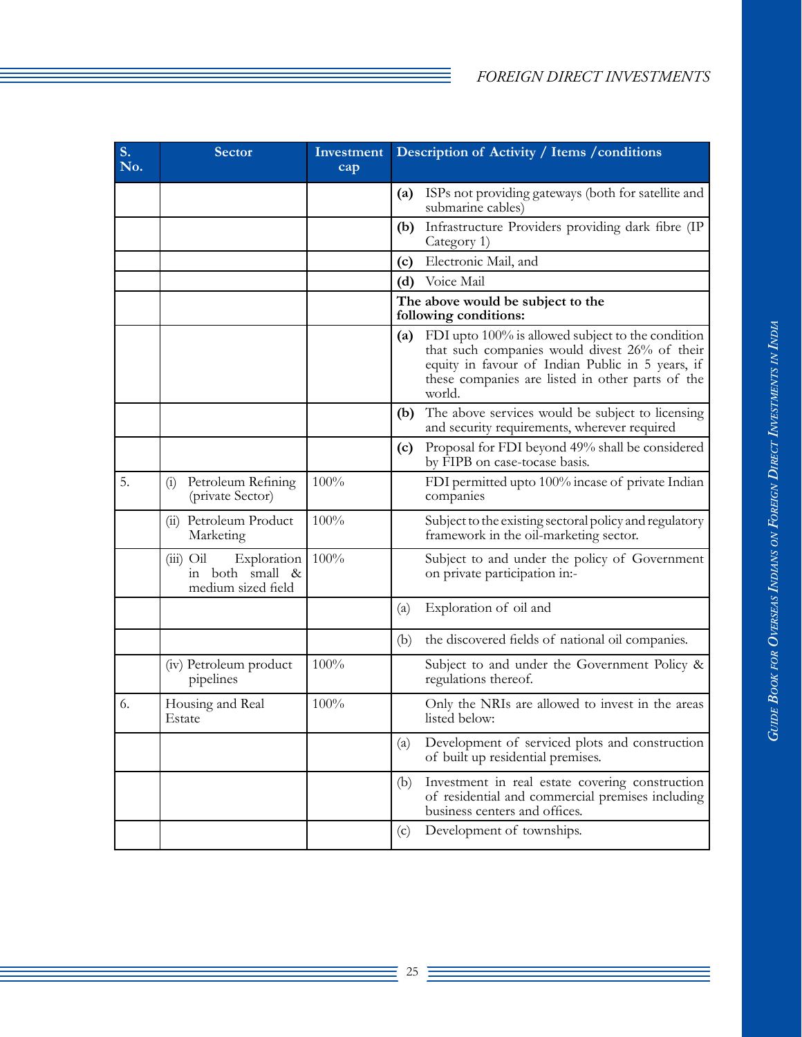| S. No. | Sector | Investment cap | Description of Activity / Items /conditions |
|---|---|---|---|
| | | | **(a)** ISPs not providing gateways (both for satellite and submarine cables) |
| | | | **(b)** Infrastructure Providers providing dark fibre (IP Category 1) |
| | | | **(c)** Electronic Mail, and |
| | | | **(d)** Voice Mail |
| | | | **The above would be subject to the following conditions:** |
| | | | **(a)** FDI upto 100% is allowed subject to the condition that such companies would divest 26% of their equity in favour of Indian Public in 5 years, if these companies are listed in other parts of the world. |
| | | | **(b)** The above services would be subject to licensing and security requirements, wherever required |
| | | | **(c)** Proposal for FDI beyond 49% shall be considered by FIPB on case-tocase basis. |
| 5. | (i) Petroleum Refining (private Sector) | 100% | FDI permitted upto 100% incase of private Indian companies |
| | (ii) Petroleum Product Marketing | 100% | Subject to the existing sectoral policy and regulatory framework in the oil-marketing sector. |
| | (iii) Oil Exploration in both small & medium sized field | 100% | Subject to and under the policy of Government on private participation in:- |
| | | | (a) Exploration of oil and |
| | | | (b) the discovered fields of national oil companies. |
| | (iv) Petroleum product pipelines | 100% | Subject to and under the Government Policy & regulations thereof. |
| 6. | Housing and Real Estate | 100% | Only the NRIs are allowed to invest in the areas listed below: |
| | | | (a) Development of serviced plots and construction of built up residential premises. |
| | | | (b) Investment in real estate covering construction of residential and commercial premises including business centers and offices. |
| | | | (c) Development of townships. |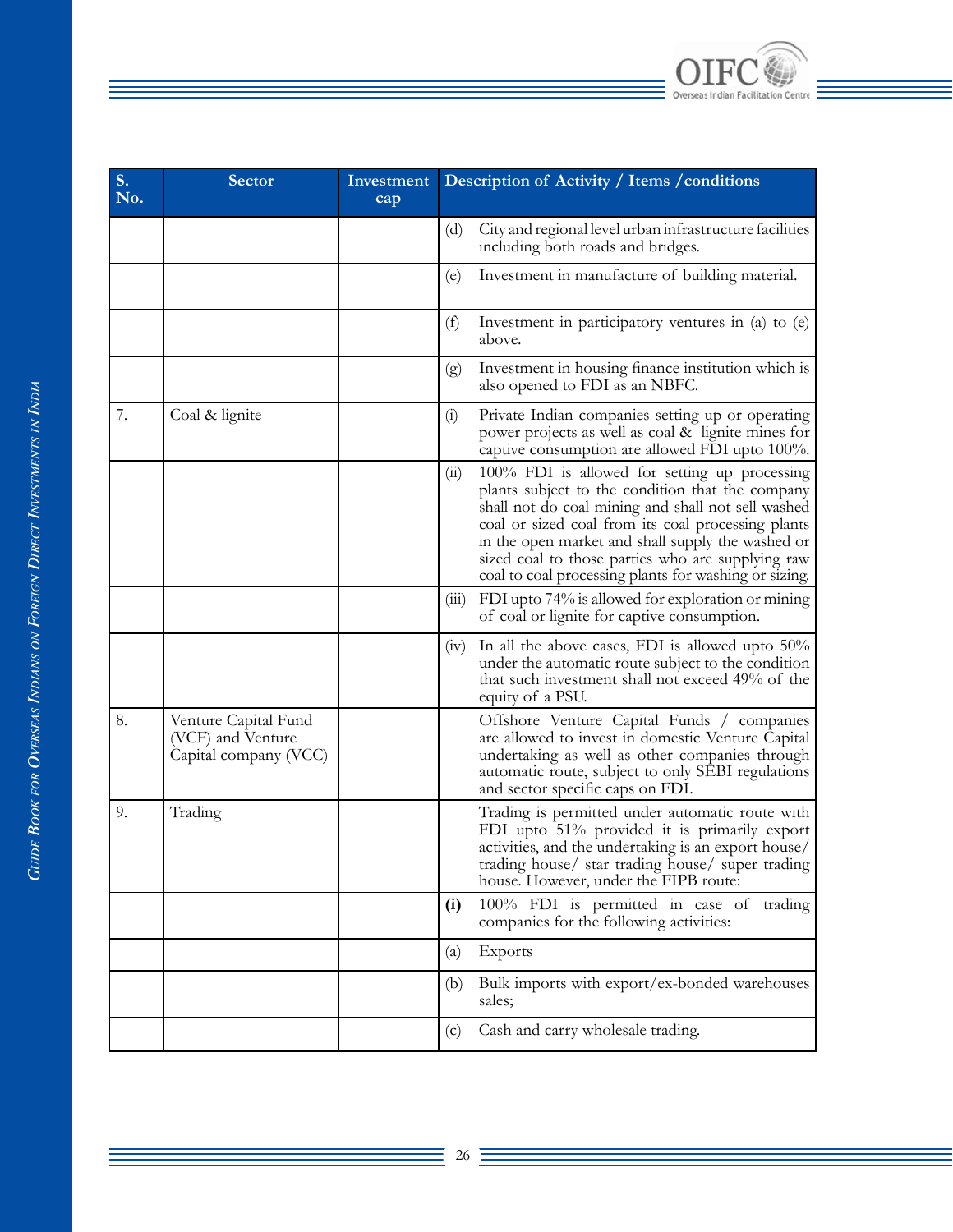| S. No. | Sector | Investment cap | Description of Activity / Items /conditions |
|---|---|---|---|
| | | | (d) City and regional level urban infrastructure facilities including both roads and bridges. |
| | | | (e) Investment in manufacture of building material. |
| | | | (f) Investment in participatory ventures in (a) to (e) above. |
| | | | (g) Investment in housing finance institution which is also opened to FDI as an NBFC. |
| 7. | Coal & lignite | | (i) Private Indian companies setting up or operating power projects as well as coal & lignite mines for captive consumption are allowed FDI upto 100%. |
| | | | (ii) 100% FDI is allowed for setting up processing plants subject to the condition that the company shall not do coal mining and shall not sell washed coal or sized coal from its coal processing plants in the open market and shall supply the washed or sized coal to those parties who are supplying raw coal to coal processing plants for washing or sizing. |
| | | | (iii) FDI upto 74% is allowed for exploration or mining of coal or lignite for captive consumption. |
| | | | (iv) In all the above cases, FDI is allowed upto 50% under the automatic route subject to the condition that such investment shall not exceed 49% of the equity of a PSU. |
| 8. | Venture Capital Fund (VCF) and Venture Capital company (VCC) | | Offshore Venture Capital Funds / companies are allowed to invest in domestic Venture Capital undertaking as well as other companies through automatic route, subject to only SEBI regulations and sector specific caps on FDI. |
| 9. | Trading | | Trading is permitted under automatic route with FDI upto 51% provided it is primarily export activities, and the undertaking is an export house/ trading house/ star trading house/ super trading house. However, under the FIPB route: |
| | | | **(i)** 100% FDI is permitted in case of trading companies for the following activities: |
| | | | (a) Exports |
| | | | (b) Bulk imports with export/ex-bonded warehouses sales; |
| | | | (c) Cash and carry wholesale trading. |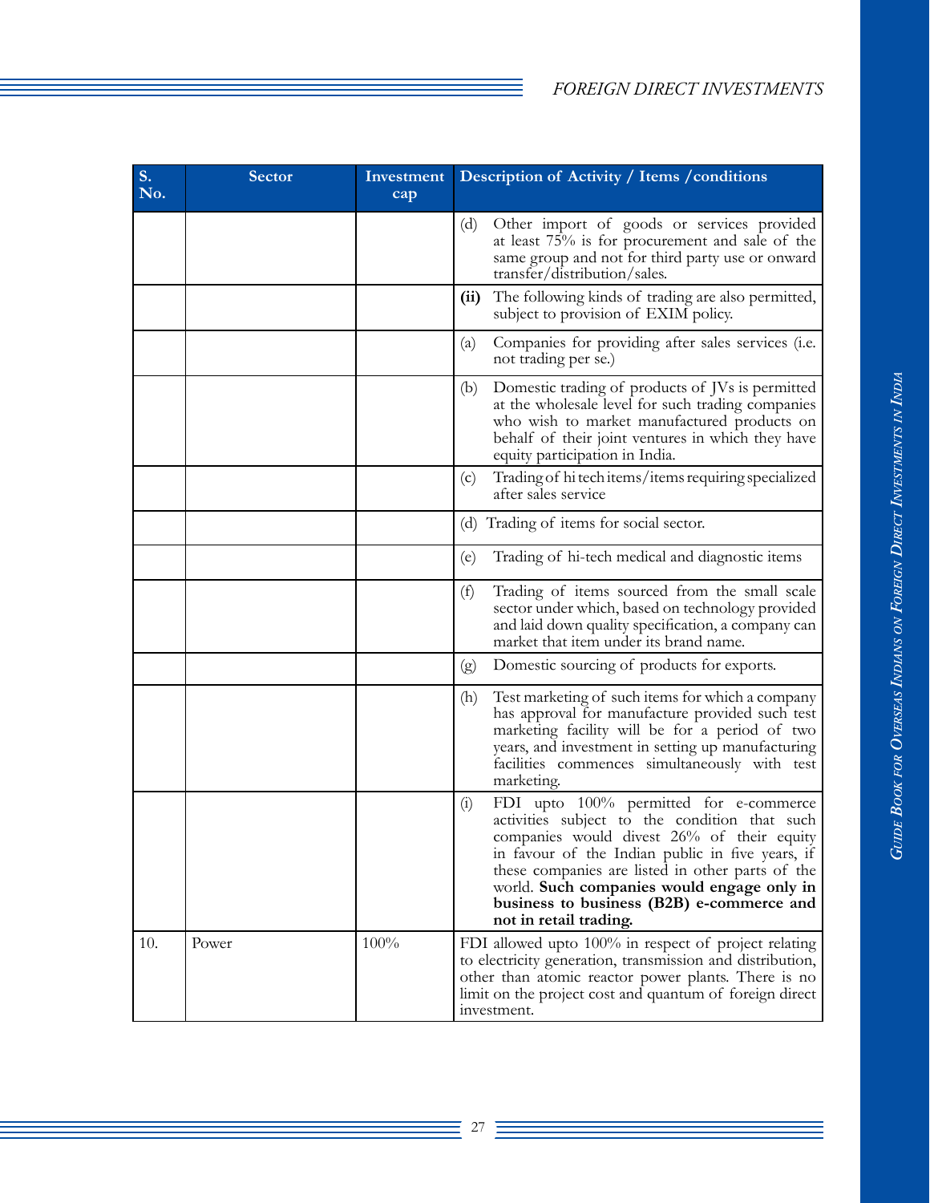| S. No. | Sector | Investment cap | Description of Activity / Items /conditions |
|---|---|---|---|
| | | | (d) Other import of goods or services provided at least 75% is for procurement and sale of the same group and not for third party use or onward transfer/distribution/sales. |
| | | | **(ii)** The following kinds of trading are also permitted, subject to provision of EXIM policy. |
| | | | (a) Companies for providing after sales services (i.e. not trading per se.) |
| | | | (b) Domestic trading of products of JVs is permitted at the wholesale level for such trading companies who wish to market manufactured products on behalf of their joint ventures in which they have equity participation in India. |
| | | | (c) Trading of hi tech items/items requiring specialized after sales service |
| | | | (d) Trading of items for social sector. |
| | | | (e) Trading of hi-tech medical and diagnostic items |
| | | | (f) Trading of items sourced from the small scale sector under which, based on technology provided and laid down quality specification, a company can market that item under its brand name. |
| | | | (g) Domestic sourcing of products for exports. |
| | | | (h) Test marketing of such items for which a company has approval for manufacture provided such test marketing facility will be for a period of two years, and investment in setting up manufacturing facilities commences simultaneously with test marketing. |
| | | | (i) FDI upto 100% permitted for e-commerce activities subject to the condition that such companies would divest 26% of their equity in favour of the Indian public in five years, if these companies are listed in other parts of the world. **Such companies would engage only in business to business (B2B) e-commerce and not in retail trading.** |
| 10. | Power | 100% | FDI allowed upto 100% in respect of project relating to electricity generation, transmission and distribution, other than atomic reactor power plants. There is no limit on the project cost and quantum of foreign direct investment. |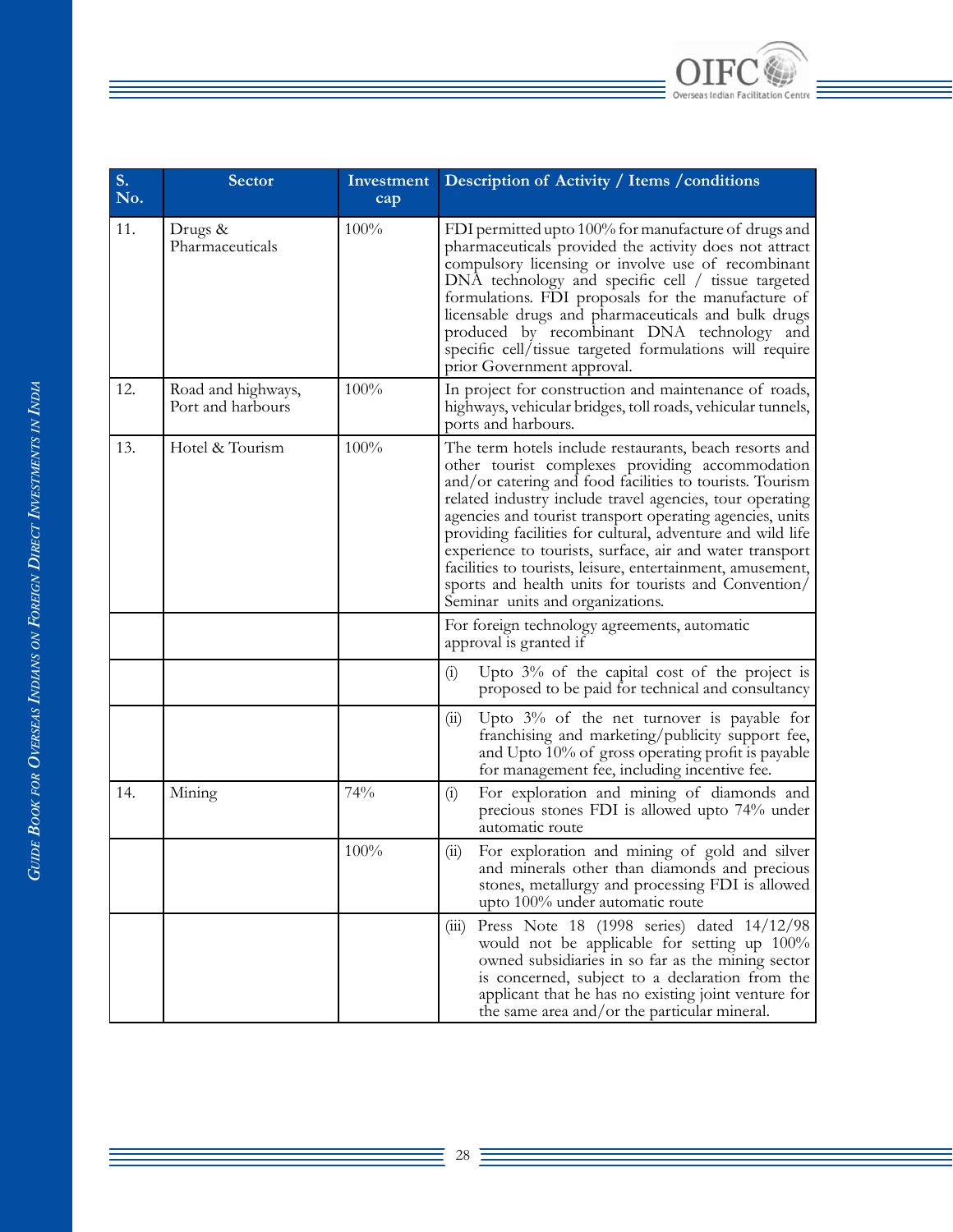| S. No. | Sector | Investment cap | Description of Activity / Items /conditions |
|---|---|---|---|
| 11. | Drugs & Pharmaceuticals | 100% | FDI permitted upto 100% for manufacture of drugs and pharmaceuticals provided the activity does not attract compulsory licensing or involve use of recombinant DNA technology and specific cell / tissue targeted formulations. FDI proposals for the manufacture of licensable drugs and pharmaceuticals and bulk drugs produced by recombinant DNA technology and specific cell/tissue targeted formulations will require prior Government approval. |
| 12. | Road and highways, Port and harbours | 100% | In project for construction and maintenance of roads, highways, vehicular bridges, toll roads, vehicular tunnels, ports and harbours. |
| 13. | Hotel & Tourism | 100% | The term hotels include restaurants, beach resorts and other tourist complexes providing accommodation and/or catering and food facilities to tourists. Tourism related industry include travel agencies, tour operating agencies and tourist transport operating agencies, units providing facilities for cultural, adventure and wild life experience to tourists, surface, air and water transport facilities to tourists, leisure, entertainment, amusement, sports and health units for tourists and Convention/ Seminar units and organizations. |
| | | | For foreign technology agreements, automatic approval is granted if |
| | | | (i) Upto 3% of the capital cost of the project is proposed to be paid for technical and consultancy |
| | | | (ii) Upto 3% of the net turnover is payable for franchising and marketing/publicity support fee, and Upto 10% of gross operating profit is payable for management fee, including incentive fee. |
| 14. | Mining | 74% | (i) For exploration and mining of diamonds and precious stones FDI is allowed upto 74% under automatic route |
| | | 100% | (ii) For exploration and mining of gold and silver and minerals other than diamonds and precious stones, metallurgy and processing FDI is allowed upto 100% under automatic route |
| | | | (iii) Press Note 18 (1998 series) dated 14/12/98 would not be applicable for setting up 100% owned subsidiaries in so far as the mining sector is concerned, subject to a declaration from the applicant that he has no existing joint venture for the same area and/or the particular mineral. |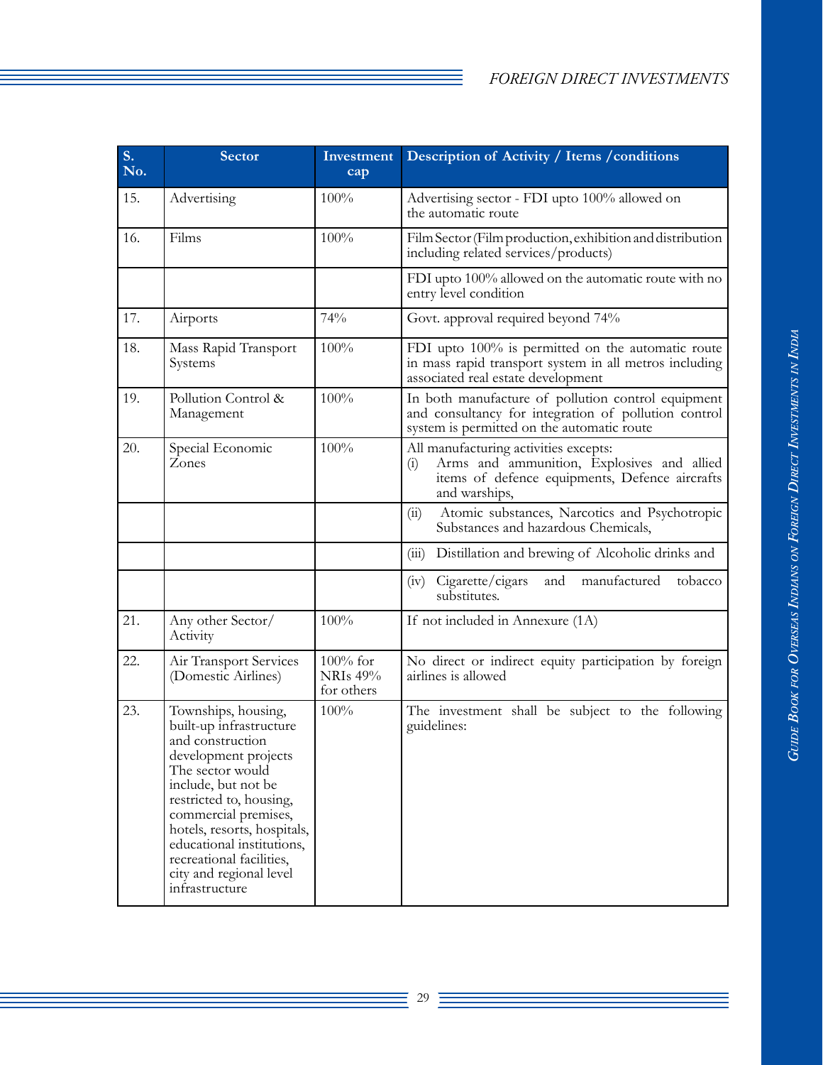| S. No. | Sector | Investment cap | Description of Activity / Items /conditions |
|---|---|---|---|
| 15. | Advertising | 100% | Advertising sector - FDI upto 100% allowed on the automatic route |
| 16. | Films | 100% | Film Sector (Film production, exhibition and distribution including related services/products) |
| | | | FDI upto 100% allowed on the automatic route with no entry level condition |
| 17. | Airports | 74% | Govt. approval required beyond 74% |
| 18. | Mass Rapid Transport Systems | 100% | FDI upto 100% is permitted on the automatic route in mass rapid transport system in all metros including associated real estate development |
| 19. | Pollution Control & Management | 100% | In both manufacture of pollution control equipment and consultancy for integration of pollution control system is permitted on the automatic route |
| 20. | Special Economic Zones | 100% | All manufacturing activities excepts: (i) Arms and ammunition, Explosives and allied items of defence equipments, Defence aircrafts and warships, |
| | | | (ii) Atomic substances, Narcotics and Psychotropic Substances and hazardous Chemicals, |
| | | | (iii) Distillation and brewing of Alcoholic drinks and |
| | | | (iv) Cigarette/cigars and manufactured tobacco substitutes. |
| 21. | Any other Sector/ Activity | 100% | If not included in Annexure (1A) |
| 22. | Air Transport Services (Domestic Airlines) | 100% for NRIs 49% for others | No direct or indirect equity participation by foreign airlines is allowed |
| 23. | Townships, housing, built-up infrastructure and construction development projects The sector would include, but not be restricted to, housing, commercial premises, hotels, resorts, hospitals, educational institutions, recreational facilities, city and regional level infrastructure | 100% | The investment shall be subject to the following guidelines: |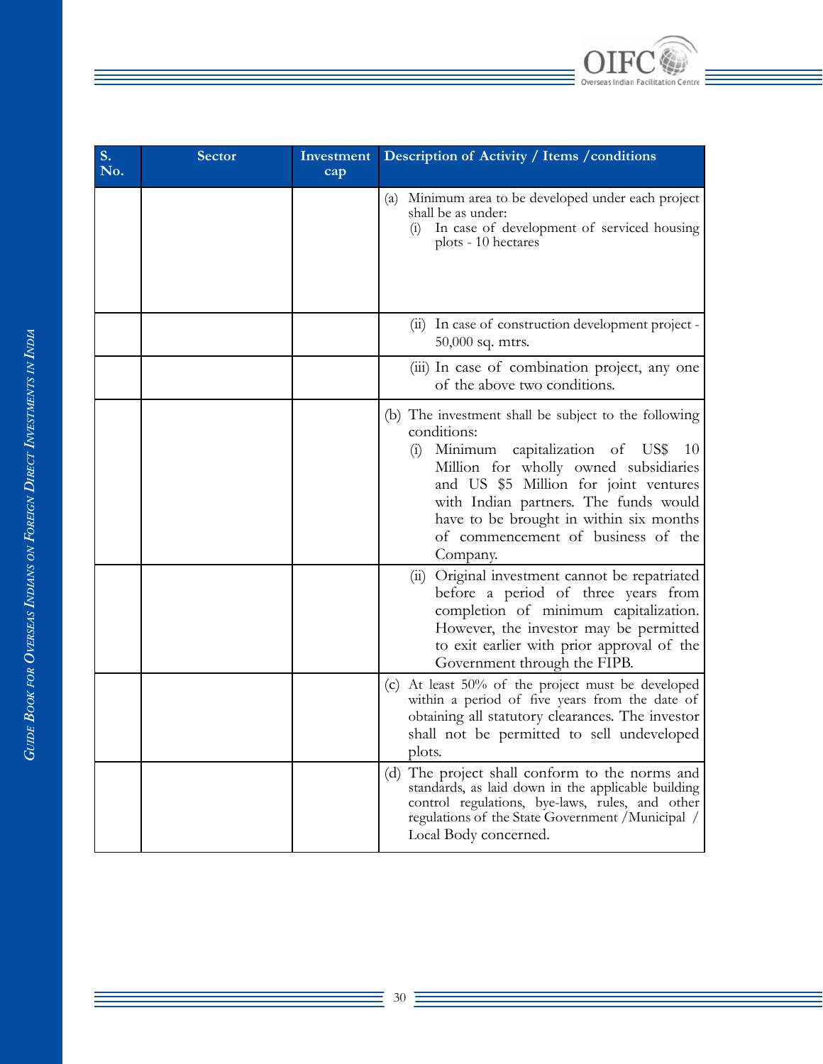| S. No. | Sector | Investment cap | Description of Activity / Items /conditions |
|---|---|---|---|
| | | | (a) Minimum area to be developed under each project shall be as under: (i) In case of development of serviced housing plots - 10 hectares |
| | | | (ii) In case of construction development project - 50,000 sq. mtrs. |
| | | | (iii) In case of combination project, any one of the above two conditions. |
| | | | (b) The investment shall be subject to the following conditions: (i) Minimum capitalization of US$ 10 Million for wholly owned subsidiaries and US $5 Million for joint ventures with Indian partners. The funds would have to be brought in within six months of commencement of business of the Company. |
| | | | (ii) Original investment cannot be repatriated before a period of three years from completion of minimum capitalization. However, the investor may be permitted to exit earlier with prior approval of the Government through the FIPB. |
| | | | (c) At least 50% of the project must be developed within a period of five years from the date of obtaining all statutory clearances. The investor shall not be permitted to sell undeveloped plots. |
| | | | (d) The project shall conform to the norms and standards, as laid down in the applicable building control regulations, bye-laws, rules, and other regulations of the State Government /Municipal / Local Body concerned. |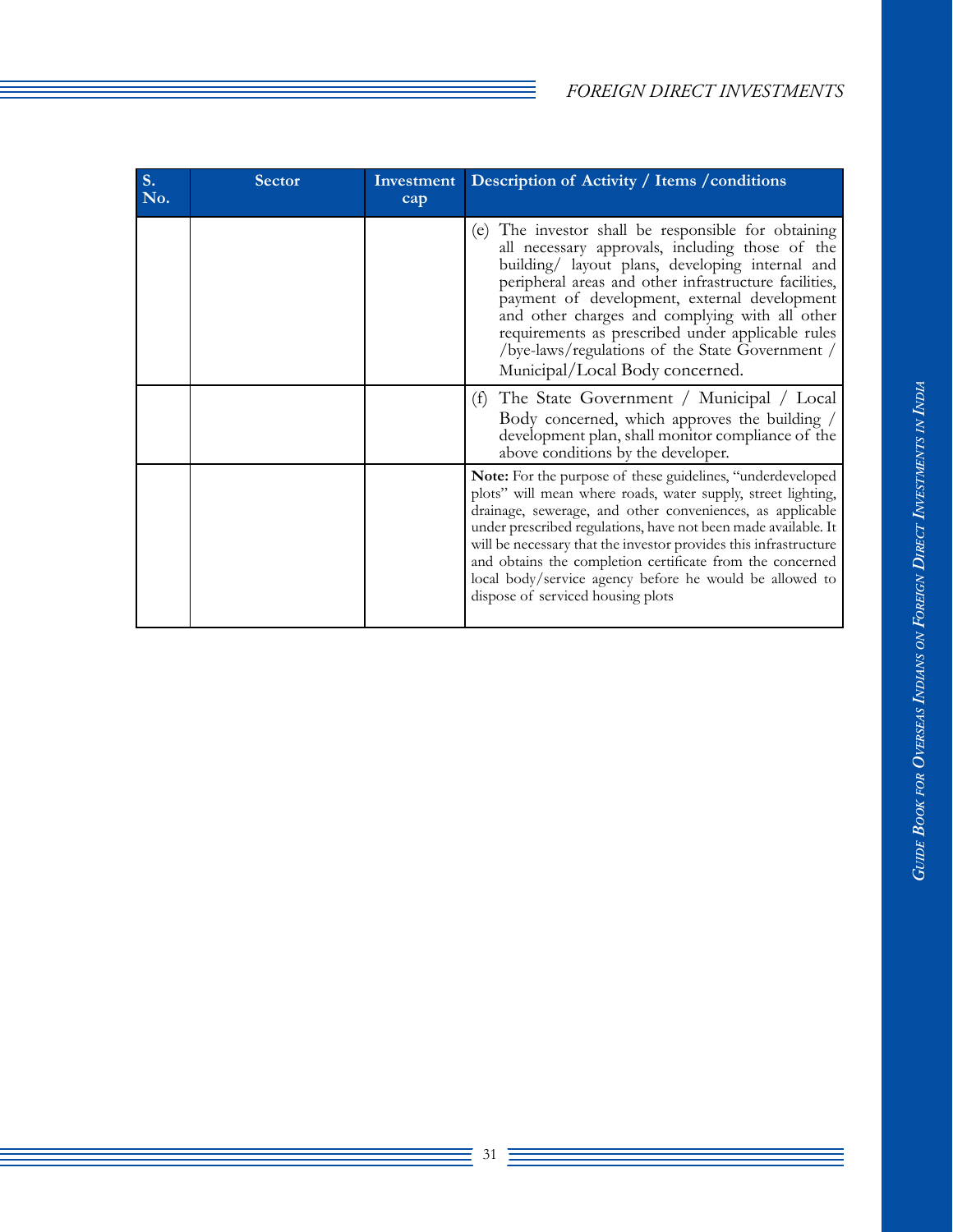| S. No. | Sector | Investment cap | Description of Activity / Items /conditions |
|---|---|---|---|
| | | | (e) The investor shall be responsible for obtaining all necessary approvals, including those of the building/ layout plans, developing internal and peripheral areas and other infrastructure facilities, payment of development, external development and other charges and complying with all other requirements as prescribed under applicable rules /bye-laws/regulations of the State Government / Municipal/Local Body concerned. |
| | | | (f) The State Government / Municipal / Local Body concerned, which approves the building / development plan, shall monitor compliance of the above conditions by the developer. |
| | | | **Note:** For the purpose of these guidelines, "underdeveloped plots" will mean where roads, water supply, street lighting, drainage, sewerage, and other conveniences, as applicable under prescribed regulations, have not been made available. It will be necessary that the investor provides this infrastructure and obtains the completion certificate from the concerned local body/service agency before he would be allowed to dispose of serviced housing plots |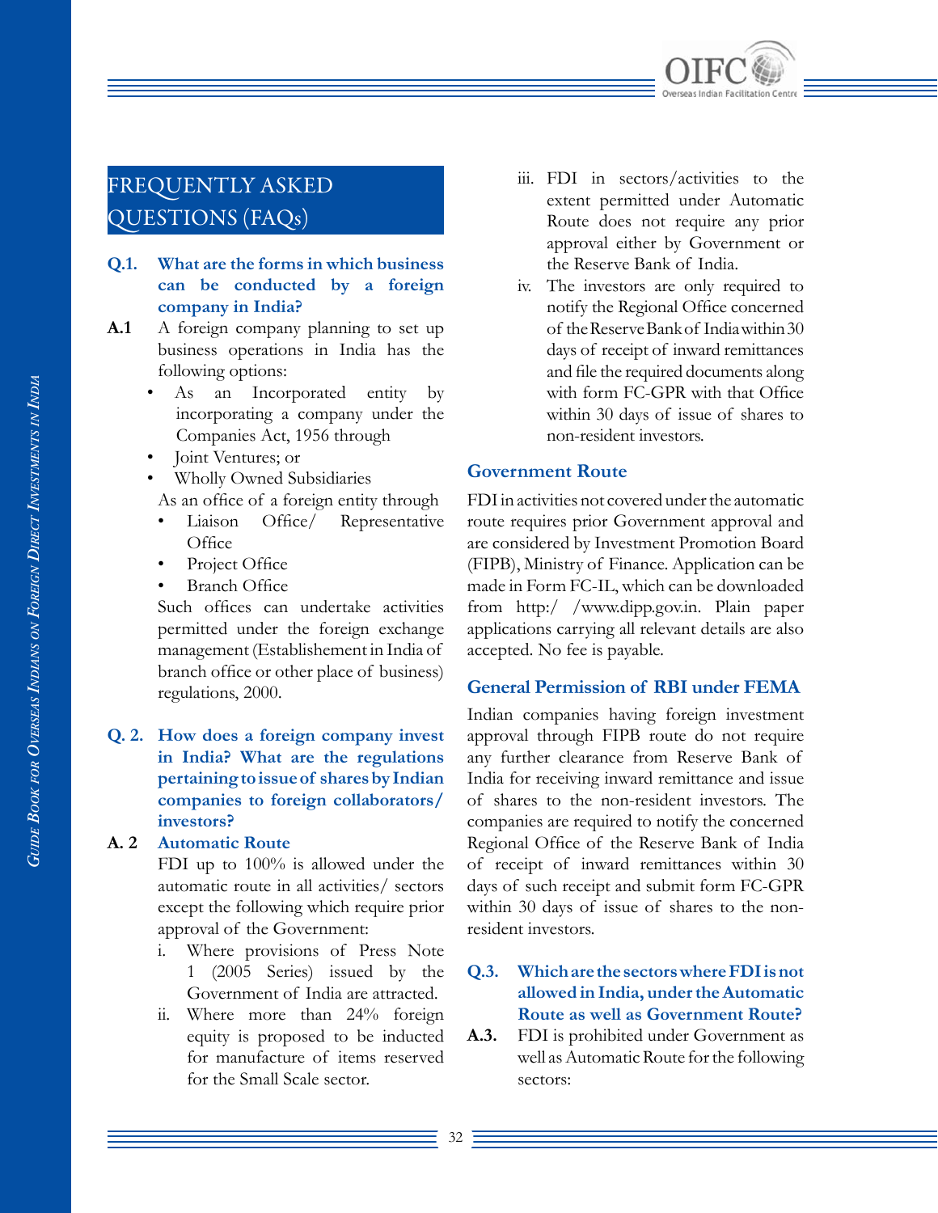# FREQUENTLY ASKED QUESTIONS (FAQs)

**Q.1. What are the forms in which business can be conducted by a foreign company in India?**

**A.1** A foreign company planning to set up business operations in India has the following options:

- As an Incorporated entity by incorporating a company under the Companies Act, 1956 through
- Joint Ventures; or
- Wholly Owned Subsidiaries

As an office of a foreign entity through

- Liaison Office/ Representative Office
- Project Office
- Branch Office

Such offices can undertake activities permitted under the foreign exchange management (Establishement in India of branch office or other place of business) regulations, 2000.

**Q. 2. How does a foreign company invest in India? What are the regulations pertaining to issue of shares by Indian companies to foreign collaborators/ investors?**

**A. 2** **Automatic Route**

FDI up to 100% is allowed under the automatic route in all activities/ sectors except the following which require prior approval of the Government:

i. Where provisions of Press Note 1 (2005 Series) issued by the Government of India are attracted.

ii. Where more than 24% foreign equity is proposed to be inducted for manufacture of items reserved for the Small Scale sector.

iii. FDI in sectors/activities to the extent permitted under Automatic Route does not require any prior approval either by Government or the Reserve Bank of India.

iv. The investors are only required to notify the Regional Office concerned of the Reserve Bank of India within 30 days of receipt of inward remittances and file the required documents along with form FC-GPR with that Office within 30 days of issue of shares to non-resident investors.

### Government Route

FDI in activities not covered under the automatic route requires prior Government approval and are considered by Investment Promotion Board (FIPB), Ministry of Finance. Application can be made in Form FC-IL, which can be downloaded from http:/ /www.dipp.gov.in. Plain paper applications carrying all relevant details are also accepted. No fee is payable.

### General Permission of RBI under FEMA

Indian companies having foreign investment approval through FIPB route do not require any further clearance from Reserve Bank of India for receiving inward remittance and issue of shares to the non-resident investors. The companies are required to notify the concerned Regional Office of the Reserve Bank of India of receipt of inward remittances within 30 days of such receipt and submit form FC-GPR within 30 days of issue of shares to the non-resident investors.

**Q.3. Which are the sectors where FDI is not allowed in India, under the Automatic Route as well as Government Route?**

**A.3.** FDI is prohibited under Government as well as Automatic Route for the following sectors: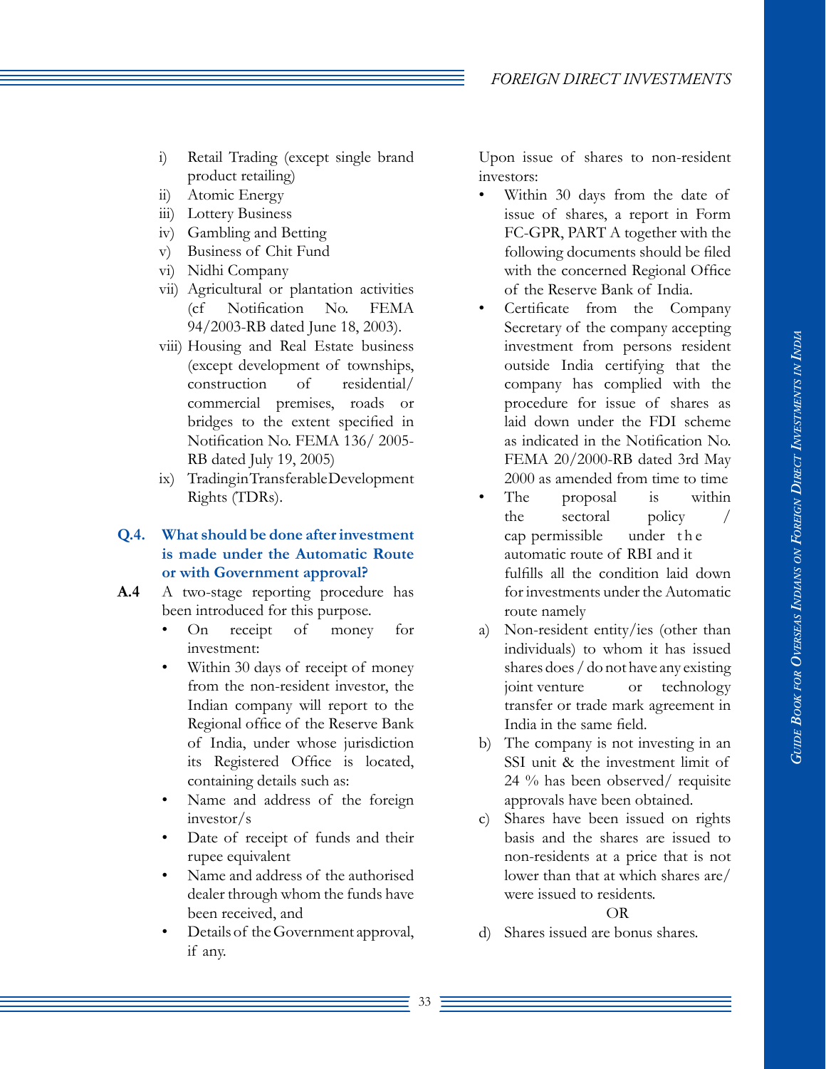i) Retail Trading (except single brand product retailing)
ii) Atomic Energy
iii) Lottery Business
iv) Gambling and Betting
v) Business of Chit Fund
vi) Nidhi Company
vii) Agricultural or plantation activities (cf Notification No. FEMA 94/2003-RB dated June 18, 2003).
viii) Housing and Real Estate business (except development of townships, construction of residential/ commercial premises, roads or bridges to the extent specified in Notification No. FEMA 136/ 2005-RB dated July 19, 2005)
ix) Trading in Transferable Development Rights (TDRs).

**Q.4. What should be done after investment is made under the Automatic Route or with Government approval?**

**A.4** A two-stage reporting procedure has been introduced for this purpose.

- On receipt of money for investment:
- Within 30 days of receipt of money from the non-resident investor, the Indian company will report to the Regional office of the Reserve Bank of India, under whose jurisdiction its Registered Office is located, containing details such as:
- Name and address of the foreign investor/s
- Date of receipt of funds and their rupee equivalent
- Name and address of the authorised dealer through whom the funds have been received, and
- Details of the Government approval, if any.

Upon issue of shares to non-resident investors:

- Within 30 days from the date of issue of shares, a report in Form FC-GPR, PART A together with the following documents should be filed with the concerned Regional Office of the Reserve Bank of India.
- Certificate from the Company Secretary of the company accepting investment from persons resident outside India certifying that the company has complied with the procedure for issue of shares as laid down under the FDI scheme as indicated in the Notification No. FEMA 20/2000-RB dated 3rd May 2000 as amended from time to time
- The proposal is within the sectoral policy / cap permissible under the automatic route of RBI and it fulfills all the condition laid down for investments under the Automatic route namely

a) Non-resident entity/ies (other than individuals) to whom it has issued shares does / do not have any existing joint venture or technology transfer or trade mark agreement in India in the same field.
b) The company is not investing in an SSI unit & the investment limit of 24 % has been observed/ requisite approvals have been obtained.
c) Shares have been issued on rights basis and the shares are issued to non-residents at a price that is not lower than that at which shares are/ were issued to residents.

OR

d) Shares issued are bonus shares.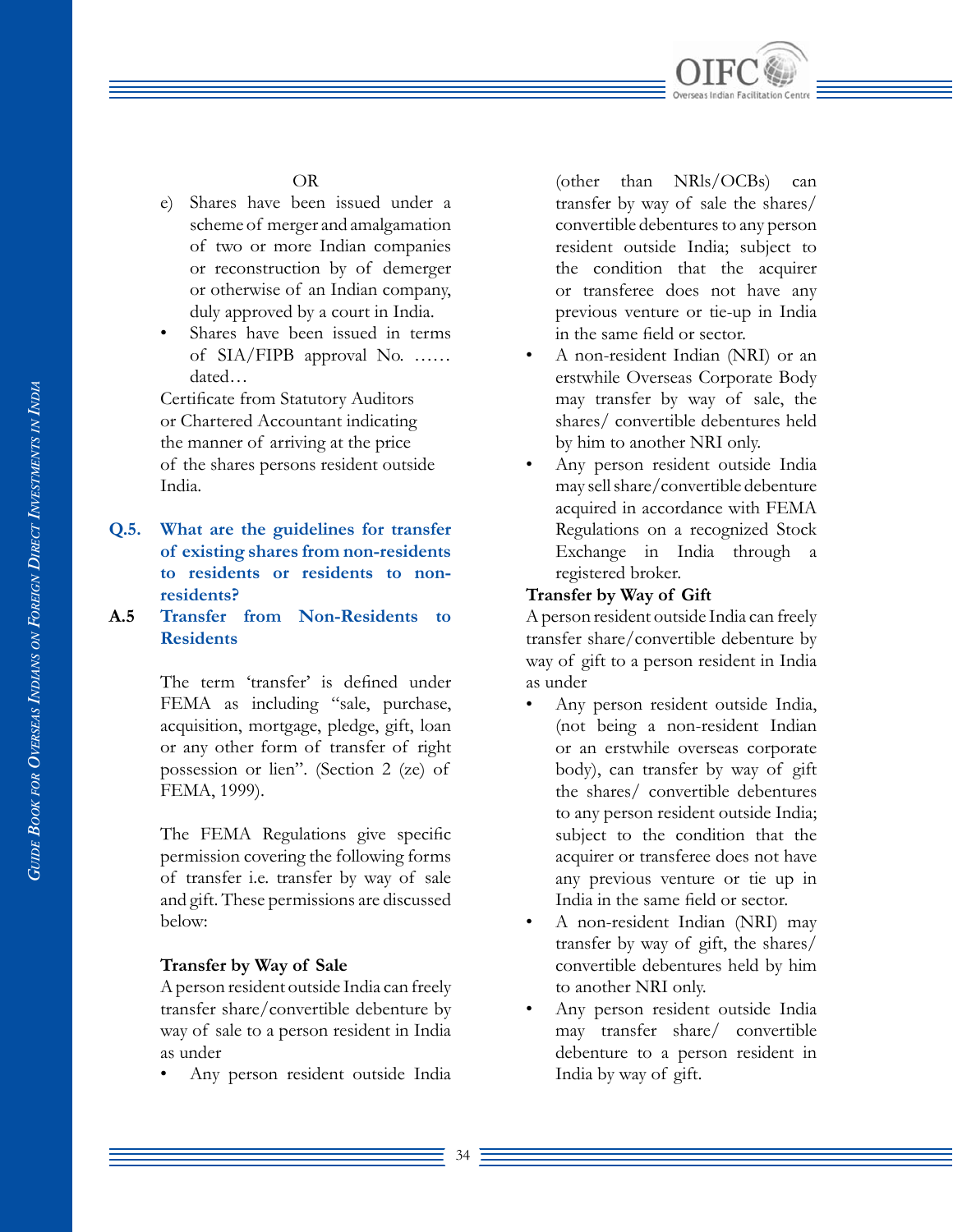OR

e) Shares have been issued under a scheme of merger and amalgamation of two or more Indian companies or reconstruction by of demerger or otherwise of an Indian company, duly approved by a court in India.

- Shares have been issued in terms of SIA/FIPB approval No. …… dated…

Certificate from Statutory Auditors or Chartered Accountant indicating the manner of arriving at the price of the shares persons resident outside India.

**Q.5. What are the guidelines for transfer of existing shares from non-residents to residents or residents to non-residents?**

**A.5 Transfer from Non-Residents to Residents**

The term 'transfer' is defined under FEMA as including "sale, purchase, acquisition, mortgage, pledge, gift, loan or any other form of transfer of right possession or lien". (Section 2 (ze) of FEMA, 1999).

The FEMA Regulations give specific permission covering the following forms of transfer i.e. transfer by way of sale and gift. These permissions are discussed below:

**Transfer by Way of Sale**

A person resident outside India can freely transfer share/convertible debenture by way of sale to a person resident in India as under

- Any person resident outside India (other than NRls/OCBs) can transfer by way of sale the shares/ convertible debentures to any person resident outside India; subject to the condition that the acquirer or transferee does not have any previous venture or tie-up in India in the same field or sector.
- A non-resident Indian (NRI) or an erstwhile Overseas Corporate Body may transfer by way of sale, the shares/ convertible debentures held by him to another NRI only.
- Any person resident outside India may sell share/convertible debenture acquired in accordance with FEMA Regulations on a recognized Stock Exchange in India through a registered broker.

**Transfer by Way of Gift**

A person resident outside India can freely transfer share/convertible debenture by way of gift to a person resident in India as under

- Any person resident outside India, (not being a non-resident Indian or an erstwhile overseas corporate body), can transfer by way of gift the shares/ convertible debentures to any person resident outside India; subject to the condition that the acquirer or transferee does not have any previous venture or tie up in India in the same field or sector.
- A non-resident Indian (NRI) may transfer by way of gift, the shares/ convertible debentures held by him to another NRI only.
- Any person resident outside India may transfer share/ convertible debenture to a person resident in India by way of gift.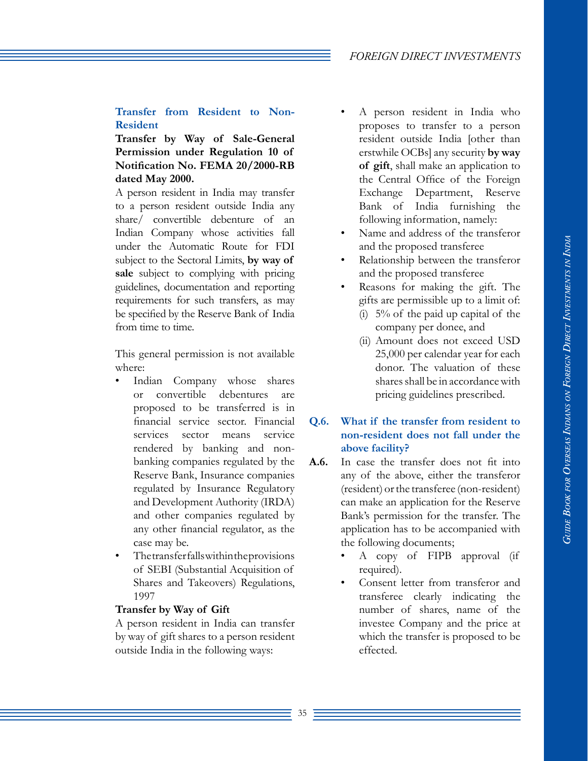**Transfer from Resident to Non-Resident**

**Transfer by Way of Sale-General Permission under Regulation 10 of Notification No. FEMA 20/2000-RB dated May 2000.**

A person resident in India may transfer to a person resident outside India any share/ convertible debenture of an Indian Company whose activities fall under the Automatic Route for FDI subject to the Sectoral Limits, **by way of sale** subject to complying with pricing guidelines, documentation and reporting requirements for such transfers, as may be specified by the Reserve Bank of India from time to time.

This general permission is not available where:

- Indian Company whose shares or convertible debentures are proposed to be transferred is in financial service sector. Financial services sector means service rendered by banking and non-banking companies regulated by the Reserve Bank, Insurance companies regulated by Insurance Regulatory and Development Authority (IRDA) and other companies regulated by any other financial regulator, as the case may be.
- The transfer falls within the provisions of SEBI (Substantial Acquisition of Shares and Takeovers) Regulations, 1997

**Transfer by Way of Gift**

A person resident in India can transfer by way of gift shares to a person resident outside India in the following ways:

- A person resident in India who proposes to transfer to a person resident outside India [other than erstwhile OCBs] any security **by way of gift**, shall make an application to the Central Office of the Foreign Exchange Department, Reserve Bank of India furnishing the following information, namely:
- Name and address of the transferor and the proposed transferee
- Relationship between the transferor and the proposed transferee
- Reasons for making the gift. The gifts are permissible up to a limit of:
  - (i) 5% of the paid up capital of the company per donee, and
  - (ii) Amount does not exceed USD 25,000 per calendar year for each donor. The valuation of these shares shall be in accordance with pricing guidelines prescribed.

**Q.6. What if the transfer from resident to non-resident does not fall under the above facility?**

**A.6.** In case the transfer does not fit into any of the above, either the transferor (resident) or the transferee (non-resident) can make an application for the Reserve Bank's permission for the transfer. The application has to be accompanied with the following documents;

- A copy of FIPB approval (if required).
- Consent letter from transferor and transferee clearly indicating the number of shares, name of the investee Company and the price at which the transfer is proposed to be effected.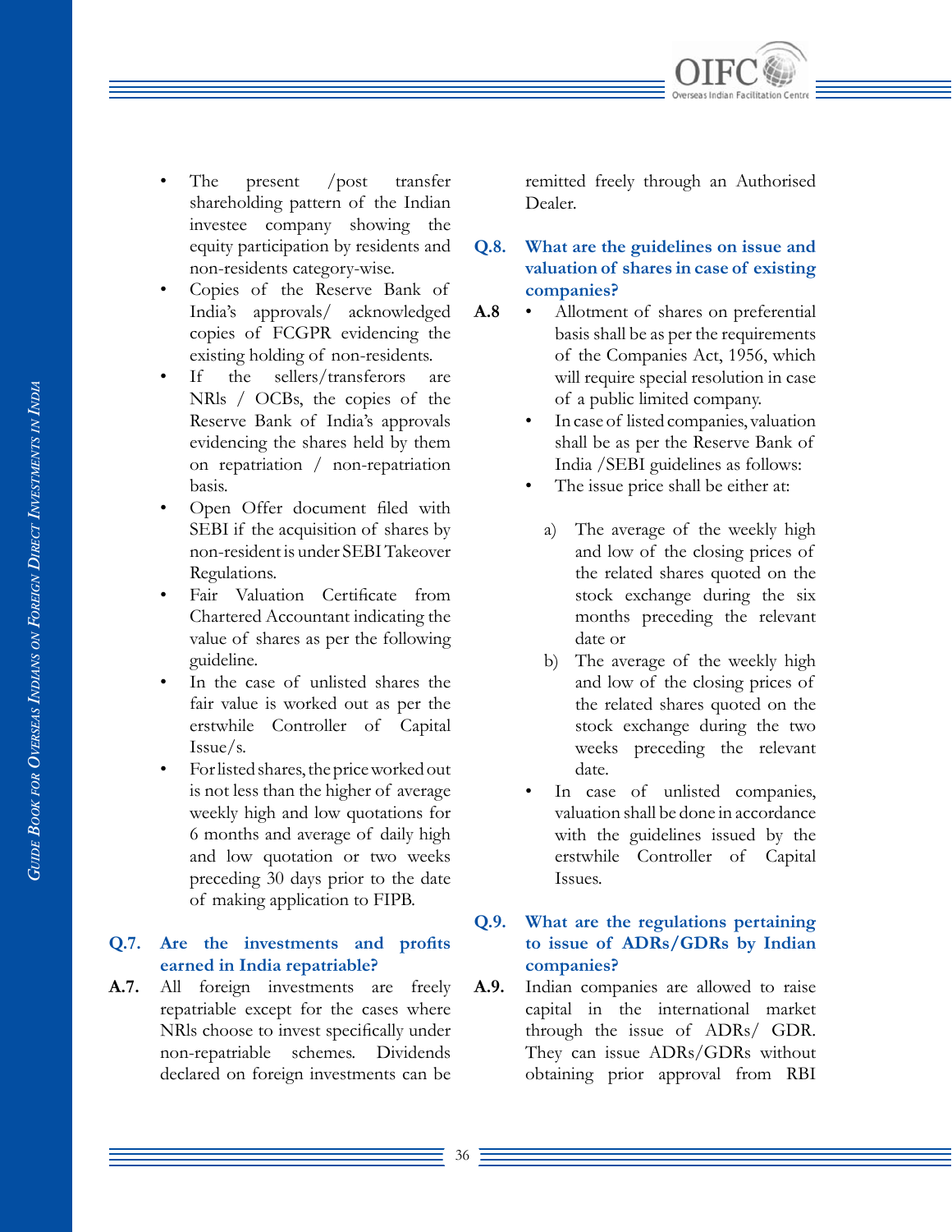- The present /post transfer shareholding pattern of the Indian investee company showing the equity participation by residents and non-residents category-wise.
- Copies of the Reserve Bank of India's approvals/ acknowledged copies of FCGPR evidencing the existing holding of non-residents.
- If the sellers/transferors are NRIs / OCBs, the copies of the Reserve Bank of India's approvals evidencing the shares held by them on repatriation / non-repatriation basis.
- Open Offer document filed with SEBI if the acquisition of shares by non-resident is under SEBI Takeover Regulations.
- Fair Valuation Certificate from Chartered Accountant indicating the value of shares as per the following guideline.
- In the case of unlisted shares the fair value is worked out as per the erstwhile Controller of Capital Issue/s.
- For listed shares, the price worked out is not less than the higher of average weekly high and low quotations for 6 months and average of daily high and low quotation or two weeks preceding 30 days prior to the date of making application to FIPB.

**Q.7. Are the investments and profits earned in India repatriable?**

**A.7.** All foreign investments are freely repatriable except for the cases where NRIs choose to invest specifically under non-repatriable schemes. Dividends declared on foreign investments can be remitted freely through an Authorised Dealer.

**Q.8. What are the guidelines on issue and valuation of shares in case of existing companies?**

**A.8**
- Allotment of shares on preferential basis shall be as per the requirements of the Companies Act, 1956, which will require special resolution in case of a public limited company.
- In case of listed companies, valuation shall be as per the Reserve Bank of India /SEBI guidelines as follows:
- The issue price shall be either at:

  a) The average of the weekly high and low of the closing prices of the related shares quoted on the stock exchange during the six months preceding the relevant date or

  b) The average of the weekly high and low of the closing prices of the related shares quoted on the stock exchange during the two weeks preceding the relevant date.
- In case of unlisted companies, valuation shall be done in accordance with the guidelines issued by the erstwhile Controller of Capital Issues.

**Q.9. What are the regulations pertaining to issue of ADRs/GDRs by Indian companies?**

**A.9.** Indian companies are allowed to raise capital in the international market through the issue of ADRs/ GDR. They can issue ADRs/GDRs without obtaining prior approval from RBI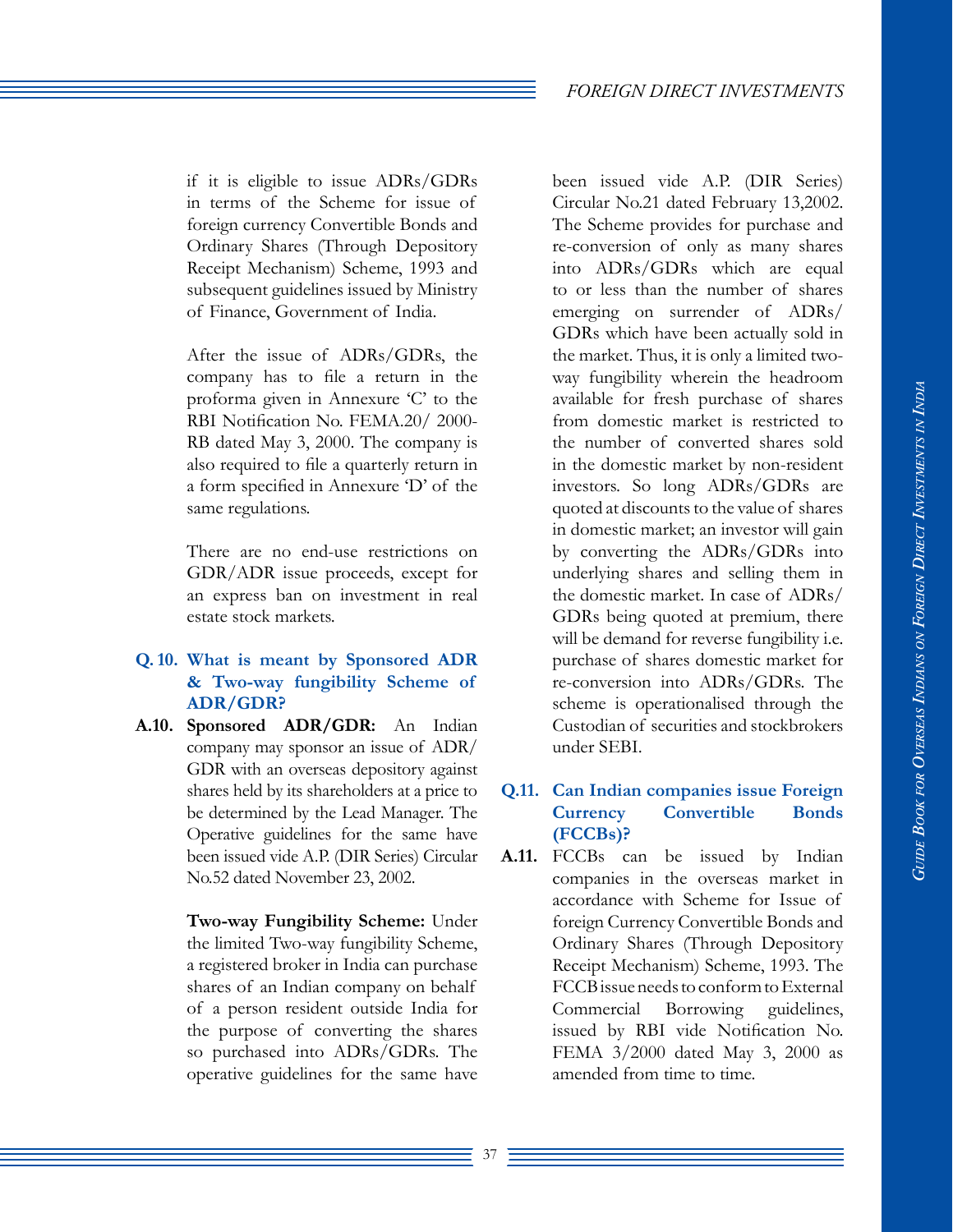if it is eligible to issue ADRs/GDRs in terms of the Scheme for issue of foreign currency Convertible Bonds and Ordinary Shares (Through Depository Receipt Mechanism) Scheme, 1993 and subsequent guidelines issued by Ministry of Finance, Government of India.

After the issue of ADRs/GDRs, the company has to file a return in the proforma given in Annexure 'C' to the RBI Notification No. FEMA.20/ 2000-RB dated May 3, 2000. The company is also required to file a quarterly return in a form specified in Annexure 'D' of the same regulations.

There are no end-use restrictions on GDR/ADR issue proceeds, except for an express ban on investment in real estate stock markets.

**Q. 10. What is meant by Sponsored ADR & Two-way fungibility Scheme of ADR/GDR?**

**A.10. Sponsored ADR/GDR:** An Indian company may sponsor an issue of ADR/ GDR with an overseas depository against shares held by its shareholders at a price to be determined by the Lead Manager. The Operative guidelines for the same have been issued vide A.P. (DIR Series) Circular No.52 dated November 23, 2002.

**Two-way Fungibility Scheme:** Under the limited Two-way fungibility Scheme, a registered broker in India can purchase shares of an Indian company on behalf of a person resident outside India for the purpose of converting the shares so purchased into ADRs/GDRs. The operative guidelines for the same have been issued vide A.P. (DIR Series) Circular No.21 dated February 13,2002. The Scheme provides for purchase and re-conversion of only as many shares into ADRs/GDRs which are equal to or less than the number of shares emerging on surrender of ADRs/ GDRs which have been actually sold in the market. Thus, it is only a limited two-way fungibility wherein the headroom available for fresh purchase of shares from domestic market is restricted to the number of converted shares sold in the domestic market by non-resident investors. So long ADRs/GDRs are quoted at discounts to the value of shares in domestic market; an investor will gain by converting the ADRs/GDRs into underlying shares and selling them in the domestic market. In case of ADRs/ GDRs being quoted at premium, there will be demand for reverse fungibility i.e. purchase of shares domestic market for re-conversion into ADRs/GDRs. The scheme is operationalised through the Custodian of securities and stockbrokers under SEBI.

**Q.11. Can Indian companies issue Foreign Currency Convertible Bonds (FCCBs)?**

**A.11.** FCCBs can be issued by Indian companies in the overseas market in accordance with Scheme for Issue of foreign Currency Convertible Bonds and Ordinary Shares (Through Depository Receipt Mechanism) Scheme, 1993. The FCCB issue needs to conform to External Commercial Borrowing guidelines, issued by RBI vide Notification No. FEMA 3/2000 dated May 3, 2000 as amended from time to time.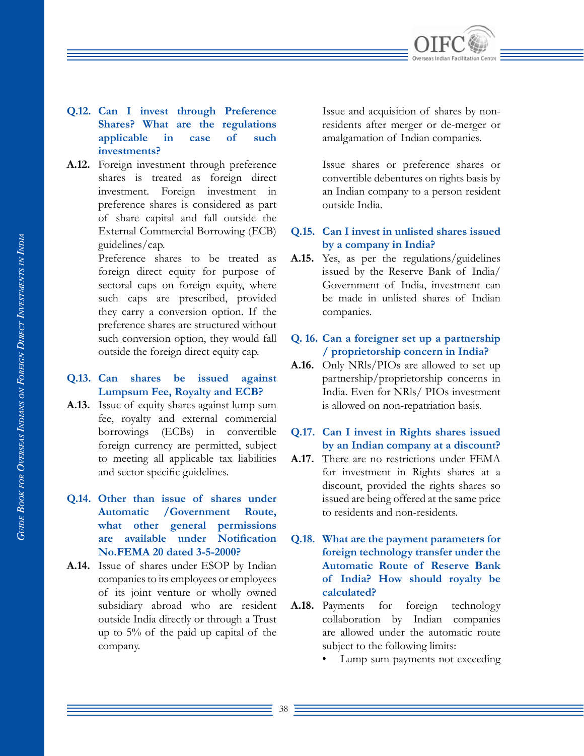**Q.12. Can I invest through Preference Shares? What are the regulations applicable in case of such investments?**

**A.12.** Foreign investment through preference shares is treated as foreign direct investment. Foreign investment in preference shares is considered as part of share capital and fall outside the External Commercial Borrowing (ECB) guidelines/cap.

Preference shares to be treated as foreign direct equity for purpose of sectoral caps on foreign equity, where such caps are prescribed, provided they carry a conversion option. If the preference shares are structured without such conversion option, they would fall outside the foreign direct equity cap.

**Q.13. Can shares be issued against Lumpsum Fee, Royalty and ECB?**

**A.13.** Issue of equity shares against lump sum fee, royalty and external commercial borrowings (ECBs) in convertible foreign currency are permitted, subject to meeting all applicable tax liabilities and sector specific guidelines.

**Q.14. Other than issue of shares under Automatic /Government Route, what other general permissions are available under Notification No.FEMA 20 dated 3-5-2000?**

**A.14.** Issue of shares under ESOP by Indian companies to its employees or employees of its joint venture or wholly owned subsidiary abroad who are resident outside India directly or through a Trust up to 5% of the paid up capital of the company.

Issue and acquisition of shares by non-residents after merger or de-merger or amalgamation of Indian companies.

Issue shares or preference shares or convertible debentures on rights basis by an Indian company to a person resident outside India.

**Q.15. Can I invest in unlisted shares issued by a company in India?**

**A.15.** Yes, as per the regulations/guidelines issued by the Reserve Bank of India/ Government of India, investment can be made in unlisted shares of Indian companies.

**Q. 16. Can a foreigner set up a partnership / proprietorship concern in India?**

**A.16.** Only NRls/PIOs are allowed to set up partnership/proprietorship concerns in India. Even for NRls/ PIOs investment is allowed on non-repatriation basis.

**Q.17. Can I invest in Rights shares issued by an Indian company at a discount?**

**A.17.** There are no restrictions under FEMA for investment in Rights shares at a discount, provided the rights shares so issued are being offered at the same price to residents and non-residents.

**Q.18. What are the payment parameters for foreign technology transfer under the Automatic Route of Reserve Bank of India? How should royalty be calculated?**

**A.18.** Payments for foreign technology collaboration by Indian companies are allowed under the automatic route subject to the following limits:

- Lump sum payments not exceeding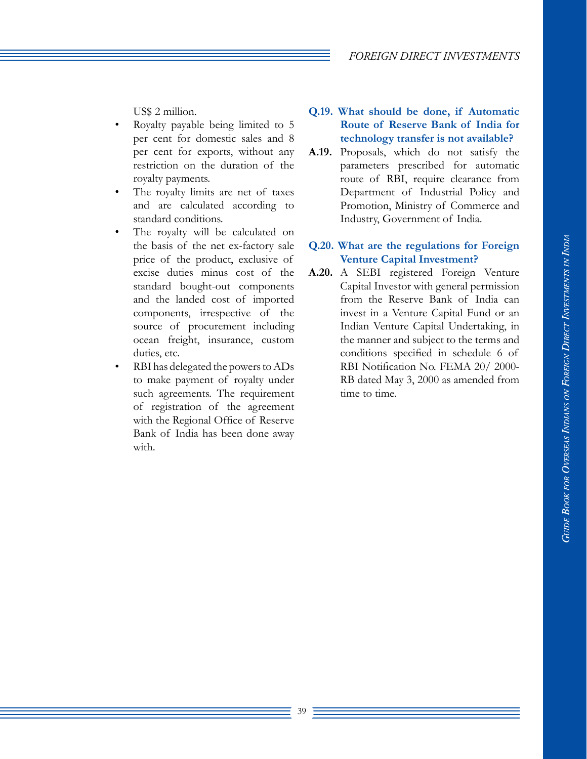US$ 2 million.

- Royalty payable being limited to 5 per cent for domestic sales and 8 per cent for exports, without any restriction on the duration of the royalty payments.
- The royalty limits are net of taxes and are calculated according to standard conditions.
- The royalty will be calculated on the basis of the net ex-factory sale price of the product, exclusive of excise duties minus cost of the standard bought-out components and the landed cost of imported components, irrespective of the source of procurement including ocean freight, insurance, custom duties, etc.
- RBI has delegated the powers to ADs to make payment of royalty under such agreements. The requirement of registration of the agreement with the Regional Office of Reserve Bank of India has been done away with.

**Q.19. What should be done, if Automatic Route of Reserve Bank of India for technology transfer is not available?**

**A.19.** Proposals, which do not satisfy the parameters prescribed for automatic route of RBI, require clearance from Department of Industrial Policy and Promotion, Ministry of Commerce and Industry, Government of India.

**Q.20. What are the regulations for Foreign Venture Capital Investment?**

**A.20.** A SEBI registered Foreign Venture Capital Investor with general permission from the Reserve Bank of India can invest in a Venture Capital Fund or an Indian Venture Capital Undertaking, in the manner and subject to the terms and conditions specified in schedule 6 of RBI Notification No. FEMA 20/ 2000-RB dated May 3, 2000 as amended from time to time.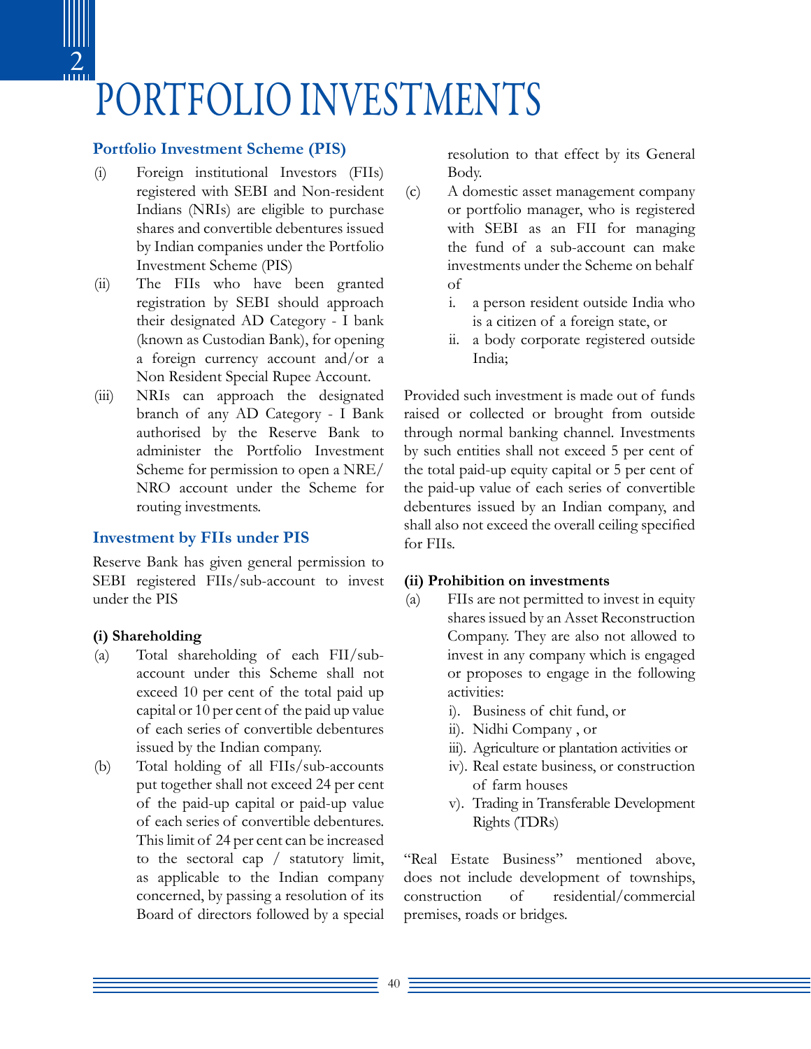# 2 PORTFOLIO INVESTMENTS

## Portfolio Investment Scheme (PIS)

(i) Foreign institutional Investors (FIIs) registered with SEBI and Non-resident Indians (NRIs) are eligible to purchase shares and convertible debentures issued by Indian companies under the Portfolio Investment Scheme (PIS)

(ii) The FIIs who have been granted registration by SEBI should approach their designated AD Category - I bank (known as Custodian Bank), for opening a foreign currency account and/or a Non Resident Special Rupee Account.

(iii) NRIs can approach the designated branch of any AD Category - I Bank authorised by the Reserve Bank to administer the Portfolio Investment Scheme for permission to open a NRE/ NRO account under the Scheme for routing investments.

## Investment by FIIs under PIS

Reserve Bank has given general permission to SEBI registered FIIs/sub-account to invest under the PIS

**(i) Shareholding**

(a) Total shareholding of each FII/sub-account under this Scheme shall not exceed 10 per cent of the total paid up capital or 10 per cent of the paid up value of each series of convertible debentures issued by the Indian company.

(b) Total holding of all FIIs/sub-accounts put together shall not exceed 24 per cent of the paid-up capital or paid-up value of each series of convertible debentures. This limit of 24 per cent can be increased to the sectoral cap / statutory limit, as applicable to the Indian company concerned, by passing a resolution of its Board of directors followed by a special resolution to that effect by its General Body.

(c) A domestic asset management company or portfolio manager, who is registered with SEBI as an FII for managing the fund of a sub-account can make investments under the Scheme on behalf of

i. a person resident outside India who is a citizen of a foreign state, or

ii. a body corporate registered outside India;

Provided such investment is made out of funds raised or collected or brought from outside through normal banking channel. Investments by such entities shall not exceed 5 per cent of the total paid-up equity capital or 5 per cent of the paid-up value of each series of convertible debentures issued by an Indian company, and shall also not exceed the overall ceiling specified for FIIs.

**(ii) Prohibition on investments**

(a) FIIs are not permitted to invest in equity shares issued by an Asset Reconstruction Company. They are also not allowed to invest in any company which is engaged or proposes to engage in the following activities:

i). Business of chit fund, or

ii). Nidhi Company , or

iii). Agriculture or plantation activities or

iv). Real estate business, or construction of farm houses

v). Trading in Transferable Development Rights (TDRs)

"Real Estate Business" mentioned above, does not include development of townships, construction of residential/commercial premises, roads or bridges.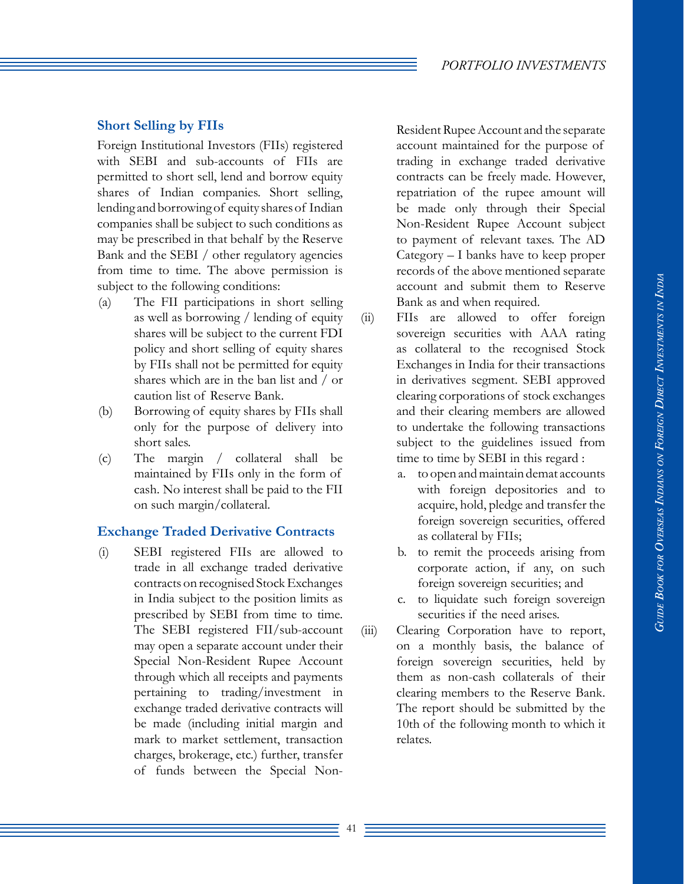## Short Selling by FIIs

Foreign Institutional Investors (FIIs) registered with SEBI and sub-accounts of FIIs are permitted to short sell, lend and borrow equity shares of Indian companies. Short selling, lending and borrowing of equity shares of Indian companies shall be subject to such conditions as may be prescribed in that behalf by the Reserve Bank and the SEBI / other regulatory agencies from time to time. The above permission is subject to the following conditions:

(a) The FII participations in short selling as well as borrowing / lending of equity shares will be subject to the current FDI policy and short selling of equity shares by FIIs shall not be permitted for equity shares which are in the ban list and / or caution list of Reserve Bank.

(b) Borrowing of equity shares by FIIs shall only for the purpose of delivery into short sales.

(c) The margin / collateral shall be maintained by FIIs only in the form of cash. No interest shall be paid to the FII on such margin/collateral.

## Exchange Traded Derivative Contracts

(i) SEBI registered FIIs are allowed to trade in all exchange traded derivative contracts on recognised Stock Exchanges in India subject to the position limits as prescribed by SEBI from time to time. The SEBI registered FII/sub-account may open a separate account under their Special Non-Resident Rupee Account through which all receipts and payments pertaining to trading/investment in exchange traded derivative contracts will be made (including initial margin and mark to market settlement, transaction charges, brokerage, etc.) further, transfer of funds between the Special Non-Resident Rupee Account and the separate account maintained for the purpose of trading in exchange traded derivative contracts can be freely made. However, repatriation of the rupee amount will be made only through their Special Non-Resident Rupee Account subject to payment of relevant taxes. The AD Category – I banks have to keep proper records of the above mentioned separate account and submit them to Reserve Bank as and when required.

(ii) FIIs are allowed to offer foreign sovereign securities with AAA rating as collateral to the recognised Stock Exchanges in India for their transactions in derivatives segment. SEBI approved clearing corporations of stock exchanges and their clearing members are allowed to undertake the following transactions subject to the guidelines issued from time to time by SEBI in this regard :

   a. to open and maintain demat accounts with foreign depositories and to acquire, hold, pledge and transfer the foreign sovereign securities, offered as collateral by FIIs;

   b. to remit the proceeds arising from corporate action, if any, on such foreign sovereign securities; and

   c. to liquidate such foreign sovereign securities if the need arises.

(iii) Clearing Corporation have to report, on a monthly basis, the balance of foreign sovereign securities, held by them as non-cash collaterals of their clearing members to the Reserve Bank. The report should be submitted by the 10th of the following month to which it relates.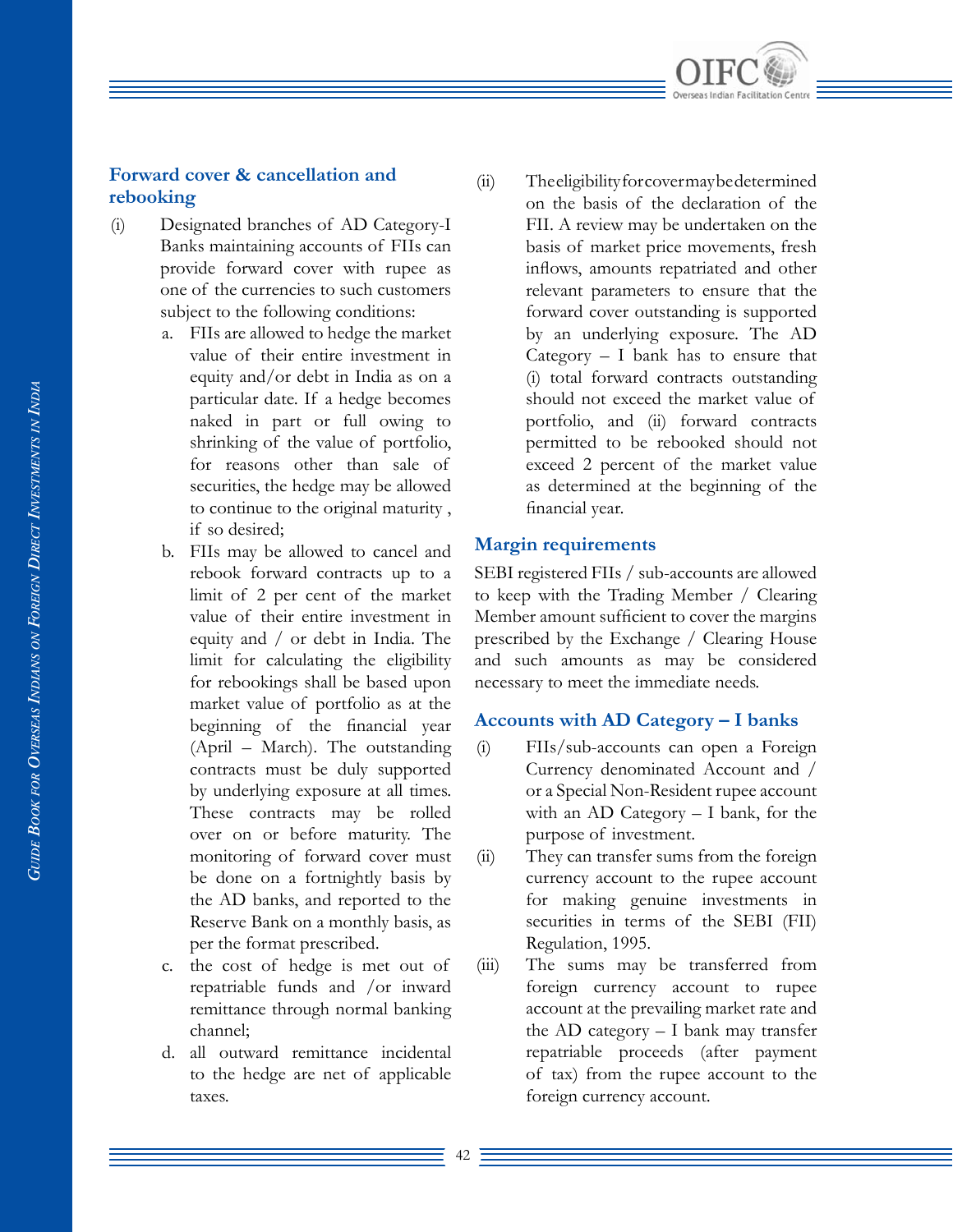### Forward cover & cancellation and rebooking

(i) Designated branches of AD Category-I Banks maintaining accounts of FIIs can provide forward cover with rupee as one of the currencies to such customers subject to the following conditions:

a. FIIs are allowed to hedge the market value of their entire investment in equity and/or debt in India as on a particular date. If a hedge becomes naked in part or full owing to shrinking of the value of portfolio, for reasons other than sale of securities, the hedge may be allowed to continue to the original maturity , if so desired;

b. FIIs may be allowed to cancel and rebook forward contracts up to a limit of 2 per cent of the market value of their entire investment in equity and / or debt in India. The limit for calculating the eligibility for rebookings shall be based upon market value of portfolio as at the beginning of the financial year (April – March). The outstanding contracts must be duly supported by underlying exposure at all times. These contracts may be rolled over on or before maturity. The monitoring of forward cover must be done on a fortnightly basis by the AD banks, and reported to the Reserve Bank on a monthly basis, as per the format prescribed.

c. the cost of hedge is met out of repatriable funds and /or inward remittance through normal banking channel;

d. all outward remittance incidental to the hedge are net of applicable taxes.

(ii) The eligibility for cover may be determined on the basis of the declaration of the FII. A review may be undertaken on the basis of market price movements, fresh inflows, amounts repatriated and other relevant parameters to ensure that the forward cover outstanding is supported by an underlying exposure. The AD Category – I bank has to ensure that (i) total forward contracts outstanding should not exceed the market value of portfolio, and (ii) forward contracts permitted to be rebooked should not exceed 2 percent of the market value as determined at the beginning of the financial year.

### Margin requirements

SEBI registered FIIs / sub-accounts are allowed to keep with the Trading Member / Clearing Member amount sufficient to cover the margins prescribed by the Exchange / Clearing House and such amounts as may be considered necessary to meet the immediate needs.

### Accounts with AD Category – I banks

(i) FIIs/sub-accounts can open a Foreign Currency denominated Account and / or a Special Non-Resident rupee account with an AD Category – I bank, for the purpose of investment.

(ii) They can transfer sums from the foreign currency account to the rupee account for making genuine investments in securities in terms of the SEBI (FII) Regulation, 1995.

(iii) The sums may be transferred from foreign currency account to rupee account at the prevailing market rate and the AD category – I bank may transfer repatriable proceeds (after payment of tax) from the rupee account to the foreign currency account.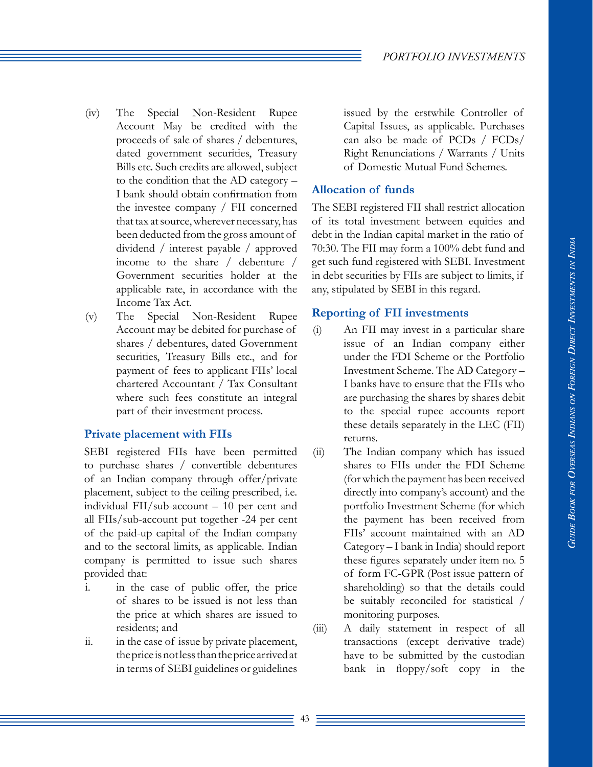(iv) The Special Non-Resident Rupee Account May be credited with the proceeds of sale of shares / debentures, dated government securities, Treasury Bills etc. Such credits are allowed, subject to the condition that the AD category – I bank should obtain confirmation from the investee company / FII concerned that tax at source, wherever necessary, has been deducted from the gross amount of dividend / interest payable / approved income to the share / debenture / Government securities holder at the applicable rate, in accordance with the Income Tax Act.

(v) The Special Non-Resident Rupee Account may be debited for purchase of shares / debentures, dated Government securities, Treasury Bills etc., and for payment of fees to applicant FIIs' local chartered Accountant / Tax Consultant where such fees constitute an integral part of their investment process.

### Private placement with FIIs

SEBI registered FIIs have been permitted to purchase shares / convertible debentures of an Indian company through offer/private placement, subject to the ceiling prescribed, i.e. individual FII/sub-account – 10 per cent and all FIIs/sub-account put together -24 per cent of the paid-up capital of the Indian company and to the sectoral limits, as applicable. Indian company is permitted to issue such shares provided that:

i. in the case of public offer, the price of shares to be issued is not less than the price at which shares are issued to residents; and

ii. in the case of issue by private placement, the price is not less than the price arrived at in terms of SEBI guidelines or guidelines issued by the erstwhile Controller of Capital Issues, as applicable. Purchases can also be made of PCDs / FCDs/ Right Renunciations / Warrants / Units of Domestic Mutual Fund Schemes.

### Allocation of funds

The SEBI registered FII shall restrict allocation of its total investment between equities and debt in the Indian capital market in the ratio of 70:30. The FII may form a 100% debt fund and get such fund registered with SEBI. Investment in debt securities by FIIs are subject to limits, if any, stipulated by SEBI in this regard.

### Reporting of FII investments

(i) An FII may invest in a particular share issue of an Indian company either under the FDI Scheme or the Portfolio Investment Scheme. The AD Category – I banks have to ensure that the FIIs who are purchasing the shares by shares debit to the special rupee accounts report these details separately in the LEC (FII) returns.

(ii) The Indian company which has issued shares to FIIs under the FDI Scheme (for which the payment has been received directly into company's account) and the portfolio Investment Scheme (for which the payment has been received from FIIs' account maintained with an AD Category – I bank in India) should report these figures separately under item no. 5 of form FC-GPR (Post issue pattern of shareholding) so that the details could be suitably reconciled for statistical / monitoring purposes.

(iii) A daily statement in respect of all transactions (except derivative trade) have to be submitted by the custodian bank in floppy/soft copy in the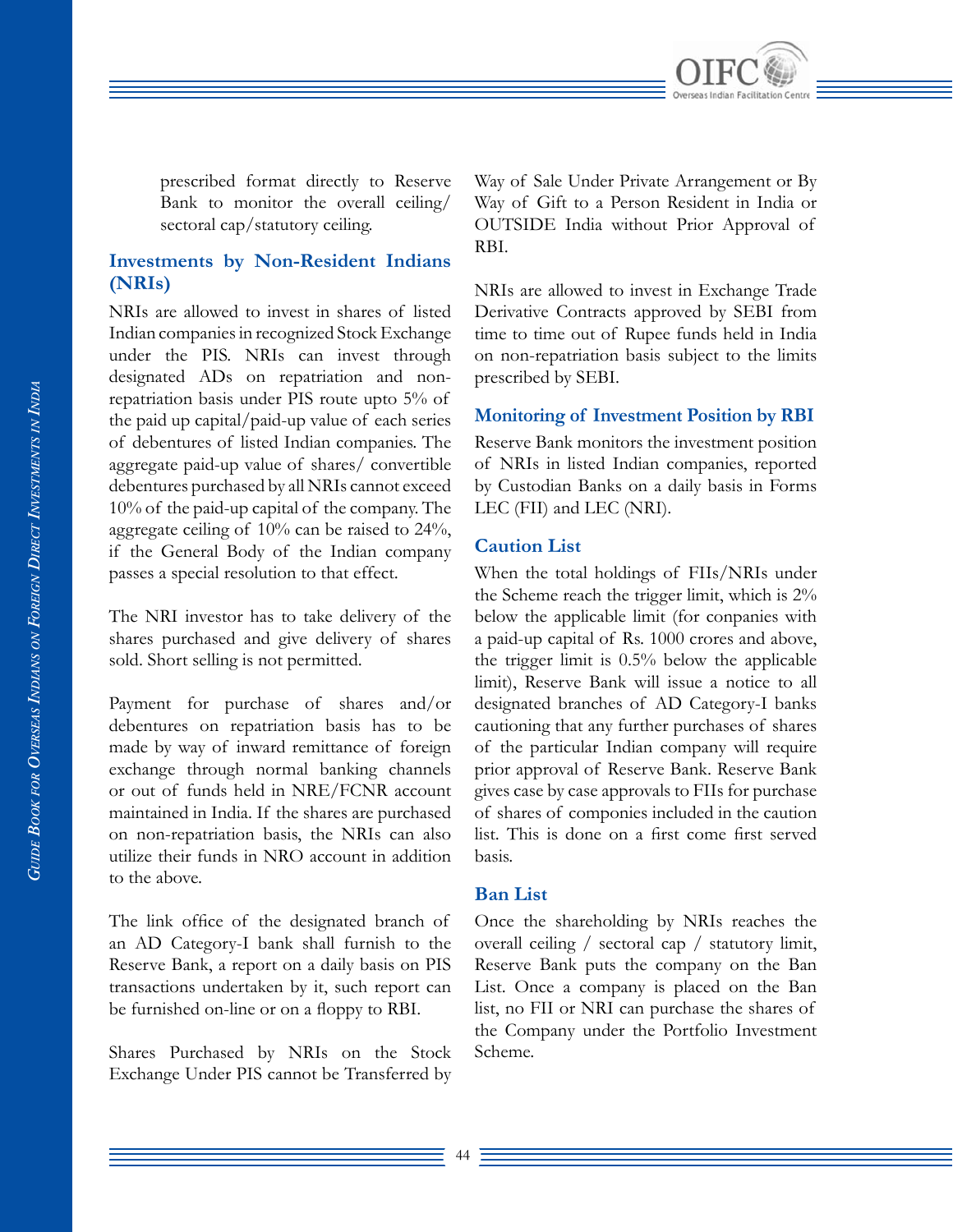prescribed format directly to Reserve Bank to monitor the overall ceiling/ sectoral cap/statutory ceiling.

### Investments by Non-Resident Indians (NRIs)

NRIs are allowed to invest in shares of listed Indian companies in recognized Stock Exchange under the PIS. NRIs can invest through designated ADs on repatriation and non-repatriation basis under PIS route upto 5% of the paid up capital/paid-up value of each series of debentures of listed Indian companies. The aggregate paid-up value of shares/ convertible debentures purchased by all NRIs cannot exceed 10% of the paid-up capital of the company. The aggregate ceiling of 10% can be raised to 24%, if the General Body of the Indian company passes a special resolution to that effect.

The NRI investor has to take delivery of the shares purchased and give delivery of shares sold. Short selling is not permitted.

Payment for purchase of shares and/or debentures on repatriation basis has to be made by way of inward remittance of foreign exchange through normal banking channels or out of funds held in NRE/FCNR account maintained in India. If the shares are purchased on non-repatriation basis, the NRIs can also utilize their funds in NRO account in addition to the above.

The link office of the designated branch of an AD Category-I bank shall furnish to the Reserve Bank, a report on a daily basis on PIS transactions undertaken by it, such report can be furnished on-line or on a floppy to RBI.

Shares Purchased by NRIs on the Stock Exchange Under PIS cannot be Transferred by Way of Sale Under Private Arrangement or By Way of Gift to a Person Resident in India or OUTSIDE India without Prior Approval of RBI.

NRIs are allowed to invest in Exchange Trade Derivative Contracts approved by SEBI from time to time out of Rupee funds held in India on non-repatriation basis subject to the limits prescribed by SEBI.

### Monitoring of Investment Position by RBI

Reserve Bank monitors the investment position of NRIs in listed Indian companies, reported by Custodian Banks on a daily basis in Forms LEC (FII) and LEC (NRI).

### Caution List

When the total holdings of FIIs/NRIs under the Scheme reach the trigger limit, which is 2% below the applicable limit (for conpanies with a paid-up capital of Rs. 1000 crores and above, the trigger limit is 0.5% below the applicable limit), Reserve Bank will issue a notice to all designated branches of AD Category-I banks cautioning that any further purchases of shares of the particular Indian company will require prior approval of Reserve Bank. Reserve Bank gives case by case approvals to FIIs for purchase of shares of componies included in the caution list. This is done on a first come first served basis.

### Ban List

Once the shareholding by NRIs reaches the overall ceiling / sectoral cap / statutory limit, Reserve Bank puts the company on the Ban List. Once a company is placed on the Ban list, no FII or NRI can purchase the shares of the Company under the Portfolio Investment Scheme.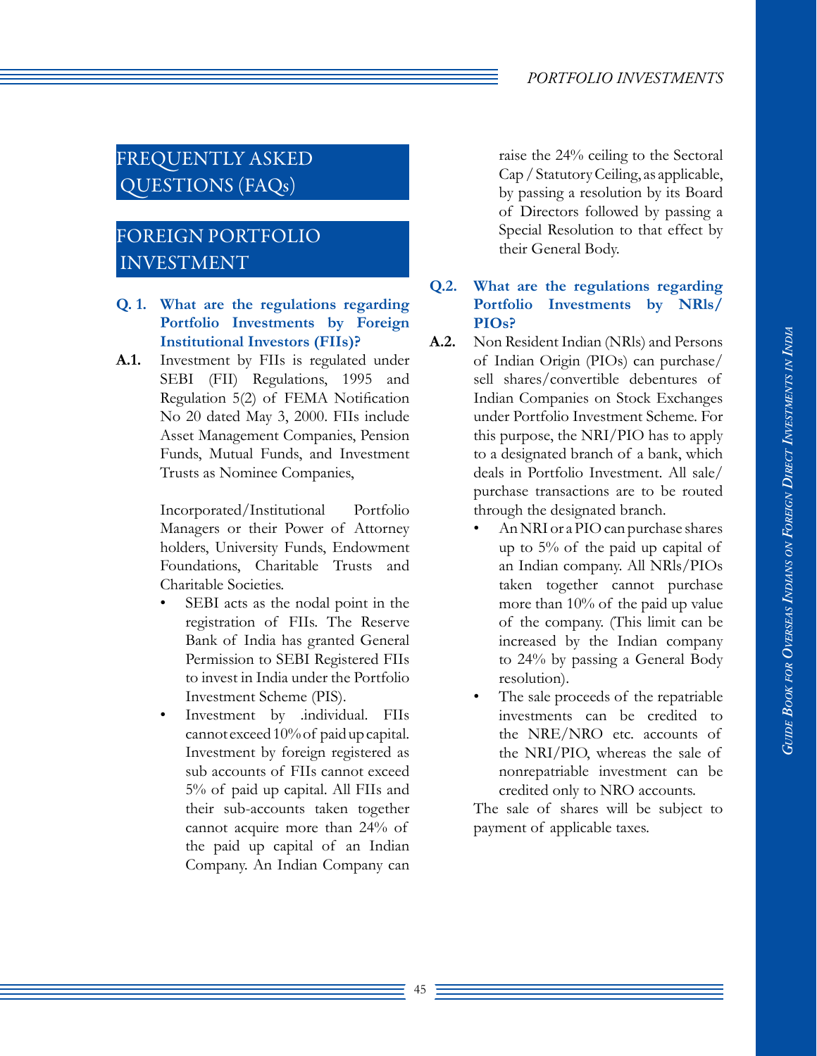# FREQUENTLY ASKED QUESTIONS (FAQs)

## FOREIGN PORTFOLIO INVESTMENT

**Q. 1. What are the regulations regarding Portfolio Investments by Foreign Institutional Investors (FIIs)?**

**A.1.** Investment by FIIs is regulated under SEBI (FII) Regulations, 1995 and Regulation 5(2) of FEMA Notification No 20 dated May 3, 2000. FIIs include Asset Management Companies, Pension Funds, Mutual Funds, and Investment Trusts as Nominee Companies,

Incorporated/Institutional Portfolio Managers or their Power of Attorney holders, University Funds, Endowment Foundations, Charitable Trusts and Charitable Societies.

- SEBI acts as the nodal point in the registration of FIIs. The Reserve Bank of India has granted General Permission to SEBI Registered FIIs to invest in India under the Portfolio Investment Scheme (PIS).
- Investment by .individual. FIIs cannot exceed 10% of paid up capital. Investment by foreign registered as sub accounts of FIIs cannot exceed 5% of paid up capital. All FIIs and their sub-accounts taken together cannot acquire more than 24% of the paid up capital of an Indian Company. An Indian Company can raise the 24% ceiling to the Sectoral Cap / Statutory Ceiling, as applicable, by passing a resolution by its Board of Directors followed by passing a Special Resolution to that effect by their General Body.

**Q.2. What are the regulations regarding Portfolio Investments by NRls/ PIOs?**

**A.2.** Non Resident Indian (NRls) and Persons of Indian Origin (PIOs) can purchase/ sell shares/convertible debentures of Indian Companies on Stock Exchanges under Portfolio Investment Scheme. For this purpose, the NRI/PIO has to apply to a designated branch of a bank, which deals in Portfolio Investment. All sale/ purchase transactions are to be routed through the designated branch.

- An NRI or a PIO can purchase shares up to 5% of the paid up capital of an Indian company. All NRls/PIOs taken together cannot purchase more than 10% of the paid up value of the company. (This limit can be increased by the Indian company to 24% by passing a General Body resolution).
- The sale proceeds of the repatriable investments can be credited to the NRE/NRO etc. accounts of the NRI/PIO, whereas the sale of nonrepatriable investment can be credited only to NRO accounts.

The sale of shares will be subject to payment of applicable taxes.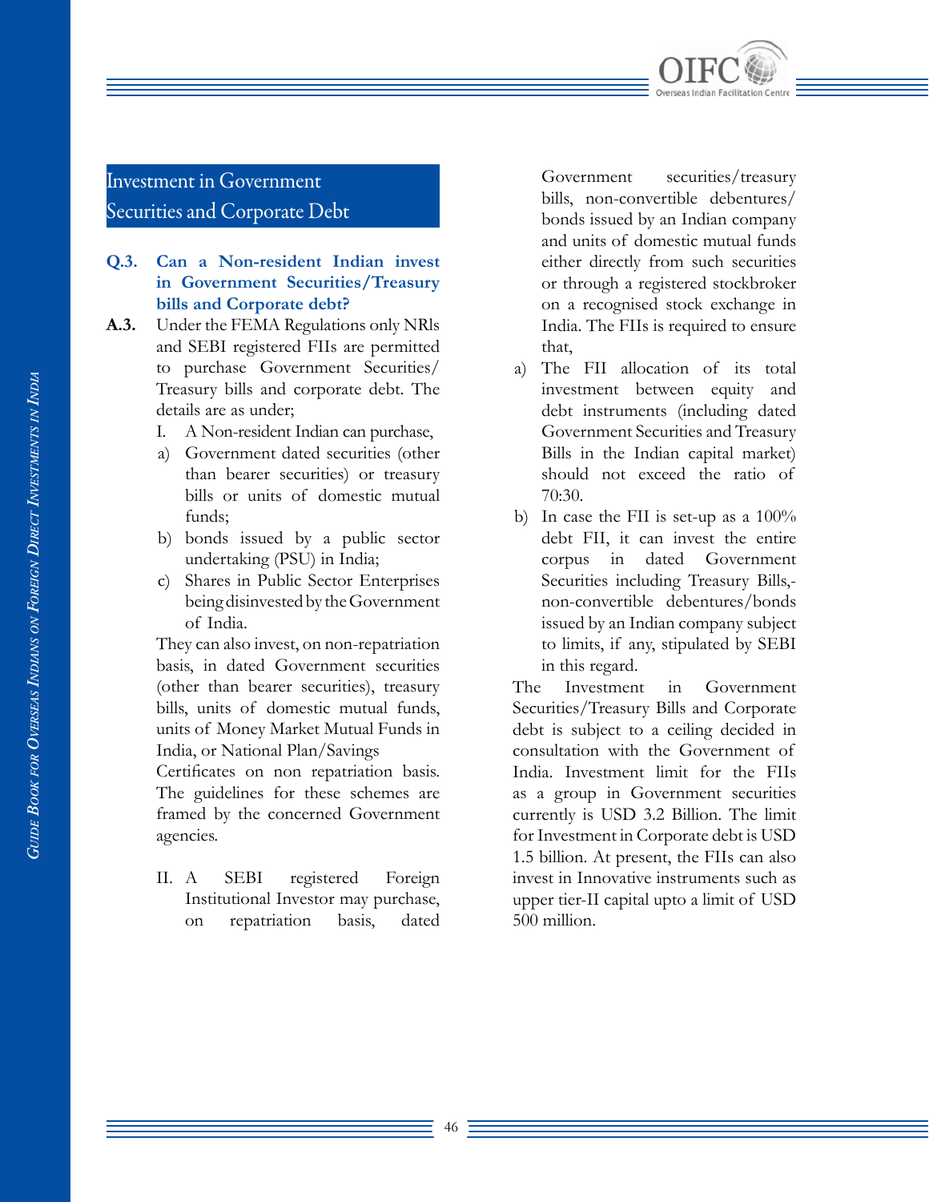## Investment in Government Securities and Corporate Debt

**Q.3. Can a Non-resident Indian invest in Government Securities/Treasury bills and Corporate debt?**

**A.3.** Under the FEMA Regulations only NRls and SEBI registered FIIs are permitted to purchase Government Securities/ Treasury bills and corporate debt. The details are as under;

I. A Non-resident Indian can purchase,

a) Government dated securities (other than bearer securities) or treasury bills or units of domestic mutual funds;

b) bonds issued by a public sector undertaking (PSU) in India;

c) Shares in Public Sector Enterprises being disinvested by the Government of India.

They can also invest, on non-repatriation basis, in dated Government securities (other than bearer securities), treasury bills, units of domestic mutual funds, units of Money Market Mutual Funds in India, or National Plan/Savings Certificates on non repatriation basis. The guidelines for these schemes are framed by the concerned Government agencies.

II. A SEBI registered Foreign Institutional Investor may purchase, on repatriation basis, dated Government securities/treasury bills, non-convertible debentures/ bonds issued by an Indian company and units of domestic mutual funds either directly from such securities or through a registered stockbroker on a recognised stock exchange in India. The FIIs is required to ensure that,

a) The FII allocation of its total investment between equity and debt instruments (including dated Government Securities and Treasury Bills in the Indian capital market) should not exceed the ratio of 70:30.

b) In case the FII is set-up as a 100% debt FII, it can invest the entire corpus in dated Government Securities including Treasury Bills,- non-convertible debentures/bonds issued by an Indian company subject to limits, if any, stipulated by SEBI in this regard.

The Investment in Government Securities/Treasury Bills and Corporate debt is subject to a ceiling decided in consultation with the Government of India. Investment limit for the FIIs as a group in Government securities currently is USD 3.2 Billion. The limit for Investment in Corporate debt is USD 1.5 billion. At present, the FIIs can also invest in Innovative instruments such as upper tier-II capital upto a limit of USD 500 million.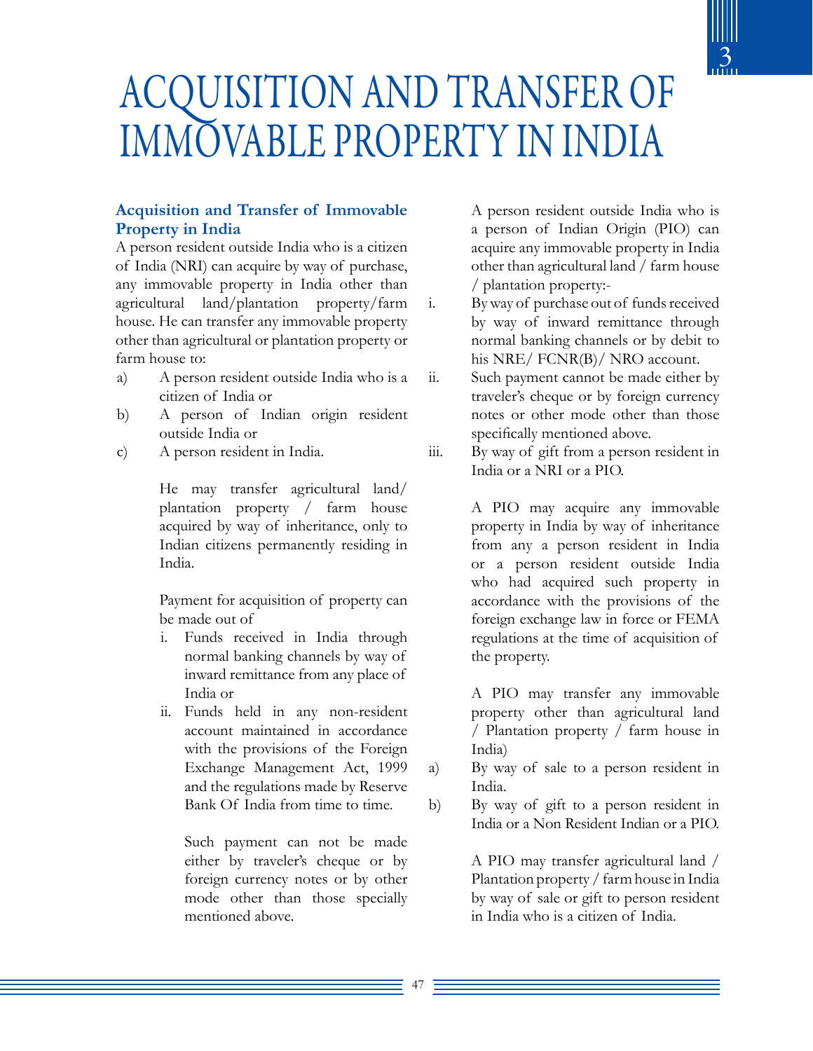# ACQUISITION AND TRANSFER OF IMMOVABLE PROPERTY IN INDIA

**Acquisition and Transfer of Immovable Property in India**

A person resident outside India who is a citizen of India (NRI) can acquire by way of purchase, any immovable property in India other than agricultural land/plantation property/farm house. He can transfer any immovable property other than agricultural or plantation property or farm house to:

a) A person resident outside India who is a citizen of India or
b) A person of Indian origin resident outside India or
c) A person resident in India.

He may transfer agricultural land/ plantation property / farm house acquired by way of inheritance, only to Indian citizens permanently residing in India.

Payment for acquisition of property can be made out of

i. Funds received in India through normal banking channels by way of inward remittance from any place of India or
ii. Funds held in any non-resident account maintained in accordance with the provisions of the Foreign Exchange Management Act, 1999 and the regulations made by Reserve Bank Of India from time to time.

Such payment can not be made either by traveler's cheque or by foreign currency notes or by other mode other than those specially mentioned above.

A person resident outside India who is a person of Indian Origin (PIO) can acquire any immovable property in India other than agricultural land / farm house / plantation property:-

i. By way of purchase out of funds received by way of inward remittance through normal banking channels or by debit to his NRE/ FCNR(B)/ NRO account.
ii. Such payment cannot be made either by traveler's cheque or by foreign currency notes or other mode other than those specifically mentioned above.
iii. By way of gift from a person resident in India or a NRI or a PIO.

A PIO may acquire any immovable property in India by way of inheritance from any a person resident in India or a person resident outside India who had acquired such property in accordance with the provisions of the foreign exchange law in force or FEMA regulations at the time of acquisition of the property.

A PIO may transfer any immovable property other than agricultural land / Plantation property / farm house in India)

a) By way of sale to a person resident in India.
b) By way of gift to a person resident in India or a Non Resident Indian or a PIO.

A PIO may transfer agricultural land / Plantation property / farm house in India by way of sale or gift to person resident in India who is a citizen of India.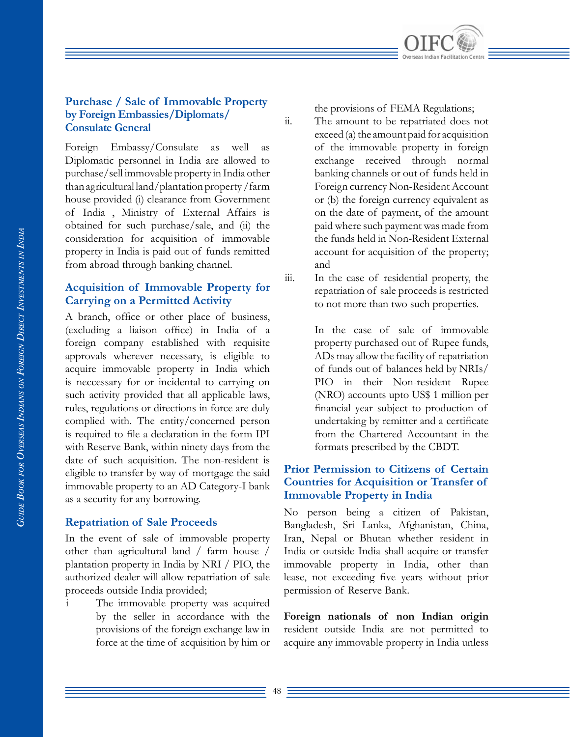### Purchase / Sale of Immovable Property by Foreign Embassies/Diplomats/ Consulate General

Foreign Embassy/Consulate as well as Diplomatic personnel in India are allowed to purchase/sell immovable property in India other than agricultural land/plantation property /farm house provided (i) clearance from Government of India , Ministry of External Affairs is obtained for such purchase/sale, and (ii) the consideration for acquisition of immovable property in India is paid out of funds remitted from abroad through banking channel.

### Acquisition of Immovable Property for Carrying on a Permitted Activity

A branch, office or other place of business, (excluding a liaison office) in India of a foreign company established with requisite approvals wherever necessary, is eligible to acquire immovable property in India which is neccessary for or incidental to carrying on such activity provided that all applicable laws, rules, regulations or directions in force are duly complied with. The entity/concerned person is required to file a declaration in the form IPI with Reserve Bank, within ninety days from the date of such acquisition. The non-resident is eligible to transfer by way of mortgage the said immovable property to an AD Category-I bank as a security for any borrowing.

### Repatriation of Sale Proceeds

In the event of sale of immovable property other than agricultural land / farm house / plantation property in India by NRI / PIO, the authorized dealer will allow repatriation of sale proceeds outside India provided;

i The immovable property was acquired by the seller in accordance with the provisions of the foreign exchange law in force at the time of acquisition by him or the provisions of FEMA Regulations;

ii. The amount to be repatriated does not exceed (a) the amount paid for acquisition of the immovable property in foreign exchange received through normal banking channels or out of funds held in Foreign currency Non-Resident Account or (b) the foreign currency equivalent as on the date of payment, of the amount paid where such payment was made from the funds held in Non-Resident External account for acquisition of the property; and

iii. In the case of residential property, the repatriation of sale proceeds is restricted to not more than two such properties.

In the case of sale of immovable property purchased out of Rupee funds, ADs may allow the facility of repatriation of funds out of balances held by NRIs/ PIO in their Non-resident Rupee (NRO) accounts upto US$ 1 million per financial year subject to production of undertaking by remitter and a certificate from the Chartered Accountant in the formats prescribed by the CBDT.

### Prior Permission to Citizens of Certain Countries for Acquisition or Transfer of Immovable Property in India

No person being a citizen of Pakistan, Bangladesh, Sri Lanka, Afghanistan, China, Iran, Nepal or Bhutan whether resident in India or outside India shall acquire or transfer immovable property in India, other than lease, not exceeding five years without prior permission of Reserve Bank.

**Foreign nationals of non Indian origin** resident outside India are not permitted to acquire any immovable property in India unless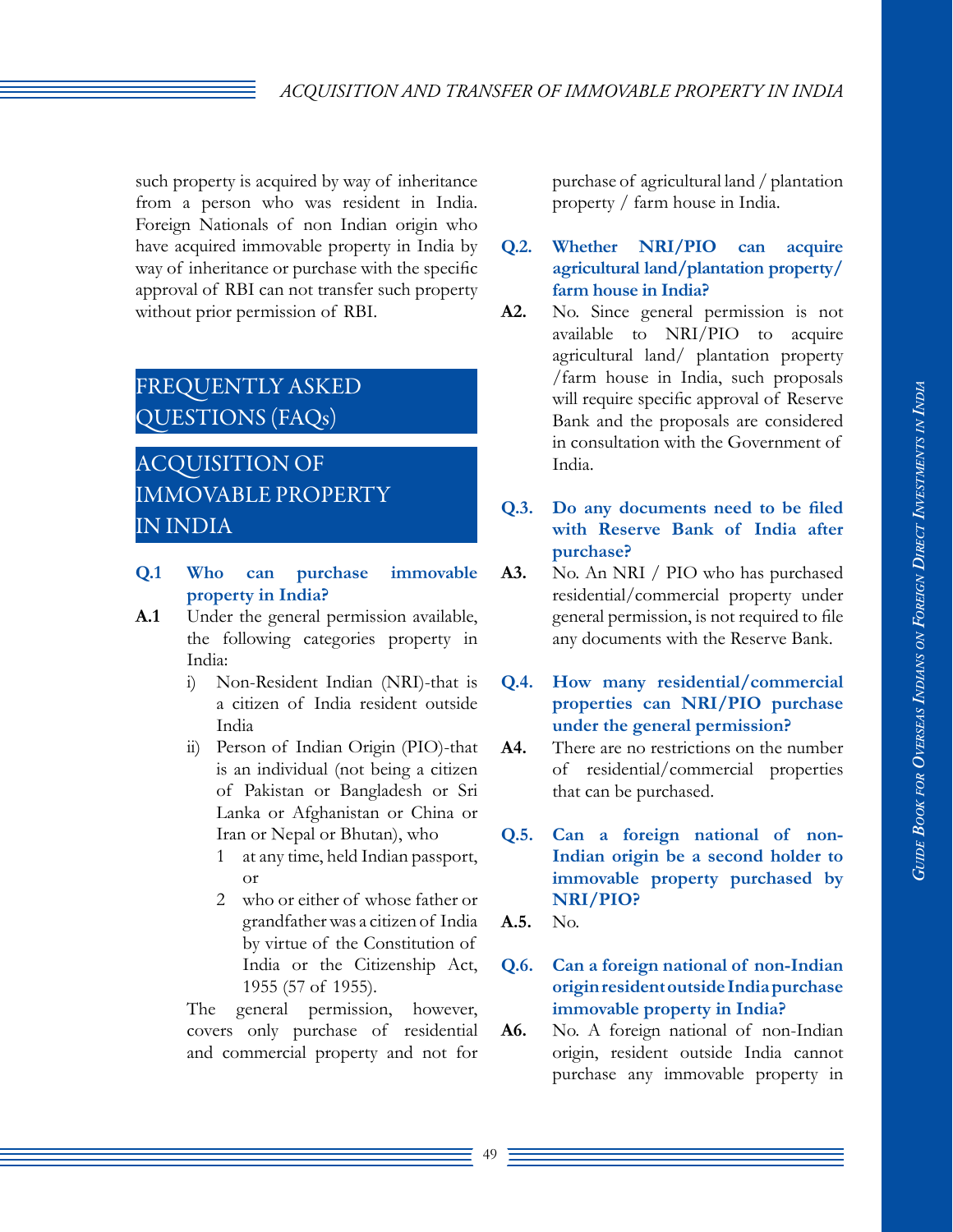such property is acquired by way of inheritance from a person who was resident in India. Foreign Nationals of non Indian origin who have acquired immovable property in India by way of inheritance or purchase with the specific approval of RBI can not transfer such property without prior permission of RBI.

# FREQUENTLY ASKED QUESTIONS (FAQs)

## ACQUISITION OF IMMOVABLE PROPERTY IN INDIA

**Q.1 Who can purchase immovable property in India?**

**A.1** Under the general permission available, the following categories property in India:

i) Non-Resident Indian (NRI)-that is a citizen of India resident outside India

ii) Person of Indian Origin (PIO)-that is an individual (not being a citizen of Pakistan or Bangladesh or Sri Lanka or Afghanistan or China or Iran or Nepal or Bhutan), who

1 at any time, held Indian passport, or

2 who or either of whose father or grandfather was a citizen of India by virtue of the Constitution of India or the Citizenship Act, 1955 (57 of 1955).

The general permission, however, covers only purchase of residential and commercial property and not for purchase of agricultural land / plantation property / farm house in India.

**Q.2. Whether NRI/PIO can acquire agricultural land/plantation property/ farm house in India?**

**A2.** No. Since general permission is not available to NRI/PIO to acquire agricultural land/ plantation property /farm house in India, such proposals will require specific approval of Reserve Bank and the proposals are considered in consultation with the Government of India.

**Q.3. Do any documents need to be filed with Reserve Bank of India after purchase?**

**A3.** No. An NRI / PIO who has purchased residential/commercial property under general permission, is not required to file any documents with the Reserve Bank.

**Q.4. How many residential/commercial properties can NRI/PIO purchase under the general permission?**

**A4.** There are no restrictions on the number of residential/commercial properties that can be purchased.

**Q.5. Can a foreign national of non-Indian origin be a second holder to immovable property purchased by NRI/PIO?**

**A.5.** No.

**Q.6. Can a foreign national of non-Indian origin resident outside India purchase immovable property in India?**

**A6.** No. A foreign national of non-Indian origin, resident outside India cannot purchase any immovable property in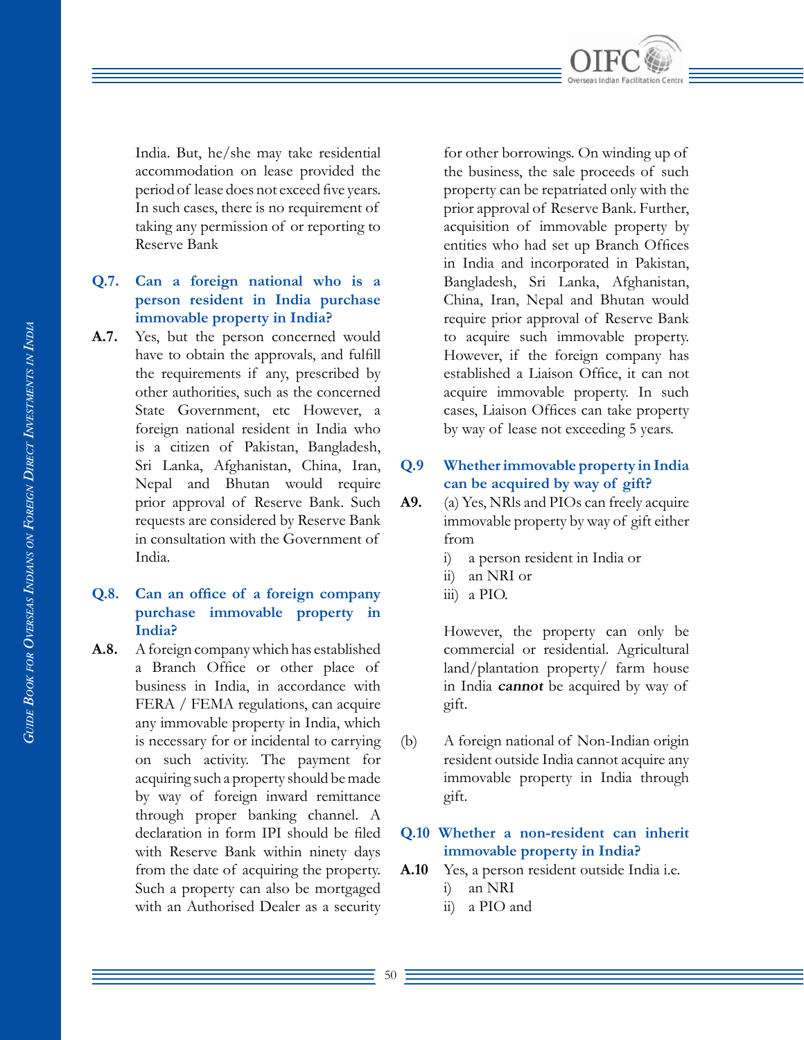India. But, he/she may take residential accommodation on lease provided the period of lease does not exceed five years. In such cases, there is no requirement of taking any permission of or reporting to Reserve Bank

**Q.7. Can a foreign national who is a person resident in India purchase immovable property in India?**

**A.7.** Yes, but the person concerned would have to obtain the approvals, and fulfill the requirements if any, prescribed by other authorities, such as the concerned State Government, etc However, a foreign national resident in India who is a citizen of Pakistan, Bangladesh, Sri Lanka, Afghanistan, China, Iran, Nepal and Bhutan would require prior approval of Reserve Bank. Such requests are considered by Reserve Bank in consultation with the Government of India.

**Q.8. Can an office of a foreign company purchase immovable property in India?**

**A.8.** A foreign company which has established a Branch Office or other place of business in India, in accordance with FERA / FEMA regulations, can acquire any immovable property in India, which is necessary for or incidental to carrying on such activity. The payment for acquiring such a property should be made by way of foreign inward remittance through proper banking channel. A declaration in form IPI should be filed with Reserve Bank within ninety days from the date of acquiring the property. Such a property can also be mortgaged with an Authorised Dealer as a security for other borrowings. On winding up of the business, the sale proceeds of such property can be repatriated only with the prior approval of Reserve Bank. Further, acquisition of immovable property by entities who had set up Branch Offices in India and incorporated in Pakistan, Bangladesh, Sri Lanka, Afghanistan, China, Iran, Nepal and Bhutan would require prior approval of Reserve Bank to acquire such immovable property. However, if the foreign company has established a Liaison Office, it can not acquire immovable property. In such cases, Liaison Offices can take property by way of lease not exceeding 5 years.

**Q.9 Whether immovable property in India can be acquired by way of gift?**

**A9.** (a) Yes, NRIs and PIOs can freely acquire immovable property by way of gift either from

i) a person resident in India or
ii) an NRI or
iii) a PIO.

However, the property can only be commercial or residential. Agricultural land/plantation property/ farm house in India ***cannot*** be acquired by way of gift.

(b) A foreign national of Non-Indian origin resident outside India cannot acquire any immovable property in India through gift.

**Q.10 Whether a non-resident can inherit immovable property in India?**

**A.10** Yes, a person resident outside India i.e.

i) an NRI
ii) a PIO and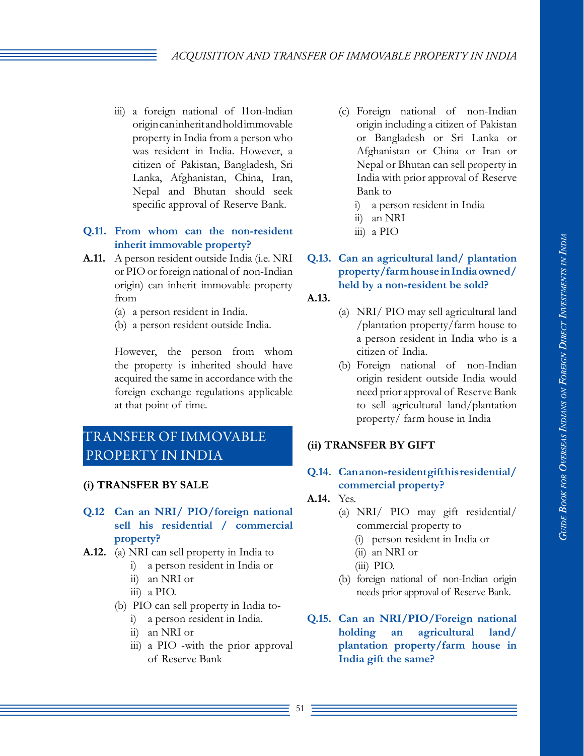iii) a foreign national of l1on-lndian origin can inherit and hold immovable property in India from a person who was resident in India. However, a citizen of Pakistan, Bangladesh, Sri Lanka, Afghanistan, China, Iran, Nepal and Bhutan should seek specific approval of Reserve Bank.

**Q.11. From whom can the non-resident inherit immovable property?**

**A.11.** A person resident outside India (i.e. NRI or PIO or foreign national of non-Indian origin) can inherit immovable property from

(a) a person resident in India.
(b) a person resident outside India.

However, the person from whom the property is inherited should have acquired the same in accordance with the foreign exchange regulations applicable at that point of time.

## TRANSFER OF IMMOVABLE PROPERTY IN INDIA

### (i) TRANSFER BY SALE

**Q.12 Can an NRI/ PIO/foreign national sell his residential / commercial property?**

**A.12.** (a) NRI can sell property in India to
- i) a person resident in India or
- ii) an NRI or
- iii) a PIO.

(b) PIO can sell property in India to-
- i) a person resident in India.
- ii) an NRI or
- iii) a PIO -with the prior approval of Reserve Bank

(c) Foreign national of non-Indian origin including a citizen of Pakistan or Bangladesh or Sri Lanka or Afghanistan or China or Iran or Nepal or Bhutan can sell property in India with prior approval of Reserve Bank to
- i) a person resident in India
- ii) an NRI
- iii) a PIO

**Q.13. Can an agricultural land/ plantation property/farm house in India owned/ held by a non-resident be sold?**

**A.13.**

(a) NRI/ PIO may sell agricultural land /plantation property/farm house to a person resident in India who is a citizen of India.
(b) Foreign national of non-Indian origin resident outside India would need prior approval of Reserve Bank to sell agricultural land/plantation property/ farm house in India

### (ii) TRANSFER BY GIFT

**Q.14. Can a non-resident gift his residential/ commercial property?**

**A.14.** Yes.

(a) NRI/ PIO may gift residential/ commercial property to
- (i) person resident in India or
- (ii) an NRI or
- (iii) PIO.

(b) foreign national of non-Indian origin needs prior approval of Reserve Bank.

**Q.15. Can an NRI/PIO/Foreign national holding an agricultural land/ plantation property/farm house in India gift the same?**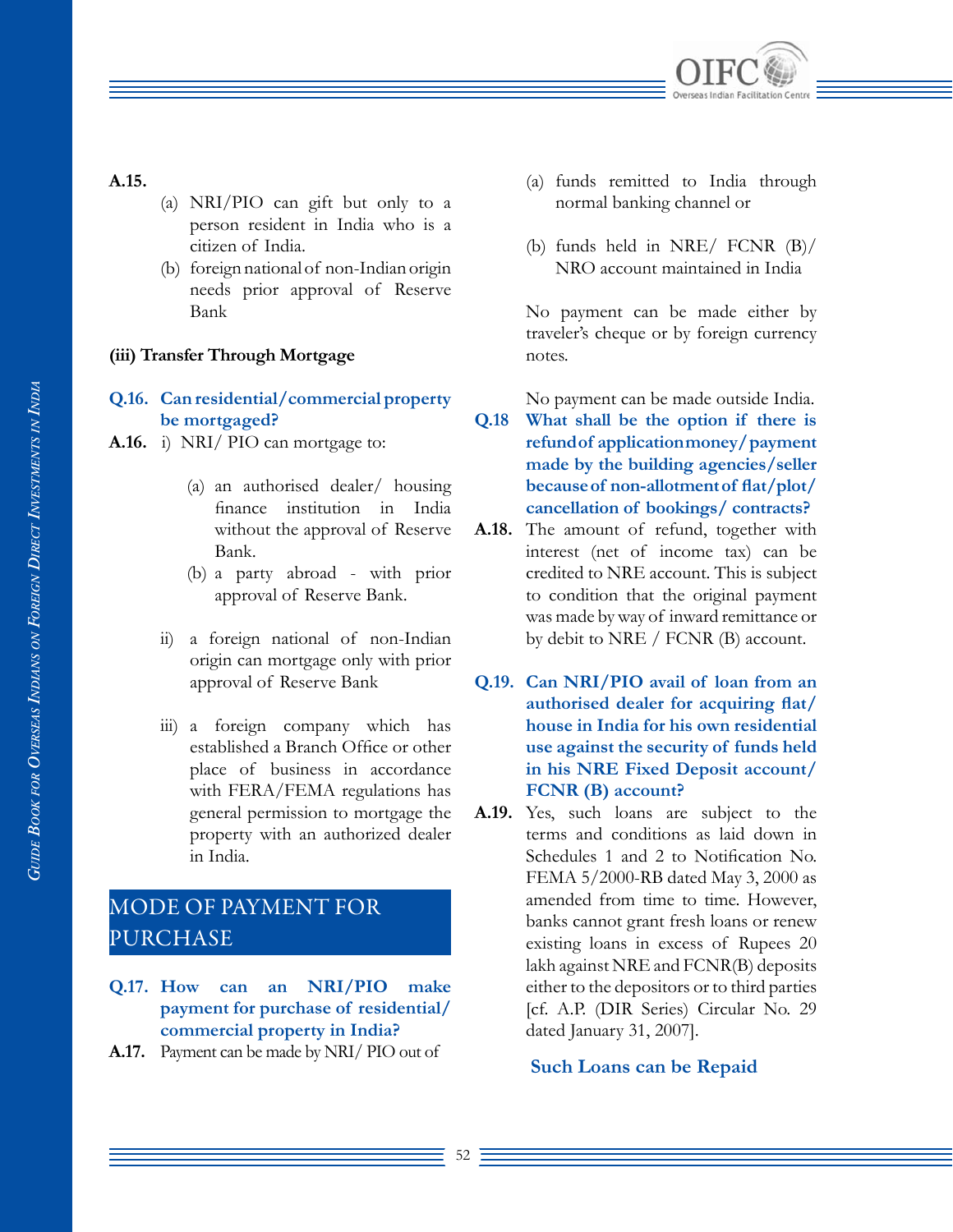**A.15.**

(a) NRI/PIO can gift but only to a person resident in India who is a citizen of India.

(b) foreign national of non-Indian origin needs prior approval of Reserve Bank

**(iii) Transfer Through Mortgage**

**Q.16. Can residential/commercial property be mortgaged?**

**A.16.** i) NRI/ PIO can mortgage to:

(a) an authorised dealer/ housing finance institution in India without the approval of Reserve Bank.

(b) a party abroad - with prior approval of Reserve Bank.

ii) a foreign national of non-Indian origin can mortgage only with prior approval of Reserve Bank

iii) a foreign company which has established a Branch Office or other place of business in accordance with FERA/FEMA regulations has general permission to mortgage the property with an authorized dealer in India.

## MODE OF PAYMENT FOR PURCHASE

**Q.17. How can an NRI/PIO make payment for purchase of residential/ commercial property in India?**

**A.17.** Payment can be made by NRI/ PIO out of

(a) funds remitted to India through normal banking channel or

(b) funds held in NRE/ FCNR (B)/ NRO account maintained in India

No payment can be made either by traveler's cheque or by foreign currency notes.

No payment can be made outside India.

**Q.18 What shall be the option if there is refund of application money/ payment made by the building agencies/seller because of non-allotment of flat/plot/ cancellation of bookings/ contracts?**

**A.18.** The amount of refund, together with interest (net of income tax) can be credited to NRE account. This is subject to condition that the original payment was made by way of inward remittance or by debit to NRE / FCNR (B) account.

**Q.19. Can NRI/PIO avail of loan from an authorised dealer for acquiring flat/ house in India for his own residential use against the security of funds held in his NRE Fixed Deposit account/ FCNR (B) account?**

**A.19.** Yes, such loans are subject to the terms and conditions as laid down in Schedules 1 and 2 to Notification No. FEMA 5/2000-RB dated May 3, 2000 as amended from time to time. However, banks cannot grant fresh loans or renew existing loans in excess of Rupees 20 lakh against NRE and FCNR(B) deposits either to the depositors or to third parties [cf. A.P. (DIR Series) Circular No. 29 dated January 31, 2007].

**Such Loans can be Repaid**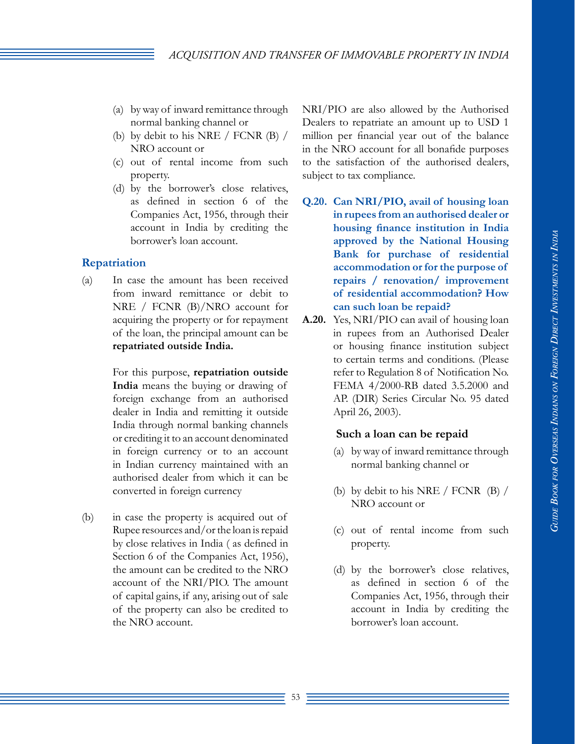(a) by way of inward remittance through normal banking channel or
(b) by debit to his NRE / FCNR (B) / NRO account or
(c) out of rental income from such property.
(d) by the borrower's close relatives, as defined in section 6 of the Companies Act, 1956, through their account in India by crediting the borrower's loan account.

### Repatriation

(a) In case the amount has been received from inward remittance or debit to NRE / FCNR (B)/NRO account for acquiring the property or for repayment of the loan, the principal amount can be **repatriated outside India.**

For this purpose, **repatriation outside India** means the buying or drawing of foreign exchange from an authorised dealer in India and remitting it outside India through normal banking channels or crediting it to an account denominated in foreign currency or to an account in Indian currency maintained with an authorised dealer from which it can be converted in foreign currency

(b) in case the property is acquired out of Rupee resources and/or the loan is repaid by close relatives in India ( as defined in Section 6 of the Companies Act, 1956), the amount can be credited to the NRO account of the NRI/PIO. The amount of capital gains, if any, arising out of sale of the property can also be credited to the NRO account.

NRI/PIO are also allowed by the Authorised Dealers to repatriate an amount up to USD 1 million per financial year out of the balance in the NRO account for all bonafide purposes to the satisfaction of the authorised dealers, subject to tax compliance.

**Q.20. Can NRI/PIO, avail of housing loan in rupees from an authorised dealer or housing finance institution in India approved by the National Housing Bank for purchase of residential accommodation or for the purpose of repairs / renovation/ improvement of residential accommodation? How can such loan be repaid?**

**A.20.** Yes, NRI/PIO can avail of housing loan in rupees from an Authorised Dealer or housing finance institution subject to certain terms and conditions. (Please refer to Regulation 8 of Notification No. FEMA 4/2000-RB dated 3.5.2000 and AP. (DIR) Series Circular No. 95 dated April 26, 2003).

**Such a loan can be repaid**

(a) by way of inward remittance through normal banking channel or

(b) by debit to his NRE / FCNR (B) / NRO account or

(c) out of rental income from such property.

(d) by the borrower's close relatives, as defined in section 6 of the Companies Act, 1956, through their account in India by crediting the borrower's loan account.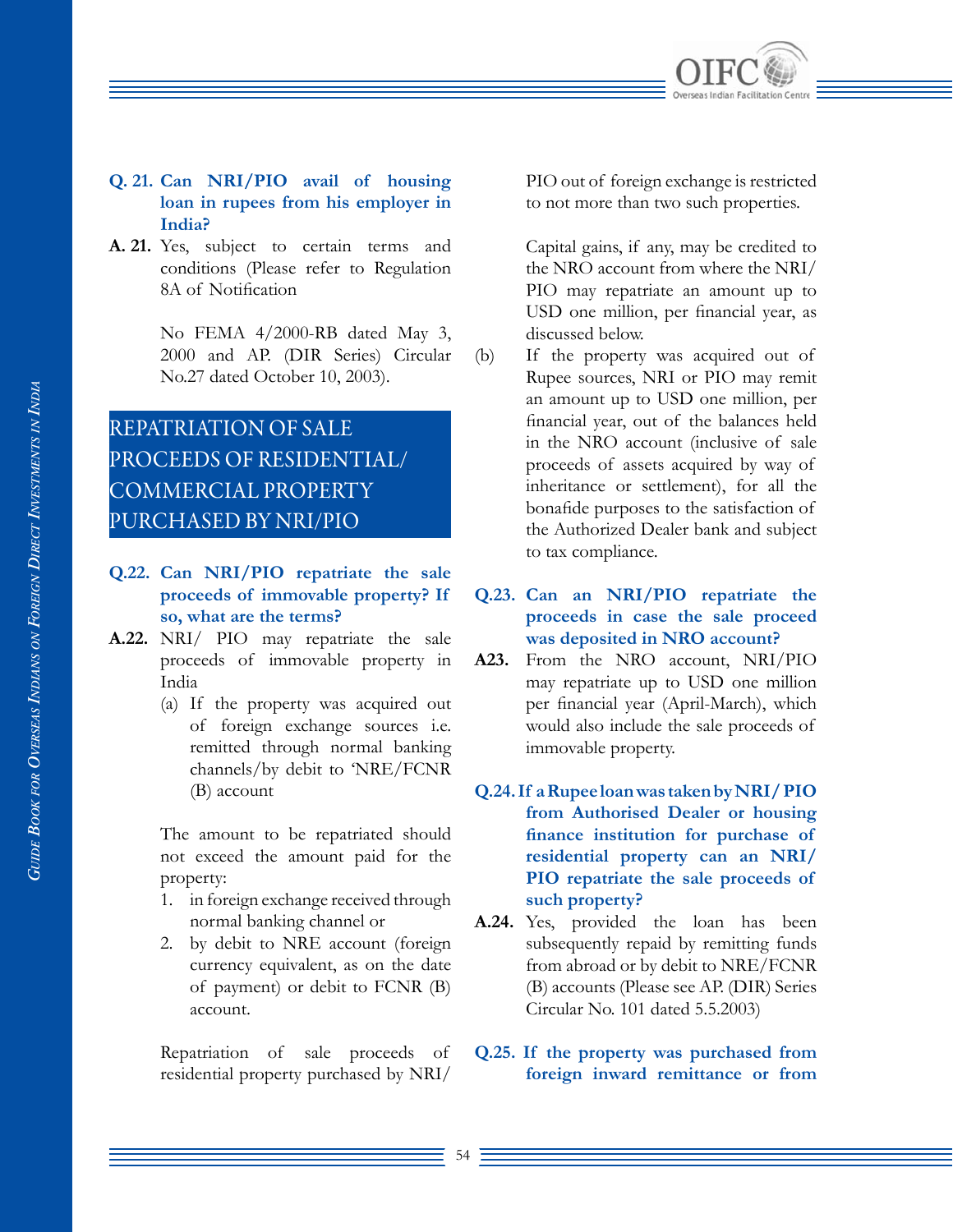**Q. 21. Can NRI/PIO avail of housing loan in rupees from his employer in India?**

**A. 21.** Yes, subject to certain terms and conditions (Please refer to Regulation 8A of Notification

No FEMA 4/2000-RB dated May 3, 2000 and AP. (DIR Series) Circular No.27 dated October 10, 2003).

## REPATRIATION OF SALE PROCEEDS OF RESIDENTIAL/ COMMERCIAL PROPERTY PURCHASED BY NRI/PIO

**Q.22. Can NRI/PIO repatriate the sale proceeds of immovable property? If so, what are the terms?**

**A.22.** NRI/ PIO may repatriate the sale proceeds of immovable property in India

(a) If the property was acquired out of foreign exchange sources i.e. remitted through normal banking channels/by debit to 'NRE/FCNR (B) account

The amount to be repatriated should not exceed the amount paid for the property:

1. in foreign exchange received through normal banking channel or
2. by debit to NRE account (foreign currency equivalent, as on the date of payment) or debit to FCNR (B) account.

Repatriation of sale proceeds of residential property purchased by NRI/ PIO out of foreign exchange is restricted to not more than two such properties.

Capital gains, if any, may be credited to the NRO account from where the NRI/ PIO may repatriate an amount up to USD one million, per financial year, as discussed below.

(b) If the property was acquired out of Rupee sources, NRI or PIO may remit an amount up to USD one million, per financial year, out of the balances held in the NRO account (inclusive of sale proceeds of assets acquired by way of inheritance or settlement), for all the bonafide purposes to the satisfaction of the Authorized Dealer bank and subject to tax compliance.

**Q.23. Can an NRI/PIO repatriate the proceeds in case the sale proceed was deposited in NRO account?**

**A23.** From the NRO account, NRI/PIO may repatriate up to USD one million per financial year (April-March), which would also include the sale proceeds of immovable property.

**Q.24. If a Rupee loan was taken by NRI/ PIO from Authorised Dealer or housing finance institution for purchase of residential property can an NRI/ PIO repatriate the sale proceeds of such property?**

**A.24.** Yes, provided the loan has been subsequently repaid by remitting funds from abroad or by debit to NRE/FCNR (B) accounts (Please see AP. (DIR) Series Circular No. 101 dated 5.5.2003)

**Q.25. If the property was purchased from foreign inward remittance or from**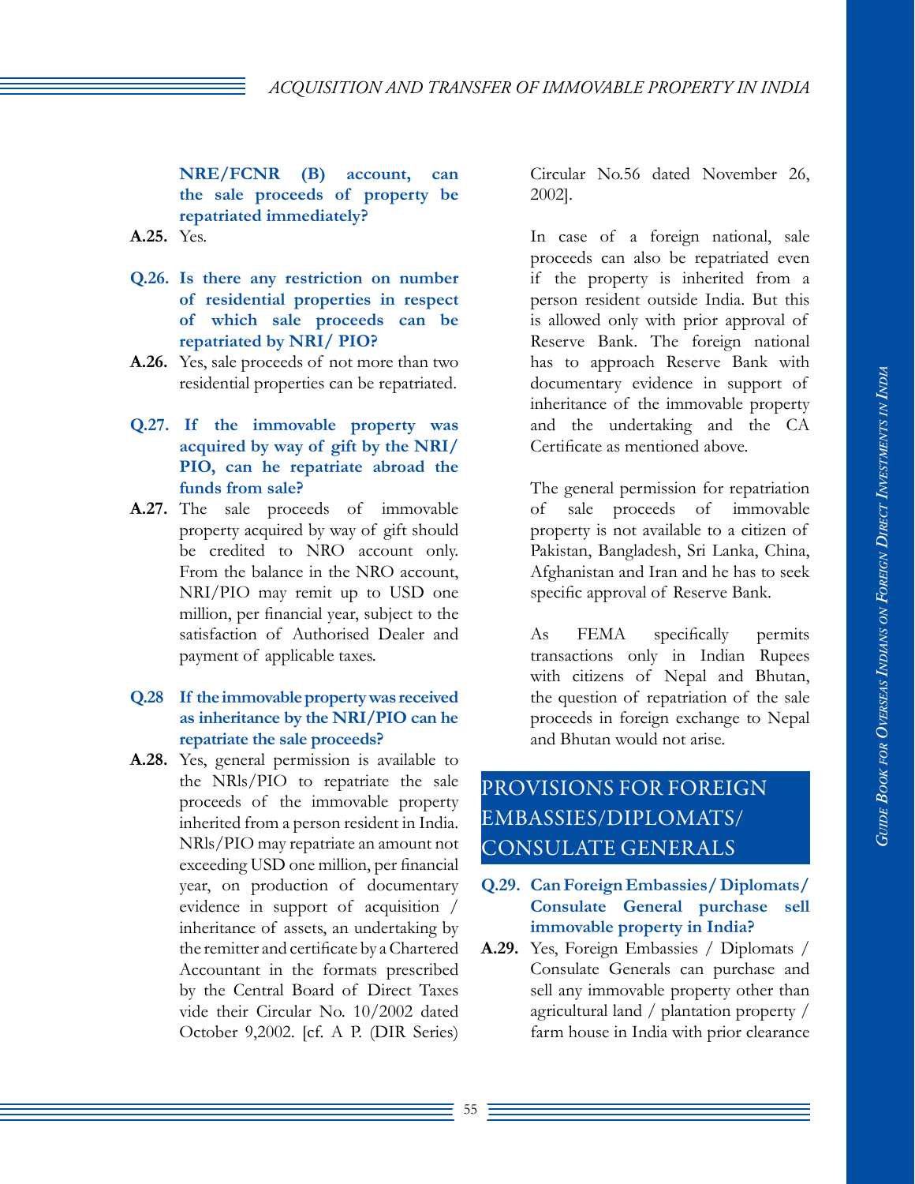**NRE/FCNR (B) account, can the sale proceeds of property be repatriated immediately?**

**A.25.** Yes.

**Q.26. Is there any restriction on number of residential properties in respect of which sale proceeds can be repatriated by NRI/ PIO?**

**A.26.** Yes, sale proceeds of not more than two residential properties can be repatriated.

**Q.27. If the immovable property was acquired by way of gift by the NRI/ PIO, can he repatriate abroad the funds from sale?**

**A.27.** The sale proceeds of immovable property acquired by way of gift should be credited to NRO account only. From the balance in the NRO account, NRI/PIO may remit up to USD one million, per financial year, subject to the satisfaction of Authorised Dealer and payment of applicable taxes.

**Q.28 If the immovable property was received as inheritance by the NRI/PIO can he repatriate the sale proceeds?**

**A.28.** Yes, general permission is available to the NRls/PIO to repatriate the sale proceeds of the immovable property inherited from a person resident in India. NRls/PIO may repatriate an amount not exceeding USD one million, per financial year, on production of documentary evidence in support of acquisition / inheritance of assets, an undertaking by the remitter and certificate by a Chartered Accountant in the formats prescribed by the Central Board of Direct Taxes vide their Circular No. 10/2002 dated October 9,2002. [cf. A P. (DIR Series) Circular No.56 dated November 26, 2002].

In case of a foreign national, sale proceeds can also be repatriated even if the property is inherited from a person resident outside India. But this is allowed only with prior approval of Reserve Bank. The foreign national has to approach Reserve Bank with documentary evidence in support of inheritance of the immovable property and the undertaking and the CA Certificate as mentioned above.

The general permission for repatriation of sale proceeds of immovable property is not available to a citizen of Pakistan, Bangladesh, Sri Lanka, China, Afghanistan and Iran and he has to seek specific approval of Reserve Bank.

As FEMA specifically permits transactions only in Indian Rupees with citizens of Nepal and Bhutan, the question of repatriation of the sale proceeds in foreign exchange to Nepal and Bhutan would not arise.

## PROVISIONS FOR FOREIGN EMBASSIES/DIPLOMATS/ CONSULATE GENERALS

**Q.29. Can Foreign Embassies/ Diplomats/ Consulate General purchase sell immovable property in India?**

**A.29.** Yes, Foreign Embassies / Diplomats / Consulate Generals can purchase and sell any immovable property other than agricultural land / plantation property / farm house in India with prior clearance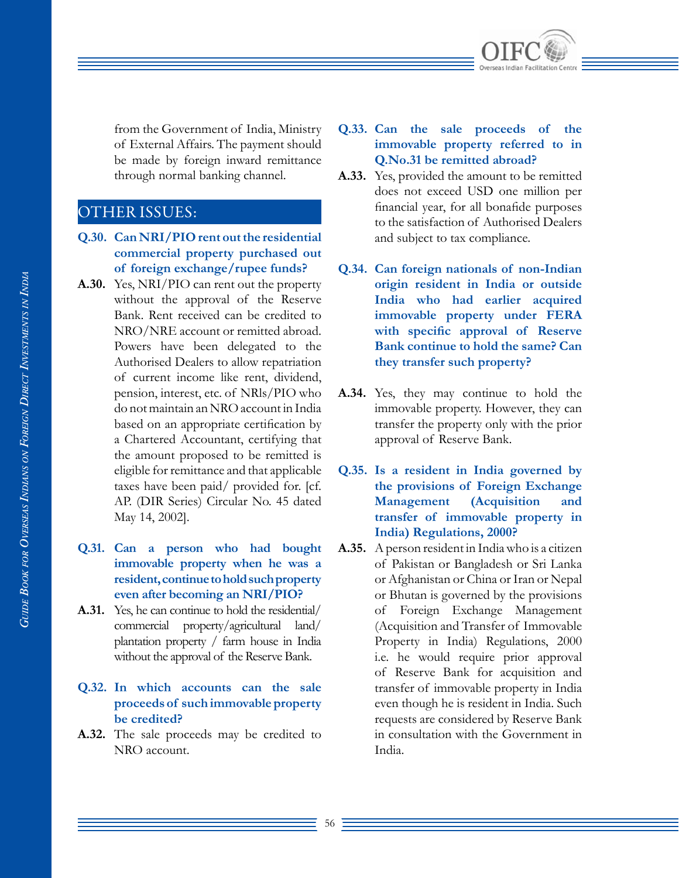from the Government of India, Ministry of External Affairs. The payment should be made by foreign inward remittance through normal banking channel.

## OTHER ISSUES:

**Q.30. Can NRI/PIO rent out the residential commercial property purchased out of foreign exchange/rupee funds?**

**A.30.** Yes, NRI/PIO can rent out the property without the approval of the Reserve Bank. Rent received can be credited to NRO/NRE account or remitted abroad. Powers have been delegated to the Authorised Dealers to allow repatriation of current income like rent, dividend, pension, interest, etc. of NRls/PIO who do not maintain an NRO account in India based on an appropriate certification by a Chartered Accountant, certifying that the amount proposed to be remitted is eligible for remittance and that applicable taxes have been paid/ provided for. [cf. AP. (DIR Series) Circular No. 45 dated May 14, 2002].

**Q.31. Can a person who had bought immovable property when he was a resident, continue to hold such property even after becoming an NRI/PIO?**

**A.31.** Yes, he can continue to hold the residential/ commercial property/agricultural land/ plantation property / farm house in India without the approval of the Reserve Bank.

**Q.32. In which accounts can the sale proceeds of such immovable property be credited?**

**A.32.** The sale proceeds may be credited to NRO account.

**Q.33. Can the sale proceeds of the immovable property referred to in Q.No.31 be remitted abroad?**

**A.33.** Yes, provided the amount to be remitted does not exceed USD one million per financial year, for all bonafide purposes to the satisfaction of Authorised Dealers and subject to tax compliance.

**Q.34. Can foreign nationals of non-Indian origin resident in India or outside India who had earlier acquired immovable property under FERA with specific approval of Reserve Bank continue to hold the same? Can they transfer such property?**

**A.34.** Yes, they may continue to hold the immovable property. However, they can transfer the property only with the prior approval of Reserve Bank.

**Q.35. Is a resident in India governed by the provisions of Foreign Exchange Management (Acquisition and transfer of immovable property in India) Regulations, 2000?**

**A.35.** A person resident in India who is a citizen of Pakistan or Bangladesh or Sri Lanka or Afghanistan or China or Iran or Nepal or Bhutan is governed by the provisions of Foreign Exchange Management (Acquisition and Transfer of Immovable Property in India) Regulations, 2000 i.e. he would require prior approval of Reserve Bank for acquisition and transfer of immovable property in India even though he is resident in India. Such requests are considered by Reserve Bank in consultation with the Government in India.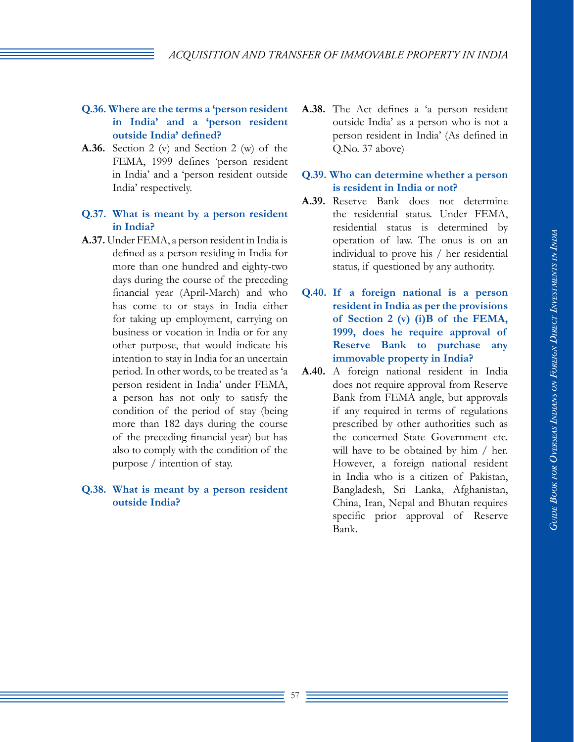**Q.36. Where are the terms a 'person resident in India' and a 'person resident outside India' defined?**

**A.36.** Section 2 (v) and Section 2 (w) of the FEMA, 1999 defines 'person resident in India' and a 'person resident outside India' respectively.

**Q.37. What is meant by a person resident in India?**

**A.37.** Under FEMA, a person resident in India is defined as a person residing in India for more than one hundred and eighty-two days during the course of the preceding financial year (April-March) and who has come to or stays in India either for taking up employment, carrying on business or vocation in India or for any other purpose, that would indicate his intention to stay in India for an uncertain period. In other words, to be treated as 'a person resident in India' under FEMA, a person has not only to satisfy the condition of the period of stay (being more than 182 days during the course of the preceding financial year) but has also to comply with the condition of the purpose / intention of stay.

**Q.38. What is meant by a person resident outside India?**

**A.38.** The Act defines a 'a person resident outside India' as a person who is not a person resident in India' (As defined in Q.No. 37 above)

**Q.39. Who can determine whether a person is resident in India or not?**

**A.39.** Reserve Bank does not determine the residential status. Under FEMA, residential status is determined by operation of law. The onus is on an individual to prove his / her residential status, if questioned by any authority.

**Q.40. If a foreign national is a person resident in India as per the provisions of Section 2 (v) (i)B of the FEMA, 1999, does he require approval of Reserve Bank to purchase any immovable property in India?**

**A.40.** A foreign national resident in India does not require approval from Reserve Bank from FEMA angle, but approvals if any required in terms of regulations prescribed by other authorities such as the concerned State Government etc. will have to be obtained by him / her. However, a foreign national resident in India who is a citizen of Pakistan, Bangladesh, Sri Lanka, Afghanistan, China, Iran, Nepal and Bhutan requires specific prior approval of Reserve Bank.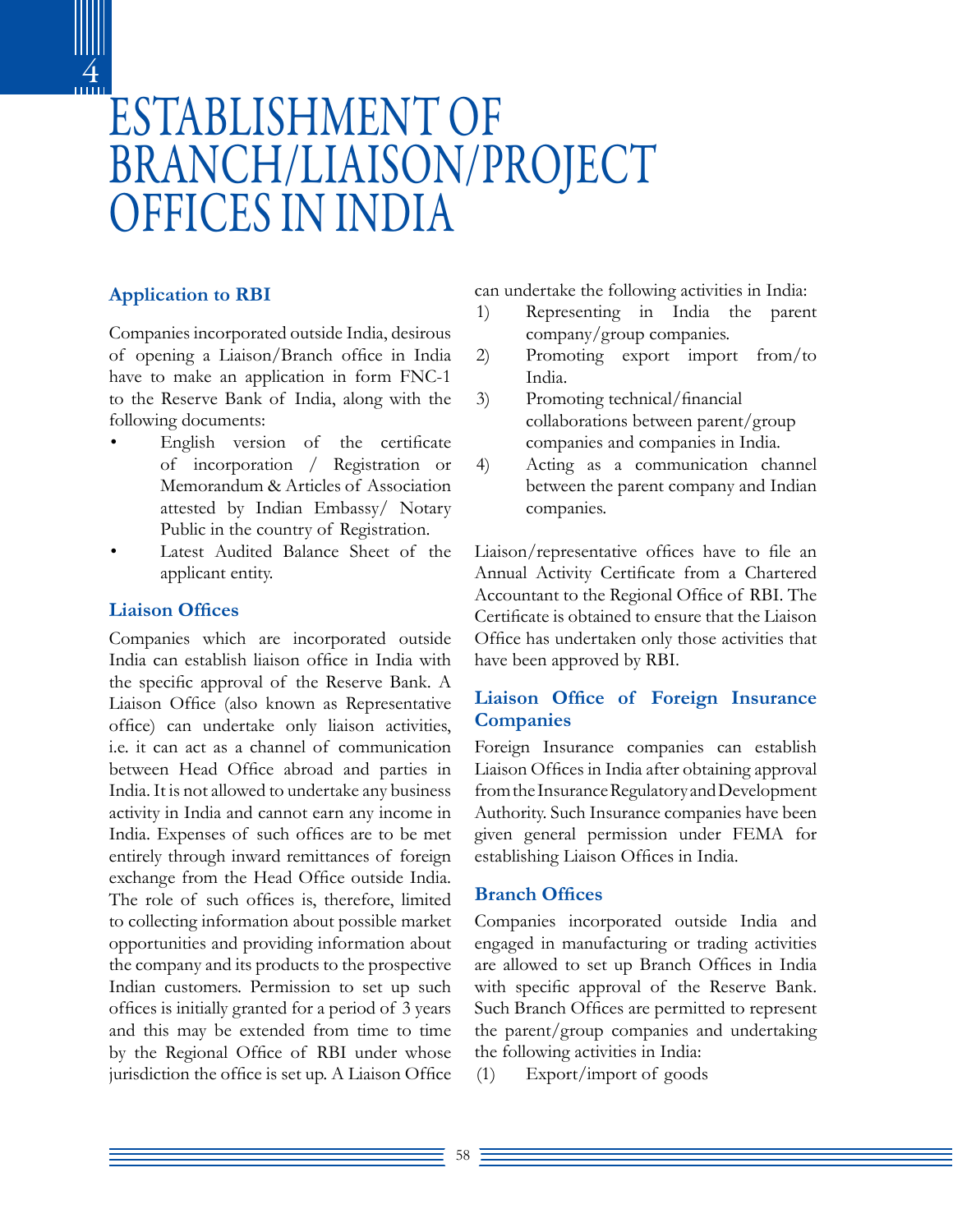# ESTABLISHMENT OF BRANCH/LIAISON/PROJECT OFFICES IN INDIA

## Application to RBI

Companies incorporated outside India, desirous of opening a Liaison/Branch office in India have to make an application in form FNC-1 to the Reserve Bank of India, along with the following documents:

- English version of the certificate of incorporation / Registration or Memorandum & Articles of Association attested by Indian Embassy/ Notary Public in the country of Registration.
- Latest Audited Balance Sheet of the applicant entity.

## Liaison Offices

Companies which are incorporated outside India can establish liaison office in India with the specific approval of the Reserve Bank. A Liaison Office (also known as Representative office) can undertake only liaison activities, i.e. it can act as a channel of communication between Head Office abroad and parties in India. It is not allowed to undertake any business activity in India and cannot earn any income in India. Expenses of such offices are to be met entirely through inward remittances of foreign exchange from the Head Office outside India. The role of such offices is, therefore, limited to collecting information about possible market opportunities and providing information about the company and its products to the prospective Indian customers. Permission to set up such offices is initially granted for a period of 3 years and this may be extended from time to time by the Regional Office of RBI under whose jurisdiction the office is set up. A Liaison Office can undertake the following activities in India:

1) Representing in India the parent company/group companies.
2) Promoting export import from/to India.
3) Promoting technical/financial collaborations between parent/group companies and companies in India.
4) Acting as a communication channel between the parent company and Indian companies.

Liaison/representative offices have to file an Annual Activity Certificate from a Chartered Accountant to the Regional Office of RBI. The Certificate is obtained to ensure that the Liaison Office has undertaken only those activities that have been approved by RBI.

## Liaison Office of Foreign Insurance Companies

Foreign Insurance companies can establish Liaison Offices in India after obtaining approval from the Insurance Regulatory and Development Authority. Such Insurance companies have been given general permission under FEMA for establishing Liaison Offices in India.

## Branch Offices

Companies incorporated outside India and engaged in manufacturing or trading activities are allowed to set up Branch Offices in India with specific approval of the Reserve Bank. Such Branch Offices are permitted to represent the parent/group companies and undertaking the following activities in India:

(1) Export/import of goods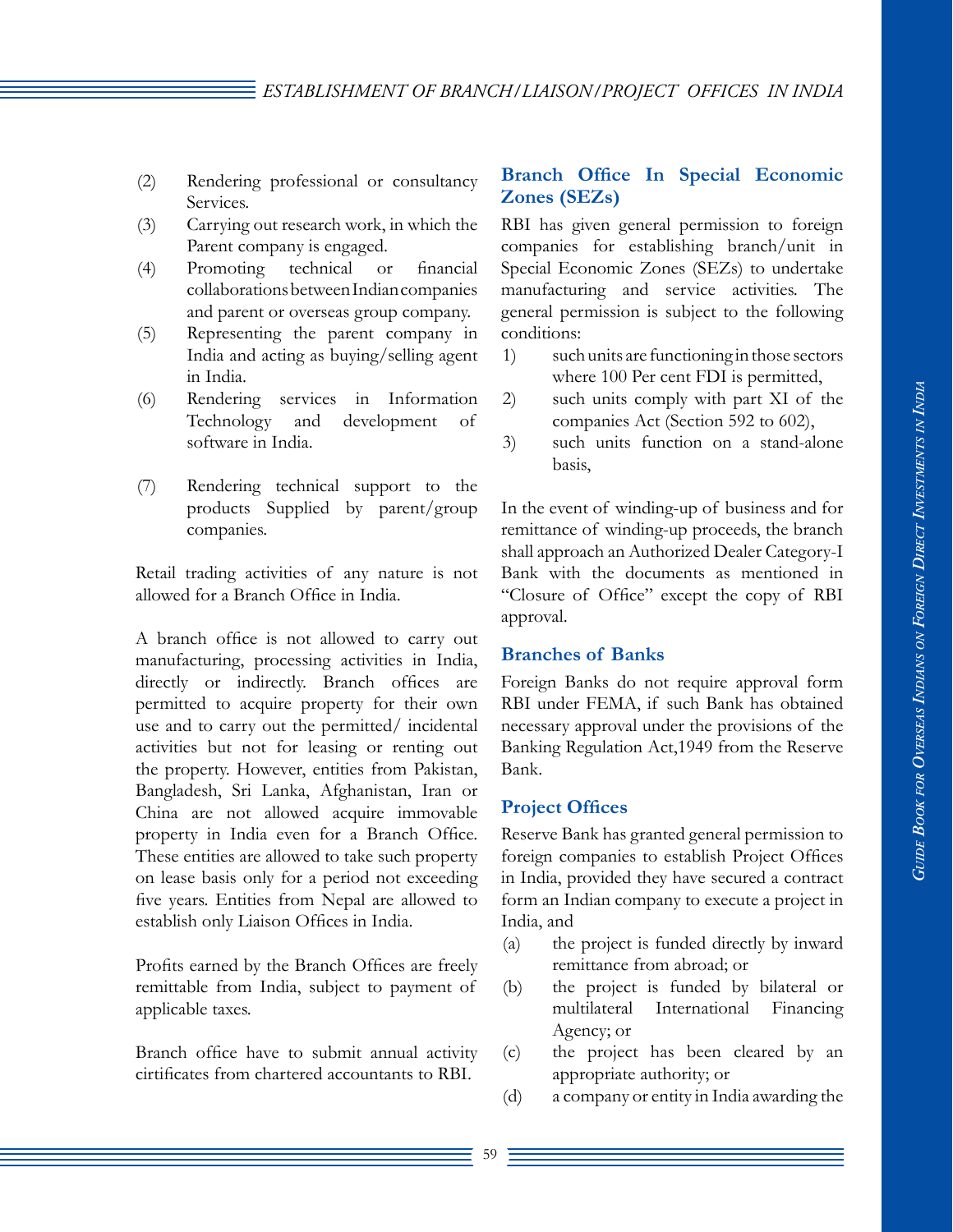(2) Rendering professional or consultancy Services.

(3) Carrying out research work, in which the Parent company is engaged.

(4) Promoting technical or financial collaborations between Indian companies and parent or overseas group company.

(5) Representing the parent company in India and acting as buying/selling agent in India.

(6) Rendering services in Information Technology and development of software in India.

(7) Rendering technical support to the products Supplied by parent/group companies.

Retail trading activities of any nature is not allowed for a Branch Office in India.

A branch office is not allowed to carry out manufacturing, processing activities in India, directly or indirectly. Branch offices are permitted to acquire property for their own use and to carry out the permitted/ incidental activities but not for leasing or renting out the property. However, entities from Pakistan, Bangladesh, Sri Lanka, Afghanistan, Iran or China are not allowed acquire immovable property in India even for a Branch Office. These entities are allowed to take such property on lease basis only for a period not exceeding five years. Entities from Nepal are allowed to establish only Liaison Offices in India.

Profits earned by the Branch Offices are freely remittable from India, subject to payment of applicable taxes.

Branch office have to submit annual activity cirtificates from chartered accountants to RBI.

### Branch Office In Special Economic Zones (SEZs)

RBI has given general permission to foreign companies for establishing branch/unit in Special Economic Zones (SEZs) to undertake manufacturing and service activities. The general permission is subject to the following conditions:

1) such units are functioning in those sectors where 100 Per cent FDI is permitted,
2) such units comply with part XI of the companies Act (Section 592 to 602),
3) such units function on a stand-alone basis,

In the event of winding-up of business and for remittance of winding-up proceeds, the branch shall approach an Authorized Dealer Category-I Bank with the documents as mentioned in "Closure of Office" except the copy of RBI approval.

### Branches of Banks

Foreign Banks do not require approval form RBI under FEMA, if such Bank has obtained necessary approval under the provisions of the Banking Regulation Act,1949 from the Reserve Bank.

### Project Offices

Reserve Bank has granted general permission to foreign companies to establish Project Offices in India, provided they have secured a contract form an Indian company to execute a project in India, and

(a) the project is funded directly by inward remittance from abroad; or

(b) the project is funded by bilateral or multilateral International Financing Agency; or

(c) the project has been cleared by an appropriate authority; or

(d) a company or entity in India awarding the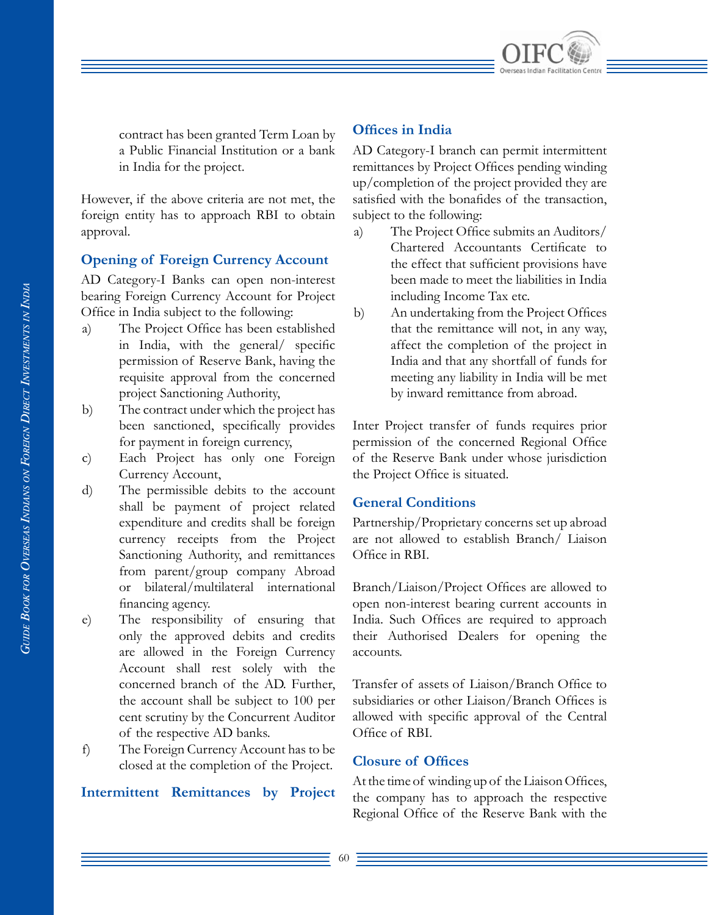contract has been granted Term Loan by a Public Financial Institution or a bank in India for the project.

However, if the above criteria are not met, the foreign entity has to approach RBI to obtain approval.

### Opening of Foreign Currency Account

AD Category-I Banks can open non-interest bearing Foreign Currency Account for Project Office in India subject to the following:

a) The Project Office has been established in India, with the general/ specific permission of Reserve Bank, having the requisite approval from the concerned project Sanctioning Authority,

b) The contract under which the project has been sanctioned, specifically provides for payment in foreign currency,

c) Each Project has only one Foreign Currency Account,

d) The permissible debits to the account shall be payment of project related expenditure and credits shall be foreign currency receipts from the Project Sanctioning Authority, and remittances from parent/group company Abroad or bilateral/multilateral international financing agency.

e) The responsibility of ensuring that only the approved debits and credits are allowed in the Foreign Currency Account shall rest solely with the concerned branch of the AD. Further, the account shall be subject to 100 per cent scrutiny by the Concurrent Auditor of the respective AD banks.

f) The Foreign Currency Account has to be closed at the completion of the Project.

### Intermittent Remittances by Project Offices in India

AD Category-I branch can permit intermittent remittances by Project Offices pending winding up/completion of the project provided they are satisfied with the bonafides of the transaction, subject to the following:

a) The Project Office submits an Auditors/ Chartered Accountants Certificate to the effect that sufficient provisions have been made to meet the liabilities in India including Income Tax etc.

b) An undertaking from the Project Offices that the remittance will not, in any way, affect the completion of the project in India and that any shortfall of funds for meeting any liability in India will be met by inward remittance from abroad.

Inter Project transfer of funds requires prior permission of the concerned Regional Office of the Reserve Bank under whose jurisdiction the Project Office is situated.

### General Conditions

Partnership/Proprietary concerns set up abroad are not allowed to establish Branch/ Liaison Office in RBI.

Branch/Liaison/Project Offices are allowed to open non-interest bearing current accounts in India. Such Offices are required to approach their Authorised Dealers for opening the accounts.

Transfer of assets of Liaison/Branch Office to subsidiaries or other Liaison/Branch Offices is allowed with specific approval of the Central Office of RBI.

### Closure of Offices

At the time of winding up of the Liaison Offices, the company has to approach the respective Regional Office of the Reserve Bank with the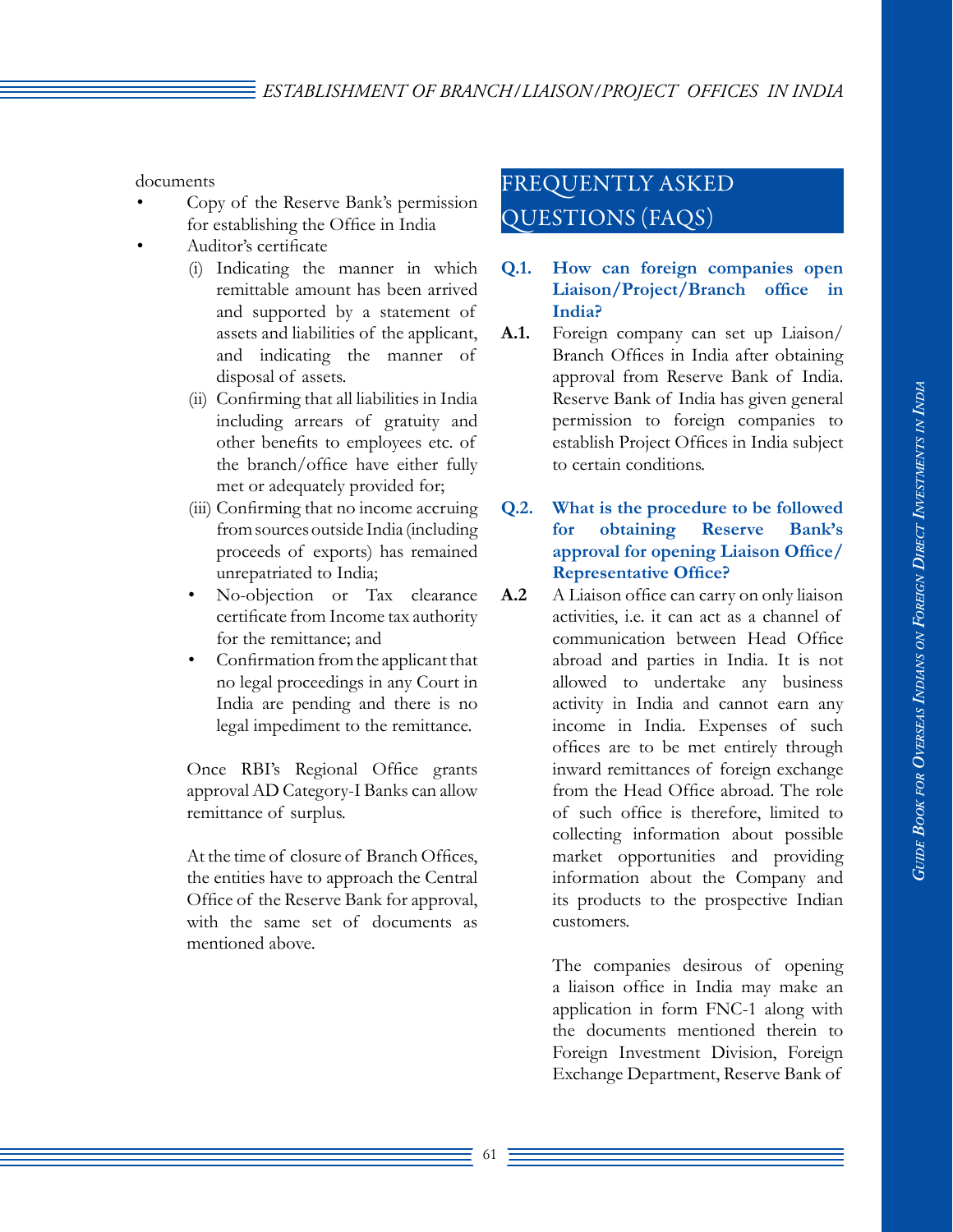documents

- Copy of the Reserve Bank's permission for establishing the Office in India
- Auditor's certificate
  - (i) Indicating the manner in which remittable amount has been arrived and supported by a statement of assets and liabilities of the applicant, and indicating the manner of disposal of assets.
  - (ii) Confirming that all liabilities in India including arrears of gratuity and other benefits to employees etc. of the branch/office have either fully met or adequately provided for;
  - (iii) Confirming that no income accruing from sources outside India (including proceeds of exports) has remained unrepatriated to India;
  - No-objection or Tax clearance certificate from Income tax authority for the remittance; and
  - Confirmation from the applicant that no legal proceedings in any Court in India are pending and there is no legal impediment to the remittance.

Once RBI's Regional Office grants approval AD Category-I Banks can allow remittance of surplus.

At the time of closure of Branch Offices, the entities have to approach the Central Office of the Reserve Bank for approval, with the same set of documents as mentioned above.

## FREQUENTLY ASKED QUESTIONS (FAQS)

**Q.1. How can foreign companies open Liaison/Project/Branch office in India?**

**A.1.** Foreign company can set up Liaison/ Branch Offices in India after obtaining approval from Reserve Bank of India. Reserve Bank of India has given general permission to foreign companies to establish Project Offices in India subject to certain conditions.

**Q.2. What is the procedure to be followed for obtaining Reserve Bank's approval for opening Liaison Office/ Representative Office?**

**A.2** A Liaison office can carry on only liaison activities, i.e. it can act as a channel of communication between Head Office abroad and parties in India. It is not allowed to undertake any business activity in India and cannot earn any income in India. Expenses of such offices are to be met entirely through inward remittances of foreign exchange from the Head Office abroad. The role of such office is therefore, limited to collecting information about possible market opportunities and providing information about the Company and its products to the prospective Indian customers.

The companies desirous of opening a liaison office in India may make an application in form FNC-1 along with the documents mentioned therein to Foreign Investment Division, Foreign Exchange Department, Reserve Bank of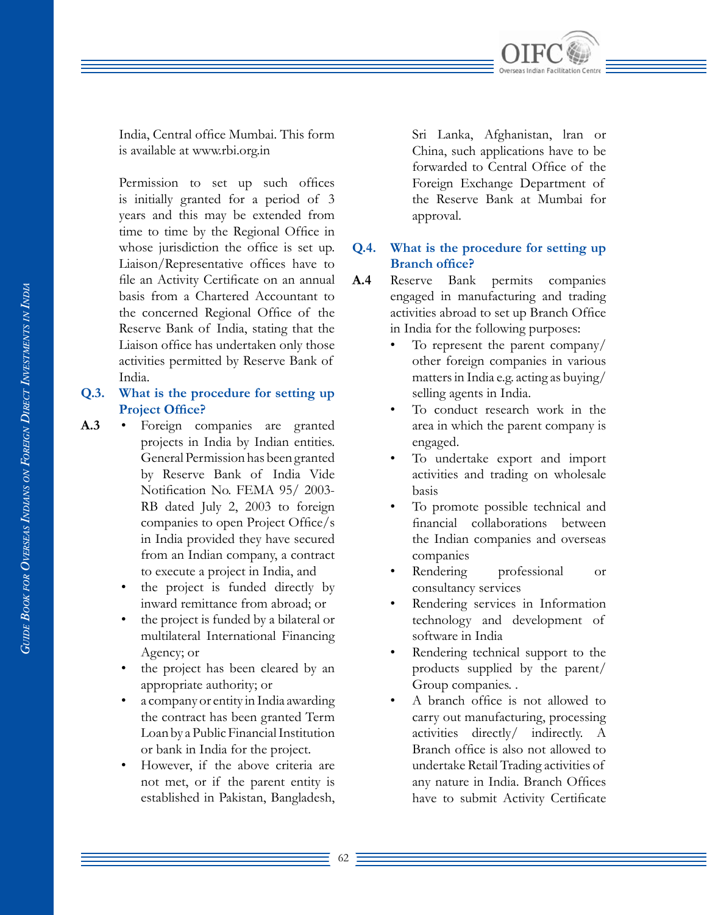India, Central office Mumbai. This form is available at www.rbi.org.in

Permission to set up such offices is initially granted for a period of 3 years and this may be extended from time to time by the Regional Office in whose jurisdiction the office is set up. Liaison/Representative offices have to file an Activity Certificate on an annual basis from a Chartered Accountant to the concerned Regional Office of the Reserve Bank of India, stating that the Liaison office has undertaken only those activities permitted by Reserve Bank of India.

**Q.3. What is the procedure for setting up Project Office?**

**A.3**

- Foreign companies are granted projects in India by Indian entities. General Permission has been granted by Reserve Bank of India Vide Notification No. FEMA 95/ 2003-RB dated July 2, 2003 to foreign companies to open Project Office/s in India provided they have secured from an Indian company, a contract to execute a project in India, and
- the project is funded directly by inward remittance from abroad; or
- the project is funded by a bilateral or multilateral International Financing Agency; or
- the project has been cleared by an appropriate authority; or
- a company or entity in India awarding the contract has been granted Term Loan by a Public Financial Institution or bank in India for the project.
- However, if the above criteria are not met, or if the parent entity is established in Pakistan, Bangladesh, Sri Lanka, Afghanistan, Iran or China, such applications have to be forwarded to Central Office of the Foreign Exchange Department of the Reserve Bank at Mumbai for approval.

**Q.4. What is the procedure for setting up Branch office?**

**A.4** Reserve Bank permits companies engaged in manufacturing and trading activities abroad to set up Branch Office in India for the following purposes:

- To represent the parent company/ other foreign companies in various matters in India e.g. acting as buying/ selling agents in India.
- To conduct research work in the area in which the parent company is engaged.
- To undertake export and import activities and trading on wholesale basis
- To promote possible technical and financial collaborations between the Indian companies and overseas companies
- Rendering professional or consultancy services
- Rendering services in Information technology and development of software in India
- Rendering technical support to the products supplied by the parent/ Group companies. .
- A branch office is not allowed to carry out manufacturing, processing activities directly/ indirectly. A Branch office is also not allowed to undertake Retail Trading activities of any nature in India. Branch Offices have to submit Activity Certificate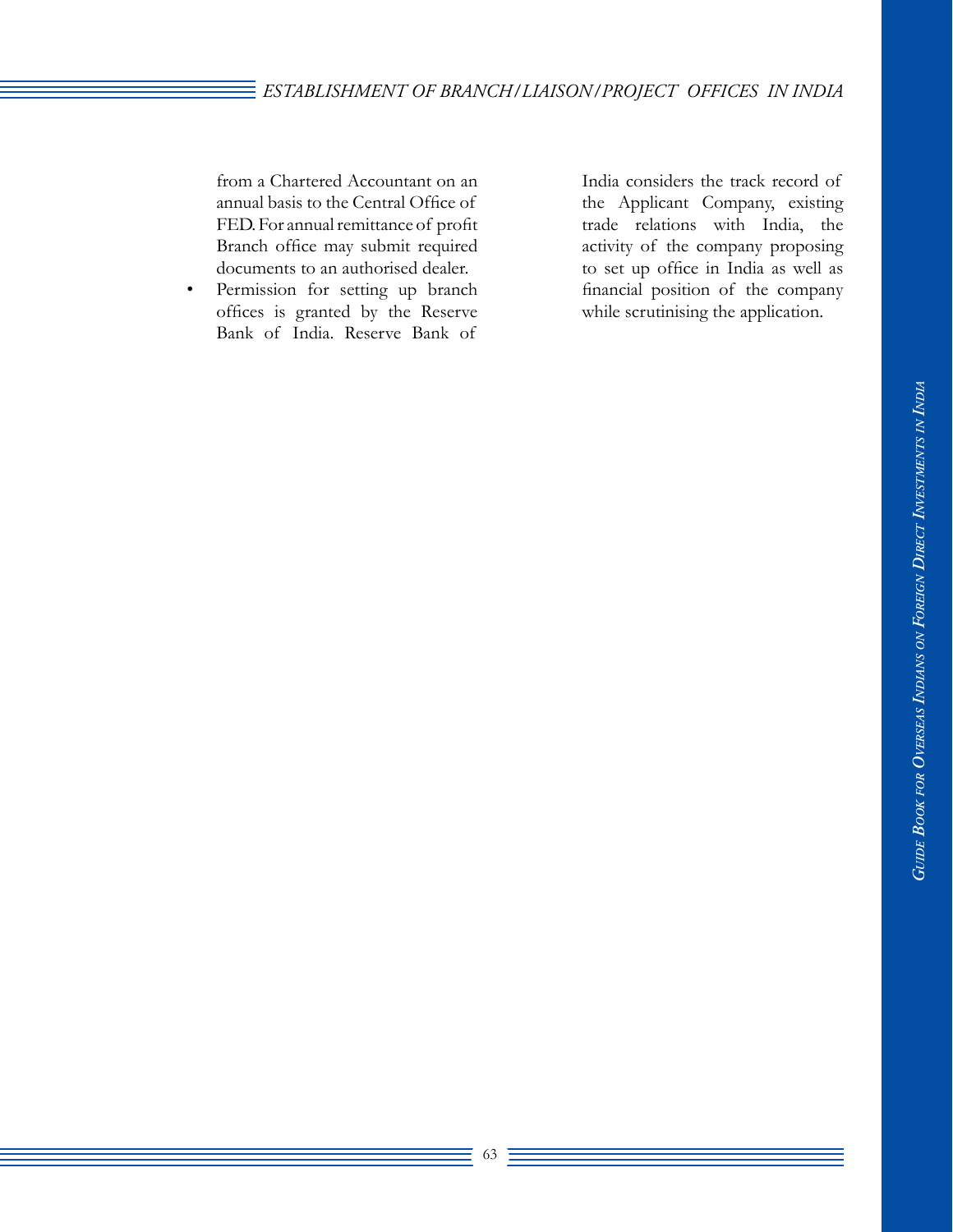from a Chartered Accountant on an annual basis to the Central Office of FED. For annual remittance of profit Branch office may submit required documents to an authorised dealer.

- Permission for setting up branch offices is granted by the Reserve Bank of India. Reserve Bank of India considers the track record of the Applicant Company, existing trade relations with India, the activity of the company proposing to set up office in India as well as financial position of the company while scrutinising the application.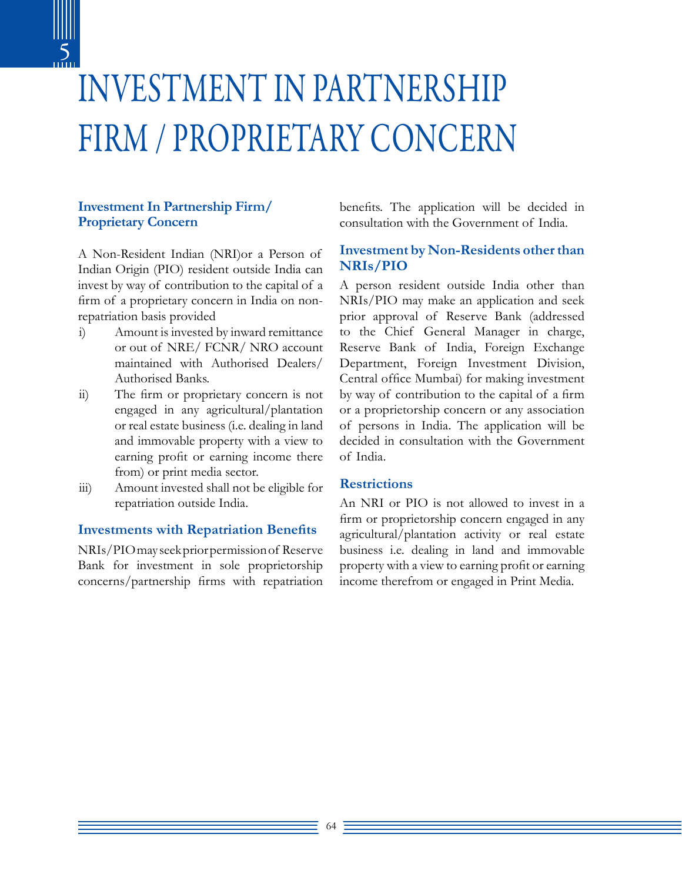# INVESTMENT IN PARTNERSHIP FIRM / PROPRIETARY CONCERN

### Investment In Partnership Firm/ Proprietary Concern

A Non-Resident Indian (NRI)or a Person of Indian Origin (PIO) resident outside India can invest by way of contribution to the capital of a firm of a proprietary concern in India on non-repatriation basis provided

i) Amount is invested by inward remittance or out of NRE/ FCNR/ NRO account maintained with Authorised Dealers/ Authorised Banks.

ii) The firm or proprietary concern is not engaged in any agricultural/plantation or real estate business (i.e. dealing in land and immovable property with a view to earning profit or earning income there from) or print media sector.

iii) Amount invested shall not be eligible for repatriation outside India.

### Investments with Repatriation Benefits

NRIs/PIO may seek prior permission of Reserve Bank for investment in sole proprietorship concerns/partnership firms with repatriation benefits. The application will be decided in consultation with the Government of India.

### Investment by Non-Residents other than NRIs/PIO

A person resident outside India other than NRIs/PIO may make an application and seek prior approval of Reserve Bank (addressed to the Chief General Manager in charge, Reserve Bank of India, Foreign Exchange Department, Foreign Investment Division, Central office Mumbai) for making investment by way of contribution to the capital of a firm or a proprietorship concern or any association of persons in India. The application will be decided in consultation with the Government of India.

### Restrictions

An NRI or PIO is not allowed to invest in a firm or proprietorship concern engaged in any agricultural/plantation activity or real estate business i.e. dealing in land and immovable property with a view to earning profit or earning income therefrom or engaged in Print Media.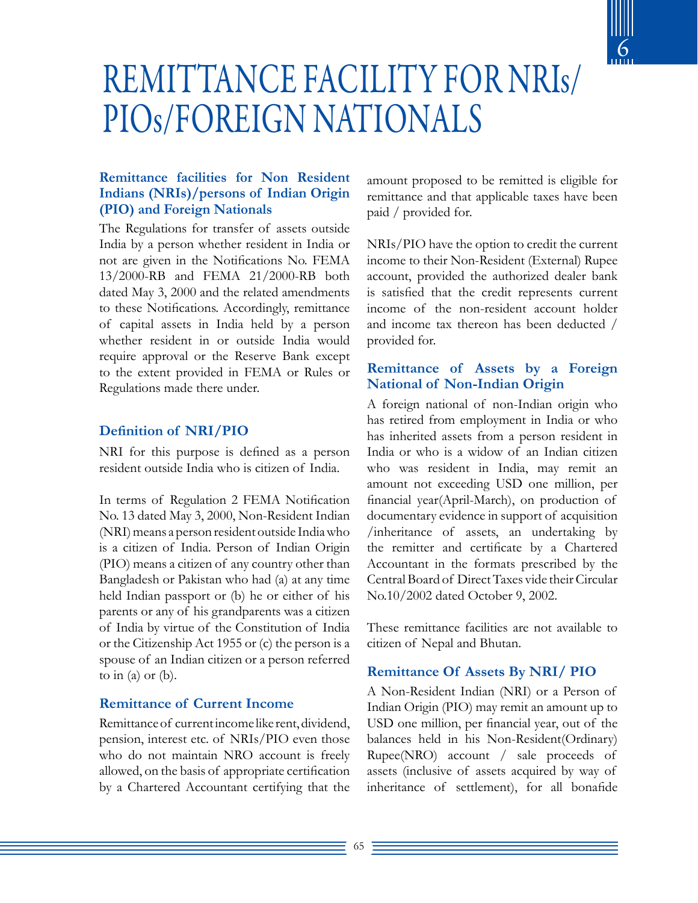# REMITTANCE FACILITY FOR NRIs/ PIOs/FOREIGN NATIONALS

### Remittance facilities for Non Resident Indians (NRIs)/persons of Indian Origin (PIO) and Foreign Nationals

The Regulations for transfer of assets outside India by a person whether resident in India or not are given in the Notifications No. FEMA 13/2000-RB and FEMA 21/2000-RB both dated May 3, 2000 and the related amendments to these Notifications. Accordingly, remittance of capital assets in India held by a person whether resident in or outside India would require approval or the Reserve Bank except to the extent provided in FEMA or Rules or Regulations made there under.

### Definition of NRI/PIO

NRI for this purpose is defined as a person resident outside India who is citizen of India.

In terms of Regulation 2 FEMA Notification No. 13 dated May 3, 2000, Non-Resident Indian (NRI) means a person resident outside India who is a citizen of India. Person of Indian Origin (PIO) means a citizen of any country other than Bangladesh or Pakistan who had (a) at any time held Indian passport or (b) he or either of his parents or any of his grandparents was a citizen of India by virtue of the Constitution of India or the Citizenship Act 1955 or (c) the person is a spouse of an Indian citizen or a person referred to in (a) or (b).

### Remittance of Current Income

Remittance of current income like rent, dividend, pension, interest etc. of NRIs/PIO even those who do not maintain NRO account is freely allowed, on the basis of appropriate certification by a Chartered Accountant certifying that the amount proposed to be remitted is eligible for remittance and that applicable taxes have been paid / provided for.

NRIs/PIO have the option to credit the current income to their Non-Resident (External) Rupee account, provided the authorized dealer bank is satisfied that the credit represents current income of the non-resident account holder and income tax thereon has been deducted / provided for.

### Remittance of Assets by a Foreign National of Non-Indian Origin

A foreign national of non-Indian origin who has retired from employment in India or who has inherited assets from a person resident in India or who is a widow of an Indian citizen who was resident in India, may remit an amount not exceeding USD one million, per financial year(April-March), on production of documentary evidence in support of acquisition /inheritance of assets, an undertaking by the remitter and certificate by a Chartered Accountant in the formats prescribed by the Central Board of Direct Taxes vide their Circular No.10/2002 dated October 9, 2002.

These remittance facilities are not available to citizen of Nepal and Bhutan.

### Remittance Of Assets By NRI/ PIO

A Non-Resident Indian (NRI) or a Person of Indian Origin (PIO) may remit an amount up to USD one million, per financial year, out of the balances held in his Non-Resident(Ordinary) Rupee(NRO) account / sale proceeds of assets (inclusive of assets acquired by way of inheritance of settlement), for all bonafide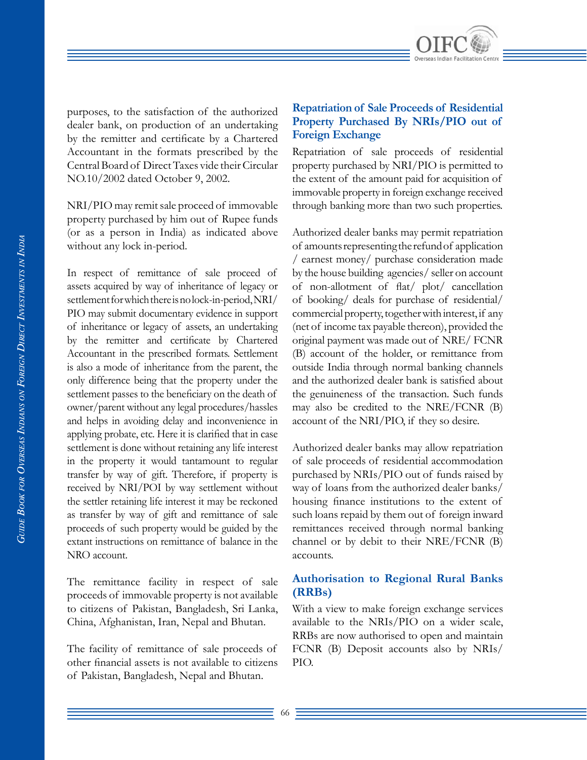purposes, to the satisfaction of the authorized dealer bank, on production of an undertaking by the remitter and certificate by a Chartered Accountant in the formats prescribed by the Central Board of Direct Taxes vide their Circular NO.10/2002 dated October 9, 2002.

NRI/PIO may remit sale proceed of immovable property purchased by him out of Rupee funds (or as a person in India) as indicated above without any lock in-period.

In respect of remittance of sale proceed of assets acquired by way of inheritance of legacy or settlement for which there is no lock-in-period, NRI/PIO may submit documentary evidence in support of inheritance or legacy of assets, an undertaking by the remitter and certificate by Chartered Accountant in the prescribed formats. Settlement is also a mode of inheritance from the parent, the only difference being that the property under the settlement passes to the beneficiary on the death of owner/parent without any legal procedures/hassles and helps in avoiding delay and inconvenience in applying probate, etc. Here it is clarified that in case settlement is done without retaining any life interest in the property it would tantamount to regular transfer by way of gift. Therefore, if property is received by NRI/POI by way settlement without the settler retaining life interest it may be reckoned as transfer by way of gift and remittance of sale proceeds of such property would be guided by the extant instructions on remittance of balance in the NRO account.

The remittance facility in respect of sale proceeds of immovable property is not available to citizens of Pakistan, Bangladesh, Sri Lanka, China, Afghanistan, Iran, Nepal and Bhutan.

The facility of remittance of sale proceeds of other financial assets is not available to citizens of Pakistan, Bangladesh, Nepal and Bhutan.

## Repatriation of Sale Proceeds of Residential Property Purchased By NRIs/PIO out of Foreign Exchange

Repatriation of sale proceeds of residential property purchased by NRI/PIO is permitted to the extent of the amount paid for acquisition of immovable property in foreign exchange received through banking more than two such properties.

Authorized dealer banks may permit repatriation of amounts representing the refund of application / earnest money/ purchase consideration made by the house building agencies/ seller on account of non-allotment of flat/ plot/ cancellation of booking/ deals for purchase of residential/ commercial property, together with interest, if any (net of income tax payable thereon), provided the original payment was made out of NRE/ FCNR (B) account of the holder, or remittance from outside India through normal banking channels and the authorized dealer bank is satisfied about the genuineness of the transaction. Such funds may also be credited to the NRE/FCNR (B) account of the NRI/PIO, if they so desire.

Authorized dealer banks may allow repatriation of sale proceeds of residential accommodation purchased by NRIs/PIO out of funds raised by way of loans from the authorized dealer banks/ housing finance institutions to the extent of such loans repaid by them out of foreign inward remittances received through normal banking channel or by debit to their NRE/FCNR (B) accounts.

## Authorisation to Regional Rural Banks (RRBs)

With a view to make foreign exchange services available to the NRIs/PIO on a wider scale, RRBs are now authorised to open and maintain FCNR (B) Deposit accounts also by NRIs/ PIO.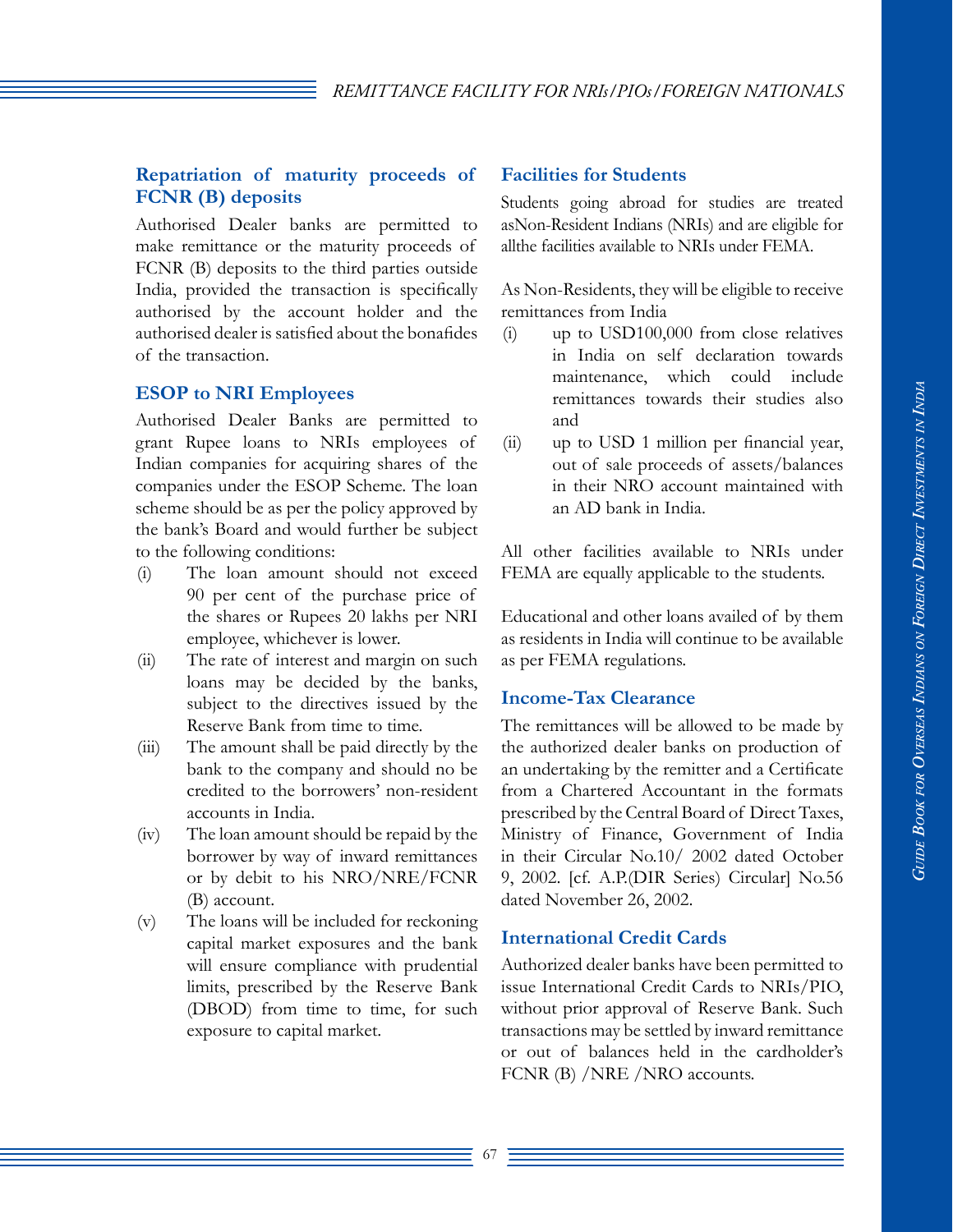### Repatriation of maturity proceeds of FCNR (B) deposits

Authorised Dealer banks are permitted to make remittance or the maturity proceeds of FCNR (B) deposits to the third parties outside India, provided the transaction is specifically authorised by the account holder and the authorised dealer is satisfied about the bonafides of the transaction.

### ESOP to NRI Employees

Authorised Dealer Banks are permitted to grant Rupee loans to NRIs employees of Indian companies for acquiring shares of the companies under the ESOP Scheme. The loan scheme should be as per the policy approved by the bank's Board and would further be subject to the following conditions:

(i) The loan amount should not exceed 90 per cent of the purchase price of the shares or Rupees 20 lakhs per NRI employee, whichever is lower.

(ii) The rate of interest and margin on such loans may be decided by the banks, subject to the directives issued by the Reserve Bank from time to time.

(iii) The amount shall be paid directly by the bank to the company and should no be credited to the borrowers' non-resident accounts in India.

(iv) The loan amount should be repaid by the borrower by way of inward remittances or by debit to his NRO/NRE/FCNR (B) account.

(v) The loans will be included for reckoning capital market exposures and the bank will ensure compliance with prudential limits, prescribed by the Reserve Bank (DBOD) from time to time, for such exposure to capital market.

### Facilities for Students

Students going abroad for studies are treated asNon-Resident Indians (NRIs) and are eligible for allthe facilities available to NRIs under FEMA.

As Non-Residents, they will be eligible to receive remittances from India

(i) up to USD100,000 from close relatives in India on self declaration towards maintenance, which could include remittances towards their studies also and

(ii) up to USD 1 million per financial year, out of sale proceeds of assets/balances in their NRO account maintained with an AD bank in India.

All other facilities available to NRIs under FEMA are equally applicable to the students.

Educational and other loans availed of by them as residents in India will continue to be available as per FEMA regulations.

### Income-Tax Clearance

The remittances will be allowed to be made by the authorized dealer banks on production of an undertaking by the remitter and a Certificate from a Chartered Accountant in the formats prescribed by the Central Board of Direct Taxes, Ministry of Finance, Government of India in their Circular No.10/ 2002 dated October 9, 2002. [cf. A.P.(DIR Series) Circular] No.56 dated November 26, 2002.

### International Credit Cards

Authorized dealer banks have been permitted to issue International Credit Cards to NRIs/PIO, without prior approval of Reserve Bank. Such transactions may be settled by inward remittance or out of balances held in the cardholder's FCNR (B) /NRE /NRO accounts.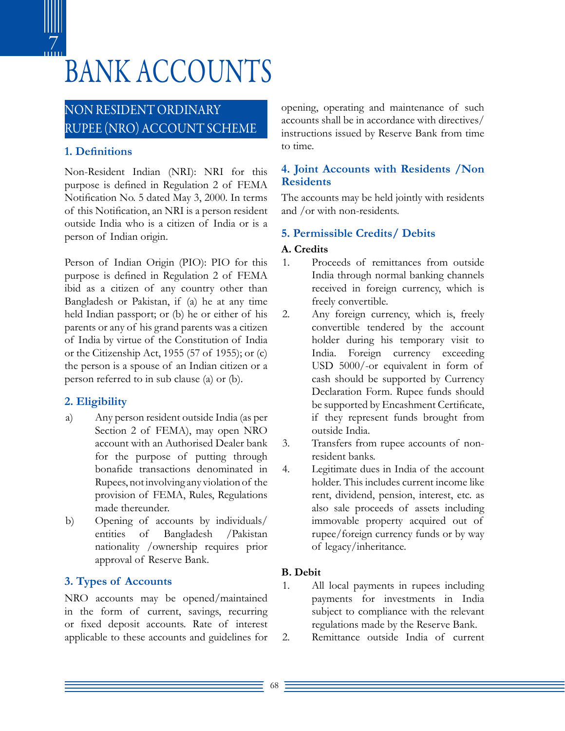# 7 BANK ACCOUNTS

## NON RESIDENT ORDINARY RUPEE (NRO) ACCOUNT SCHEME

### 1. Definitions

Non-Resident Indian (NRI): NRI for this purpose is defined in Regulation 2 of FEMA Notification No. 5 dated May 3, 2000. In terms of this Notification, an NRI is a person resident outside India who is a citizen of India or is a person of Indian origin.

Person of Indian Origin (PIO): PIO for this purpose is defined in Regulation 2 of FEMA ibid as a citizen of any country other than Bangladesh or Pakistan, if (a) he at any time held Indian passport; or (b) he or either of his parents or any of his grand parents was a citizen of India by virtue of the Constitution of India or the Citizenship Act, 1955 (57 of 1955); or (c) the person is a spouse of an Indian citizen or a person referred to in sub clause (a) or (b).

### 2. Eligibility

a) Any person resident outside India (as per Section 2 of FEMA), may open NRO account with an Authorised Dealer bank for the purpose of putting through bonafide transactions denominated in Rupees, not involving any violation of the provision of FEMA, Rules, Regulations made thereunder.

b) Opening of accounts by individuals/ entities of Bangladesh /Pakistan nationality /ownership requires prior approval of Reserve Bank.

### 3. Types of Accounts

NRO accounts may be opened/maintained in the form of current, savings, recurring or fixed deposit accounts. Rate of interest applicable to these accounts and guidelines for opening, operating and maintenance of such accounts shall be in accordance with directives/ instructions issued by Reserve Bank from time to time.

### 4. Joint Accounts with Residents /Non Residents

The accounts may be held jointly with residents and /or with non-residents.

### 5. Permissible Credits/ Debits

**A. Credits**

1. Proceeds of remittances from outside India through normal banking channels received in foreign currency, which is freely convertible.
2. Any foreign currency, which is, freely convertible tendered by the account holder during his temporary visit to India. Foreign currency exceeding USD 5000/-or equivalent in form of cash should be supported by Currency Declaration Form. Rupee funds should be supported by Encashment Certificate, if they represent funds brought from outside India.
3. Transfers from rupee accounts of non-resident banks.
4. Legitimate dues in India of the account holder. This includes current income like rent, dividend, pension, interest, etc. as also sale proceeds of assets including immovable property acquired out of rupee/foreign currency funds or by way of legacy/inheritance.

**B. Debit**

1. All local payments in rupees including payments for investments in India subject to compliance with the relevant regulations made by the Reserve Bank.
2. Remittance outside India of current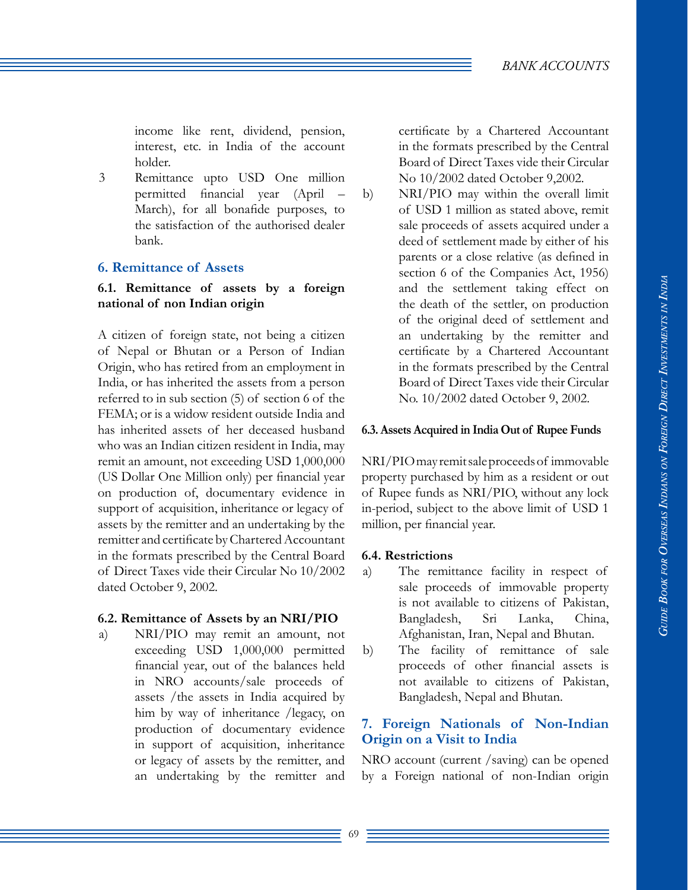income like rent, dividend, pension, interest, etc. in India of the account holder.

3 Remittance upto USD One million permitted financial year (April – March), for all bonafide purposes, to the satisfaction of the authorised dealer bank.

## 6. Remittance of Assets

### 6.1. Remittance of assets by a foreign national of non Indian origin

A citizen of foreign state, not being a citizen of Nepal or Bhutan or a Person of Indian Origin, who has retired from an employment in India, or has inherited the assets from a person referred to in sub section (5) of section 6 of the FEMA; or is a widow resident outside India and has inherited assets of her deceased husband who was an Indian citizen resident in India, may remit an amount, not exceeding USD 1,000,000 (US Dollar One Million only) per financial year on production of, documentary evidence in support of acquisition, inheritance or legacy of assets by the remitter and an undertaking by the remitter and certificate by Chartered Accountant in the formats prescribed by the Central Board of Direct Taxes vide their Circular No 10/2002 dated October 9, 2002.

### 6.2. Remittance of Assets by an NRI/PIO

a) NRI/PIO may remit an amount, not exceeding USD 1,000,000 permitted financial year, out of the balances held in NRO accounts/sale proceeds of assets /the assets in India acquired by him by way of inheritance /legacy, on production of documentary evidence in support of acquisition, inheritance or legacy of assets by the remitter, and an undertaking by the remitter and certificate by a Chartered Accountant in the formats prescribed by the Central Board of Direct Taxes vide their Circular No 10/2002 dated October 9,2002.

b) NRI/PIO may within the overall limit of USD 1 million as stated above, remit sale proceeds of assets acquired under a deed of settlement made by either of his parents or a close relative (as defined in section 6 of the Companies Act, 1956) and the settlement taking effect on the death of the settler, on production of the original deed of settlement and an undertaking by the remitter and certificate by a Chartered Accountant in the formats prescribed by the Central Board of Direct Taxes vide their Circular No. 10/2002 dated October 9, 2002.

### 6.3. Assets Acquired in India Out of Rupee Funds

NRI/PIO may remit sale proceeds of immovable property purchased by him as a resident or out of Rupee funds as NRI/PIO, without any lock in-period, subject to the above limit of USD 1 million, per financial year.

### 6.4. Restrictions

a) The remittance facility in respect of sale proceeds of immovable property is not available to citizens of Pakistan, Bangladesh, Sri Lanka, China, Afghanistan, Iran, Nepal and Bhutan.

b) The facility of remittance of sale proceeds of other financial assets is not available to citizens of Pakistan, Bangladesh, Nepal and Bhutan.

## 7. Foreign Nationals of Non-Indian Origin on a Visit to India

NRO account (current /saving) can be opened by a Foreign national of non-Indian origin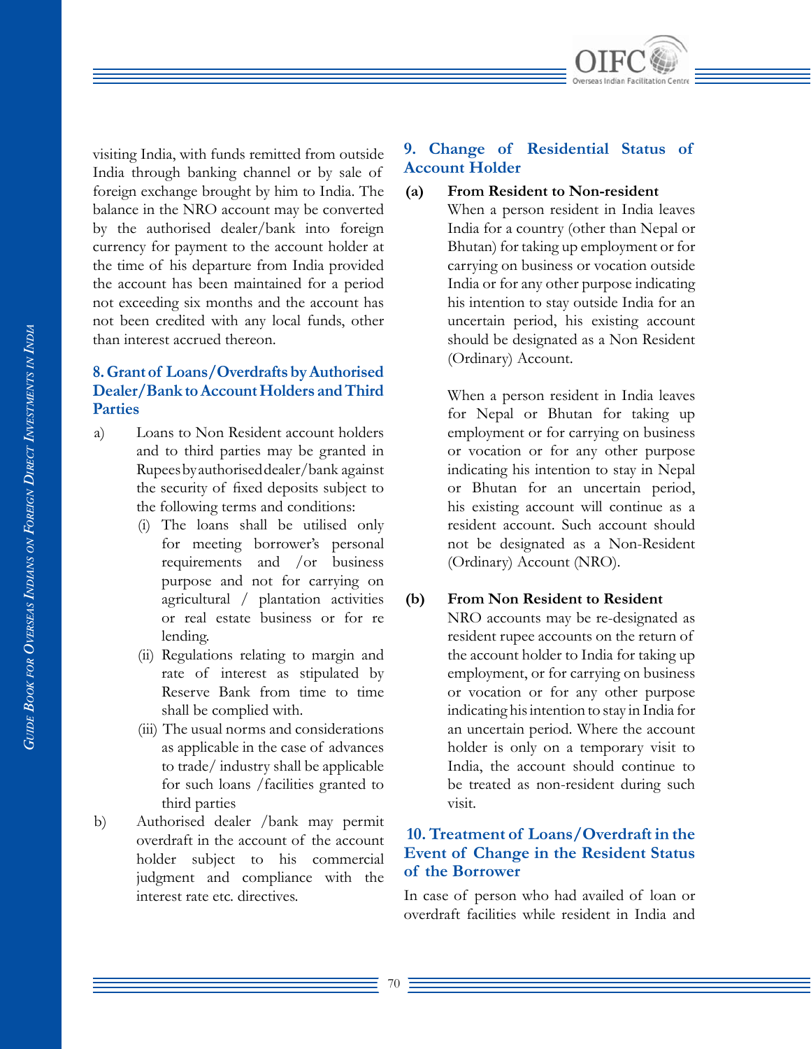visiting India, with funds remitted from outside India through banking channel or by sale of foreign exchange brought by him to India. The balance in the NRO account may be converted by the authorised dealer/bank into foreign currency for payment to the account holder at the time of his departure from India provided the account has been maintained for a period not exceeding six months and the account has not been credited with any local funds, other than interest accrued thereon.

## 8. Grant of Loans/Overdrafts by Authorised Dealer/Bank to Account Holders and Third Parties

a) Loans to Non Resident account holders and to third parties may be granted in Rupees by authorised dealer/bank against the security of fixed deposits subject to the following terms and conditions:
   - (i) The loans shall be utilised only for meeting borrower's personal requirements and /or business purpose and not for carrying on agricultural / plantation activities or real estate business or for re lending.
   - (ii) Regulations relating to margin and rate of interest as stipulated by Reserve Bank from time to time shall be complied with.
   - (iii) The usual norms and considerations as applicable in the case of advances to trade/ industry shall be applicable for such loans /facilities granted to third parties

b) Authorised dealer /bank may permit overdraft in the account of the account holder subject to his commercial judgment and compliance with the interest rate etc. directives.

## 9. Change of Residential Status of Account Holder

**(a) From Resident to Non-resident**

When a person resident in India leaves India for a country (other than Nepal or Bhutan) for taking up employment or for carrying on business or vocation outside India or for any other purpose indicating his intention to stay outside India for an uncertain period, his existing account should be designated as a Non Resident (Ordinary) Account.

When a person resident in India leaves for Nepal or Bhutan for taking up employment or for carrying on business or vocation or for any other purpose indicating his intention to stay in Nepal or Bhutan for an uncertain period, his existing account will continue as a resident account. Such account should not be designated as a Non-Resident (Ordinary) Account (NRO).

**(b) From Non Resident to Resident**

NRO accounts may be re-designated as resident rupee accounts on the return of the account holder to India for taking up employment, or for carrying on business or vocation or for any other purpose indicating his intention to stay in India for an uncertain period. Where the account holder is only on a temporary visit to India, the account should continue to be treated as non-resident during such visit.

## 10. Treatment of Loans/Overdraft in the Event of Change in the Resident Status of the Borrower

In case of person who had availed of loan or overdraft facilities while resident in India and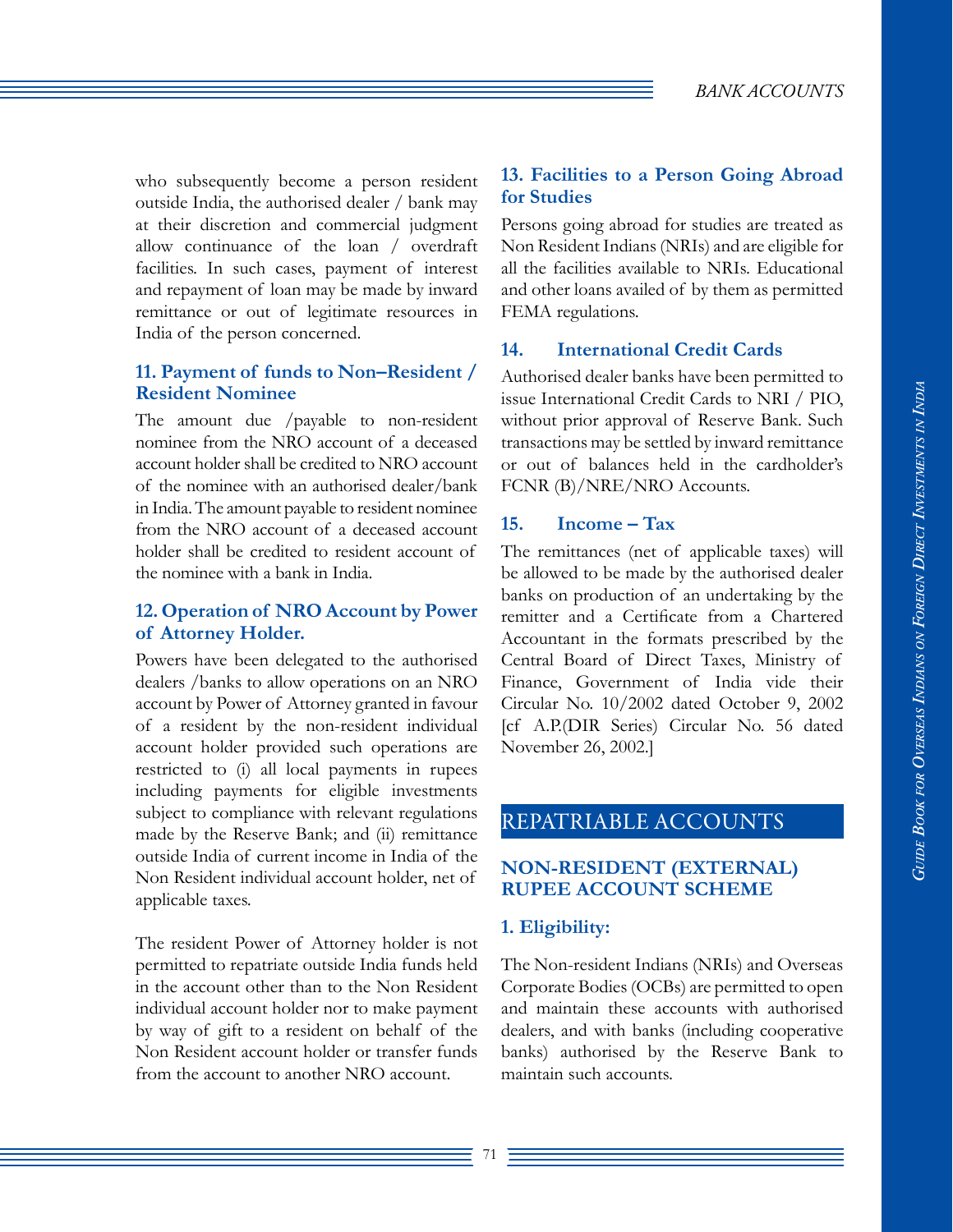who subsequently become a person resident outside India, the authorised dealer / bank may at their discretion and commercial judgment allow continuance of the loan / overdraft facilities. In such cases, payment of interest and repayment of loan may be made by inward remittance or out of legitimate resources in India of the person concerned.

### 11. Payment of funds to Non–Resident / Resident Nominee

The amount due /payable to non-resident nominee from the NRO account of a deceased account holder shall be credited to NRO account of the nominee with an authorised dealer/bank in India. The amount payable to resident nominee from the NRO account of a deceased account holder shall be credited to resident account of the nominee with a bank in India.

### 12. Operation of NRO Account by Power of Attorney Holder.

Powers have been delegated to the authorised dealers /banks to allow operations on an NRO account by Power of Attorney granted in favour of a resident by the non-resident individual account holder provided such operations are restricted to (i) all local payments in rupees including payments for eligible investments subject to compliance with relevant regulations made by the Reserve Bank; and (ii) remittance outside India of current income in India of the Non Resident individual account holder, net of applicable taxes.

The resident Power of Attorney holder is not permitted to repatriate outside India funds held in the account other than to the Non Resident individual account holder nor to make payment by way of gift to a resident on behalf of the Non Resident account holder or transfer funds from the account to another NRO account.

### 13. Facilities to a Person Going Abroad for Studies

Persons going abroad for studies are treated as Non Resident Indians (NRIs) and are eligible for all the facilities available to NRIs. Educational and other loans availed of by them as permitted FEMA regulations.

### 14. International Credit Cards

Authorised dealer banks have been permitted to issue International Credit Cards to NRI / PIO, without prior approval of Reserve Bank. Such transactions may be settled by inward remittance or out of balances held in the cardholder's FCNR (B)/NRE/NRO Accounts.

### 15. Income – Tax

The remittances (net of applicable taxes) will be allowed to be made by the authorised dealer banks on production of an undertaking by the remitter and a Certificate from a Chartered Accountant in the formats prescribed by the Central Board of Direct Taxes, Ministry of Finance, Government of India vide their Circular No. 10/2002 dated October 9, 2002 [cf A.P.(DIR Series) Circular No. 56 dated November 26, 2002.]

# REPATRIABLE ACCOUNTS

## NON-RESIDENT (EXTERNAL) RUPEE ACCOUNT SCHEME

### 1. Eligibility:

The Non-resident Indians (NRIs) and Overseas Corporate Bodies (OCBs) are permitted to open and maintain these accounts with authorised dealers, and with banks (including cooperative banks) authorised by the Reserve Bank to maintain such accounts.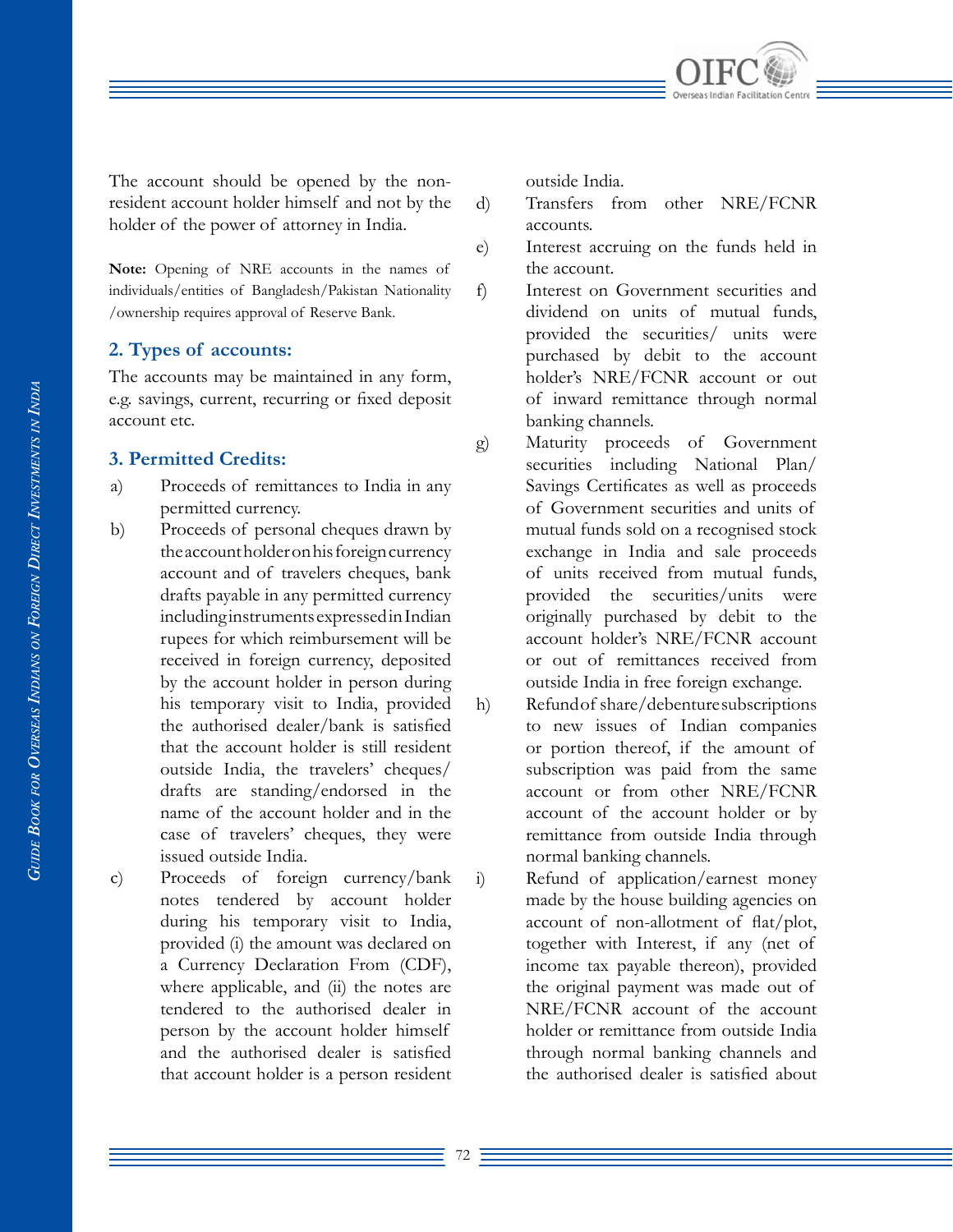The account should be opened by the non-resident account holder himself and not by the holder of the power of attorney in India.

**Note:** Opening of NRE accounts in the names of individuals/entities of Bangladesh/Pakistan Nationality /ownership requires approval of Reserve Bank.

## 2. Types of accounts:

The accounts may be maintained in any form, e.g. savings, current, recurring or fixed deposit account etc.

## 3. Permitted Credits:

a) Proceeds of remittances to India in any permitted currency.

b) Proceeds of personal cheques drawn by the account holder on his foreign currency account and of travelers cheques, bank drafts payable in any permitted currency including instruments expressed in Indian rupees for which reimbursement will be received in foreign currency, deposited by the account holder in person during his temporary visit to India, provided the authorised dealer/bank is satisfied that the account holder is still resident outside India, the travelers' cheques/ drafts are standing/endorsed in the name of the account holder and in the case of travelers' cheques, they were issued outside India.

c) Proceeds of foreign currency/bank notes tendered by account holder during his temporary visit to India, provided (i) the amount was declared on a Currency Declaration From (CDF), where applicable, and (ii) the notes are tendered to the authorised dealer in person by the account holder himself and the authorised dealer is satisfied that account holder is a person resident outside India.

d) Transfers from other NRE/FCNR accounts.

e) Interest accruing on the funds held in the account.

f) Interest on Government securities and dividend on units of mutual funds, provided the securities/ units were purchased by debit to the account holder's NRE/FCNR account or out of inward remittance through normal banking channels.

g) Maturity proceeds of Government securities including National Plan/ Savings Certificates as well as proceeds of Government securities and units of mutual funds sold on a recognised stock exchange in India and sale proceeds of units received from mutual funds, provided the securities/units were originally purchased by debit to the account holder's NRE/FCNR account or out of remittances received from outside India in free foreign exchange.

h) Refund of share/debenture subscriptions to new issues of Indian companies or portion thereof, if the amount of subscription was paid from the same account or from other NRE/FCNR account of the account holder or by remittance from outside India through normal banking channels.

i) Refund of application/earnest money made by the house building agencies on account of non-allotment of flat/plot, together with Interest, if any (net of income tax payable thereon), provided the original payment was made out of NRE/FCNR account of the account holder or remittance from outside India through normal banking channels and the authorised dealer is satisfied about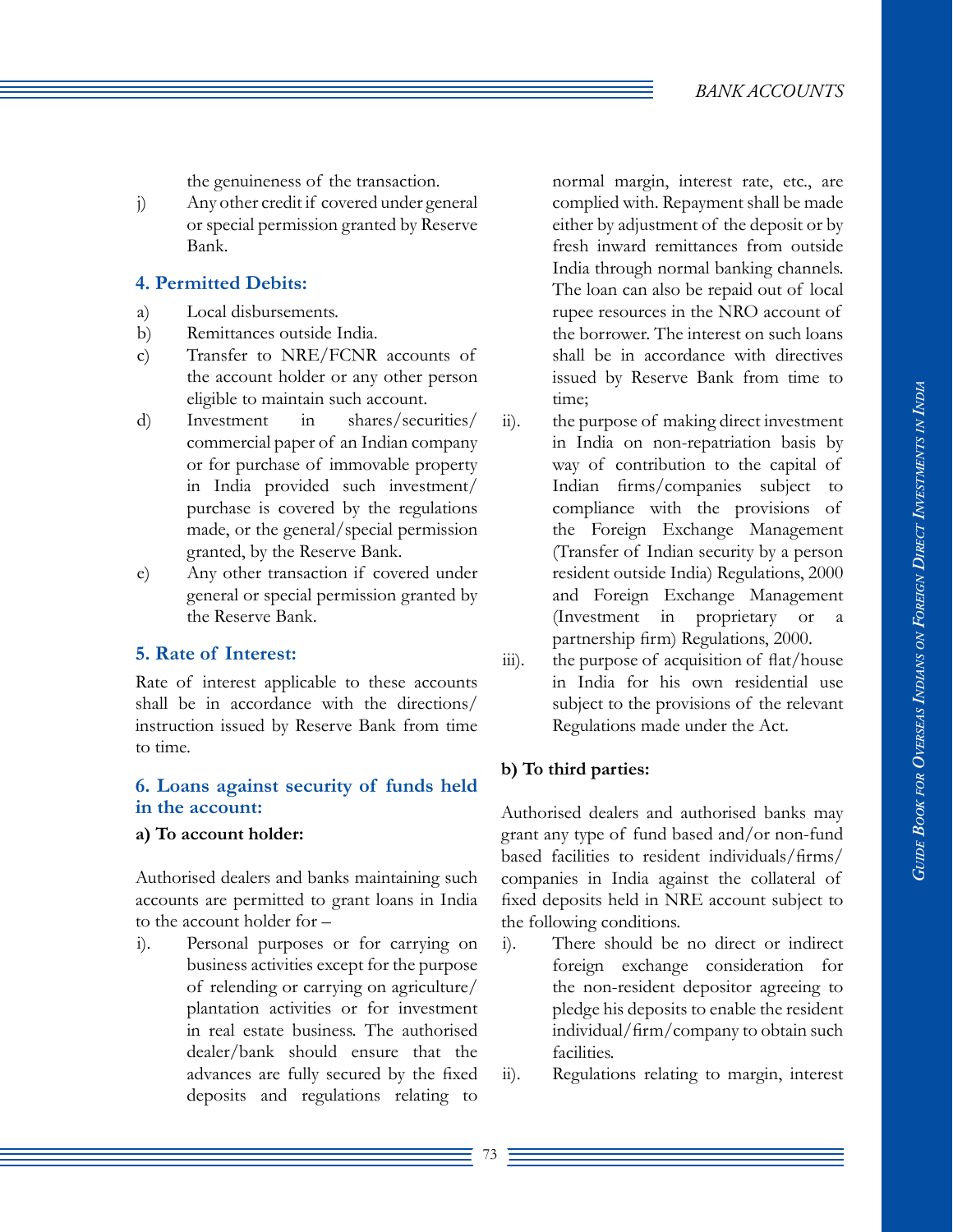the genuineness of the transaction.

j) Any other credit if covered under general or special permission granted by Reserve Bank.

**4. Permitted Debits:**

a) Local disbursements.
b) Remittances outside India.
c) Transfer to NRE/FCNR accounts of the account holder or any other person eligible to maintain such account.
d) Investment in shares/securities/ commercial paper of an Indian company or for purchase of immovable property in India provided such investment/ purchase is covered by the regulations made, or the general/special permission granted, by the Reserve Bank.
e) Any other transaction if covered under general or special permission granted by the Reserve Bank.

**5. Rate of Interest:**

Rate of interest applicable to these accounts shall be in accordance with the directions/ instruction issued by Reserve Bank from time to time.

**6. Loans against security of funds held in the account:**

**a) To account holder:**

Authorised dealers and banks maintaining such accounts are permitted to grant loans in India to the account holder for –

i). Personal purposes or for carrying on business activities except for the purpose of relending or carrying on agriculture/ plantation activities or for investment in real estate business. The authorised dealer/bank should ensure that the advances are fully secured by the fixed deposits and regulations relating to normal margin, interest rate, etc., are complied with. Repayment shall be made either by adjustment of the deposit or by fresh inward remittances from outside India through normal banking channels. The loan can also be repaid out of local rupee resources in the NRO account of the borrower. The interest on such loans shall be in accordance with directives issued by Reserve Bank from time to time;

ii). the purpose of making direct investment in India on non-repatriation basis by way of contribution to the capital of Indian firms/companies subject to compliance with the provisions of the Foreign Exchange Management (Transfer of Indian security by a person resident outside India) Regulations, 2000 and Foreign Exchange Management (Investment in proprietary or a partnership firm) Regulations, 2000.

iii). the purpose of acquisition of flat/house in India for his own residential use subject to the provisions of the relevant Regulations made under the Act.

**b) To third parties:**

Authorised dealers and authorised banks may grant any type of fund based and/or non-fund based facilities to resident individuals/firms/ companies in India against the collateral of fixed deposits held in NRE account subject to the following conditions.

i). There should be no direct or indirect foreign exchange consideration for the non-resident depositor agreeing to pledge his deposits to enable the resident individual/firm/company to obtain such facilities.

ii). Regulations relating to margin, interest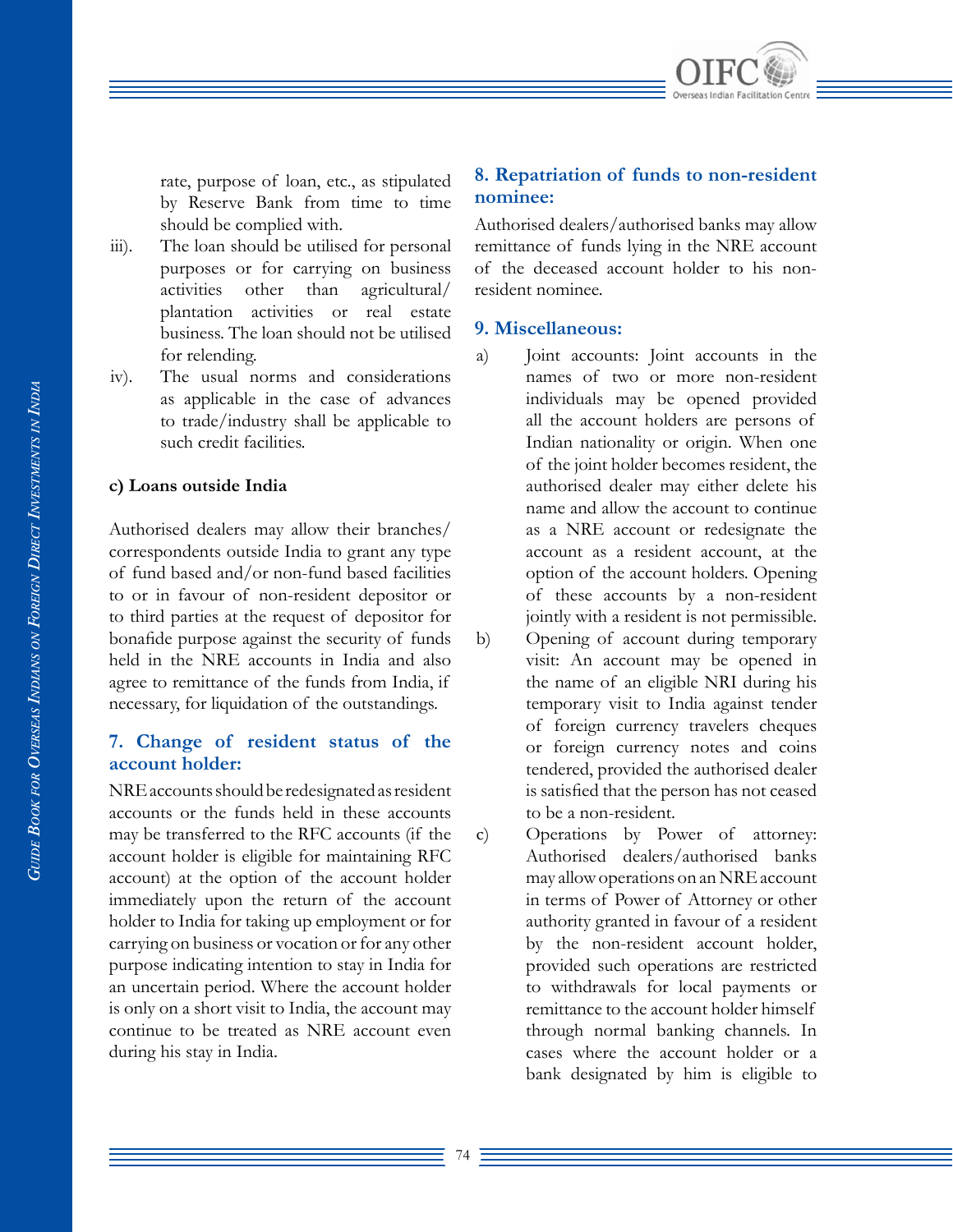rate, purpose of loan, etc., as stipulated by Reserve Bank from time to time should be complied with.

iii). The loan should be utilised for personal purposes or for carrying on business activities other than agricultural/ plantation activities or real estate business. The loan should not be utilised for relending.

iv). The usual norms and considerations as applicable in the case of advances to trade/industry shall be applicable to such credit facilities.

**c) Loans outside India**

Authorised dealers may allow their branches/ correspondents outside India to grant any type of fund based and/or non-fund based facilities to or in favour of non-resident depositor or to third parties at the request of depositor for bonafide purpose against the security of funds held in the NRE accounts in India and also agree to remittance of the funds from India, if necessary, for liquidation of the outstandings.

## 7. Change of resident status of the account holder:

NRE accounts should be redesignated as resident accounts or the funds held in these accounts may be transferred to the RFC accounts (if the account holder is eligible for maintaining RFC account) at the option of the account holder immediately upon the return of the account holder to India for taking up employment or for carrying on business or vocation or for any other purpose indicating intention to stay in India for an uncertain period. Where the account holder is only on a short visit to India, the account may continue to be treated as NRE account even during his stay in India.

## 8. Repatriation of funds to non-resident nominee:

Authorised dealers/authorised banks may allow remittance of funds lying in the NRE account of the deceased account holder to his non-resident nominee.

## 9. Miscellaneous:

a) Joint accounts: Joint accounts in the names of two or more non-resident individuals may be opened provided all the account holders are persons of Indian nationality or origin. When one of the joint holder becomes resident, the authorised dealer may either delete his name and allow the account to continue as a NRE account or redesignate the account as a resident account, at the option of the account holders. Opening of these accounts by a non-resident jointly with a resident is not permissible.

b) Opening of account during temporary visit: An account may be opened in the name of an eligible NRI during his temporary visit to India against tender of foreign currency travelers cheques or foreign currency notes and coins tendered, provided the authorised dealer is satisfied that the person has not ceased to be a non-resident.

c) Operations by Power of attorney: Authorised dealers/authorised banks may allow operations on an NRE account in terms of Power of Attorney or other authority granted in favour of a resident by the non-resident account holder, provided such operations are restricted to withdrawals for local payments or remittance to the account holder himself through normal banking channels. In cases where the account holder or a bank designated by him is eligible to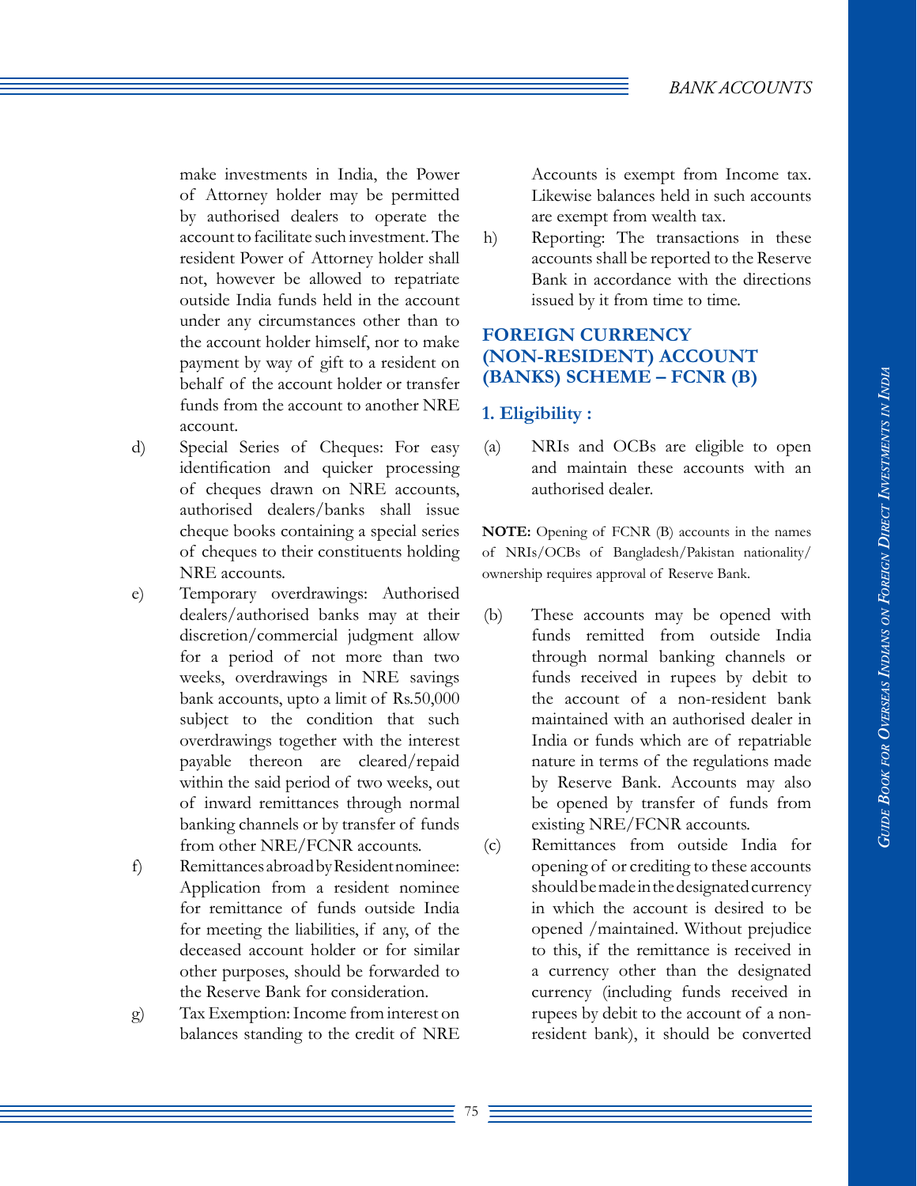make investments in India, the Power of Attorney holder may be permitted by authorised dealers to operate the account to facilitate such investment. The resident Power of Attorney holder shall not, however be allowed to repatriate outside India funds held in the account under any circumstances other than to the account holder himself, nor to make payment by way of gift to a resident on behalf of the account holder or transfer funds from the account to another NRE account.

d) Special Series of Cheques: For easy identification and quicker processing of cheques drawn on NRE accounts, authorised dealers/banks shall issue cheque books containing a special series of cheques to their constituents holding NRE accounts.

e) Temporary overdrawings: Authorised dealers/authorised banks may at their discretion/commercial judgment allow for a period of not more than two weeks, overdrawings in NRE savings bank accounts, upto a limit of Rs.50,000 subject to the condition that such overdrawings together with the interest payable thereon are cleared/repaid within the said period of two weeks, out of inward remittances through normal banking channels or by transfer of funds from other NRE/FCNR accounts.

f) Remittances abroad by Resident nominee: Application from a resident nominee for remittance of funds outside India for meeting the liabilities, if any, of the deceased account holder or for similar other purposes, should be forwarded to the Reserve Bank for consideration.

g) Tax Exemption: Income from interest on balances standing to the credit of NRE Accounts is exempt from Income tax. Likewise balances held in such accounts are exempt from wealth tax.

h) Reporting: The transactions in these accounts shall be reported to the Reserve Bank in accordance with the directions issued by it from time to time.

## FOREIGN CURRENCY (NON-RESIDENT) ACCOUNT (BANKS) SCHEME – FCNR (B)

### 1. Eligibility :

(a) NRIs and OCBs are eligible to open and maintain these accounts with an authorised dealer.

**NOTE:** Opening of FCNR (B) accounts in the names of NRIs/OCBs of Bangladesh/Pakistan nationality/ownership requires approval of Reserve Bank.

(b) These accounts may be opened with funds remitted from outside India through normal banking channels or funds received in rupees by debit to the account of a non-resident bank maintained with an authorised dealer in India or funds which are of repatriable nature in terms of the regulations made by Reserve Bank. Accounts may also be opened by transfer of funds from existing NRE/FCNR accounts.

(c) Remittances from outside India for opening of or crediting to these accounts should be made in the designated currency in which the account is desired to be opened /maintained. Without prejudice to this, if the remittance is received in a currency other than the designated currency (including funds received in rupees by debit to the account of a non-resident bank), it should be converted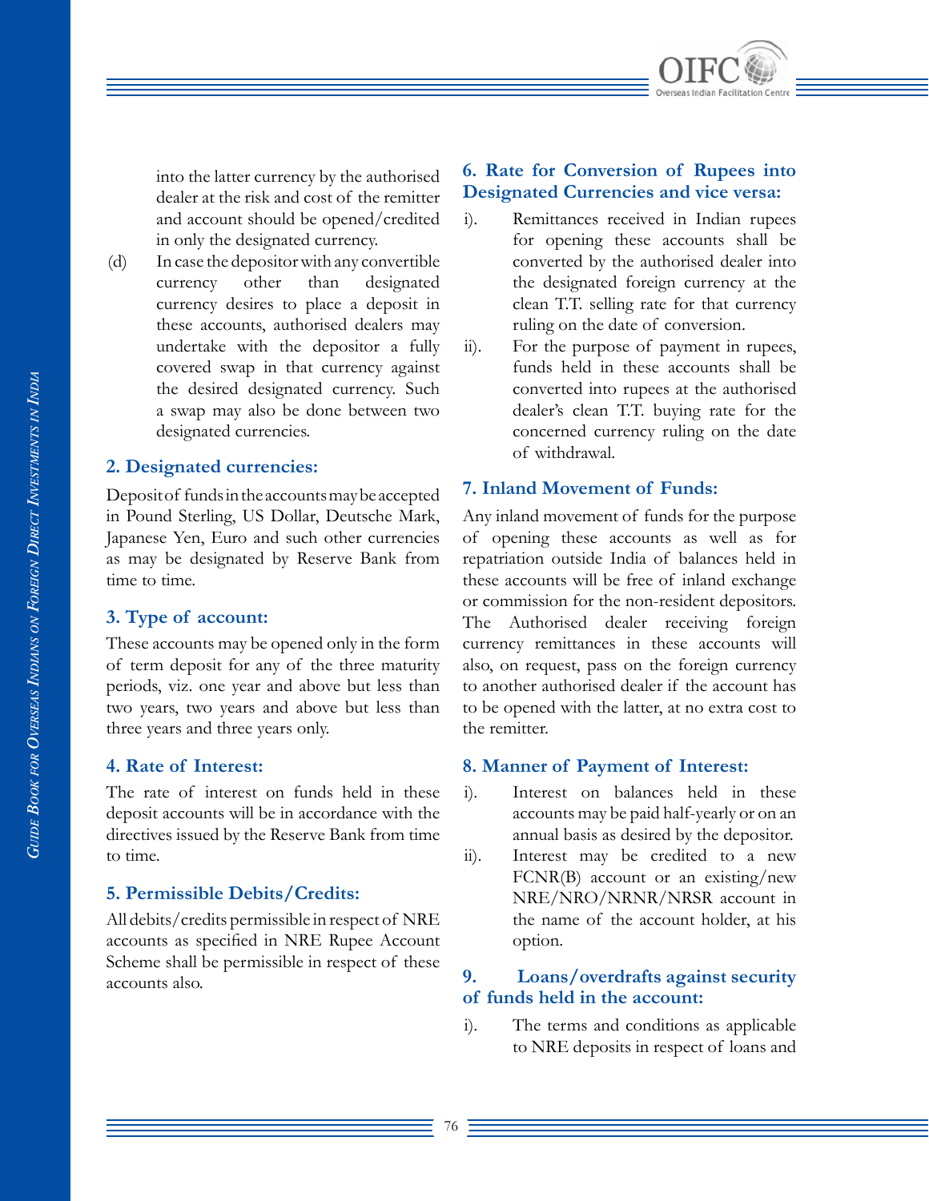into the latter currency by the authorised dealer at the risk and cost of the remitter and account should be opened/credited in only the designated currency.

(d) In case the depositor with any convertible currency other than designated currency desires to place a deposit in these accounts, authorised dealers may undertake with the depositor a fully covered swap in that currency against the desired designated currency. Such a swap may also be done between two designated currencies.

### 2. Designated currencies:

Deposit of funds in the accounts may be accepted in Pound Sterling, US Dollar, Deutsche Mark, Japanese Yen, Euro and such other currencies as may be designated by Reserve Bank from time to time.

### 3. Type of account:

These accounts may be opened only in the form of term deposit for any of the three maturity periods, viz. one year and above but less than two years, two years and above but less than three years and three years only.

### 4. Rate of Interest:

The rate of interest on funds held in these deposit accounts will be in accordance with the directives issued by the Reserve Bank from time to time.

### 5. Permissible Debits/Credits:

All debits/credits permissible in respect of NRE accounts as specified in NRE Rupee Account Scheme shall be permissible in respect of these accounts also.

### 6. Rate for Conversion of Rupees into Designated Currencies and vice versa:

i). Remittances received in Indian rupees for opening these accounts shall be converted by the authorised dealer into the designated foreign currency at the clean T.T. selling rate for that currency ruling on the date of conversion.

ii). For the purpose of payment in rupees, funds held in these accounts shall be converted into rupees at the authorised dealer's clean T.T. buying rate for the concerned currency ruling on the date of withdrawal.

### 7. Inland Movement of Funds:

Any inland movement of funds for the purpose of opening these accounts as well as for repatriation outside India of balances held in these accounts will be free of inland exchange or commission for the non-resident depositors. The Authorised dealer receiving foreign currency remittances in these accounts will also, on request, pass on the foreign currency to another authorised dealer if the account has to be opened with the latter, at no extra cost to the remitter.

### 8. Manner of Payment of Interest:

i). Interest on balances held in these accounts may be paid half-yearly or on an annual basis as desired by the depositor.

ii). Interest may be credited to a new FCNR(B) account or an existing/new NRE/NRO/NRNR/NRSR account in the name of the account holder, at his option.

### 9. Loans/overdrafts against security of funds held in the account:

i). The terms and conditions as applicable to NRE deposits in respect of loans and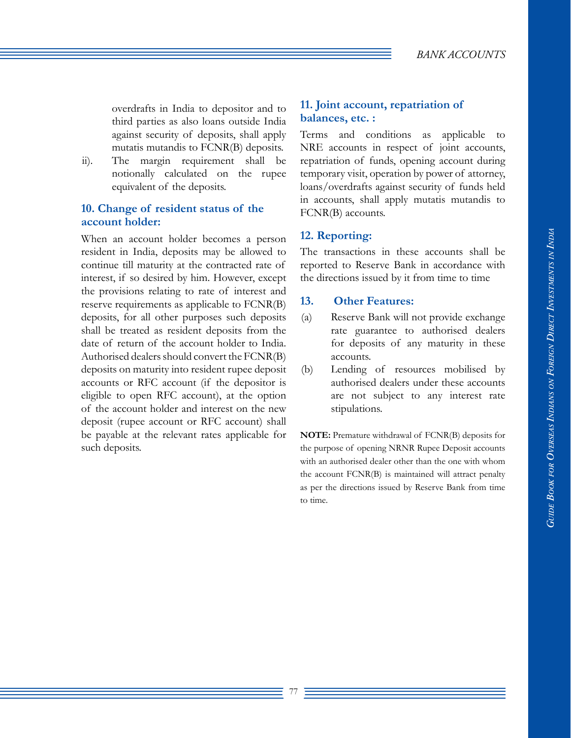overdrafts in India to depositor and to third parties as also loans outside India against security of deposits, shall apply mutatis mutandis to FCNR(B) deposits.

ii). The margin requirement shall be notionally calculated on the rupee equivalent of the deposits.

### 10. Change of resident status of the account holder:

When an account holder becomes a person resident in India, deposits may be allowed to continue till maturity at the contracted rate of interest, if so desired by him. However, except the provisions relating to rate of interest and reserve requirements as applicable to FCNR(B) deposits, for all other purposes such deposits shall be treated as resident deposits from the date of return of the account holder to India. Authorised dealers should convert the FCNR(B) deposits on maturity into resident rupee deposit accounts or RFC account (if the depositor is eligible to open RFC account), at the option of the account holder and interest on the new deposit (rupee account or RFC account) shall be payable at the relevant rates applicable for such deposits.

### 11. Joint account, repatriation of balances, etc. :

Terms and conditions as applicable to NRE accounts in respect of joint accounts, repatriation of funds, opening account during temporary visit, operation by power of attorney, loans/overdrafts against security of funds held in accounts, shall apply mutatis mutandis to FCNR(B) accounts.

### 12. Reporting:

The transactions in these accounts shall be reported to Reserve Bank in accordance with the directions issued by it from time to time

### 13. Other Features:

(a) Reserve Bank will not provide exchange rate guarantee to authorised dealers for deposits of any maturity in these accounts.

(b) Lending of resources mobilised by authorised dealers under these accounts are not subject to any interest rate stipulations.

**NOTE:** Premature withdrawal of FCNR(B) deposits for the purpose of opening NRNR Rupee Deposit accounts with an authorised dealer other than the one with whom the account FCNR(B) is maintained will attract penalty as per the directions issued by Reserve Bank from time to time.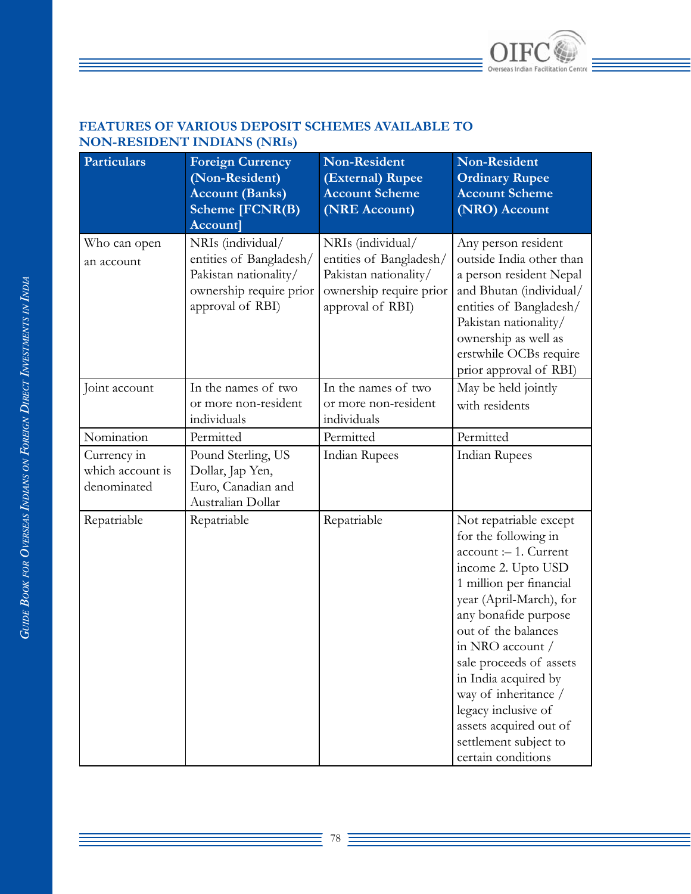## FEATURES OF VARIOUS DEPOSIT SCHEMES AVAILABLE TO NON-RESIDENT INDIANS (NRIs)

| Particulars | Foreign Currency (Non-Resident) Account (Banks) Scheme [FCNR(B) Account] | Non-Resident (External) Rupee Account Scheme (NRE Account) | Non-Resident Ordinary Rupee Account Scheme (NRO) Account |
|---|---|---|---|
| Who can open an account | NRIs (individual/ entities of Bangladesh/ Pakistan nationality/ ownership require prior approval of RBI) | NRIs (individual/ entities of Bangladesh/ Pakistan nationality/ ownership require prior approval of RBI) | Any person resident outside India other than a person resident Nepal and Bhutan (individual/ entities of Bangladesh/ Pakistan nationality/ ownership as well as erstwhile OCBs require prior approval of RBI) |
| Joint account | In the names of two or more non-resident individuals | In the names of two or more non-resident individuals | May be held jointly with residents |
| Nomination | Permitted | Permitted | Permitted |
| Currency in which account is denominated | Pound Sterling, US Dollar, Jap Yen, Euro, Canadian and Australian Dollar | Indian Rupees | Indian Rupees |
| Repatriable | Repatriable | Repatriable | Not repatriable except for the following in account :– 1. Current income 2. Upto USD 1 million per financial year (April-March), for any bonafide purpose out of the balances in NRO account / sale proceeds of assets in India acquired by way of inheritance / legacy inclusive of assets acquired out of settlement subject to certain conditions |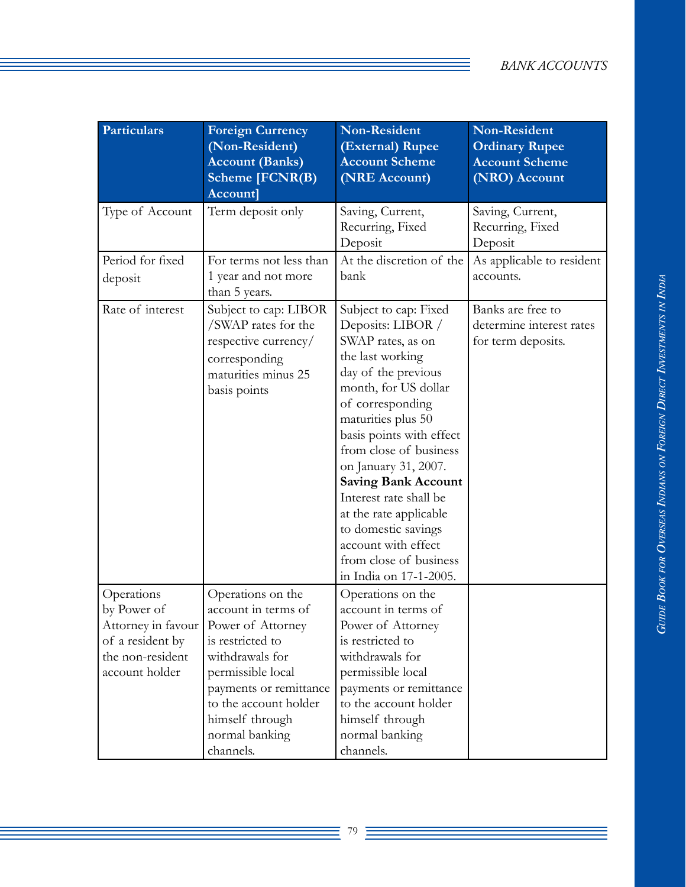| Particulars | Foreign Currency (Non-Resident) Account (Banks) Scheme [FCNR(B) Account] | Non-Resident (External) Rupee Account Scheme (NRE Account) | Non-Resident Ordinary Rupee Account Scheme (NRO) Account |
|---|---|---|---|
| Type of Account | Term deposit only | Saving, Current, Recurring, Fixed Deposit | Saving, Current, Recurring, Fixed Deposit |
| Period for fixed deposit | For terms not less than 1 year and not more than 5 years. | At the discretion of the bank | As applicable to resident accounts. |
| Rate of interest | Subject to cap: LIBOR /SWAP rates for the respective currency/ corresponding maturities minus 25 basis points | Subject to cap: Fixed Deposits: LIBOR / SWAP rates, as on the last working day of the previous month, for US dollar of corresponding maturities plus 50 basis points with effect from close of business on January 31, 2007. **Saving Bank Account** Interest rate shall be at the rate applicable to domestic savings account with effect from close of business in India on 17-1-2005. | Banks are free to determine interest rates for term deposits. |
| Operations by Power of Attorney in favour of a resident by the non-resident account holder | Operations on the account in terms of Power of Attorney is restricted to withdrawals for permissible local payments or remittance to the account holder himself through normal banking channels. | Operations on the account in terms of Power of Attorney is restricted to withdrawals for permissible local payments or remittance to the account holder himself through normal banking channels. | |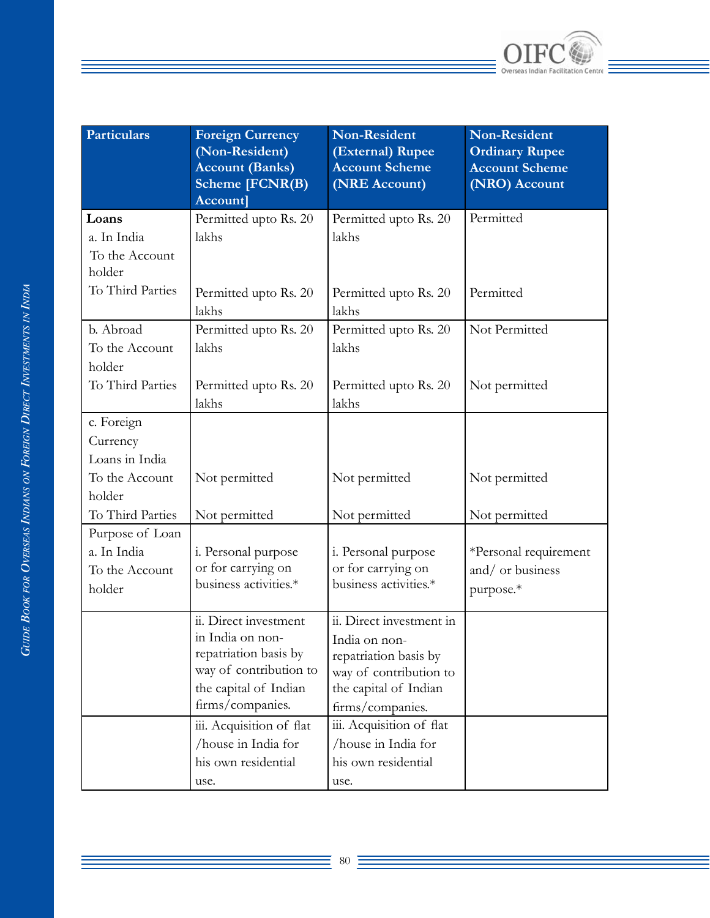| Particulars | Foreign Currency (Non-Resident) Account (Banks) Scheme [FCNR(B) Account] | Non-Resident (External) Rupee Account Scheme (NRE Account) | Non-Resident Ordinary Rupee Account Scheme (NRO) Account |
|---|---|---|---|
| **Loans**<br>a. In India<br>To the Account holder | Permitted upto Rs. 20 lakhs | Permitted upto Rs. 20 lakhs | Permitted |
| To Third Parties | Permitted upto Rs. 20 lakhs | Permitted upto Rs. 20 lakhs | Permitted |
| b. Abroad<br>To the Account holder | Permitted upto Rs. 20 lakhs | Permitted upto Rs. 20 lakhs | Not Permitted |
| To Third Parties | Permitted upto Rs. 20 lakhs | Permitted upto Rs. 20 lakhs | Not permitted |
| c. Foreign Currency Loans in India<br>To the Account holder | Not permitted | Not permitted | Not permitted |
| To Third Parties | Not permitted | Not permitted | Not permitted |
| Purpose of Loan<br>a. In India<br>To the Account holder | i. Personal purpose or for carrying on business activities.* | i. Personal purpose or for carrying on business activities.* | *Personal requirement and/ or business purpose.* |
| | ii. Direct investment in India on non-repatriation basis by way of contribution to the capital of Indian firms/companies. | ii. Direct investment in India on non-repatriation basis by way of contribution to the capital of Indian firms/companies. | |
| | iii. Acquisition of flat /house in India for his own residential use. | iii. Acquisition of flat /house in India for his own residential use. | |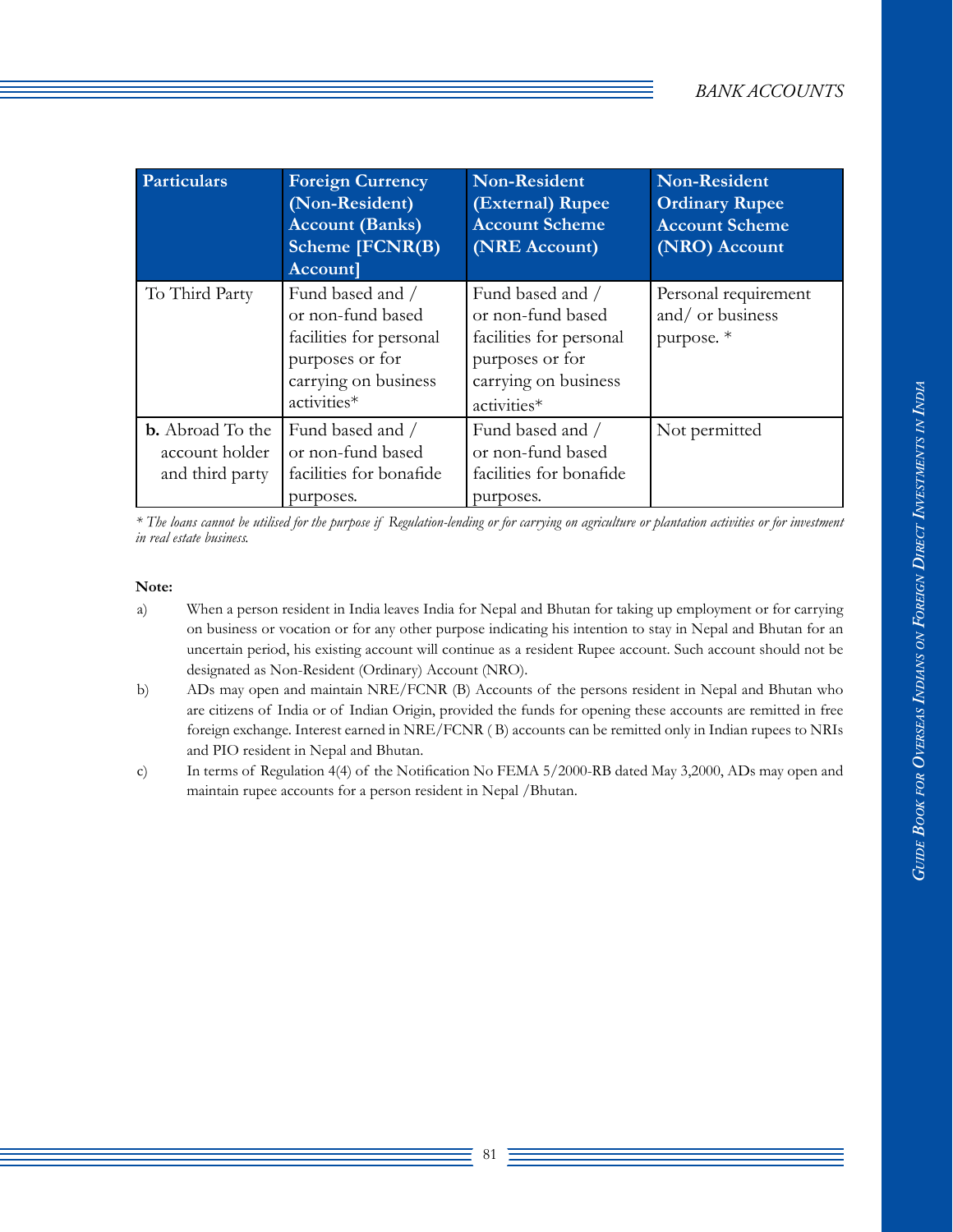| Particulars | Foreign Currency (Non-Resident) Account (Banks) Scheme [FCNR(B) Account] | Non-Resident (External) Rupee Account Scheme (NRE Account) | Non-Resident Ordinary Rupee Account Scheme (NRO) Account |
|---|---|---|---|
| To Third Party | Fund based and / or non-fund based facilities for personal purposes or for carrying on business activities* | Fund based and / or non-fund based facilities for personal purposes or for carrying on business activities* | Personal requirement and/ or business purpose. * |
| **b.** Abroad To the account holder and third party | Fund based and / or non-fund based facilities for bonafide purposes. | Fund based and / or non-fund based facilities for bonafide purposes. | Not permitted |

*\* The loans cannot be utilised for the purpose if Regulation-lending or for carrying on agriculture or plantation activities or for investment in real estate business.*

**Note:**

a) When a person resident in India leaves India for Nepal and Bhutan for taking up employment or for carrying on business or vocation or for any other purpose indicating his intention to stay in Nepal and Bhutan for an uncertain period, his existing account will continue as a resident Rupee account. Such account should not be designated as Non-Resident (Ordinary) Account (NRO).

b) ADs may open and maintain NRE/FCNR (B) Accounts of the persons resident in Nepal and Bhutan who are citizens of India or of Indian Origin, provided the funds for opening these accounts are remitted in free foreign exchange. Interest earned in NRE/FCNR ( B) accounts can be remitted only in Indian rupees to NRIs and PIO resident in Nepal and Bhutan.

c) In terms of Regulation 4(4) of the Notification No FEMA 5/2000-RB dated May 3,2000, ADs may open and maintain rupee accounts for a person resident in Nepal /Bhutan.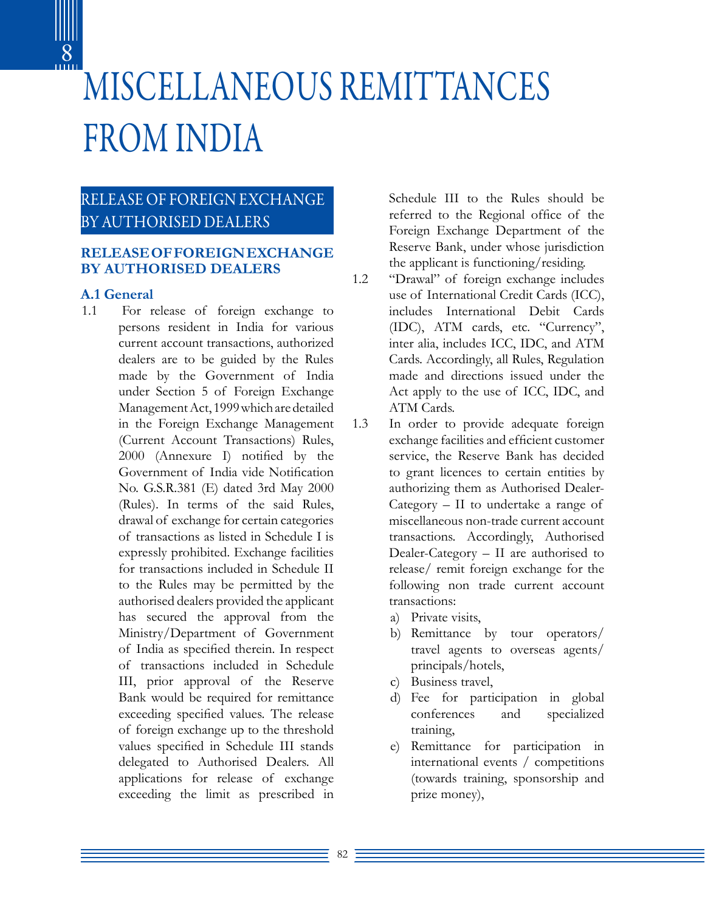# MISCELLANEOUS REMITTANCES FROM INDIA

## RELEASE OF FOREIGN EXCHANGE BY AUTHORISED DEALERS

### RELEASE OF FOREIGN EXCHANGE BY AUTHORISED DEALERS

#### A.1 General

1.1 For release of foreign exchange to persons resident in India for various current account transactions, authorized dealers are to be guided by the Rules made by the Government of India under Section 5 of Foreign Exchange Management Act, 1999 which are detailed in the Foreign Exchange Management (Current Account Transactions) Rules, 2000 (Annexure I) notified by the Government of India vide Notification No. G.S.R.381 (E) dated 3rd May 2000 (Rules). In terms of the said Rules, drawal of exchange for certain categories of transactions as listed in Schedule I is expressly prohibited. Exchange facilities for transactions included in Schedule II to the Rules may be permitted by the authorised dealers provided the applicant has secured the approval from the Ministry/Department of Government of India as specified therein. In respect of transactions included in Schedule III, prior approval of the Reserve Bank would be required for remittance exceeding specified values. The release of foreign exchange up to the threshold values specified in Schedule III stands delegated to Authorised Dealers. All applications for release of exchange exceeding the limit as prescribed in Schedule III to the Rules should be referred to the Regional office of the Foreign Exchange Department of the Reserve Bank, under whose jurisdiction the applicant is functioning/residing.

1.2 "Drawal" of foreign exchange includes use of International Credit Cards (ICC), includes International Debit Cards (IDC), ATM cards, etc. "Currency", inter alia, includes ICC, IDC, and ATM Cards. Accordingly, all Rules, Regulation made and directions issued under the Act apply to the use of ICC, IDC, and ATM Cards.

1.3 In order to provide adequate foreign exchange facilities and efficient customer service, the Reserve Bank has decided to grant licences to certain entities by authorizing them as Authorised Dealer-Category – II to undertake a range of miscellaneous non-trade current account transactions. Accordingly, Authorised Dealer-Category – II are authorised to release/ remit foreign exchange for the following non trade current account transactions:

a) Private visits,
b) Remittance by tour operators/ travel agents to overseas agents/ principals/hotels,
c) Business travel,
d) Fee for participation in global conferences and specialized training,
e) Remittance for participation in international events / competitions (towards training, sponsorship and prize money),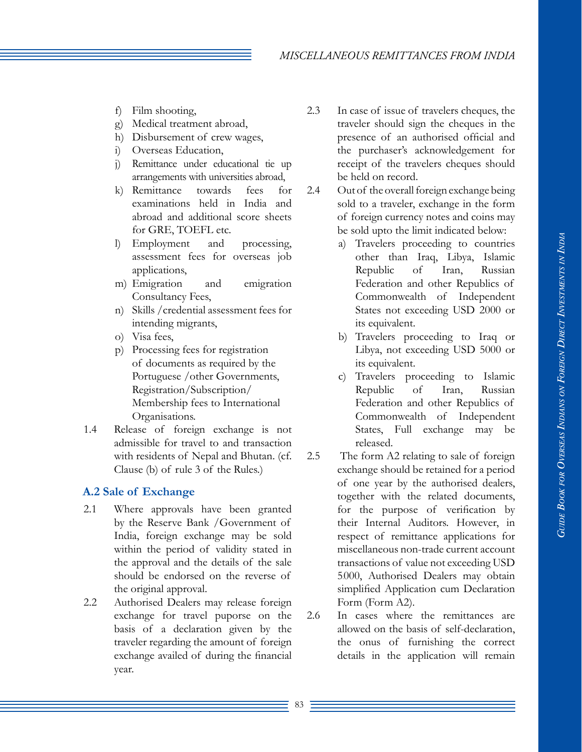f) Film shooting,
g) Medical treatment abroad,
h) Disbursement of crew wages,
i) Overseas Education,
j) Remittance under educational tie up arrangements with universities abroad,
k) Remittance towards fees for examinations held in India and abroad and additional score sheets for GRE, TOEFL etc.
l) Employment and processing, assessment fees for overseas job applications,
m) Emigration and emigration Consultancy Fees,
n) Skills /credential assessment fees for intending migrants,
o) Visa fees,
p) Processing fees for registration of documents as required by the Portuguese /other Governments, Registration/Subscription/ Membership fees to International Organisations.

1.4 Release of foreign exchange is not admissible for travel to and transaction with residents of Nepal and Bhutan. (cf. Clause (b) of rule 3 of the Rules.)

## A.2 Sale of Exchange

2.1 Where approvals have been granted by the Reserve Bank /Government of India, foreign exchange may be sold within the period of validity stated in the approval and the details of the sale should be endorsed on the reverse of the original approval.

2.2 Authorised Dealers may release foreign exchange for travel puporse on the basis of a declaration given by the traveler regarding the amount of foreign exchange availed of during the financial year.

2.3 In case of issue of travelers cheques, the traveler should sign the cheques in the presence of an authorised official and the purchaser's acknowledgement for receipt of the travelers cheques should be held on record.

2.4 Out of the overall foreign exchange being sold to a traveler, exchange in the form of foreign currency notes and coins may be sold upto the limit indicated below:

a) Travelers proceeding to countries other than Iraq, Libya, Islamic Republic of Iran, Russian Federation and other Republics of Commonwealth of Independent States not exceeding USD 2000 or its equivalent.
b) Travelers proceeding to Iraq or Libya, not exceeding USD 5000 or its equivalent.
c) Travelers proceeding to Islamic Republic of Iran, Russian Federation and other Republics of Commonwealth of Independent States, Full exchange may be released.

2.5 The form A2 relating to sale of foreign exchange should be retained for a period of one year by the authorised dealers, together with the related documents, for the purpose of verification by their Internal Auditors. However, in respect of remittance applications for miscellaneous non-trade current account transactions of value not exceeding USD 5000, Authorised Dealers may obtain simplified Application cum Declaration Form (Form A2).

2.6 In cases where the remittances are allowed on the basis of self-declaration, the onus of furnishing the correct details in the application will remain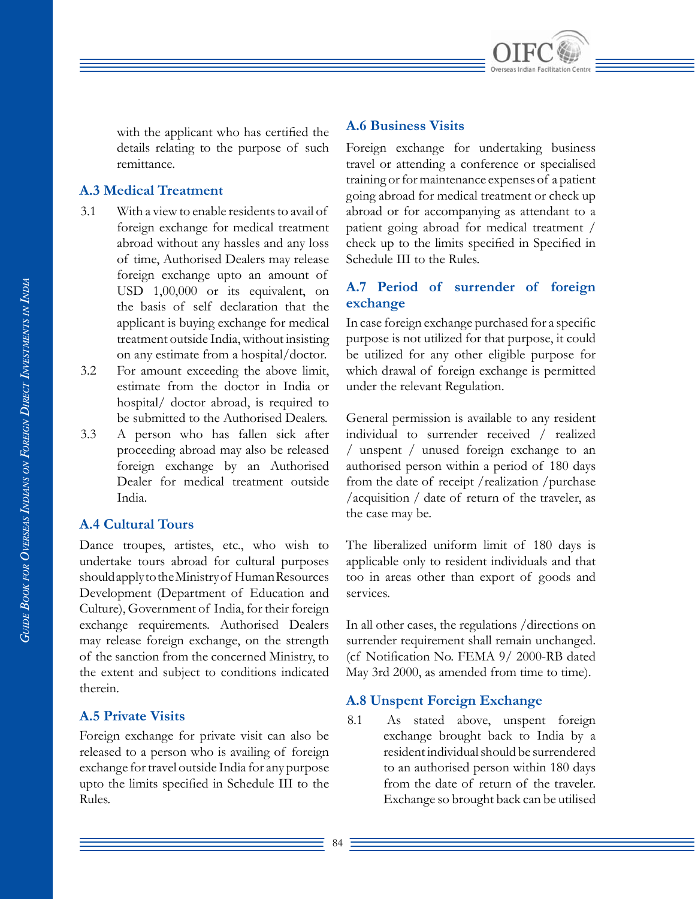with the applicant who has certified the details relating to the purpose of such remittance.

### A.3 Medical Treatment

3.1 With a view to enable residents to avail of foreign exchange for medical treatment abroad without any hassles and any loss of time, Authorised Dealers may release foreign exchange upto an amount of USD 1,00,000 or its equivalent, on the basis of self declaration that the applicant is buying exchange for medical treatment outside India, without insisting on any estimate from a hospital/doctor.

3.2 For amount exceeding the above limit, estimate from the doctor in India or hospital/ doctor abroad, is required to be submitted to the Authorised Dealers.

3.3 A person who has fallen sick after proceeding abroad may also be released foreign exchange by an Authorised Dealer for medical treatment outside India.

### A.4 Cultural Tours

Dance troupes, artistes, etc., who wish to undertake tours abroad for cultural purposes should apply to the Ministry of Human Resources Development (Department of Education and Culture), Government of India, for their foreign exchange requirements. Authorised Dealers may release foreign exchange, on the strength of the sanction from the concerned Ministry, to the extent and subject to conditions indicated therein.

### A.5 Private Visits

Foreign exchange for private visit can also be released to a person who is availing of foreign exchange for travel outside India for any purpose upto the limits specified in Schedule III to the Rules.

### A.6 Business Visits

Foreign exchange for undertaking business travel or attending a conference or specialised training or for maintenance expenses of a patient going abroad for medical treatment or check up abroad or for accompanying as attendant to a patient going abroad for medical treatment / check up to the limits specified in Specified in Schedule III to the Rules.

### A.7 Period of surrender of foreign exchange

In case foreign exchange purchased for a specific purpose is not utilized for that purpose, it could be utilized for any other eligible purpose for which drawal of foreign exchange is permitted under the relevant Regulation.

General permission is available to any resident individual to surrender received / realized / unspent / unused foreign exchange to an authorised person within a period of 180 days from the date of receipt /realization /purchase /acquisition / date of return of the traveler, as the case may be.

The liberalized uniform limit of 180 days is applicable only to resident individuals and that too in areas other than export of goods and services.

In all other cases, the regulations /directions on surrender requirement shall remain unchanged. (cf Notification No. FEMA 9/ 2000-RB dated May 3rd 2000, as amended from time to time).

### A.8 Unspent Foreign Exchange

8.1 As stated above, unspent foreign exchange brought back to India by a resident individual should be surrendered to an authorised person within 180 days from the date of return of the traveler. Exchange so brought back can be utilised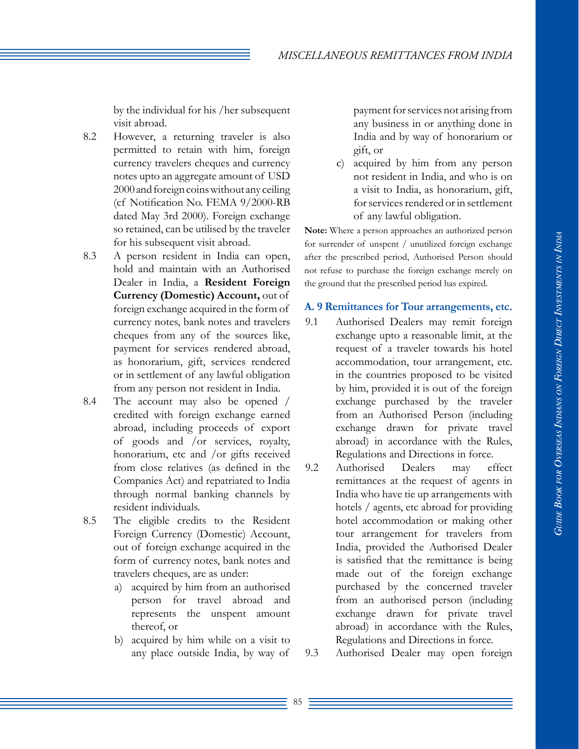by the individual for his /her subsequent visit abroad.

8.2 However, a returning traveler is also permitted to retain with him, foreign currency travelers cheques and currency notes upto an aggregate amount of USD 2000 and foreign coins without any ceiling (cf Notification No. FEMA 9/2000-RB dated May 3rd 2000). Foreign exchange so retained, can be utilised by the traveler for his subsequent visit abroad.

8.3 A person resident in India can open, hold and maintain with an Authorised Dealer in India, a **Resident Foreign Currency (Domestic) Account,** out of foreign exchange acquired in the form of currency notes, bank notes and travelers cheques from any of the sources like, payment for services rendered abroad, as honorarium, gift, services rendered or in settlement of any lawful obligation from any person not resident in India.

8.4 The account may also be opened / credited with foreign exchange earned abroad, including proceeds of export of goods and /or services, royalty, honorarium, etc and /or gifts received from close relatives (as defined in the Companies Act) and repatriated to India through normal banking channels by resident individuals.

8.5 The eligible credits to the Resident Foreign Currency (Domestic) Account, out of foreign exchange acquired in the form of currency notes, bank notes and travelers cheques, are as under:

a) acquired by him from an authorised person for travel abroad and represents the unspent amount thereof, or

b) acquired by him while on a visit to any place outside India, by way of payment for services not arising from any business in or anything done in India and by way of honorarium or gift, or

c) acquired by him from any person not resident in India, and who is on a visit to India, as honorarium, gift, for services rendered or in settlement of any lawful obligation.

**Note:** Where a person approaches an authorized person for surrender of unspent / unutilized foreign exchange after the prescribed period, Authorised Person should not refuse to purchase the foreign exchange merely on the ground that the prescribed period has expired.

### A. 9 Remittances for Tour arrangements, etc.

9.1 Authorised Dealers may remit foreign exchange upto a reasonable limit, at the request of a traveler towards his hotel accommodation, tour arrangement, etc. in the countries proposed to be visited by him, provided it is out of the foreign exchange purchased by the traveler from an Authorised Person (including exchange drawn for private travel abroad) in accordance with the Rules, Regulations and Directions in force.

9.2 Authorised Dealers may effect remittances at the request of agents in India who have tie up arrangements with hotels / agents, etc abroad for providing hotel accommodation or making other tour arrangement for travelers from India, provided the Authorised Dealer is satisfied that the remittance is being made out of the foreign exchange purchased by the concerned traveler from an authorised person (including exchange drawn for private travel abroad) in accordance with the Rules, Regulations and Directions in force.

9.3 Authorised Dealer may open foreign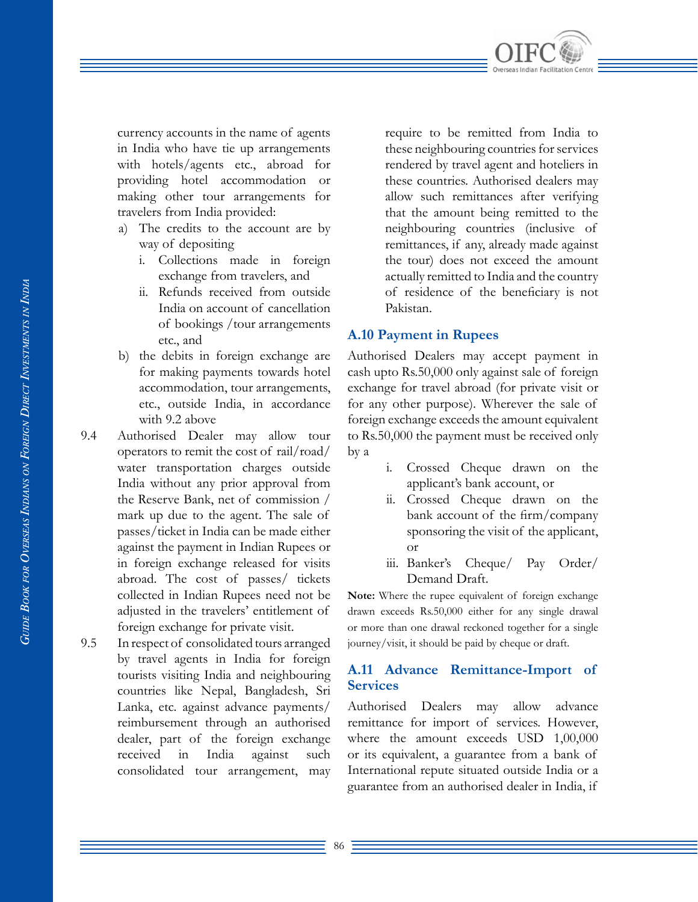currency accounts in the name of agents in India who have tie up arrangements with hotels/agents etc., abroad for providing hotel accommodation or making other tour arrangements for travelers from India provided:

a) The credits to the account are by way of depositing
   i. Collections made in foreign exchange from travelers, and
   ii. Refunds received from outside India on account of cancellation of bookings /tour arrangements etc., and
b) the debits in foreign exchange are for making payments towards hotel accommodation, tour arrangements, etc., outside India, in accordance with 9.2 above

9.4 Authorised Dealer may allow tour operators to remit the cost of rail/road/ water transportation charges outside India without any prior approval from the Reserve Bank, net of commission / mark up due to the agent. The sale of passes/ticket in India can be made either against the payment in Indian Rupees or in foreign exchange released for visits abroad. The cost of passes/ tickets collected in Indian Rupees need not be adjusted in the travelers' entitlement of foreign exchange for private visit.

9.5 In respect of consolidated tours arranged by travel agents in India for foreign tourists visiting India and neighbouring countries like Nepal, Bangladesh, Sri Lanka, etc. against advance payments/ reimbursement through an authorised dealer, part of the foreign exchange received in India against such consolidated tour arrangement, may require to be remitted from India to these neighbouring countries for services rendered by travel agent and hoteliers in these countries. Authorised dealers may allow such remittances after verifying that the amount being remitted to the neighbouring countries (inclusive of remittances, if any, already made against the tour) does not exceed the amount actually remitted to India and the country of residence of the beneficiary is not Pakistan.

### A.10 Payment in Rupees

Authorised Dealers may accept payment in cash upto Rs.50,000 only against sale of foreign exchange for travel abroad (for private visit or for any other purpose). Wherever the sale of foreign exchange exceeds the amount equivalent to Rs.50,000 the payment must be received only by a

i. Crossed Cheque drawn on the applicant's bank account, or
ii. Crossed Cheque drawn on the bank account of the firm/company sponsoring the visit of the applicant, or
iii. Banker's Cheque/ Pay Order/ Demand Draft.

**Note:** Where the rupee equivalent of foreign exchange drawn exceeds Rs.50,000 either for any single drawal or more than one drawal reckoned together for a single journey/visit, it should be paid by cheque or draft.

### A.11 Advance Remittance-Import of Services

Authorised Dealers may allow advance remittance for import of services. However, where the amount exceeds USD 1,00,000 or its equivalent, a guarantee from a bank of International repute situated outside India or a guarantee from an authorised dealer in India, if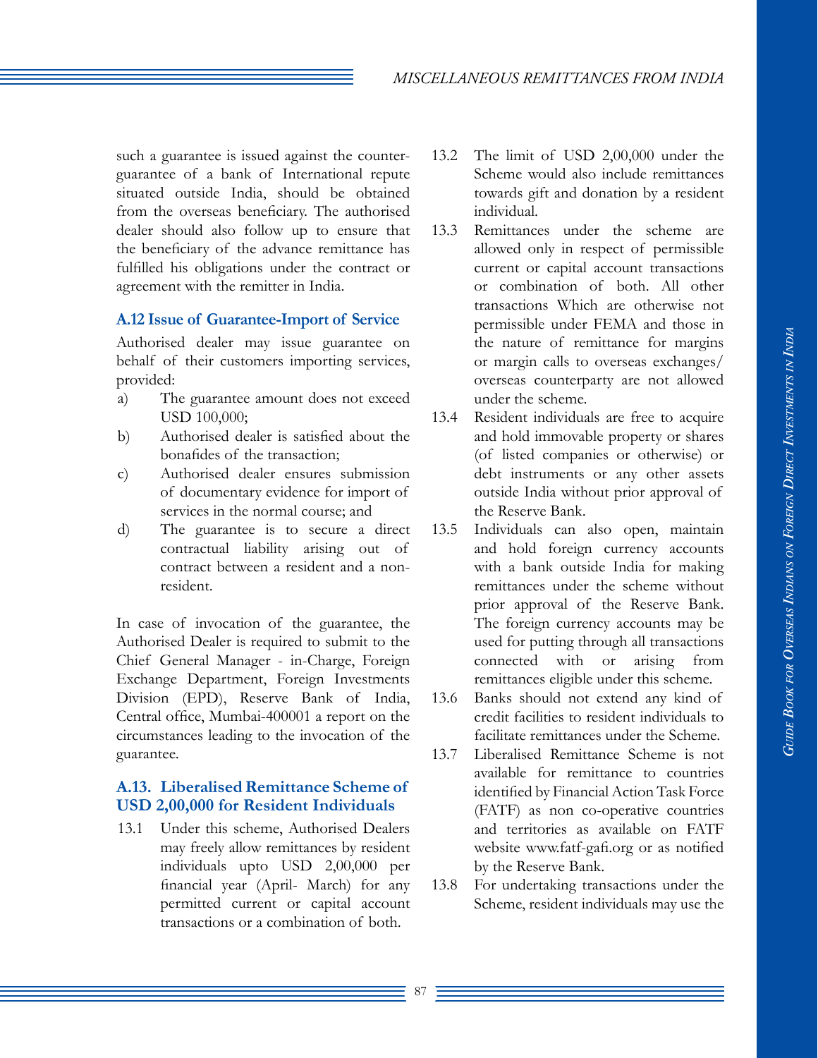such a guarantee is issued against the counter-guarantee of a bank of International repute situated outside India, should be obtained from the overseas beneficiary. The authorised dealer should also follow up to ensure that the beneficiary of the advance remittance has fulfilled his obligations under the contract or agreement with the remitter in India.

### A.12 Issue of Guarantee-Import of Service

Authorised dealer may issue guarantee on behalf of their customers importing services, provided:

a) The guarantee amount does not exceed USD 100,000;

b) Authorised dealer is satisfied about the bonafides of the transaction;

c) Authorised dealer ensures submission of documentary evidence for import of services in the normal course; and

d) The guarantee is to secure a direct contractual liability arising out of contract between a resident and a non-resident.

In case of invocation of the guarantee, the Authorised Dealer is required to submit to the Chief General Manager - in-Charge, Foreign Exchange Department, Foreign Investments Division (EPD), Reserve Bank of India, Central office, Mumbai-400001 a report on the circumstances leading to the invocation of the guarantee.

### A.13. Liberalised Remittance Scheme of USD 2,00,000 for Resident Individuals

13.1 Under this scheme, Authorised Dealers may freely allow remittances by resident individuals upto USD 2,00,000 per financial year (April- March) for any permitted current or capital account transactions or a combination of both.

13.2 The limit of USD 2,00,000 under the Scheme would also include remittances towards gift and donation by a resident individual.

13.3 Remittances under the scheme are allowed only in respect of permissible current or capital account transactions or combination of both. All other transactions Which are otherwise not permissible under FEMA and those in the nature of remittance for margins or margin calls to overseas exchanges/ overseas counterparty are not allowed under the scheme.

13.4 Resident individuals are free to acquire and hold immovable property or shares (of listed companies or otherwise) or debt instruments or any other assets outside India without prior approval of the Reserve Bank.

13.5 Individuals can also open, maintain and hold foreign currency accounts with a bank outside India for making remittances under the scheme without prior approval of the Reserve Bank. The foreign currency accounts may be used for putting through all transactions connected with or arising from remittances eligible under this scheme.

13.6 Banks should not extend any kind of credit facilities to resident individuals to facilitate remittances under the Scheme.

13.7 Liberalised Remittance Scheme is not available for remittance to countries identified by Financial Action Task Force (FATF) as non co-operative countries and territories as available on FATF website www.fatf-gafi.org or as notified by the Reserve Bank.

13.8 For undertaking transactions under the Scheme, resident individuals may use the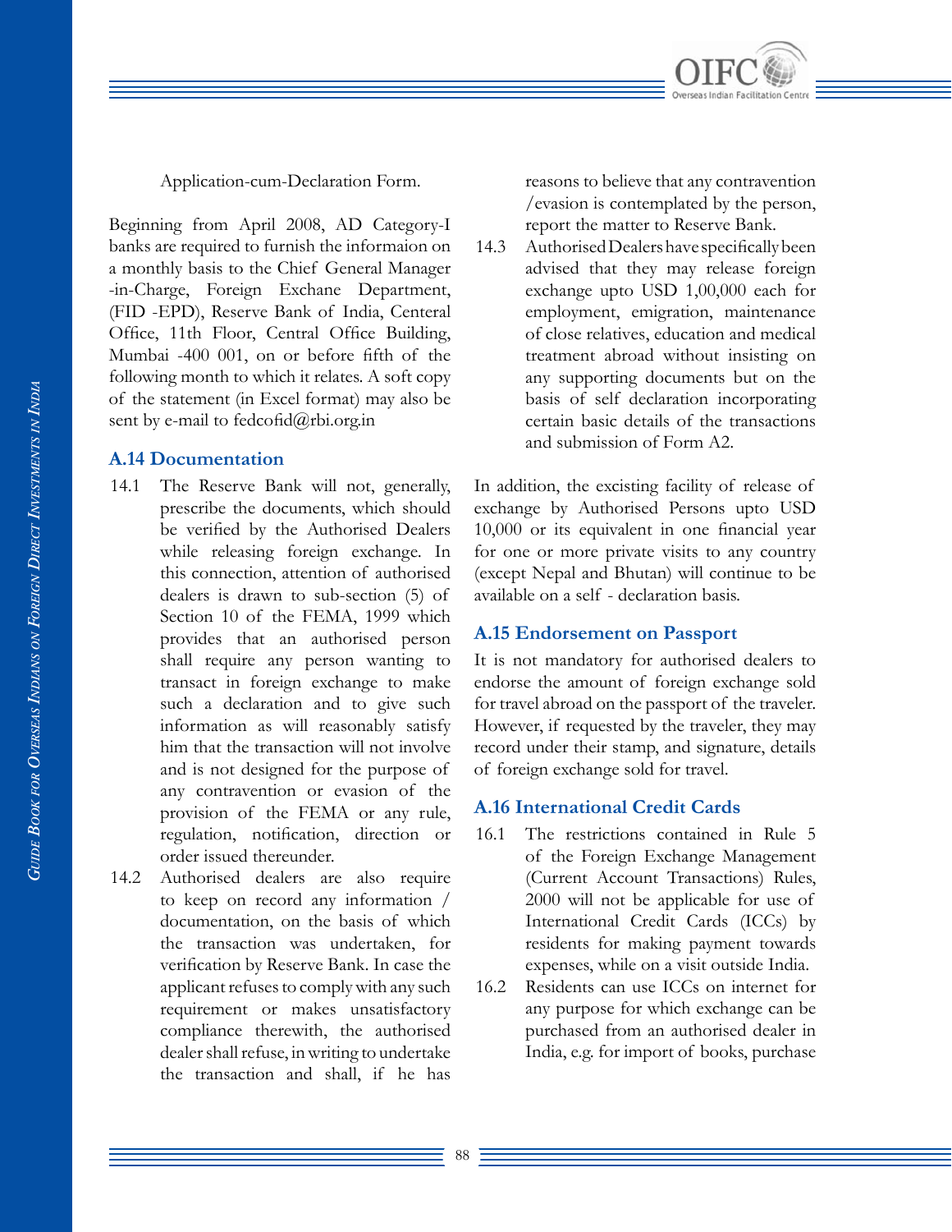Application-cum-Declaration Form.

Beginning from April 2008, AD Category-I banks are required to furnish the informaion on a monthly basis to the Chief General Manager -in-Charge, Foreign Exchane Department, (FID -EPD), Reserve Bank of India, Centeral Office, 11th Floor, Central Office Building, Mumbai -400 001, on or before fifth of the following month to which it relates. A soft copy of the statement (in Excel format) may also be sent by e-mail to fedcofid@rbi.org.in

### A.14 Documentation

14.1 The Reserve Bank will not, generally, prescribe the documents, which should be verified by the Authorised Dealers while releasing foreign exchange. In this connection, attention of authorised dealers is drawn to sub-section (5) of Section 10 of the FEMA, 1999 which provides that an authorised person shall require any person wanting to transact in foreign exchange to make such a declaration and to give such information as will reasonably satisfy him that the transaction will not involve and is not designed for the purpose of any contravention or evasion of the provision of the FEMA or any rule, regulation, notification, direction or order issued thereunder.

14.2 Authorised dealers are also require to keep on record any information / documentation, on the basis of which the transaction was undertaken, for verification by Reserve Bank. In case the applicant refuses to comply with any such requirement or makes unsatisfactory compliance therewith, the authorised dealer shall refuse, in writing to undertake the transaction and shall, if he has reasons to believe that any contravention /evasion is contemplated by the person, report the matter to Reserve Bank.

14.3 Authorised Dealers have specifically been advised that they may release foreign exchange upto USD 1,00,000 each for employment, emigration, maintenance of close relatives, education and medical treatment abroad without insisting on any supporting documents but on the basis of self declaration incorporating certain basic details of the transactions and submission of Form A2.

In addition, the excisting facility of release of exchange by Authorised Persons upto USD 10,000 or its equivalent in one financial year for one or more private visits to any country (except Nepal and Bhutan) will continue to be available on a self - declaration basis.

### A.15 Endorsement on Passport

It is not mandatory for authorised dealers to endorse the amount of foreign exchange sold for travel abroad on the passport of the traveler. However, if requested by the traveler, they may record under their stamp, and signature, details of foreign exchange sold for travel.

### A.16 International Credit Cards

16.1 The restrictions contained in Rule 5 of the Foreign Exchange Management (Current Account Transactions) Rules, 2000 will not be applicable for use of International Credit Cards (ICCs) by residents for making payment towards expenses, while on a visit outside India.

16.2 Residents can use ICCs on internet for any purpose for which exchange can be purchased from an authorised dealer in India, e.g. for import of books, purchase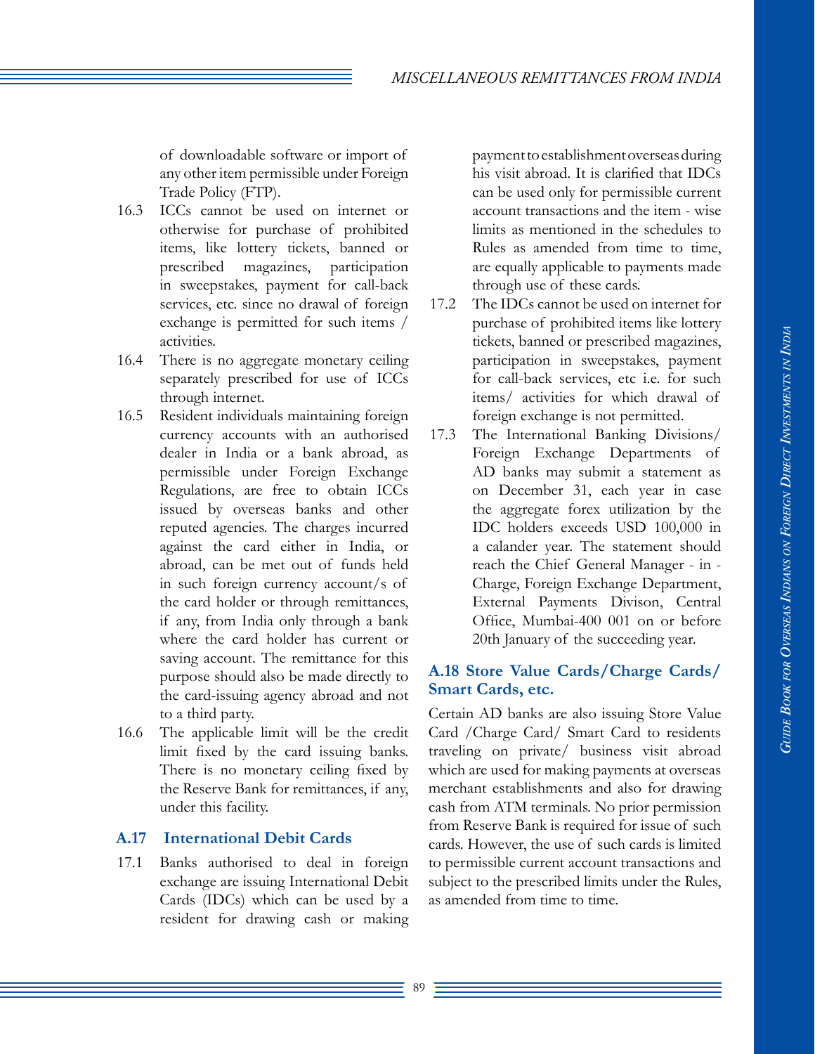of downloadable software or import of any other item permissible under Foreign Trade Policy (FTP).

16.3 ICCs cannot be used on internet or otherwise for purchase of prohibited items, like lottery tickets, banned or prescribed magazines, participation in sweepstakes, payment for call-back services, etc. since no drawal of foreign exchange is permitted for such items / activities.

16.4 There is no aggregate monetary ceiling separately prescribed for use of ICCs through internet.

16.5 Resident individuals maintaining foreign currency accounts with an authorised dealer in India or a bank abroad, as permissible under Foreign Exchange Regulations, are free to obtain ICCs issued by overseas banks and other reputed agencies. The charges incurred against the card either in India, or abroad, can be met out of funds held in such foreign currency account/s of the card holder or through remittances, if any, from India only through a bank where the card holder has current or saving account. The remittance for this purpose should also be made directly to the card-issuing agency abroad and not to a third party.

16.6 The applicable limit will be the credit limit fixed by the card issuing banks. There is no monetary ceiling fixed by the Reserve Bank for remittances, if any, under this facility.

## A.17 International Debit Cards

17.1 Banks authorised to deal in foreign exchange are issuing International Debit Cards (IDCs) which can be used by a resident for drawing cash or making payment to establishment overseas during his visit abroad. It is clarified that IDCs can be used only for permissible current account transactions and the item - wise limits as mentioned in the schedules to Rules as amended from time to time, are equally applicable to payments made through use of these cards.

17.2 The IDCs cannot be used on internet for purchase of prohibited items like lottery tickets, banned or prescribed magazines, participation in sweepstakes, payment for call-back services, etc i.e. for such items/ activities for which drawal of foreign exchange is not permitted.

17.3 The International Banking Divisions/ Foreign Exchange Departments of AD banks may submit a statement as on December 31, each year in case the aggregate forex utilization by the IDC holders exceeds USD 100,000 in a calander year. The statement should reach the Chief General Manager - in - Charge, Foreign Exchange Department, External Payments Divison, Central Office, Mumbai-400 001 on or before 20th January of the succeeding year.

## A.18 Store Value Cards/Charge Cards/ Smart Cards, etc.

Certain AD banks are also issuing Store Value Card /Charge Card/ Smart Card to residents traveling on private/ business visit abroad which are used for making payments at overseas merchant establishments and also for drawing cash from ATM terminals. No prior permission from Reserve Bank is required for issue of such cards. However, the use of such cards is limited to permissible current account transactions and subject to the prescribed limits under the Rules, as amended from time to time.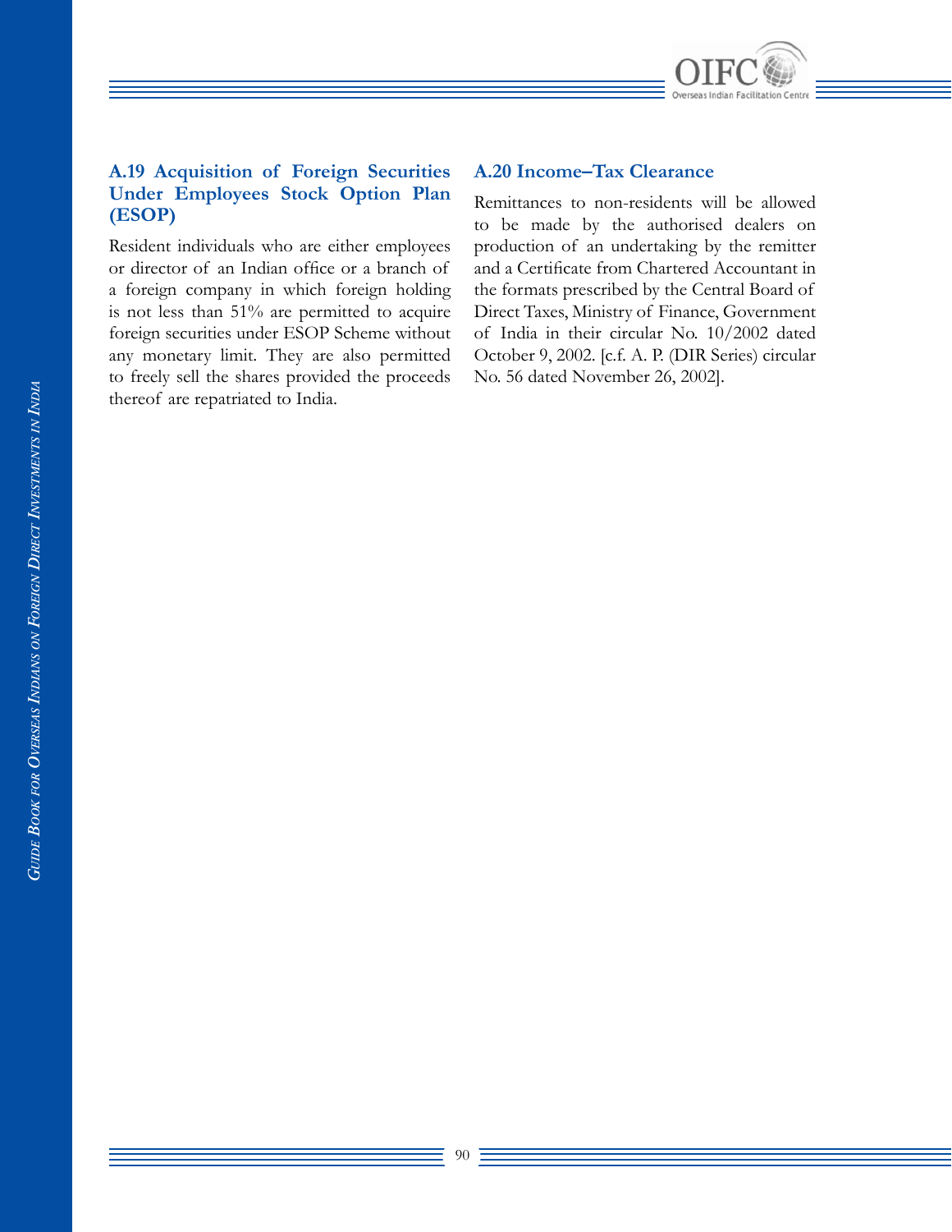### A.19 Acquisition of Foreign Securities Under Employees Stock Option Plan (ESOP)

Resident individuals who are either employees or director of an Indian office or a branch of a foreign company in which foreign holding is not less than 51% are permitted to acquire foreign securities under ESOP Scheme without any monetary limit. They are also permitted to freely sell the shares provided the proceeds thereof are repatriated to India.

### A.20 Income–Tax Clearance

Remittances to non-residents will be allowed to be made by the authorised dealers on production of an undertaking by the remitter and a Certificate from Chartered Accountant in the formats prescribed by the Central Board of Direct Taxes, Ministry of Finance, Government of India in their circular No. 10/2002 dated October 9, 2002. [c.f. A. P. (DIR Series) circular No. 56 dated November 26, 2002].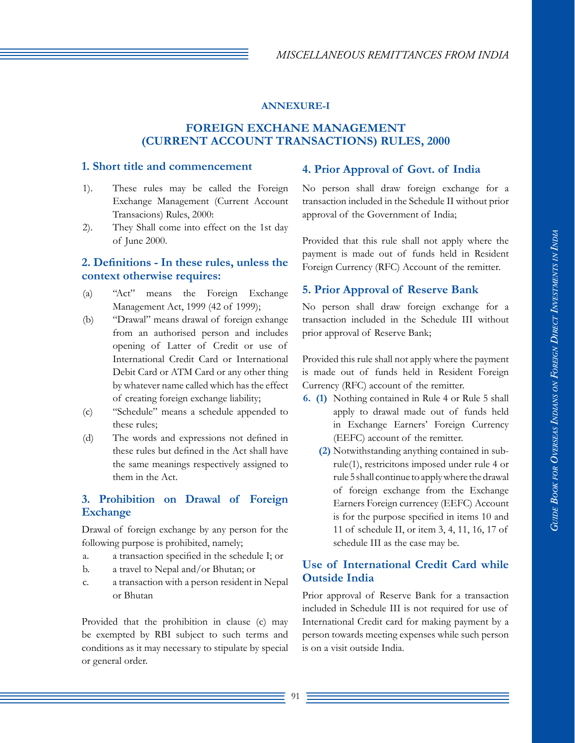**ANNEXURE-I**

# FOREIGN EXCHANE MANAGEMENT (CURRENT ACCOUNT TRANSACTIONS) RULES, 2000

## 1. Short title and commencement

1). These rules may be called the Foreign Exchange Management (Current Account Transacions) Rules, 2000:

2). They Shall come into effect on the 1st day of June 2000.

## 2. Definitions - In these rules, unless the context otherwise requires:

(a) "Act" means the Foreign Exchange Management Act, 1999 (42 of 1999);

(b) "Drawal" means drawal of foreign exhange from an authorised person and includes opening of Latter of Credit or use of International Credit Card or International Debit Card or ATM Card or any other thing by whatever name called which has the effect of creating foreign exchange liability;

(c) "Schedule" means a schedule appended to these rules;

(d) The words and expressions not defined in these rules but defined in the Act shall have the same meanings respectively assigned to them in the Act.

## 3. Prohibition on Drawal of Foreign Exchange

Drawal of foreign exchange by any person for the following purpose is prohibited, namely;

a. a transaction specified in the schedule I; or

b. a travel to Nepal and/or Bhutan; or

c. a transaction with a person resident in Nepal or Bhutan

Provided that the prohibition in clause (c) may be exempted by RBI subject to such terms and conditions as it may necessary to stipulate by special or general order.

## 4. Prior Approval of Govt. of India

No person shall draw foreign exchange for a transaction included in the Schedule II without prior approval of the Government of India;

Provided that this rule shall not apply where the payment is made out of funds held in Resident Foreign Currency (RFC) Account of the remitter.

## 5. Prior Approval of Reserve Bank

No person shall draw foreign exchange for a transaction included in the Schedule III without prior approval of Reserve Bank;

Provided this rule shall not apply where the payment is made out of funds held in Resident Foreign Currency (RFC) account of the remitter.

**6. (1)** Nothing contained in Rule 4 or Rule 5 shall apply to drawal made out of funds held in Exchange Earners' Foreign Currency (EEFC) account of the remitter.

**(2)** Notwithstanding anything contained in sub-rule(1), restricitons imposed under rule 4 or rule 5 shall continue to apply where the drawal of foreign exchange from the Exchange Earners Foreign currencey (EEFC) Account is for the purpose specified in items 10 and 11 of schedule II, or item 3, 4, 11, 16, 17 of schedule III as the case may be.

## Use of International Credit Card while Outside India

Prior approval of Reserve Bank for a transaction included in Schedule III is not required for use of International Credit card for making payment by a person towards meeting expenses while such person is on a visit outside India.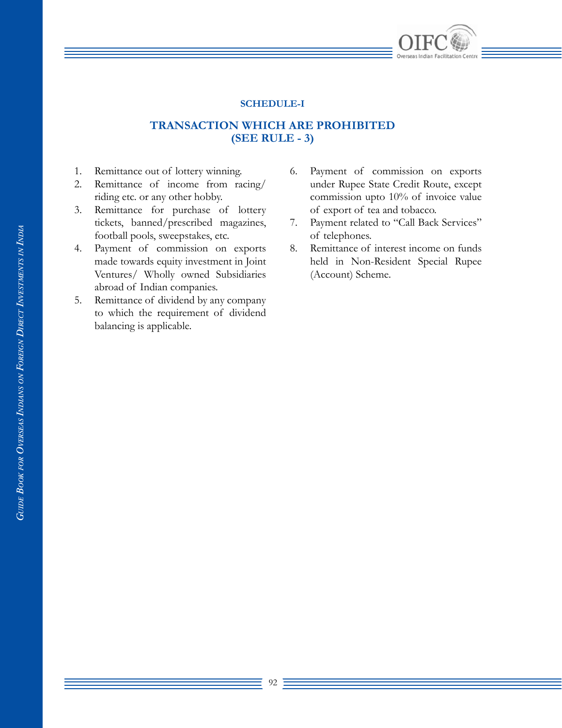## SCHEDULE-I

## TRANSACTION WHICH ARE PROHIBITED (SEE RULE - 3)

1. Remittance out of lottery winning.
2. Remittance of income from racing/ riding etc. or any other hobby.
3. Remittance for purchase of lottery tickets, banned/prescribed magazines, football pools, sweepstakes, etc.
4. Payment of commission on exports made towards equity investment in Joint Ventures/ Wholly owned Subsidiaries abroad of Indian companies.
5. Remittance of dividend by any company to which the requirement of dividend balancing is applicable.
6. Payment of commission on exports under Rupee State Credit Route, except commission upto 10% of invoice value of export of tea and tobacco.
7. Payment related to "Call Back Services" of telephones.
8. Remittance of interest income on funds held in Non-Resident Special Rupee (Account) Scheme.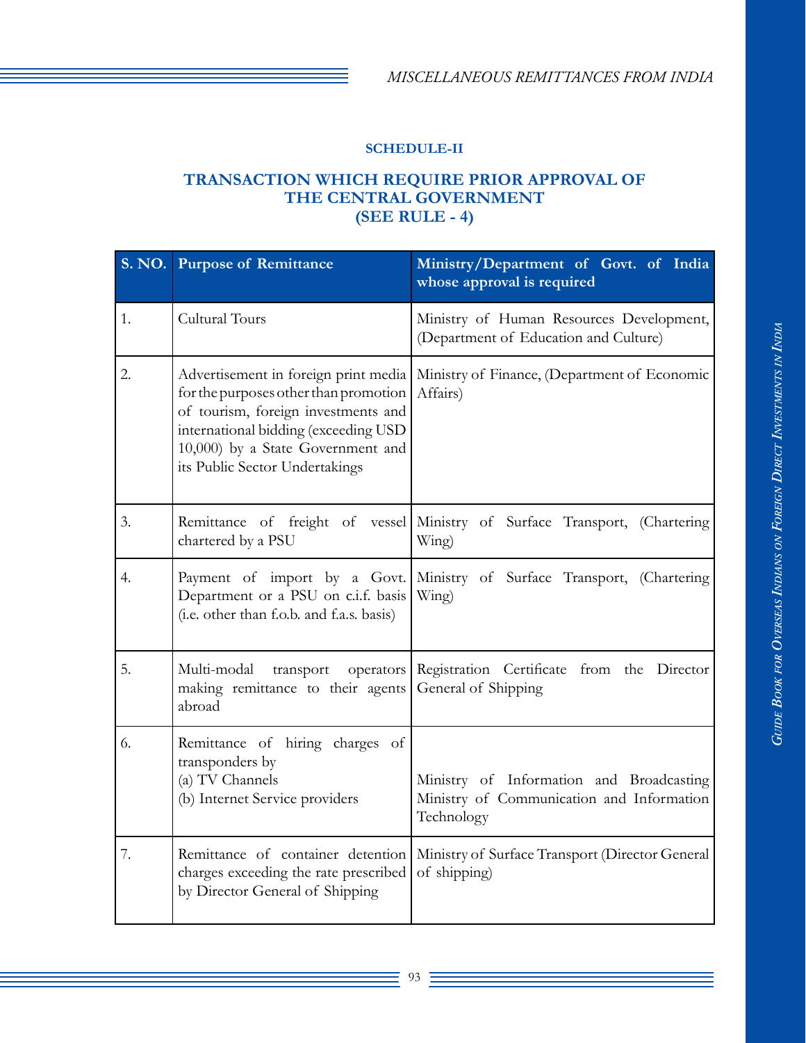## SCHEDULE-II

## TRANSACTION WHICH REQUIRE PRIOR APPROVAL OF THE CENTRAL GOVERNMENT (SEE RULE - 4)

| S. NO. | Purpose of Remittance | Ministry/Department of Govt. of India whose approval is required |
|---|---|---|
| 1. | Cultural Tours | Ministry of Human Resources Development, (Department of Education and Culture) |
| 2. | Advertisement in foreign print media for the purposes other than promotion of tourism, foreign investments and international bidding (exceeding USD 10,000) by a State Government and its Public Sector Undertakings | Ministry of Finance, (Department of Economic Affairs) |
| 3. | Remittance of freight of vessel chartered by a PSU | Ministry of Surface Transport, (Chartering Wing) |
| 4. | Payment of import by a Govt. Department or a PSU on c.i.f. basis (i.e. other than f.o.b. and f.a.s. basis) | Ministry of Surface Transport, (Chartering Wing) |
| 5. | Multi-modal transport operators making remittance to their agents abroad | Registration Certificate from the Director General of Shipping |
| 6. | Remittance of hiring charges of transponders by<br>(a) TV Channels<br>(b) Internet Service providers | <br><br>Ministry of Information and Broadcasting<br>Ministry of Communication and Information Technology |
| 7. | Remittance of container detention charges exceeding the rate prescribed by Director General of Shipping | Ministry of Surface Transport (Director General of shipping) |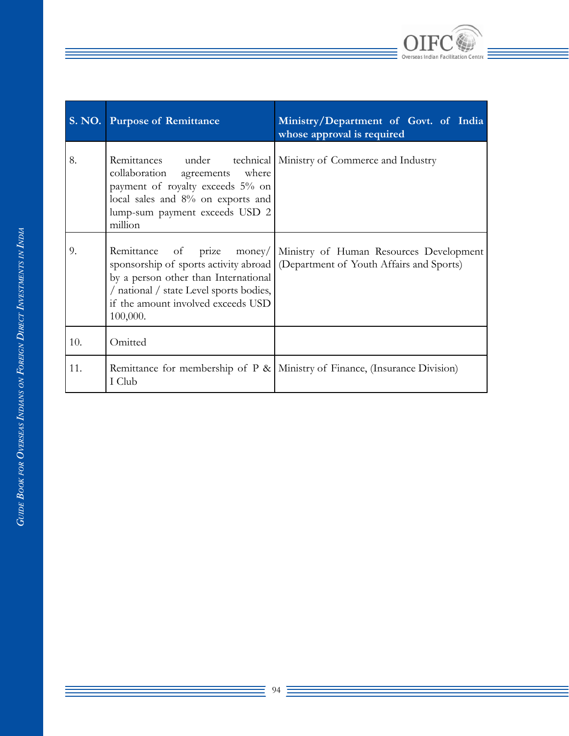| S. NO. | Purpose of Remittance | Ministry/Department of Govt. of India whose approval is required |
|---|---|---|
| 8. | Remittances under technical collaboration agreements where payment of royalty exceeds 5% on local sales and 8% on exports and lump-sum payment exceeds USD 2 million | Ministry of Commerce and Industry |
| 9. | Remittance of prize money/ sponsorship of sports activity abroad by a person other than International / national / state Level sports bodies, if the amount involved exceeds USD 100,000. | Ministry of Human Resources Development (Department of Youth Affairs and Sports) |
| 10. | Omitted | |
| 11. | Remittance for membership of P & I Club | Ministry of Finance, (Insurance Division) |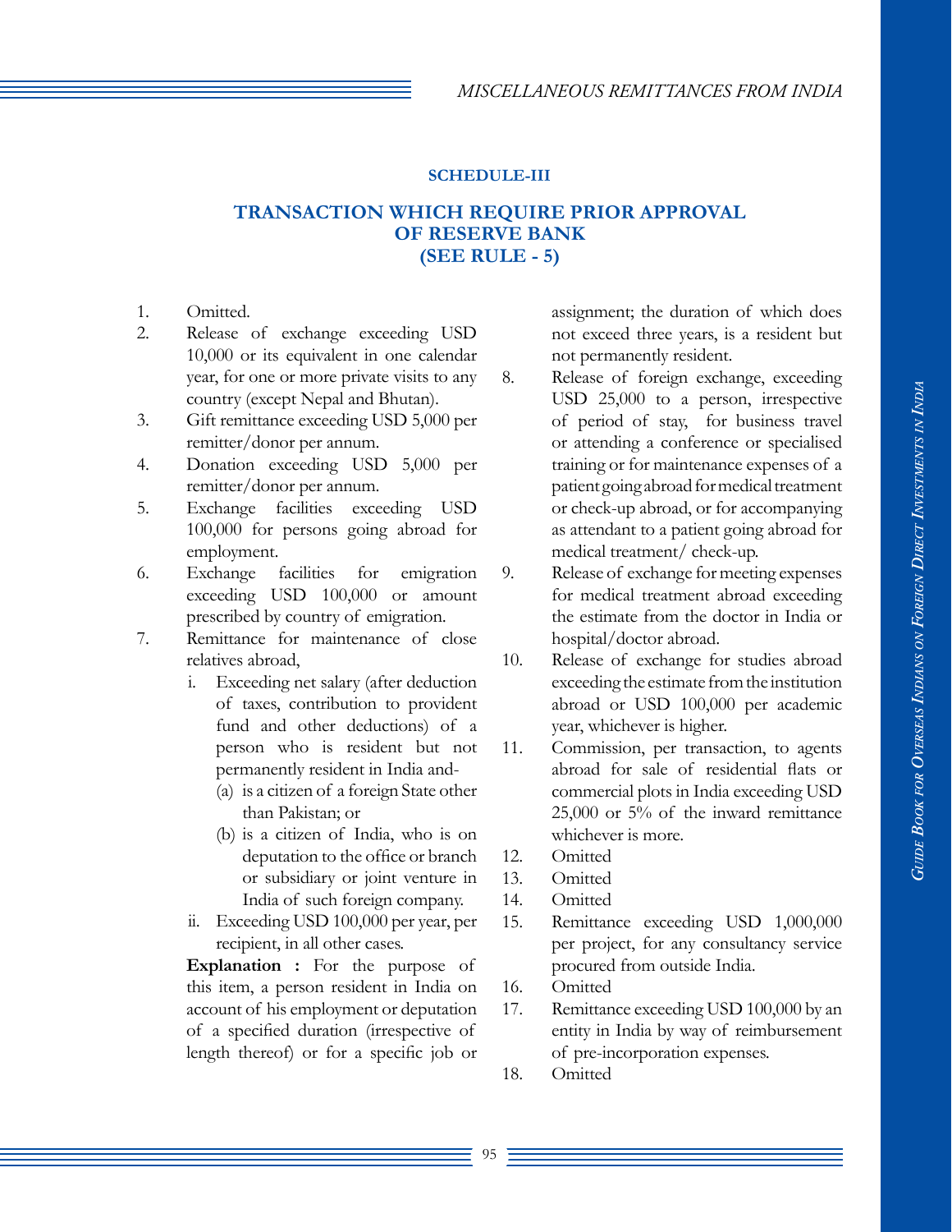## SCHEDULE-III

## TRANSACTION WHICH REQUIRE PRIOR APPROVAL OF RESERVE BANK (SEE RULE - 5)

1. Omitted.
2. Release of exchange exceeding USD 10,000 or its equivalent in one calendar year, for one or more private visits to any country (except Nepal and Bhutan).
3. Gift remittance exceeding USD 5,000 per remitter/donor per annum.
4. Donation exceeding USD 5,000 per remitter/donor per annum.
5. Exchange facilities exceeding USD 100,000 for persons going abroad for employment.
6. Exchange facilities for emigration exceeding USD 100,000 or amount prescribed by country of emigration.
7. Remittance for maintenance of close relatives abroad,
   - i. Exceeding net salary (after deduction of taxes, contribution to provident fund and other deductions) of a person who is resident but not permanently resident in India and-
     - (a) is a citizen of a foreign State other than Pakistan; or
     - (b) is a citizen of India, who is on deputation to the office or branch or subsidiary or joint venture in India of such foreign company.
   - ii. Exceeding USD 100,000 per year, per recipient, in all other cases.

   **Explanation :** For the purpose of this item, a person resident in India on account of his employment or deputation of a specified duration (irrespective of length thereof) or for a specific job or assignment; the duration of which does not exceed three years, is a resident but not permanently resident.
8. Release of foreign exchange, exceeding USD 25,000 to a person, irrespective of period of stay, for business travel or attending a conference or specialised training or for maintenance expenses of a patient going abroad for medical treatment or check-up abroad, or for accompanying as attendant to a patient going abroad for medical treatment/ check-up.
9. Release of exchange for meeting expenses for medical treatment abroad exceeding the estimate from the doctor in India or hospital/doctor abroad.
10. Release of exchange for studies abroad exceeding the estimate from the institution abroad or USD 100,000 per academic year, whichever is higher.
11. Commission, per transaction, to agents abroad for sale of residential flats or commercial plots in India exceeding USD 25,000 or 5% of the inward remittance whichever is more.
12. Omitted
13. Omitted
14. Omitted
15. Remittance exceeding USD 1,000,000 per project, for any consultancy service procured from outside India.
16. Omitted
17. Remittance exceeding USD 100,000 by an entity in India by way of reimbursement of pre-incorporation expenses.
18. Omitted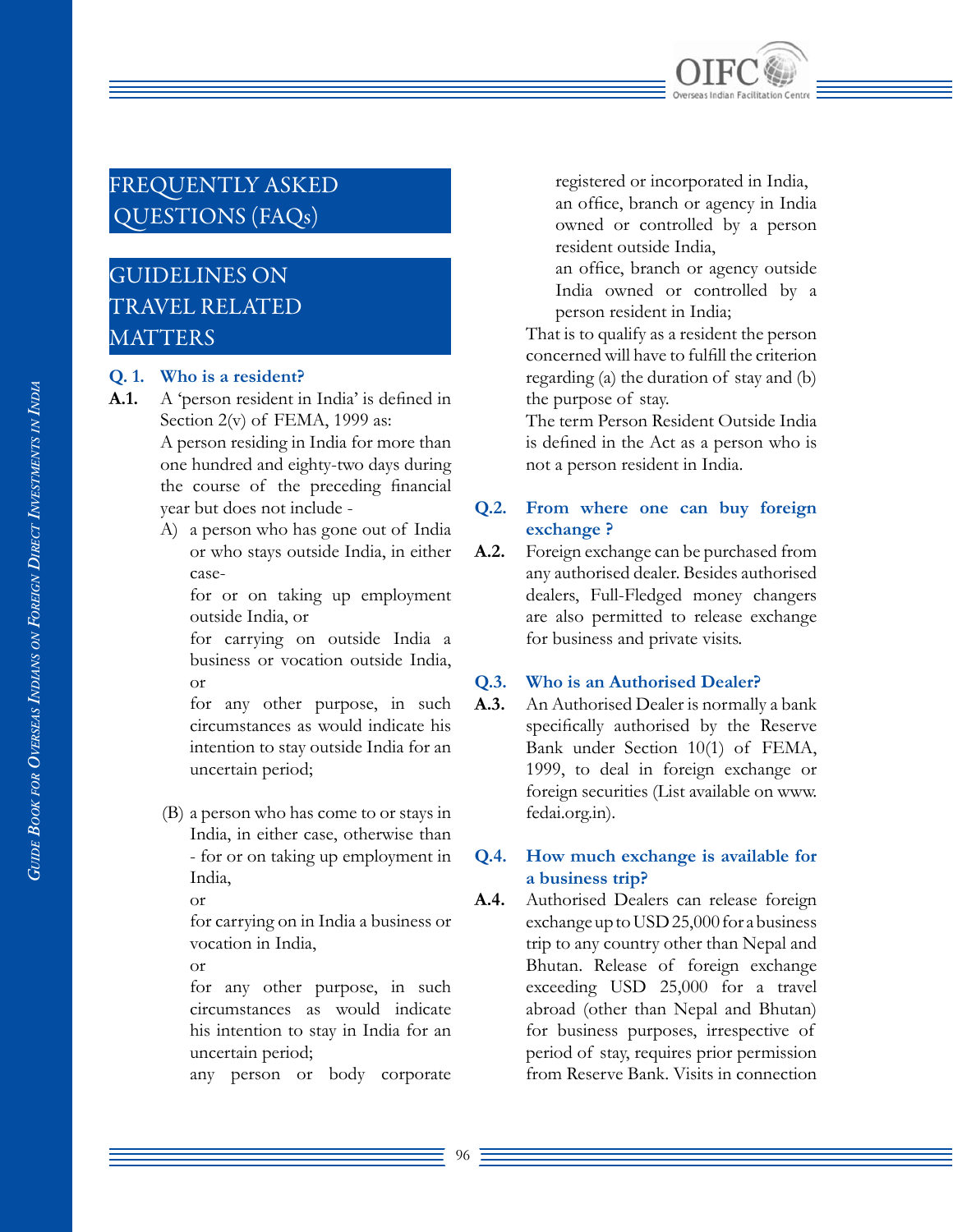# FREQUENTLY ASKED QUESTIONS (FAQs)

## GUIDELINES ON TRAVEL RELATED MATTERS

**Q. 1. Who is a resident?**

**A.1.** A 'person resident in India' is defined in Section 2(v) of FEMA, 1999 as:

A person residing in India for more than one hundred and eighty-two days during the course of the preceding financial year but does not include -

A) a person who has gone out of India or who stays outside India, in either case-

for or on taking up employment outside India, or

for carrying on outside India a business or vocation outside India, or

for any other purpose, in such circumstances as would indicate his intention to stay outside India for an uncertain period;

(B) a person who has come to or stays in India, in either case, otherwise than - for or on taking up employment in India,

or

for carrying on in India a business or vocation in India,

or

for any other purpose, in such circumstances as would indicate his intention to stay in India for an uncertain period;

any person or body corporate registered or incorporated in India,

an office, branch or agency in India owned or controlled by a person resident outside India,

an office, branch or agency outside India owned or controlled by a person resident in India;

That is to qualify as a resident the person concerned will have to fulfill the criterion regarding (a) the duration of stay and (b) the purpose of stay.

The term Person Resident Outside India is defined in the Act as a person who is not a person resident in India.

**Q.2. From where one can buy foreign exchange ?**

**A.2.** Foreign exchange can be purchased from any authorised dealer. Besides authorised dealers, Full-Fledged money changers are also permitted to release exchange for business and private visits.

**Q.3. Who is an Authorised Dealer?**

**A.3.** An Authorised Dealer is normally a bank specifically authorised by the Reserve Bank under Section 10(1) of FEMA, 1999, to deal in foreign exchange or foreign securities (List available on www.fedai.org.in).

**Q.4. How much exchange is available for a business trip?**

**A.4.** Authorised Dealers can release foreign exchange up to USD 25,000 for a business trip to any country other than Nepal and Bhutan. Release of foreign exchange exceeding USD 25,000 for a travel abroad (other than Nepal and Bhutan) for business purposes, irrespective of period of stay, requires prior permission from Reserve Bank. Visits in connection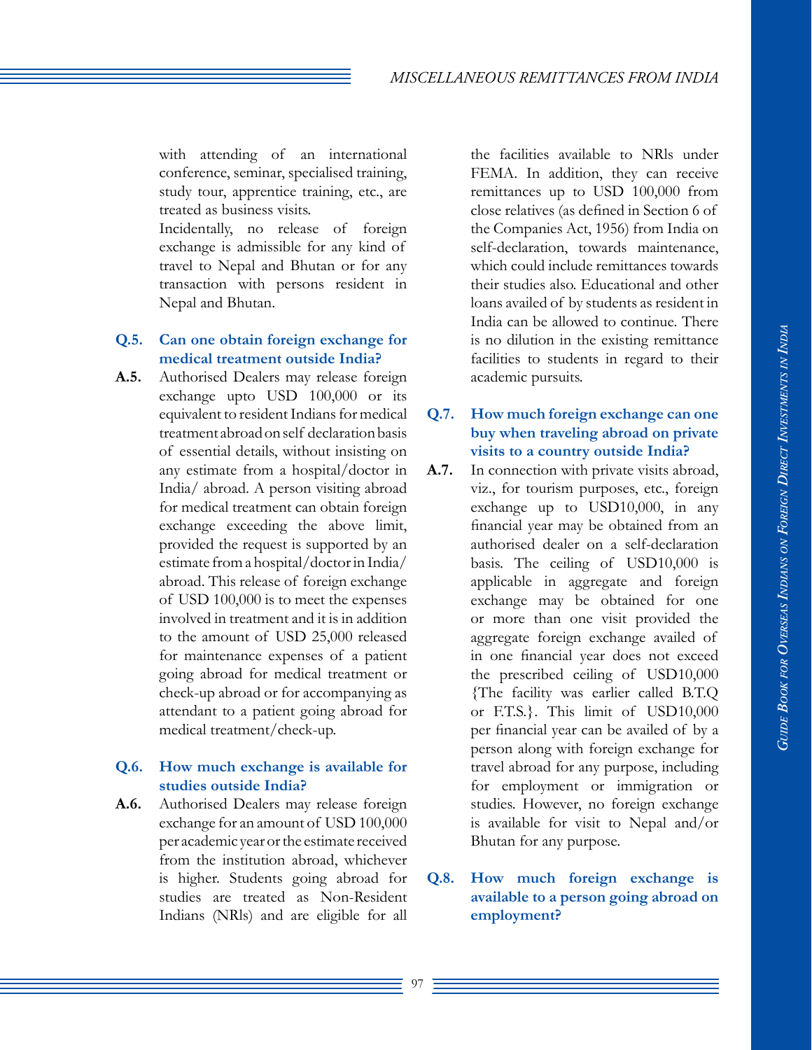with attending of an international conference, seminar, specialised training, study tour, apprentice training, etc., are treated as business visits.

Incidentally, no release of foreign exchange is admissible for any kind of travel to Nepal and Bhutan or for any transaction with persons resident in Nepal and Bhutan.

**Q.5. Can one obtain foreign exchange for medical treatment outside India?**

**A.5.** Authorised Dealers may release foreign exchange upto USD 100,000 or its equivalent to resident Indians for medical treatment abroad on self declaration basis of essential details, without insisting on any estimate from a hospital/doctor in India/ abroad. A person visiting abroad for medical treatment can obtain foreign exchange exceeding the above limit, provided the request is supported by an estimate from a hospital/doctor in India/ abroad. This release of foreign exchange of USD 100,000 is to meet the expenses involved in treatment and it is in addition to the amount of USD 25,000 released for maintenance expenses of a patient going abroad for medical treatment or check-up abroad or for accompanying as attendant to a patient going abroad for medical treatment/check-up.

**Q.6. How much exchange is available for studies outside India?**

**A.6.** Authorised Dealers may release foreign exchange for an amount of USD 100,000 per academic year or the estimate received from the institution abroad, whichever is higher. Students going abroad for studies are treated as Non-Resident Indians (NRIs) and are eligible for all the facilities available to NRIs under FEMA. In addition, they can receive remittances up to USD 100,000 from close relatives (as defined in Section 6 of the Companies Act, 1956) from India on self-declaration, towards maintenance, which could include remittances towards their studies also. Educational and other loans availed of by students as resident in India can be allowed to continue. There is no dilution in the existing remittance facilities to students in regard to their academic pursuits.

**Q.7. How much foreign exchange can one buy when traveling abroad on private visits to a country outside India?**

**A.7.** In connection with private visits abroad, viz., for tourism purposes, etc., foreign exchange up to USD10,000, in any financial year may be obtained from an authorised dealer on a self-declaration basis. The ceiling of USD10,000 is applicable in aggregate and foreign exchange may be obtained for one or more than one visit provided the aggregate foreign exchange availed of in one financial year does not exceed the prescribed ceiling of USD10,000 {The facility was earlier called B.T.Q or F.T.S.}. This limit of USD10,000 per financial year can be availed of by a person along with foreign exchange for travel abroad for any purpose, including for employment or immigration or studies. However, no foreign exchange is available for visit to Nepal and/or Bhutan for any purpose.

**Q.8. How much foreign exchange is available to a person going abroad on employment?**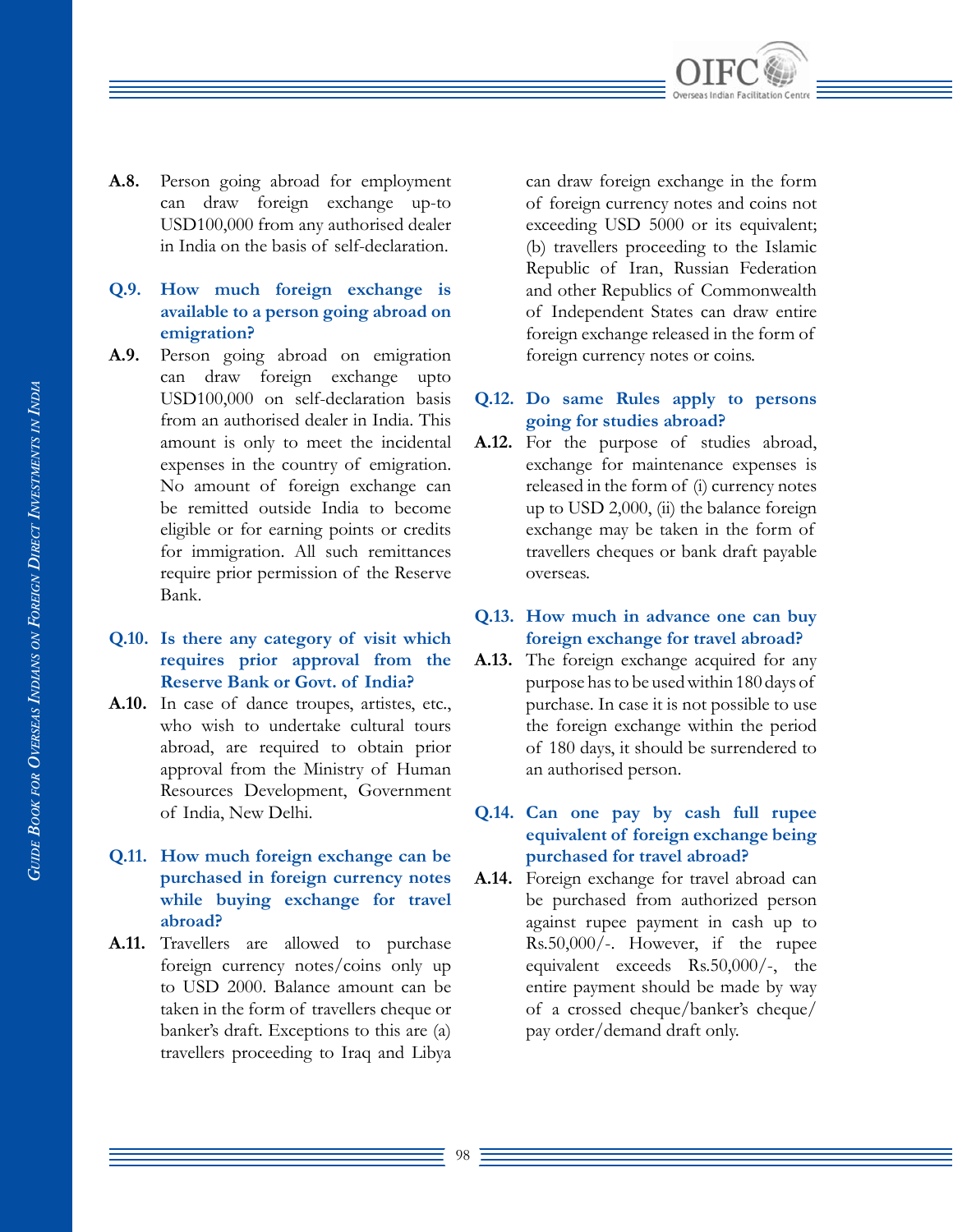**A.8.** Person going abroad for employment can draw foreign exchange up-to USD100,000 from any authorised dealer in India on the basis of self-declaration.

**Q.9. How much foreign exchange is available to a person going abroad on emigration?**

**A.9.** Person going abroad on emigration can draw foreign exchange upto USD100,000 on self-declaration basis from an authorised dealer in India. This amount is only to meet the incidental expenses in the country of emigration. No amount of foreign exchange can be remitted outside India to become eligible or for earning points or credits for immigration. All such remittances require prior permission of the Reserve Bank.

**Q.10. Is there any category of visit which requires prior approval from the Reserve Bank or Govt. of India?**

**A.10.** In case of dance troupes, artistes, etc., who wish to undertake cultural tours abroad, are required to obtain prior approval from the Ministry of Human Resources Development, Government of India, New Delhi.

**Q.11. How much foreign exchange can be purchased in foreign currency notes while buying exchange for travel abroad?**

**A.11.** Travellers are allowed to purchase foreign currency notes/coins only up to USD 2000. Balance amount can be taken in the form of travellers cheque or banker's draft. Exceptions to this are (a) travellers proceeding to Iraq and Libya can draw foreign exchange in the form of foreign currency notes and coins not exceeding USD 5000 or its equivalent; (b) travellers proceeding to the Islamic Republic of Iran, Russian Federation and other Republics of Commonwealth of Independent States can draw entire foreign exchange released in the form of foreign currency notes or coins.

**Q.12. Do same Rules apply to persons going for studies abroad?**

**A.12.** For the purpose of studies abroad, exchange for maintenance expenses is released in the form of (i) currency notes up to USD 2,000, (ii) the balance foreign exchange may be taken in the form of travellers cheques or bank draft payable overseas.

**Q.13. How much in advance one can buy foreign exchange for travel abroad?**

**A.13.** The foreign exchange acquired for any purpose has to be used within 180 days of purchase. In case it is not possible to use the foreign exchange within the period of 180 days, it should be surrendered to an authorised person.

**Q.14. Can one pay by cash full rupee equivalent of foreign exchange being purchased for travel abroad?**

**A.14.** Foreign exchange for travel abroad can be purchased from authorized person against rupee payment in cash up to Rs.50,000/-. However, if the rupee equivalent exceeds Rs.50,000/-, the entire payment should be made by way of a crossed cheque/banker's cheque/ pay order/demand draft only.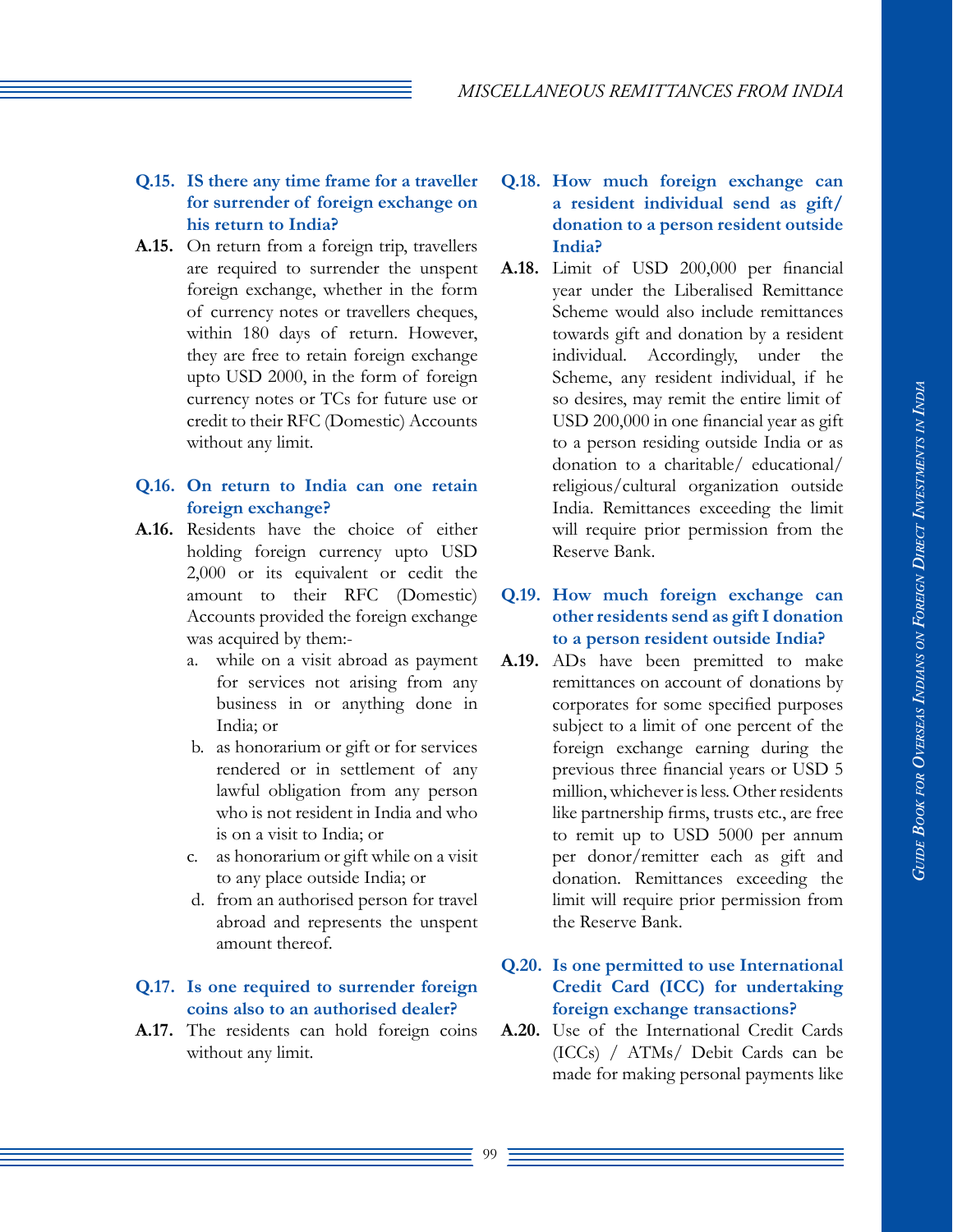**Q.15. IS there any time frame for a traveller for surrender of foreign exchange on his return to India?**

**A.15.** On return from a foreign trip, travellers are required to surrender the unspent foreign exchange, whether in the form of currency notes or travellers cheques, within 180 days of return. However, they are free to retain foreign exchange upto USD 2000, in the form of foreign currency notes or TCs for future use or credit to their RFC (Domestic) Accounts without any limit.

**Q.16. On return to India can one retain foreign exchange?**

**A.16.** Residents have the choice of either holding foreign currency upto USD 2,000 or its equivalent or cedit the amount to their RFC (Domestic) Accounts provided the foreign exchange was acquired by them:-

a. while on a visit abroad as payment for services not arising from any business in or anything done in India; or

b. as honorarium or gift or for services rendered or in settlement of any lawful obligation from any person who is not resident in India and who is on a visit to India; or

c. as honorarium or gift while on a visit to any place outside India; or

d. from an authorised person for travel abroad and represents the unspent amount thereof.

**Q.17. Is one required to surrender foreign coins also to an authorised dealer?**

**A.17.** The residents can hold foreign coins without any limit.

**Q.18. How much foreign exchange can a resident individual send as gift/ donation to a person resident outside India?**

**A.18.** Limit of USD 200,000 per financial year under the Liberalised Remittance Scheme would also include remittances towards gift and donation by a resident individual. Accordingly, under the Scheme, any resident individual, if he so desires, may remit the entire limit of USD 200,000 in one financial year as gift to a person residing outside India or as donation to a charitable/ educational/ religious/cultural organization outside India. Remittances exceeding the limit will require prior permission from the Reserve Bank.

**Q.19. How much foreign exchange can other residents send as gift I donation to a person resident outside India?**

**A.19.** ADs have been premitted to make remittances on account of donations by corporates for some specified purposes subject to a limit of one percent of the foreign exchange earning during the previous three financial years or USD 5 million, whichever is less. Other residents like partnership firms, trusts etc., are free to remit up to USD 5000 per annum per donor/remitter each as gift and donation. Remittances exceeding the limit will require prior permission from the Reserve Bank.

**Q.20. Is one permitted to use International Credit Card (ICC) for undertaking foreign exchange transactions?**

**A.20.** Use of the International Credit Cards (ICCs) / ATMs/ Debit Cards can be made for making personal payments like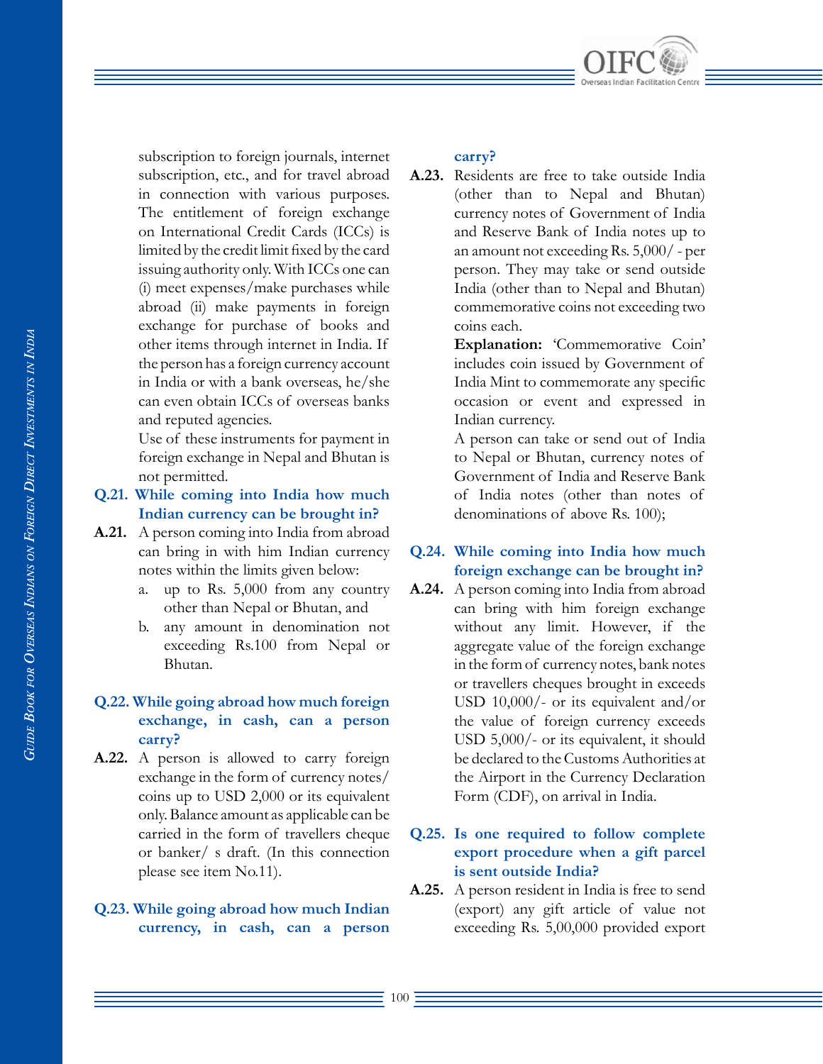subscription to foreign journals, internet subscription, etc., and for travel abroad in connection with various purposes. The entitlement of foreign exchange on International Credit Cards (ICCs) is limited by the credit limit fixed by the card issuing authority only. With ICCs one can (i) meet expenses/make purchases while abroad (ii) make payments in foreign exchange for purchase of books and other items through internet in India. If the person has a foreign currency account in India or with a bank overseas, he/she can even obtain ICCs of overseas banks and reputed agencies.

Use of these instruments for payment in foreign exchange in Nepal and Bhutan is not permitted.

**Q.21. While coming into India how much Indian currency can be brought in?**

**A.21.** A person coming into India from abroad can bring in with him Indian currency notes within the limits given below:

a. up to Rs. 5,000 from any country other than Nepal or Bhutan, and

b. any amount in denomination not exceeding Rs.100 from Nepal or Bhutan.

**Q.22. While going abroad how much foreign exchange, in cash, can a person carry?**

**A.22.** A person is allowed to carry foreign exchange in the form of currency notes/ coins up to USD 2,000 or its equivalent only. Balance amount as applicable can be carried in the form of travellers cheque or banker/ s draft. (In this connection please see item No.11).

**Q.23. While going abroad how much Indian currency, in cash, can a person carry?**

**A.23.** Residents are free to take outside India (other than to Nepal and Bhutan) currency notes of Government of India and Reserve Bank of India notes up to an amount not exceeding Rs. 5,000/ - per person. They may take or send outside India (other than to Nepal and Bhutan) commemorative coins not exceeding two coins each.

**Explanation:** 'Commemorative Coin' includes coin issued by Government of India Mint to commemorate any specific occasion or event and expressed in Indian currency.

A person can take or send out of India to Nepal or Bhutan, currency notes of Government of India and Reserve Bank of India notes (other than notes of denominations of above Rs. 100);

**Q.24. While coming into India how much foreign exchange can be brought in?**

**A.24.** A person coming into India from abroad can bring with him foreign exchange without any limit. However, if the aggregate value of the foreign exchange in the form of currency notes, bank notes or travellers cheques brought in exceeds USD 10,000/- or its equivalent and/or the value of foreign currency exceeds USD 5,000/- or its equivalent, it should be declared to the Customs Authorities at the Airport in the Currency Declaration Form (CDF), on arrival in India.

**Q.25. Is one required to follow complete export procedure when a gift parcel is sent outside India?**

**A.25.** A person resident in India is free to send (export) any gift article of value not exceeding Rs. 5,00,000 provided export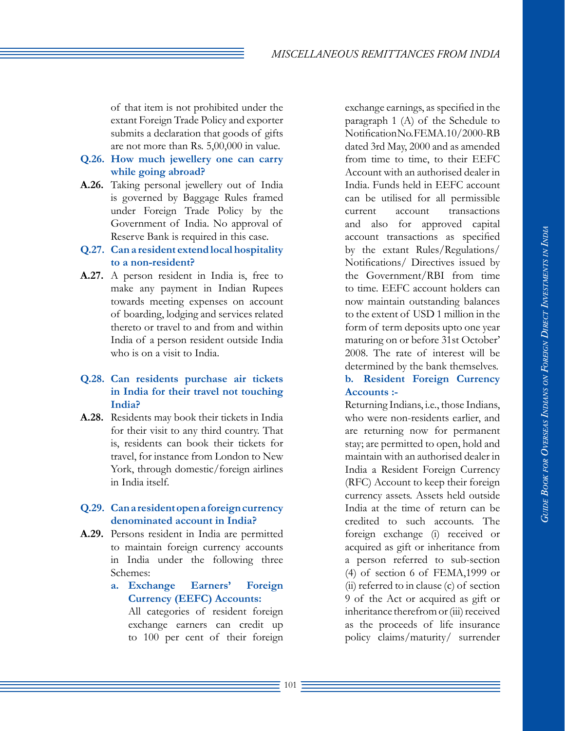of that item is not prohibited under the extant Foreign Trade Policy and exporter submits a declaration that goods of gifts are not more than Rs. 5,00,000 in value.

**Q.26. How much jewellery one can carry while going abroad?**

**A.26.** Taking personal jewellery out of India is governed by Baggage Rules framed under Foreign Trade Policy by the Government of India. No approval of Reserve Bank is required in this case.

**Q.27. Can a resident extend local hospitality to a non-resident?**

**A.27.** A person resident in India is, free to make any payment in Indian Rupees towards meeting expenses on account of boarding, lodging and services related thereto or travel to and from and within India of a person resident outside India who is on a visit to India.

**Q.28. Can residents purchase air tickets in India for their travel not touching India?**

**A.28.** Residents may book their tickets in India for their visit to any third country. That is, residents can book their tickets for travel, for instance from London to New York, through domestic/foreign airlines in India itself.

**Q.29. Can a resident open a foreign currency denominated account in India?**

**A.29.** Persons resident in India are permitted to maintain foreign currency accounts in India under the following three Schemes:

**a. Exchange Earners' Foreign Currency (EEFC) Accounts:**

All categories of resident foreign exchange earners can credit up to 100 per cent of their foreign exchange earnings, as specified in the paragraph 1 (A) of the Schedule to NotificationNo.FEMA.10/2000-RB dated 3rd May, 2000 and as amended from time to time, to their EEFC Account with an authorised dealer in India. Funds held in EEFC account can be utilised for all permissible current account transactions and also for approved capital account transactions as specified by the extant Rules/Regulations/ Notifications/ Directives issued by the Government/RBI from time to time. EEFC account holders can now maintain outstanding balances to the extent of USD 1 million in the form of term deposits upto one year maturing on or before 31st October' 2008. The rate of interest will be determined by the bank themselves.

**b. Resident Foreign Currency Accounts :-**

Returning Indians, i.e., those Indians, who were non-residents earlier, and are returning now for permanent stay; are permitted to open, hold and maintain with an authorised dealer in India a Resident Foreign Currency (RFC) Account to keep their foreign currency assets. Assets held outside India at the time of return can be credited to such accounts. The foreign exchange (i) received or acquired as gift or inheritance from a person referred to sub-section (4) of section 6 of FEMA,1999 or (ii) referred to in clause (c) of section 9 of the Act or acquired as gift or inheritance therefrom or (iii) received as the proceeds of life insurance policy claims/maturity/ surrender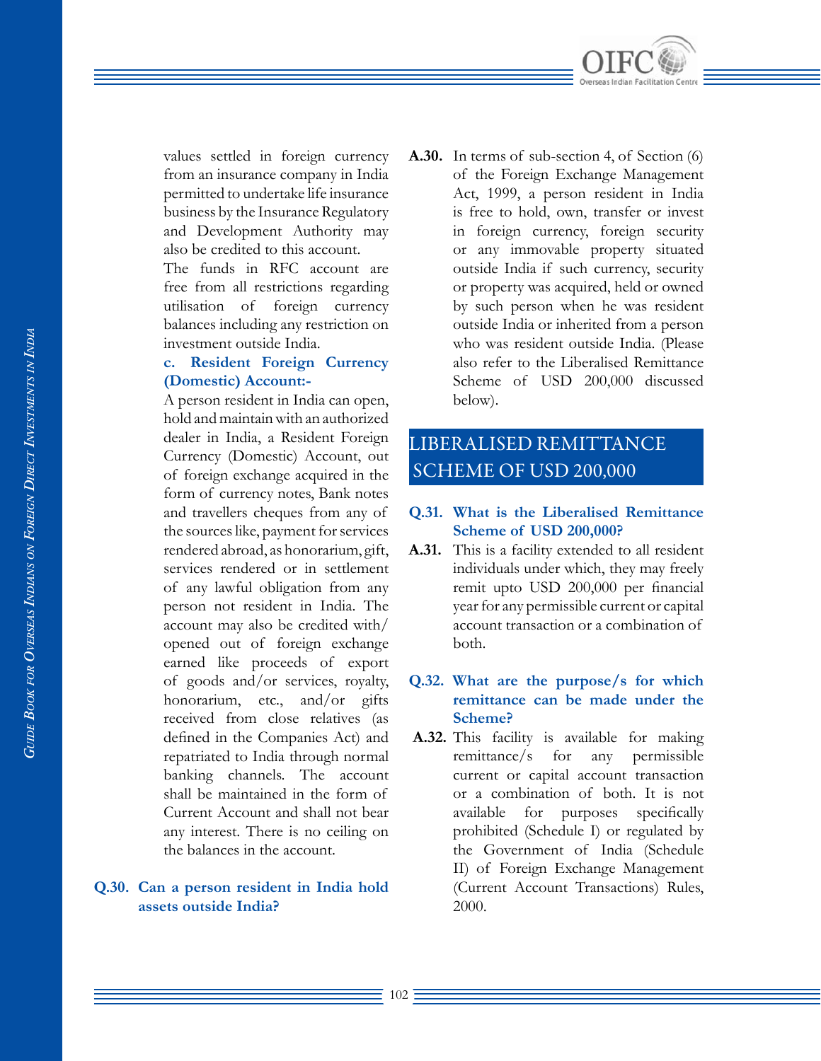values settled in foreign currency from an insurance company in India permitted to undertake life insurance business by the Insurance Regulatory and Development Authority may also be credited to this account.

The funds in RFC account are free from all restrictions regarding utilisation of foreign currency balances including any restriction on investment outside India.

**c. Resident Foreign Currency (Domestic) Account:-**

A person resident in India can open, hold and maintain with an authorized dealer in India, a Resident Foreign Currency (Domestic) Account, out of foreign exchange acquired in the form of currency notes, Bank notes and travellers cheques from any of the sources like, payment for services rendered abroad, as honorarium, gift, services rendered or in settlement of any lawful obligation from any person not resident in India. The account may also be credited with/ opened out of foreign exchange earned like proceeds of export of goods and/or services, royalty, honorarium, etc., and/or gifts received from close relatives (as defined in the Companies Act) and repatriated to India through normal banking channels. The account shall be maintained in the form of Current Account and shall not bear any interest. There is no ceiling on the balances in the account.

**Q.30. Can a person resident in India hold assets outside India?**

**A.30.** In terms of sub-section 4, of Section (6) of the Foreign Exchange Management Act, 1999, a person resident in India is free to hold, own, transfer or invest in foreign currency, foreign security or any immovable property situated outside India if such currency, security or property was acquired, held or owned by such person when he was resident outside India or inherited from a person who was resident outside India. (Please also refer to the Liberalised Remittance Scheme of USD 200,000 discussed below).

## LIBERALISED REMITTANCE SCHEME OF USD 200,000

**Q.31. What is the Liberalised Remittance Scheme of USD 200,000?**

**A.31.** This is a facility extended to all resident individuals under which, they may freely remit upto USD 200,000 per financial year for any permissible current or capital account transaction or a combination of both.

**Q.32. What are the purpose/s for which remittance can be made under the Scheme?**

**A.32.** This facility is available for making remittance/s for any permissible current or capital account transaction or a combination of both. It is not available for purposes specifically prohibited (Schedule I) or regulated by the Government of India (Schedule II) of Foreign Exchange Management (Current Account Transactions) Rules, 2000.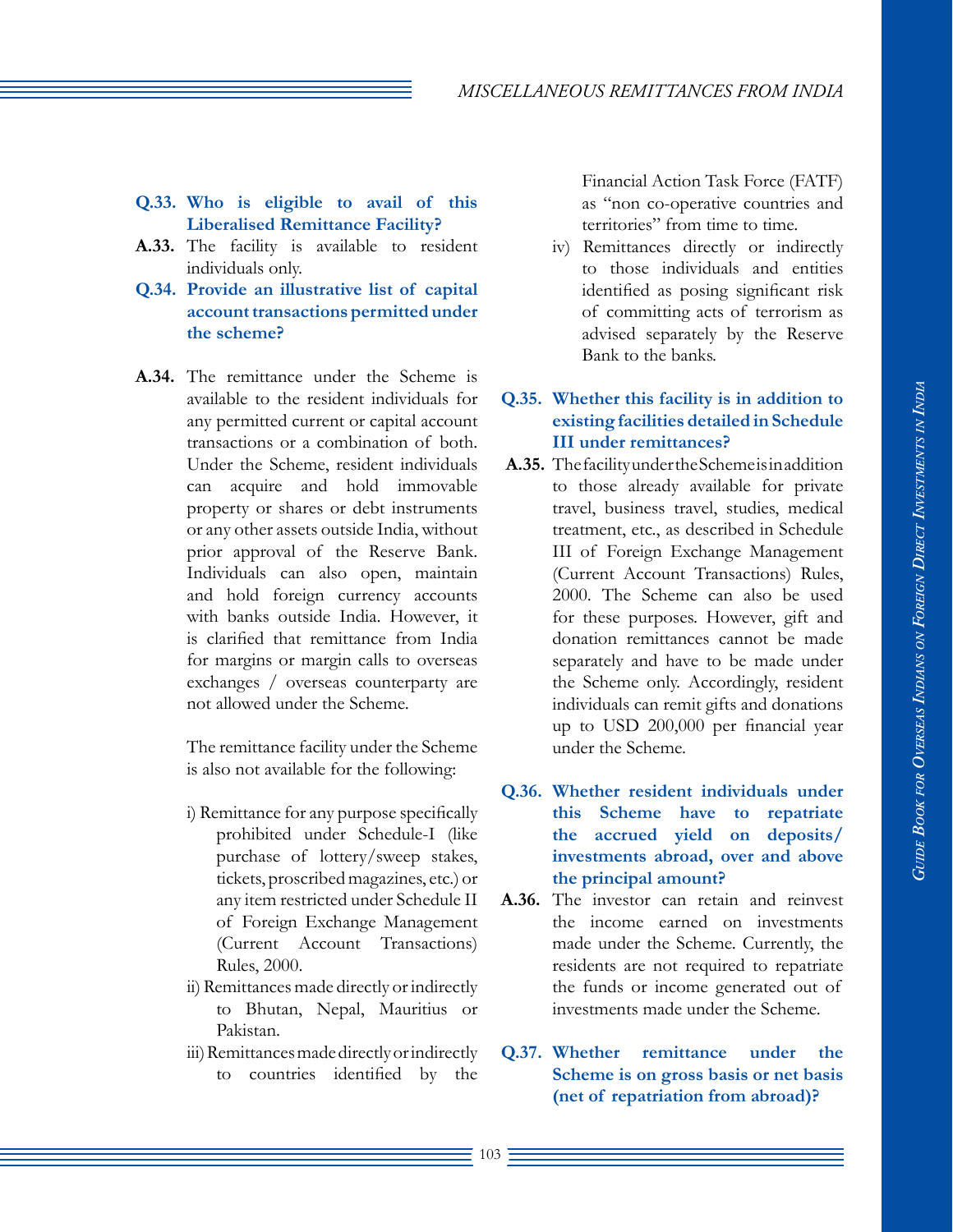**Q.33. Who is eligible to avail of this Liberalised Remittance Facility?**

**A.33.** The facility is available to resident individuals only.

**Q.34. Provide an illustrative list of capital account transactions permitted under the scheme?**

**A.34.** The remittance under the Scheme is available to the resident individuals for any permitted current or capital account transactions or a combination of both. Under the Scheme, resident individuals can acquire and hold immovable property or shares or debt instruments or any other assets outside India, without prior approval of the Reserve Bank. Individuals can also open, maintain and hold foreign currency accounts with banks outside India. However, it is clarified that remittance from India for margins or margin calls to overseas exchanges / overseas counterparty are not allowed under the Scheme.

The remittance facility under the Scheme is also not available for the following:

i) Remittance for any purpose specifically prohibited under Schedule-I (like purchase of lottery/sweep stakes, tickets, proscribed magazines, etc.) or any item restricted under Schedule II of Foreign Exchange Management (Current Account Transactions) Rules, 2000.

ii) Remittances made directly or indirectly to Bhutan, Nepal, Mauritius or Pakistan.

iii) Remittances made directly or indirectly to countries identified by the Financial Action Task Force (FATF) as "non co-operative countries and territories" from time to time.

iv) Remittances directly or indirectly to those individuals and entities identified as posing significant risk of committing acts of terrorism as advised separately by the Reserve Bank to the banks.

**Q.35. Whether this facility is in addition to existing facilities detailed in Schedule III under remittances?**

**A.35.** The facility under the Scheme is in addition to those already available for private travel, business travel, studies, medical treatment, etc., as described in Schedule III of Foreign Exchange Management (Current Account Transactions) Rules, 2000. The Scheme can also be used for these purposes. However, gift and donation remittances cannot be made separately and have to be made under the Scheme only. Accordingly, resident individuals can remit gifts and donations up to USD 200,000 per financial year under the Scheme.

**Q.36. Whether resident individuals under this Scheme have to repatriate the accrued yield on deposits/ investments abroad, over and above the principal amount?**

**A.36.** The investor can retain and reinvest the income earned on investments made under the Scheme. Currently, the residents are not required to repatriate the funds or income generated out of investments made under the Scheme.

**Q.37. Whether remittance under the Scheme is on gross basis or net basis (net of repatriation from abroad)?**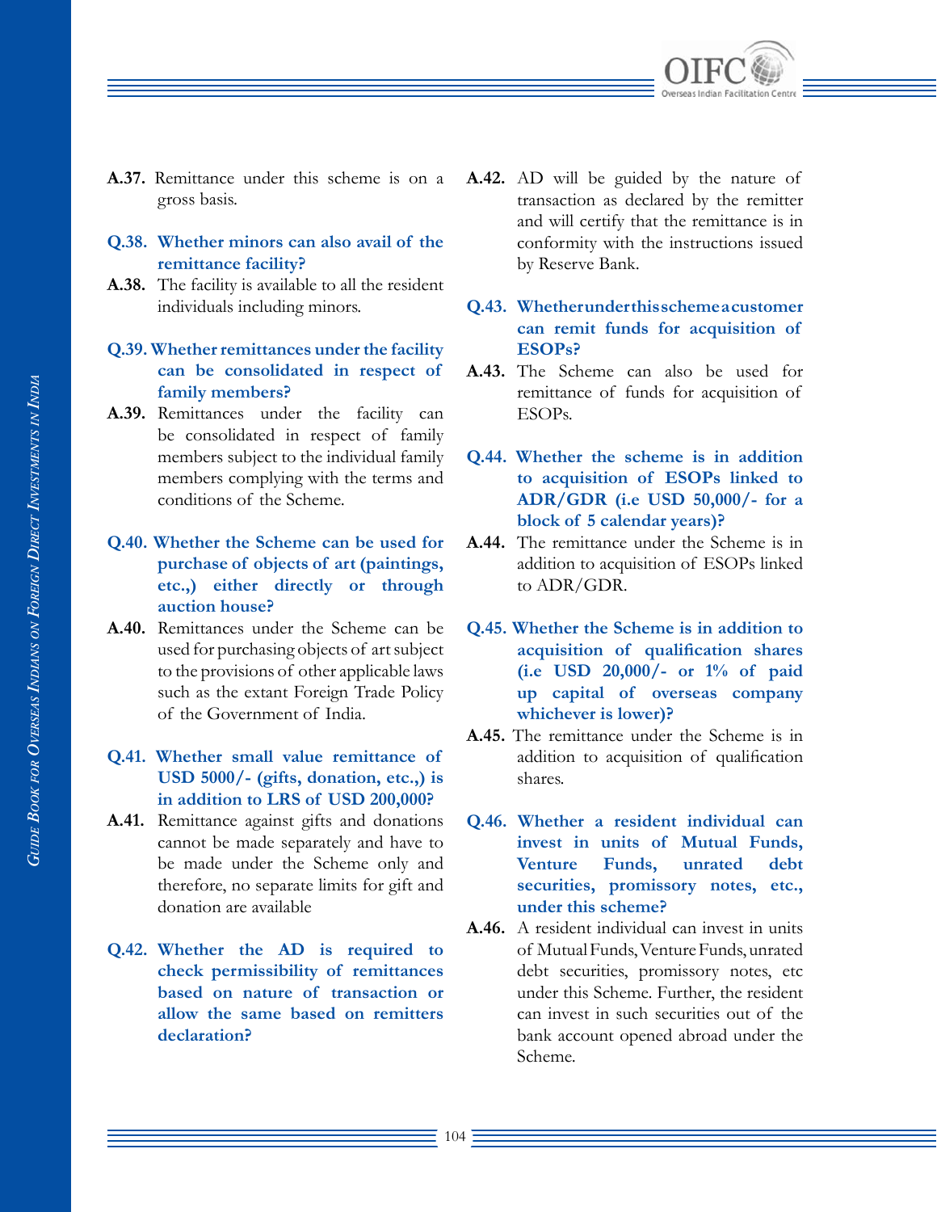**A.37.** Remittance under this scheme is on a gross basis.

**Q.38. Whether minors can also avail of the remittance facility?**

**A.38.** The facility is available to all the resident individuals including minors.

**Q.39. Whether remittances under the facility can be consolidated in respect of family members?**

**A.39.** Remittances under the facility can be consolidated in respect of family members subject to the individual family members complying with the terms and conditions of the Scheme.

**Q.40. Whether the Scheme can be used for purchase of objects of art (paintings, etc.,) either directly or through auction house?**

**A.40.** Remittances under the Scheme can be used for purchasing objects of art subject to the provisions of other applicable laws such as the extant Foreign Trade Policy of the Government of India.

**Q.41. Whether small value remittance of USD 5000/- (gifts, donation, etc.,) is in addition to LRS of USD 200,000?**

**A.41.** Remittance against gifts and donations cannot be made separately and have to be made under the Scheme only and therefore, no separate limits for gift and donation are available

**Q.42. Whether the AD is required to check permissibility of remittances based on nature of transaction or allow the same based on remitters declaration?**

**A.42.** AD will be guided by the nature of transaction as declared by the remitter and will certify that the remittance is in conformity with the instructions issued by Reserve Bank.

**Q.43. Whether under this scheme a customer can remit funds for acquisition of ESOPs?**

**A.43.** The Scheme can also be used for remittance of funds for acquisition of ESOPs.

**Q.44. Whether the scheme is in addition to acquisition of ESOPs linked to ADR/GDR (i.e USD 50,000/- for a block of 5 calendar years)?**

**A.44.** The remittance under the Scheme is in addition to acquisition of ESOPs linked to ADR/GDR.

**Q.45. Whether the Scheme is in addition to acquisition of qualification shares (i.e USD 20,000/- or 1% of paid up capital of overseas company whichever is lower)?**

**A.45.** The remittance under the Scheme is in addition to acquisition of qualification shares.

**Q.46. Whether a resident individual can invest in units of Mutual Funds, Venture Funds, unrated debt securities, promissory notes, etc., under this scheme?**

**A.46.** A resident individual can invest in units of Mutual Funds, Venture Funds, unrated debt securities, promissory notes, etc under this Scheme. Further, the resident can invest in such securities out of the bank account opened abroad under the Scheme.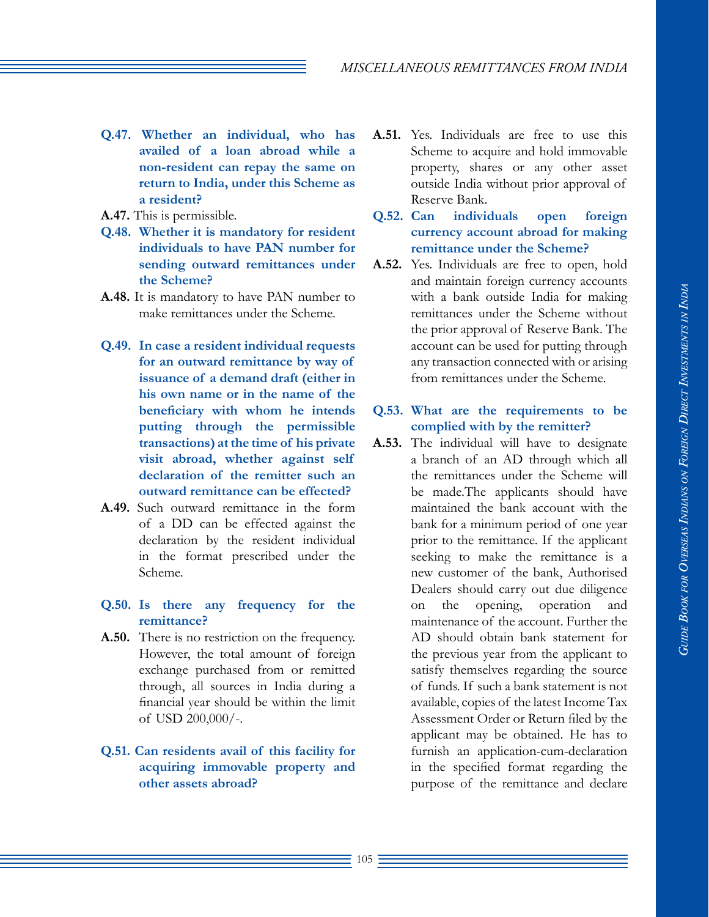**Q.47. Whether an individual, who has availed of a loan abroad while a non-resident can repay the same on return to India, under this Scheme as a resident?**

**A.47.** This is permissible.

**Q.48. Whether it is mandatory for resident individuals to have PAN number for sending outward remittances under the Scheme?**

**A.48.** It is mandatory to have PAN number to make remittances under the Scheme.

**Q.49. In case a resident individual requests for an outward remittance by way of issuance of a demand draft (either in his own name or in the name of the beneficiary with whom he intends putting through the permissible transactions) at the time of his private visit abroad, whether against self declaration of the remitter such an outward remittance can be effected?**

**A.49.** Such outward remittance in the form of a DD can be effected against the declaration by the resident individual in the format prescribed under the Scheme.

**Q.50. Is there any frequency for the remittance?**

**A.50.** There is no restriction on the frequency. However, the total amount of foreign exchange purchased from or remitted through, all sources in India during a financial year should be within the limit of USD 200,000/-.

**Q.51. Can residents avail of this facility for acquiring immovable property and other assets abroad?**

**A.51.** Yes. Individuals are free to use this Scheme to acquire and hold immovable property, shares or any other asset outside India without prior approval of Reserve Bank.

**Q.52. Can individuals open foreign currency account abroad for making remittance under the Scheme?**

**A.52.** Yes. Individuals are free to open, hold and maintain foreign currency accounts with a bank outside India for making remittances under the Scheme without the prior approval of Reserve Bank. The account can be used for putting through any transaction connected with or arising from remittances under the Scheme.

**Q.53. What are the requirements to be complied with by the remitter?**

**A.53.** The individual will have to designate a branch of an AD through which all the remittances under the Scheme will be made.The applicants should have maintained the bank account with the bank for a minimum period of one year prior to the remittance. If the applicant seeking to make the remittance is a new customer of the bank, Authorised Dealers should carry out due diligence on the opening, operation and maintenance of the account. Further the AD should obtain bank statement for the previous year from the applicant to satisfy themselves regarding the source of funds. If such a bank statement is not available, copies of the latest Income Tax Assessment Order or Return filed by the applicant may be obtained. He has to furnish an application-cum-declaration in the specified format regarding the purpose of the remittance and declare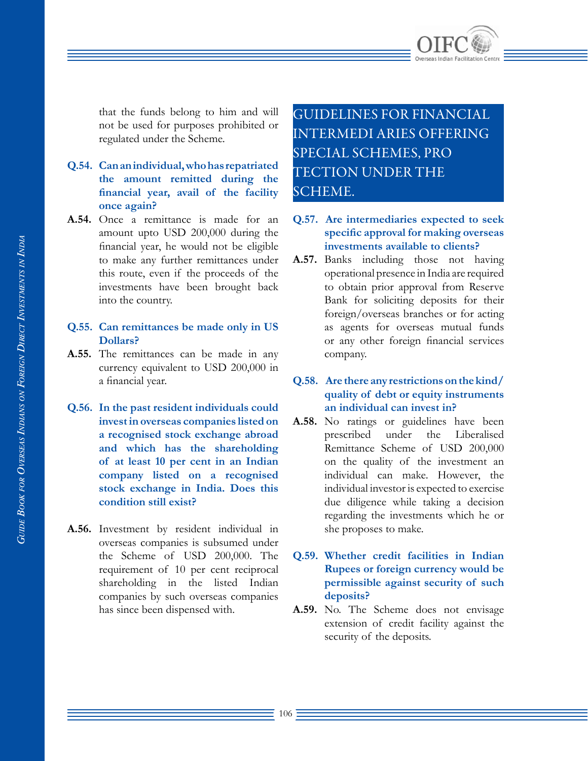that the funds belong to him and will not be used for purposes prohibited or regulated under the Scheme.

**Q.54. Can an individual, who has repatriated the amount remitted during the financial year, avail of the facility once again?**

**A.54.** Once a remittance is made for an amount upto USD 200,000 during the financial year, he would not be eligible to make any further remittances under this route, even if the proceeds of the investments have been brought back into the country.

**Q.55. Can remittances be made only in US Dollars?**

**A.55.** The remittances can be made in any currency equivalent to USD 200,000 in a financial year.

**Q.56. In the past resident individuals could invest in overseas companies listed on a recognised stock exchange abroad and which has the shareholding of at least 10 per cent in an Indian company listed on a recognised stock exchange in India. Does this condition still exist?**

**A.56.** Investment by resident individual in overseas companies is subsumed under the Scheme of USD 200,000. The requirement of 10 per cent reciprocal shareholding in the listed Indian companies by such overseas companies has since been dispensed with.

## GUIDELINES FOR FINANCIAL INTERMEDI ARIES OFFERING SPECIAL SCHEMES, PRO TECTION UNDER THE SCHEME.

**Q.57. Are intermediaries expected to seek specific approval for making overseas investments available to clients?**

**A.57.** Banks including those not having operational presence in India are required to obtain prior approval from Reserve Bank for soliciting deposits for their foreign/overseas branches or for acting as agents for overseas mutual funds or any other foreign financial services company.

**Q.58. Are there any restrictions on the kind/ quality of debt or equity instruments an individual can invest in?**

**A.58.** No ratings or guidelines have been prescribed under the Liberalised Remittance Scheme of USD 200,000 on the quality of the investment an individual can make. However, the individual investor is expected to exercise due diligence while taking a decision regarding the investments which he or she proposes to make.

**Q.59. Whether credit facilities in Indian Rupees or foreign currency would be permissible against security of such deposits?**

**A.59.** No. The Scheme does not envisage extension of credit facility against the security of the deposits.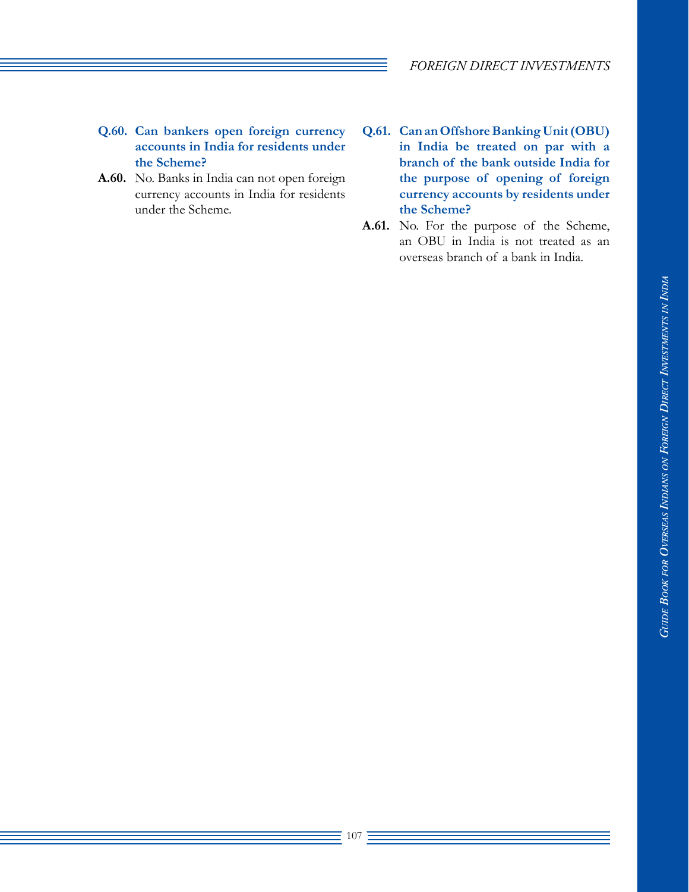**Q.60. Can bankers open foreign currency accounts in India for residents under the Scheme?**

**A.60.** No. Banks in India can not open foreign currency accounts in India for residents under the Scheme.

**Q.61. Can an Offshore Banking Unit (OBU) in India be treated on par with a branch of the bank outside India for the purpose of opening of foreign currency accounts by residents under the Scheme?**

**A.61.** No. For the purpose of the Scheme, an OBU in India is not treated as an overseas branch of a bank in India.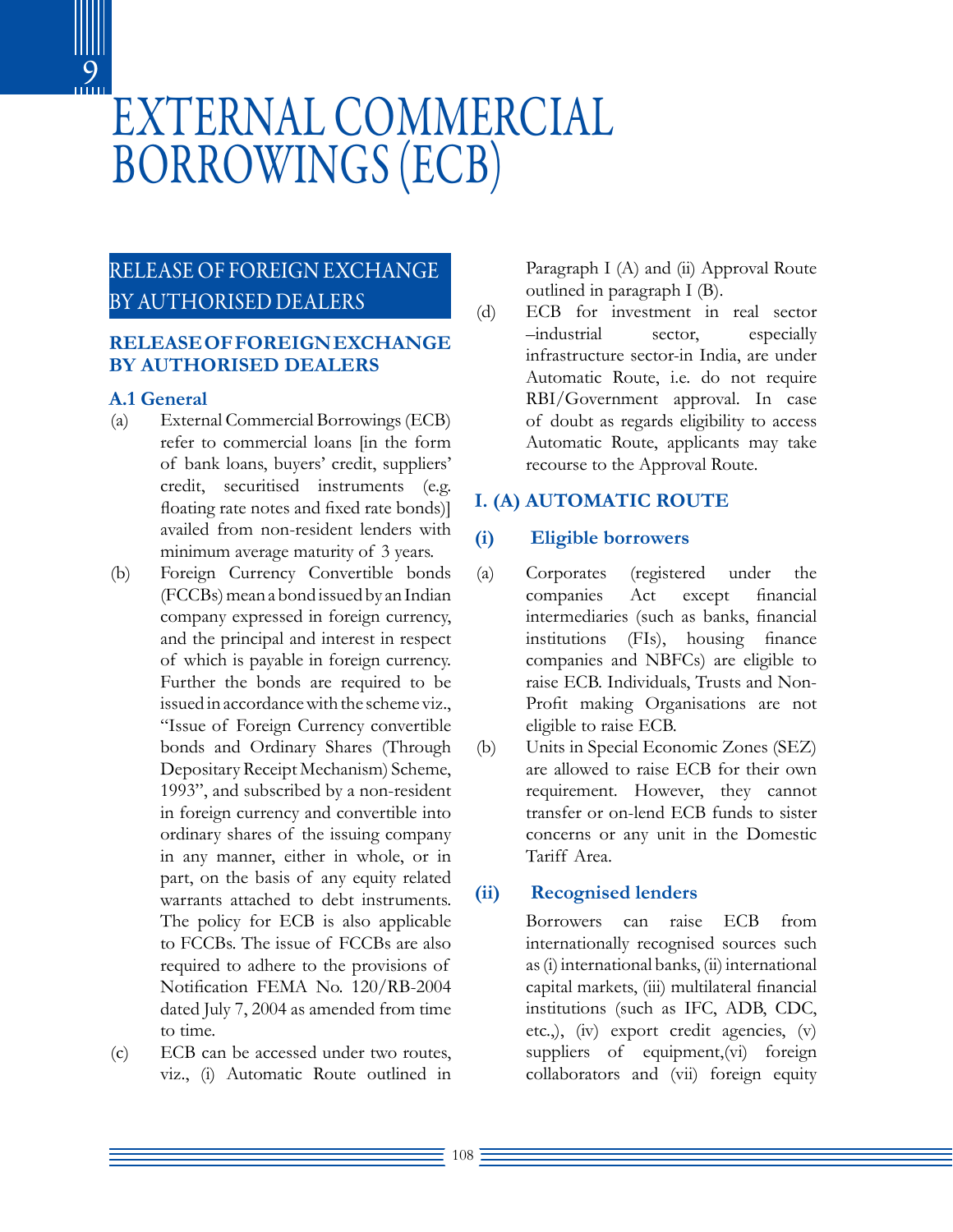# 9 EXTERNAL COMMERCIAL BORROWINGS (ECB)

## RELEASE OF FOREIGN EXCHANGE BY AUTHORISED DEALERS

### RELEASE OF FOREIGN EXCHANGE BY AUTHORISED DEALERS

### A.1 General

(a) External Commercial Borrowings (ECB) refer to commercial loans [in the form of bank loans, buyers' credit, suppliers' credit, securitised instruments (e.g. floating rate notes and fixed rate bonds)] availed from non-resident lenders with minimum average maturity of 3 years.

(b) Foreign Currency Convertible bonds (FCCBs) mean a bond issued by an Indian company expressed in foreign currency, and the principal and interest in respect of which is payable in foreign currency. Further the bonds are required to be issued in accordance with the scheme viz., "Issue of Foreign Currency convertible bonds and Ordinary Shares (Through Depositary Receipt Mechanism) Scheme, 1993", and subscribed by a non-resident in foreign currency and convertible into ordinary shares of the issuing company in any manner, either in whole, or in part, on the basis of any equity related warrants attached to debt instruments. The policy for ECB is also applicable to FCCBs. The issue of FCCBs are also required to adhere to the provisions of Notification FEMA No. 120/RB-2004 dated July 7, 2004 as amended from time to time.

(c) ECB can be accessed under two routes, viz., (i) Automatic Route outlined in Paragraph I (A) and (ii) Approval Route outlined in paragraph I (B).

(d) ECB for investment in real sector –industrial sector, especially infrastructure sector-in India, are under Automatic Route, i.e. do not require RBI/Government approval. In case of doubt as regards eligibility to access Automatic Route, applicants may take recourse to the Approval Route.

### I. (A) AUTOMATIC ROUTE

#### (i) Eligible borrowers

(a) Corporates (registered under the companies Act except financial intermediaries (such as banks, financial institutions (FIs), housing finance companies and NBFCs) are eligible to raise ECB. Individuals, Trusts and Non-Profit making Organisations are not eligible to raise ECB.

(b) Units in Special Economic Zones (SEZ) are allowed to raise ECB for their own requirement. However, they cannot transfer or on-lend ECB funds to sister concerns or any unit in the Domestic Tariff Area.

#### (ii) Recognised lenders

Borrowers can raise ECB from internationally recognised sources such as (i) international banks, (ii) international capital markets, (iii) multilateral financial institutions (such as IFC, ADB, CDC, etc.,), (iv) export credit agencies, (v) suppliers of equipment,(vi) foreign collaborators and (vii) foreign equity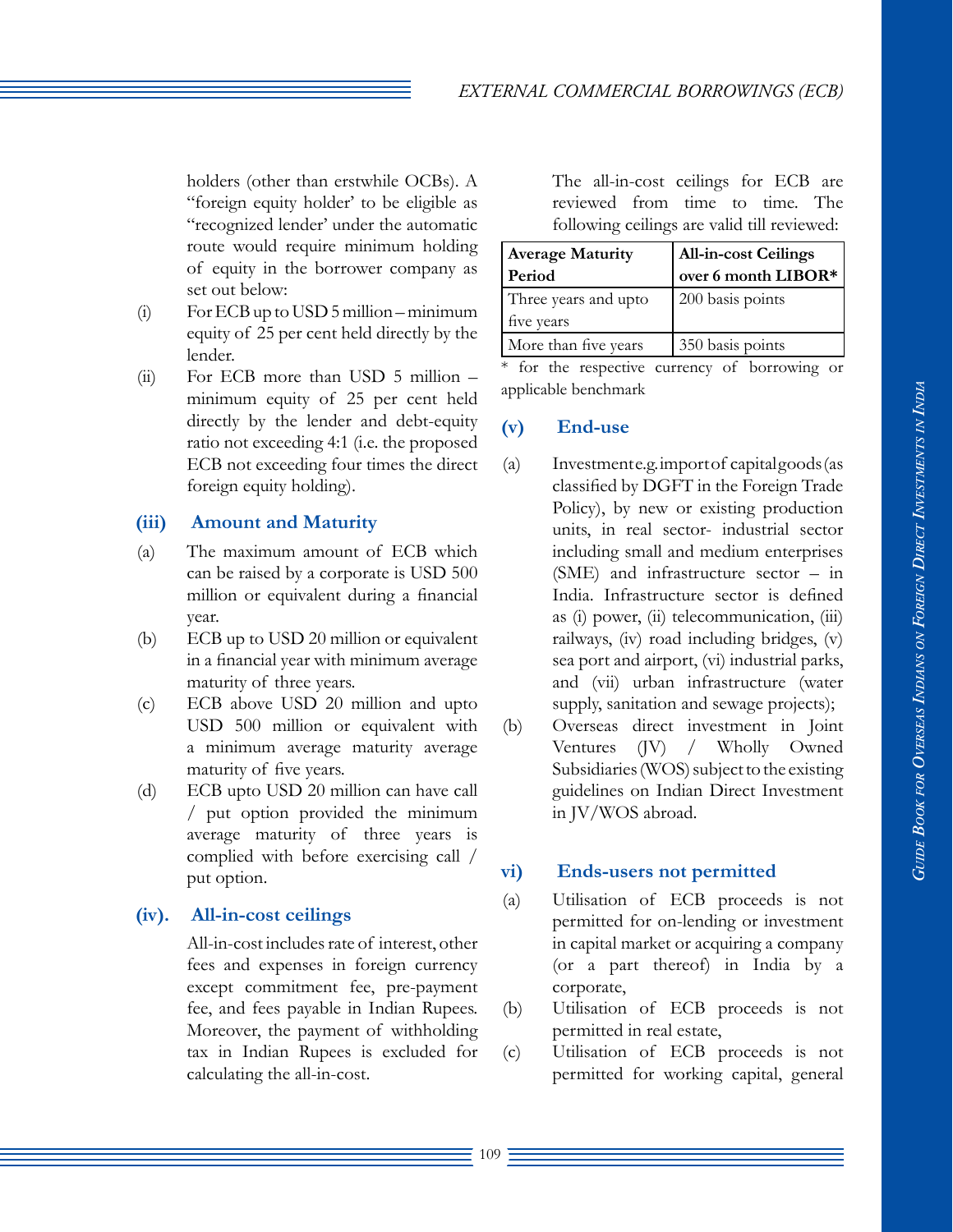holders (other than erstwhile OCBs). A "foreign equity holder' to be eligible as "recognized lender' under the automatic route would require minimum holding of equity in the borrower company as set out below:

(i) For ECB up to USD 5 million – minimum equity of 25 per cent held directly by the lender.

(ii) For ECB more than USD 5 million – minimum equity of 25 per cent held directly by the lender and debt-equity ratio not exceeding 4:1 (i.e. the proposed ECB not exceeding four times the direct foreign equity holding).

### (iii) Amount and Maturity

(a) The maximum amount of ECB which can be raised by a corporate is USD 500 million or equivalent during a financial year.

(b) ECB up to USD 20 million or equivalent in a financial year with minimum average maturity of three years.

(c) ECB above USD 20 million and upto USD 500 million or equivalent with a minimum average maturity average maturity of five years.

(d) ECB upto USD 20 million can have call / put option provided the minimum average maturity of three years is complied with before exercising call / put option.

### (iv). All-in-cost ceilings

All-in-cost includes rate of interest, other fees and expenses in foreign currency except commitment fee, pre-payment fee, and fees payable in Indian Rupees. Moreover, the payment of withholding tax in Indian Rupees is excluded for calculating the all-in-cost.

The all-in-cost ceilings for ECB are reviewed from time to time. The following ceilings are valid till reviewed:

| Average Maturity Period | All-in-cost Ceilings over 6 month LIBOR* |
|---|---|
| Three years and upto five years | 200 basis points |
| More than five years | 350 basis points |

* for the respective currency of borrowing or applicable benchmark

### (v) End-use

(a) Investment e.g. import of capital goods (as classified by DGFT in the Foreign Trade Policy), by new or existing production units, in real sector- industrial sector including small and medium enterprises (SME) and infrastructure sector – in India. Infrastructure sector is defined as (i) power, (ii) telecommunication, (iii) railways, (iv) road including bridges, (v) sea port and airport, (vi) industrial parks, and (vii) urban infrastructure (water supply, sanitation and sewage projects);

(b) Overseas direct investment in Joint Ventures (JV) / Wholly Owned Subsidiaries (WOS) subject to the existing guidelines on Indian Direct Investment in JV/WOS abroad.

### vi) Ends-users not permitted

(a) Utilisation of ECB proceeds is not permitted for on-lending or investment in capital market or acquiring a company (or a part thereof) in India by a corporate,

(b) Utilisation of ECB proceeds is not permitted in real estate,

(c) Utilisation of ECB proceeds is not permitted for working capital, general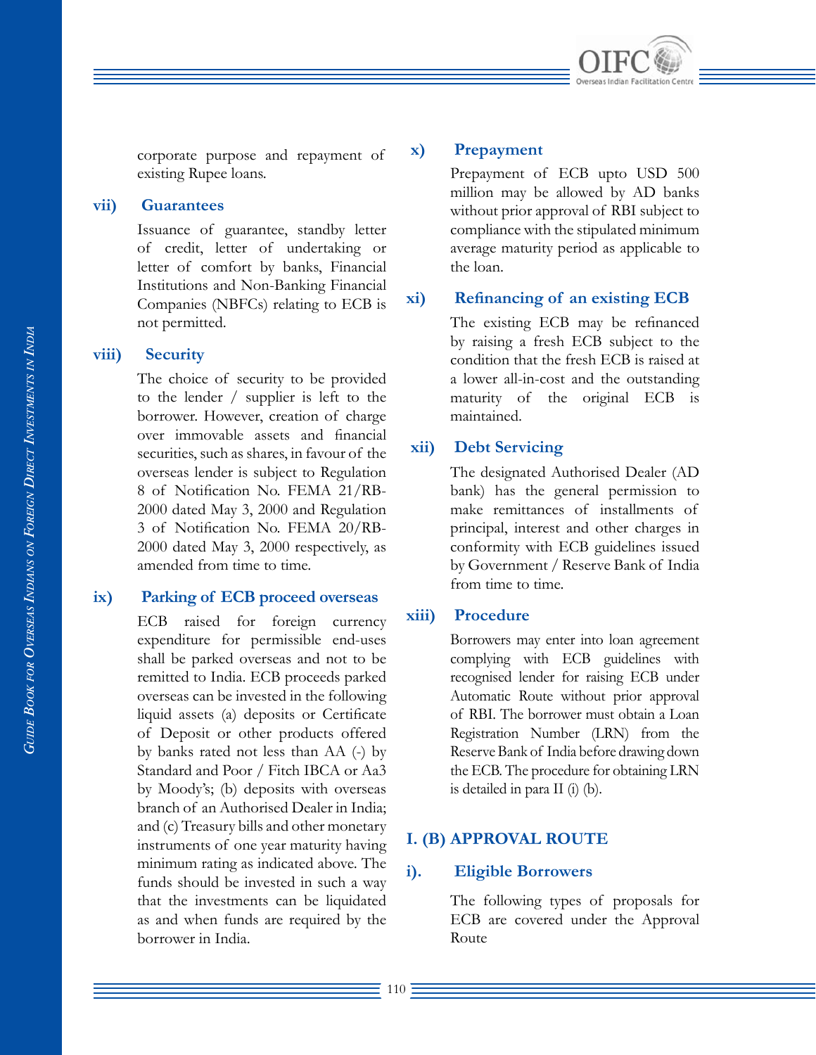corporate purpose and repayment of existing Rupee loans.

**vii) Guarantees**

Issuance of guarantee, standby letter of credit, letter of undertaking or letter of comfort by banks, Financial Institutions and Non-Banking Financial Companies (NBFCs) relating to ECB is not permitted.

**viii) Security**

The choice of security to be provided to the lender / supplier is left to the borrower. However, creation of charge over immovable assets and financial securities, such as shares, in favour of the overseas lender is subject to Regulation 8 of Notification No. FEMA 21/RB-2000 dated May 3, 2000 and Regulation 3 of Notification No. FEMA 20/RB-2000 dated May 3, 2000 respectively, as amended from time to time.

**ix) Parking of ECB proceed overseas**

ECB raised for foreign currency expenditure for permissible end-uses shall be parked overseas and not to be remitted to India. ECB proceeds parked overseas can be invested in the following liquid assets (a) deposits or Certificate of Deposit or other products offered by banks rated not less than AA (-) by Standard and Poor / Fitch IBCA or Aa3 by Moody's; (b) deposits with overseas branch of an Authorised Dealer in India; and (c) Treasury bills and other monetary instruments of one year maturity having minimum rating as indicated above. The funds should be invested in such a way that the investments can be liquidated as and when funds are required by the borrower in India.

**x) Prepayment**

Prepayment of ECB upto USD 500 million may be allowed by AD banks without prior approval of RBI subject to compliance with the stipulated minimum average maturity period as applicable to the loan.

**xi) Refinancing of an existing ECB**

The existing ECB may be refinanced by raising a fresh ECB subject to the condition that the fresh ECB is raised at a lower all-in-cost and the outstanding maturity of the original ECB is maintained.

**xii) Debt Servicing**

The designated Authorised Dealer (AD bank) has the general permission to make remittances of installments of principal, interest and other charges in conformity with ECB guidelines issued by Government / Reserve Bank of India from time to time.

**xiii) Procedure**

Borrowers may enter into loan agreement complying with ECB guidelines with recognised lender for raising ECB under Automatic Route without prior approval of RBI. The borrower must obtain a Loan Registration Number (LRN) from the Reserve Bank of India before drawing down the ECB. The procedure for obtaining LRN is detailed in para II (i) (b).

## I. (B) APPROVAL ROUTE

**i). Eligible Borrowers**

The following types of proposals for ECB are covered under the Approval Route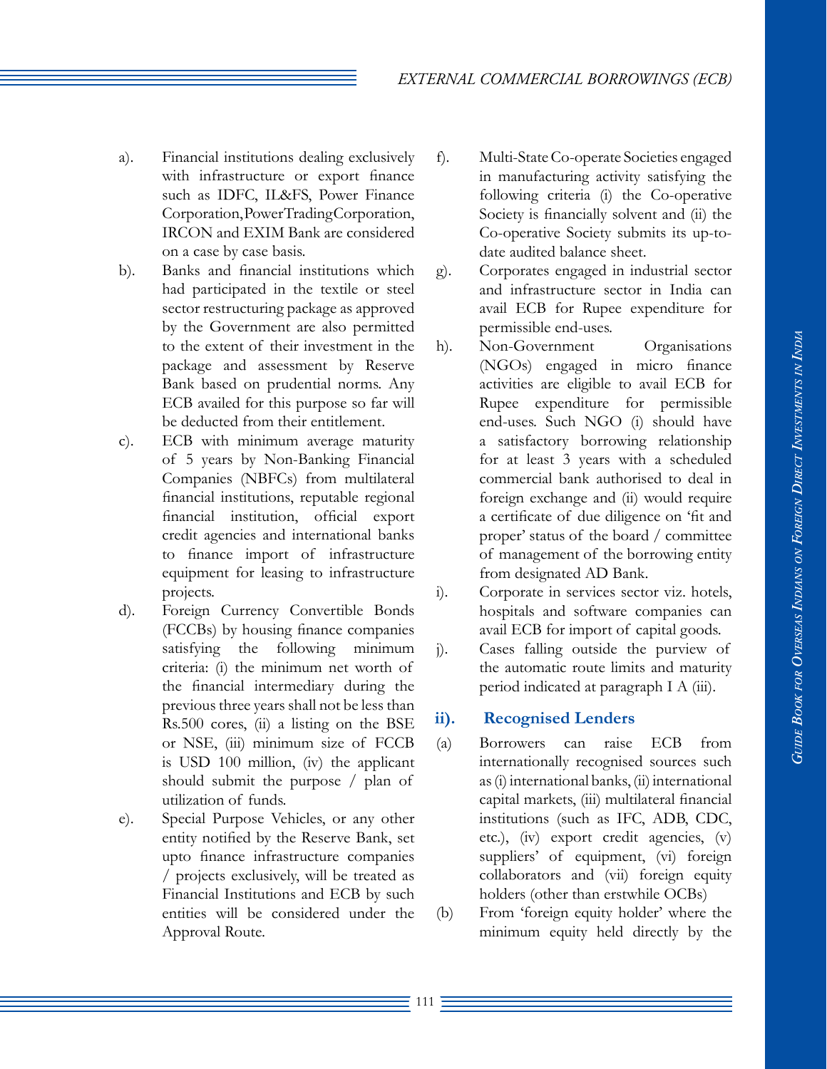a). Financial institutions dealing exclusively with infrastructure or export finance such as IDFC, IL&FS, Power Finance Corporation, Power Trading Corporation, IRCON and EXIM Bank are considered on a case by case basis.

b). Banks and financial institutions which had participated in the textile or steel sector restructuring package as approved by the Government are also permitted to the extent of their investment in the package and assessment by Reserve Bank based on prudential norms. Any ECB availed for this purpose so far will be deducted from their entitlement.

c). ECB with minimum average maturity of 5 years by Non-Banking Financial Companies (NBFCs) from multilateral financial institutions, reputable regional financial institution, official export credit agencies and international banks to finance import of infrastructure equipment for leasing to infrastructure projects.

d). Foreign Currency Convertible Bonds (FCCBs) by housing finance companies satisfying the following minimum criteria: (i) the minimum net worth of the financial intermediary during the previous three years shall not be less than Rs.500 cores, (ii) a listing on the BSE or NSE, (iii) minimum size of FCCB is USD 100 million, (iv) the applicant should submit the purpose / plan of utilization of funds.

e). Special Purpose Vehicles, or any other entity notified by the Reserve Bank, set upto finance infrastructure companies / projects exclusively, will be treated as Financial Institutions and ECB by such entities will be considered under the Approval Route.

f). Multi-State Co-operate Societies engaged in manufacturing activity satisfying the following criteria (i) the Co-operative Society is financially solvent and (ii) the Co-operative Society submits its up-to-date audited balance sheet.

g). Corporates engaged in industrial sector and infrastructure sector in India can avail ECB for Rupee expenditure for permissible end-uses.

h). Non-Government Organisations (NGOs) engaged in micro finance activities are eligible to avail ECB for Rupee expenditure for permissible end-uses. Such NGO (i) should have a satisfactory borrowing relationship for at least 3 years with a scheduled commercial bank authorised to deal in foreign exchange and (ii) would require a certificate of due diligence on 'fit and proper' status of the board / committee of management of the borrowing entity from designated AD Bank.

i). Corporate in services sector viz. hotels, hospitals and software companies can avail ECB for import of capital goods.

j). Cases falling outside the purview of the automatic route limits and maturity period indicated at paragraph I A (iii).

### ii). Recognised Lenders

(a) Borrowers can raise ECB from internationally recognised sources such as (i) international banks, (ii) international capital markets, (iii) multilateral financial institutions (such as IFC, ADB, CDC, etc.), (iv) export credit agencies, (v) suppliers' of equipment, (vi) foreign collaborators and (vii) foreign equity holders (other than erstwhile OCBs)

(b) From 'foreign equity holder' where the minimum equity held directly by the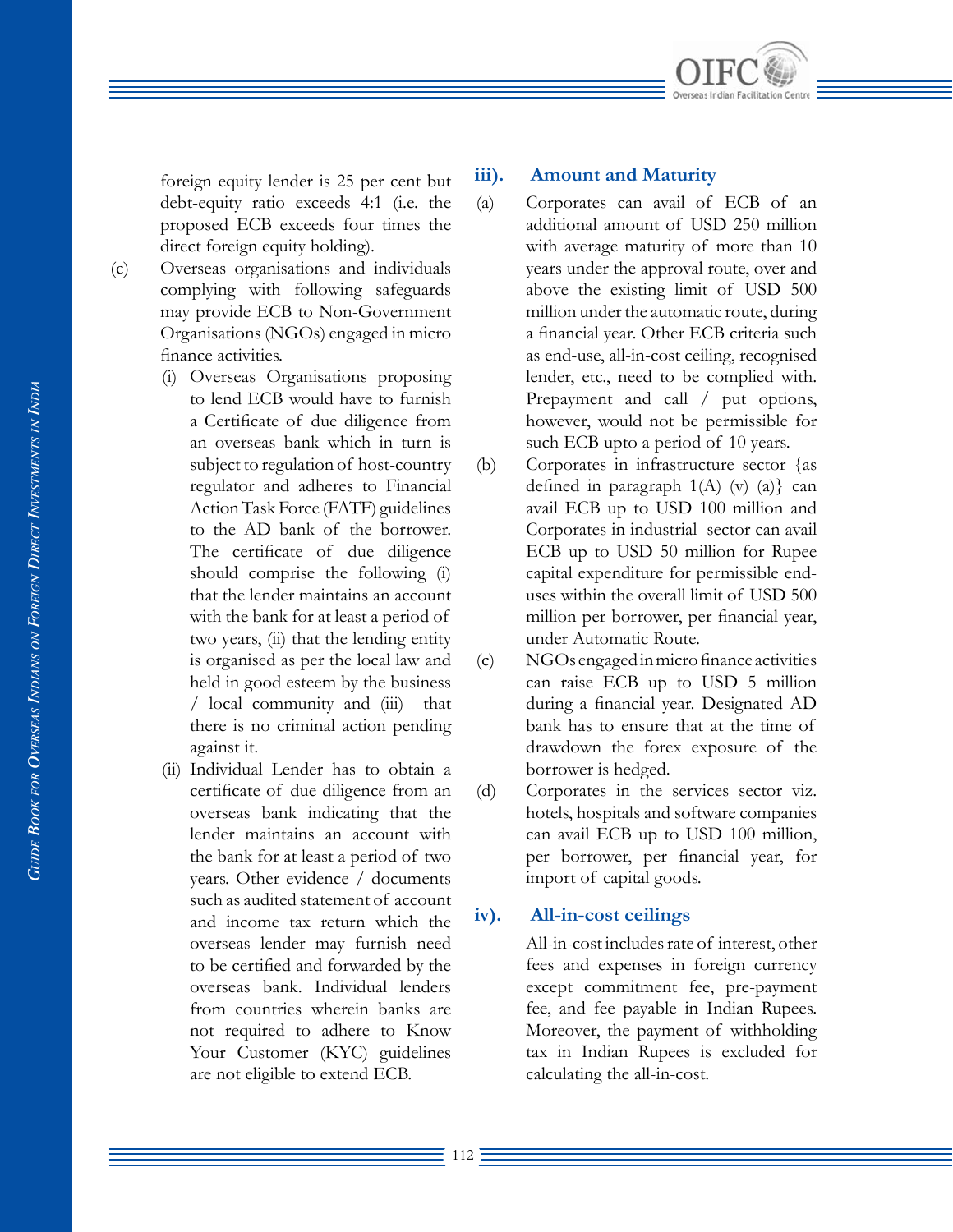foreign equity lender is 25 per cent but debt-equity ratio exceeds 4:1 (i.e. the proposed ECB exceeds four times the direct foreign equity holding).

(c) Overseas organisations and individuals complying with following safeguards may provide ECB to Non-Government Organisations (NGOs) engaged in micro finance activities.

(i) Overseas Organisations proposing to lend ECB would have to furnish a Certificate of due diligence from an overseas bank which in turn is subject to regulation of host-country regulator and adheres to Financial Action Task Force (FATF) guidelines to the AD bank of the borrower. The certificate of due diligence should comprise the following (i) that the lender maintains an account with the bank for at least a period of two years, (ii) that the lending entity is organised as per the local law and held in good esteem by the business / local community and (iii) that there is no criminal action pending against it.

(ii) Individual Lender has to obtain a certificate of due diligence from an overseas bank indicating that the lender maintains an account with the bank for at least a period of two years. Other evidence / documents such as audited statement of account and income tax return which the overseas lender may furnish need to be certified and forwarded by the overseas bank. Individual lenders from countries wherein banks are not required to adhere to Know Your Customer (KYC) guidelines are not eligible to extend ECB.

### iii). Amount and Maturity

(a) Corporates can avail of ECB of an additional amount of USD 250 million with average maturity of more than 10 years under the approval route, over and above the existing limit of USD 500 million under the automatic route, during a financial year. Other ECB criteria such as end-use, all-in-cost ceiling, recognised lender, etc., need to be complied with. Prepayment and call / put options, however, would not be permissible for such ECB upto a period of 10 years.

(b) Corporates in infrastructure sector {as defined in paragraph 1(A) (v) (a)} can avail ECB up to USD 100 million and Corporates in industrial sector can avail ECB up to USD 50 million for Rupee capital expenditure for permissible end-uses within the overall limit of USD 500 million per borrower, per financial year, under Automatic Route.

(c) NGOs engaged in micro finance activities can raise ECB up to USD 5 million during a financial year. Designated AD bank has to ensure that at the time of drawdown the forex exposure of the borrower is hedged.

(d) Corporates in the services sector viz. hotels, hospitals and software companies can avail ECB up to USD 100 million, per borrower, per financial year, for import of capital goods.

### iv). All-in-cost ceilings

All-in-cost includes rate of interest, other fees and expenses in foreign currency except commitment fee, pre-payment fee, and fee payable in Indian Rupees. Moreover, the payment of withholding tax in Indian Rupees is excluded for calculating the all-in-cost.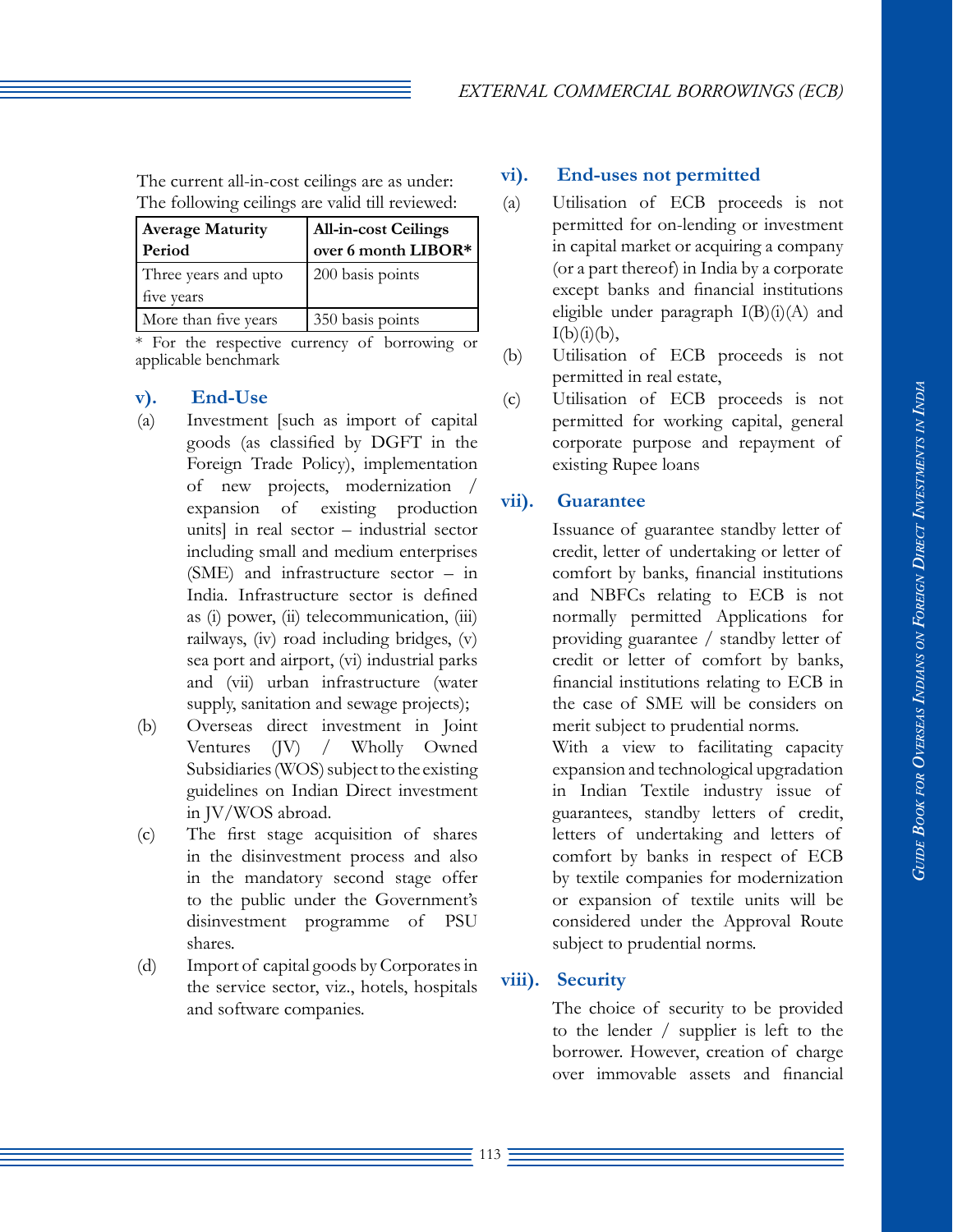The current all-in-cost ceilings are as under:
The following ceilings are valid till reviewed:

| Average Maturity Period | All-in-cost Ceilings over 6 month LIBOR* |
|---|---|
| Three years and upto five years | 200 basis points |
| More than five years | 350 basis points |

\* For the respective currency of borrowing or applicable benchmark

### v). End-Use

(a) Investment [such as import of capital goods (as classified by DGFT in the Foreign Trade Policy), implementation of new projects, modernization / expansion of existing production units] in real sector – industrial sector including small and medium enterprises (SME) and infrastructure sector – in India. Infrastructure sector is defined as (i) power, (ii) telecommunication, (iii) railways, (iv) road including bridges, (v) sea port and airport, (vi) industrial parks and (vii) urban infrastructure (water supply, sanitation and sewage projects);

(b) Overseas direct investment in Joint Ventures (JV) / Wholly Owned Subsidiaries (WOS) subject to the existing guidelines on Indian Direct investment in JV/WOS abroad.

(c) The first stage acquisition of shares in the disinvestment process and also in the mandatory second stage offer to the public under the Government's disinvestment programme of PSU shares.

(d) Import of capital goods by Corporates in the service sector, viz., hotels, hospitals and software companies.

### vi). End-uses not permitted

(a) Utilisation of ECB proceeds is not permitted for on-lending or investment in capital market or acquiring a company (or a part thereof) in India by a corporate except banks and financial institutions eligible under paragraph I(B)(i)(A) and I(b)(i)(b),

(b) Utilisation of ECB proceeds is not permitted in real estate,

(c) Utilisation of ECB proceeds is not permitted for working capital, general corporate purpose and repayment of existing Rupee loans

### vii). Guarantee

Issuance of guarantee standby letter of credit, letter of undertaking or letter of comfort by banks, financial institutions and NBFCs relating to ECB is not normally permitted Applications for providing guarantee / standby letter of credit or letter of comfort by banks, financial institutions relating to ECB in the case of SME will be considers on merit subject to prudential norms.

With a view to facilitating capacity expansion and technological upgradation in Indian Textile industry issue of guarantees, standby letters of credit, letters of undertaking and letters of comfort by banks in respect of ECB by textile companies for modernization or expansion of textile units will be considered under the Approval Route subject to prudential norms.

### viii). Security

The choice of security to be provided to the lender / supplier is left to the borrower. However, creation of charge over immovable assets and financial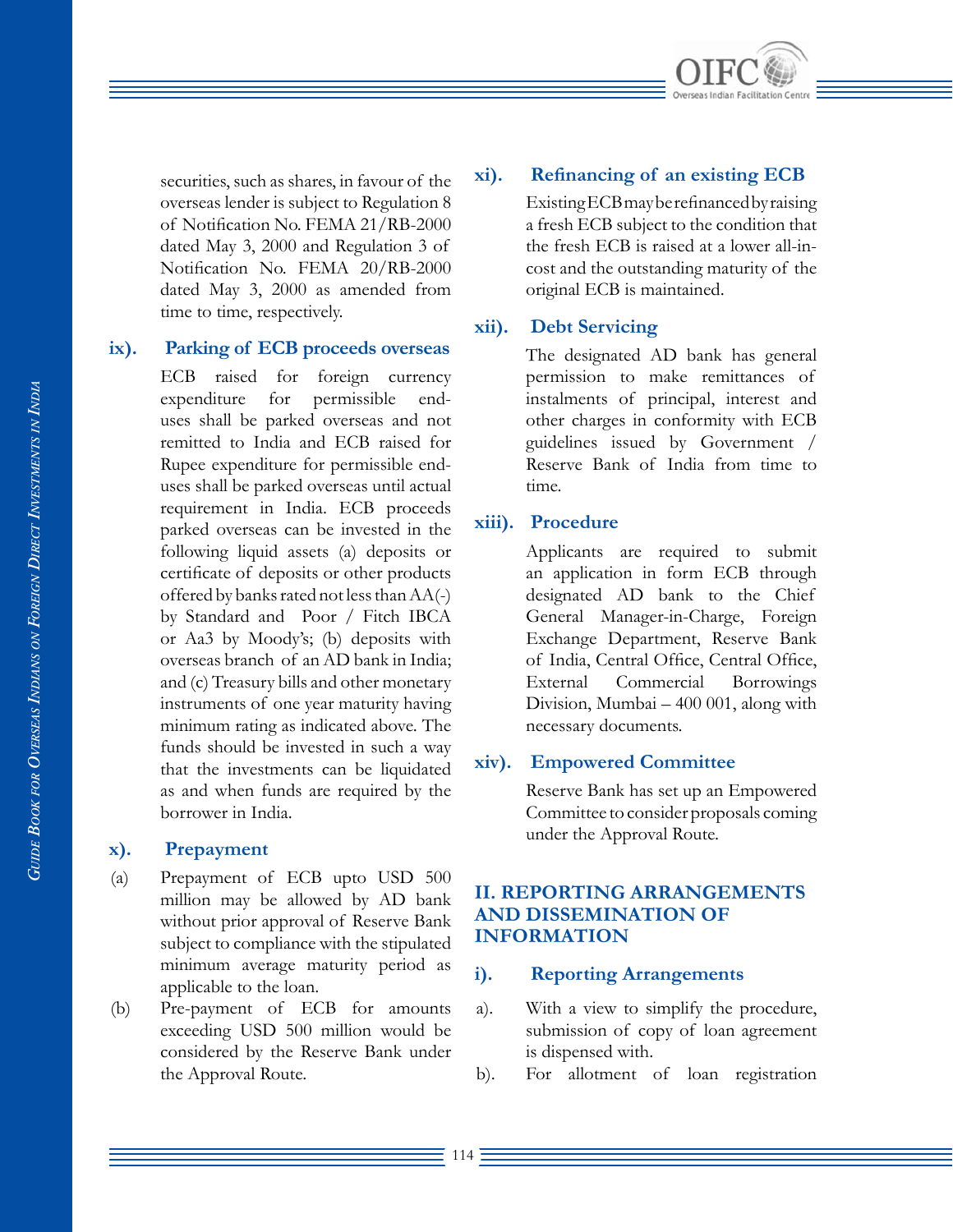securities, such as shares, in favour of the overseas lender is subject to Regulation 8 of Notification No. FEMA 21/RB-2000 dated May 3, 2000 and Regulation 3 of Notification No. FEMA 20/RB-2000 dated May 3, 2000 as amended from time to time, respectively.

### ix). Parking of ECB proceeds overseas

ECB raised for foreign currency expenditure for permissible end-uses shall be parked overseas and not remitted to India and ECB raised for Rupee expenditure for permissible end-uses shall be parked overseas until actual requirement in India. ECB proceeds parked overseas can be invested in the following liquid assets (a) deposits or certificate of deposits or other products offered by banks rated not less than AA(-) by Standard and Poor / Fitch IBCA or Aa3 by Moody's; (b) deposits with overseas branch of an AD bank in India; and (c) Treasury bills and other monetary instruments of one year maturity having minimum rating as indicated above. The funds should be invested in such a way that the investments can be liquidated as and when funds are required by the borrower in India.

### x). Prepayment

(a) Prepayment of ECB upto USD 500 million may be allowed by AD bank without prior approval of Reserve Bank subject to compliance with the stipulated minimum average maturity period as applicable to the loan.

(b) Pre-payment of ECB for amounts exceeding USD 500 million would be considered by the Reserve Bank under the Approval Route.

### xi). Refinancing of an existing ECB

Existing ECB may be refinanced by raising a fresh ECB subject to the condition that the fresh ECB is raised at a lower all-in-cost and the outstanding maturity of the original ECB is maintained.

### xii). Debt Servicing

The designated AD bank has general permission to make remittances of instalments of principal, interest and other charges in conformity with ECB guidelines issued by Government / Reserve Bank of India from time to time.

### xiii). Procedure

Applicants are required to submit an application in form ECB through designated AD bank to the Chief General Manager-in-Charge, Foreign Exchange Department, Reserve Bank of India, Central Office, Central Office, External Commercial Borrowings Division, Mumbai – 400 001, along with necessary documents.

### xiv). Empowered Committee

Reserve Bank has set up an Empowered Committee to consider proposals coming under the Approval Route.

## II. REPORTING ARRANGEMENTS AND DISSEMINATION OF INFORMATION

### i). Reporting Arrangements

a). With a view to simplify the procedure, submission of copy of loan agreement is dispensed with.

b). For allotment of loan registration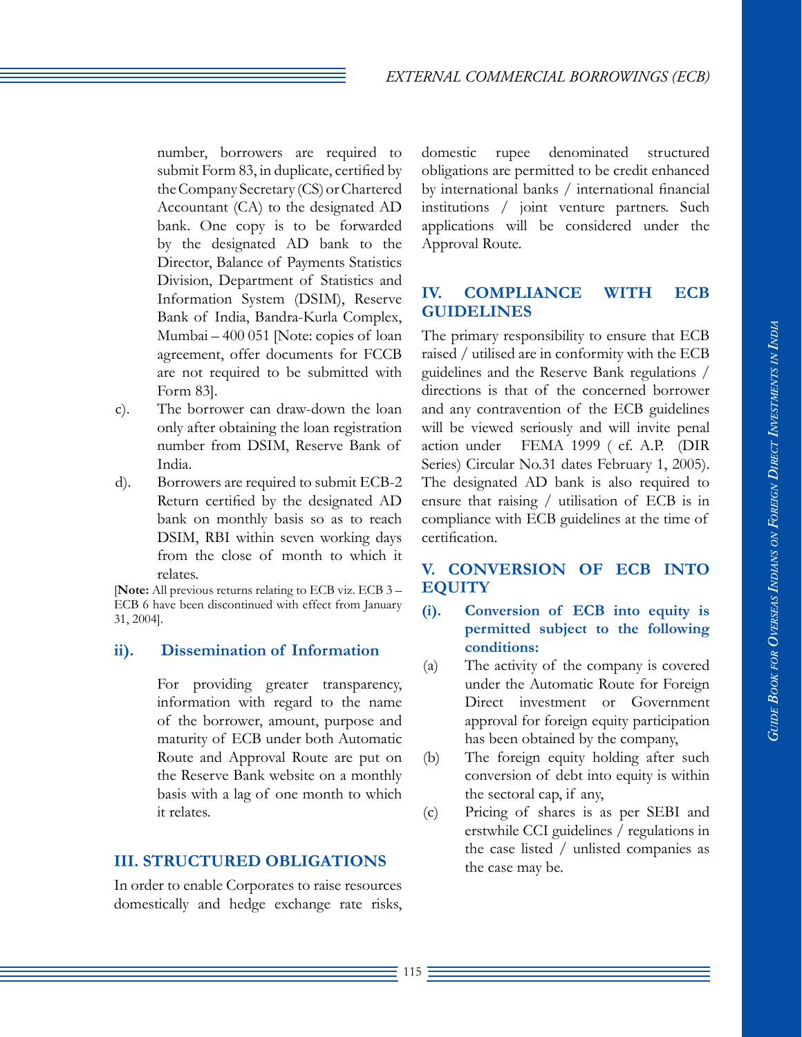number, borrowers are required to submit Form 83, in duplicate, certified by the Company Secretary (CS) or Chartered Accountant (CA) to the designated AD bank. One copy is to be forwarded by the designated AD bank to the Director, Balance of Payments Statistics Division, Department of Statistics and Information System (DSIM), Reserve Bank of India, Bandra-Kurla Complex, Mumbai – 400 051 [Note: copies of loan agreement, offer documents for FCCB are not required to be submitted with Form 83].

c). The borrower can draw-down the loan only after obtaining the loan registration number from DSIM, Reserve Bank of India.

d). Borrowers are required to submit ECB-2 Return certified by the designated AD bank on monthly basis so as to reach DSIM, RBI within seven working days from the close of month to which it relates.

[**Note:** All previous returns relating to ECB viz. ECB 3 – ECB 6 have been discontinued with effect from January 31, 2004].

### ii). Dissemination of Information

For providing greater transparency, information with regard to the name of the borrower, amount, purpose and maturity of ECB under both Automatic Route and Approval Route are put on the Reserve Bank website on a monthly basis with a lag of one month to which it relates.

## III. STRUCTURED OBLIGATIONS

In order to enable Corporates to raise resources domestically and hedge exchange rate risks, domestic rupee denominated structured obligations are permitted to be credit enhanced by international banks / international financial institutions / joint venture partners. Such applications will be considered under the Approval Route.

## IV. COMPLIANCE WITH ECB GUIDELINES

The primary responsibility to ensure that ECB raised / utilised are in conformity with the ECB guidelines and the Reserve Bank regulations / directions is that of the concerned borrower and any contravention of the ECB guidelines will be viewed seriously and will invite penal action under FEMA 1999 ( cf. A.P. (DIR Series) Circular No.31 dates February 1, 2005). The designated AD bank is also required to ensure that raising / utilisation of ECB is in compliance with ECB guidelines at the time of certification.

## V. CONVERSION OF ECB INTO EQUITY

### (i). Conversion of ECB into equity is permitted subject to the following conditions:

(a) The activity of the company is covered under the Automatic Route for Foreign Direct investment or Government approval for foreign equity participation has been obtained by the company,

(b) The foreign equity holding after such conversion of debt into equity is within the sectoral cap, if any,

(c) Pricing of shares is as per SEBI and erstwhile CCI guidelines / regulations in the case listed / unlisted companies as the case may be.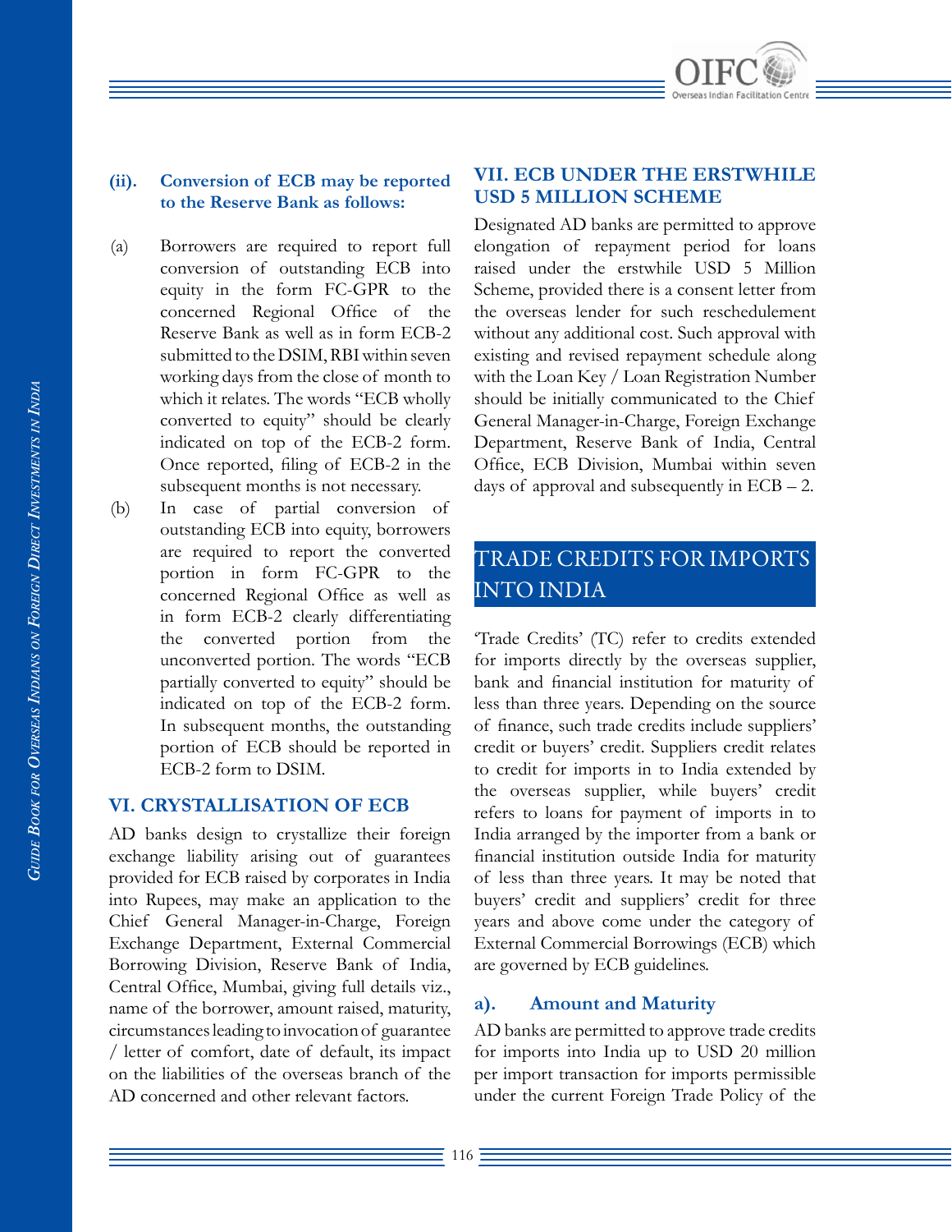**(ii). Conversion of ECB may be reported to the Reserve Bank as follows:**

(a) Borrowers are required to report full conversion of outstanding ECB into equity in the form FC-GPR to the concerned Regional Office of the Reserve Bank as well as in form ECB-2 submitted to the DSIM, RBI within seven working days from the close of month to which it relates. The words "ECB wholly converted to equity" should be clearly indicated on top of the ECB-2 form. Once reported, filing of ECB-2 in the subsequent months is not necessary.

(b) In case of partial conversion of outstanding ECB into equity, borrowers are required to report the converted portion in form FC-GPR to the concerned Regional Office as well as in form ECB-2 clearly differentiating the converted portion from the unconverted portion. The words "ECB partially converted to equity" should be indicated on top of the ECB-2 form. In subsequent months, the outstanding portion of ECB should be reported in ECB-2 form to DSIM.

### VI. CRYSTALLISATION OF ECB

AD banks design to crystallize their foreign exchange liability arising out of guarantees provided for ECB raised by corporates in India into Rupees, may make an application to the Chief General Manager-in-Charge, Foreign Exchange Department, External Commercial Borrowing Division, Reserve Bank of India, Central Office, Mumbai, giving full details viz., name of the borrower, amount raised, maturity, circumstances leading to invocation of guarantee / letter of comfort, date of default, its impact on the liabilities of the overseas branch of the AD concerned and other relevant factors.

### VII. ECB UNDER THE ERSTWHILE USD 5 MILLION SCHEME

Designated AD banks are permitted to approve elongation of repayment period for loans raised under the erstwhile USD 5 Million Scheme, provided there is a consent letter from the overseas lender for such reschedulement without any additional cost. Such approval with existing and revised repayment schedule along with the Loan Key / Loan Registration Number should be initially communicated to the Chief General Manager-in-Charge, Foreign Exchange Department, Reserve Bank of India, Central Office, ECB Division, Mumbai within seven days of approval and subsequently in ECB – 2.

## TRADE CREDITS FOR IMPORTS INTO INDIA

'Trade Credits' (TC) refer to credits extended for imports directly by the overseas supplier, bank and financial institution for maturity of less than three years. Depending on the source of finance, such trade credits include suppliers' credit or buyers' credit. Suppliers credit relates to credit for imports in to India extended by the overseas supplier, while buyers' credit refers to loans for payment of imports in to India arranged by the importer from a bank or financial institution outside India for maturity of less than three years. It may be noted that buyers' credit and suppliers' credit for three years and above come under the category of External Commercial Borrowings (ECB) which are governed by ECB guidelines.

### a). Amount and Maturity

AD banks are permitted to approve trade credits for imports into India up to USD 20 million per import transaction for imports permissible under the current Foreign Trade Policy of the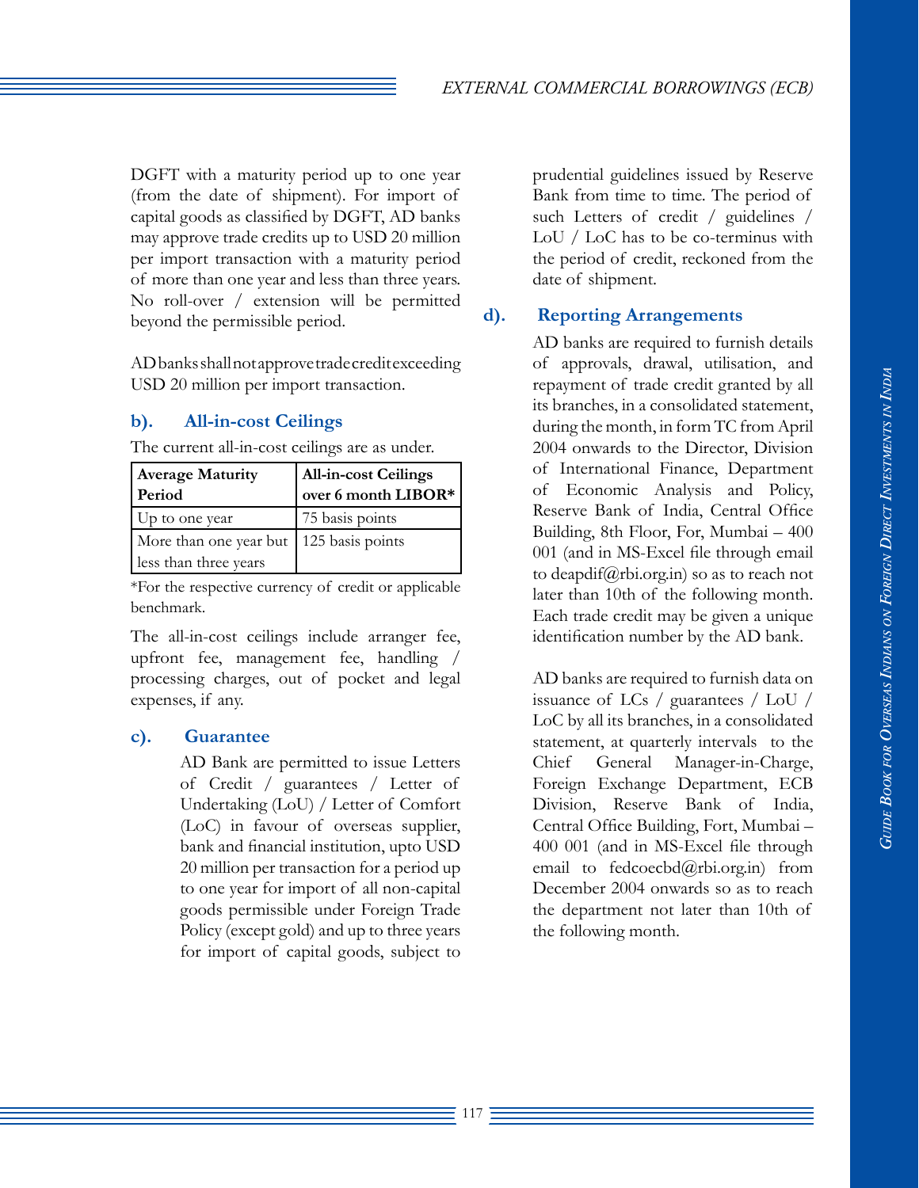DGFT with a maturity period up to one year (from the date of shipment). For import of capital goods as classified by DGFT, AD banks may approve trade credits up to USD 20 million per import transaction with a maturity period of more than one year and less than three years. No roll-over / extension will be permitted beyond the permissible period.

AD banks shall not approve trade credit exceeding USD 20 million per import transaction.

### b). All-in-cost Ceilings

The current all-in-cost ceilings are as under.

| Average Maturity Period | All-in-cost Ceilings over 6 month LIBOR* |
|---|---|
| Up to one year | 75 basis points |
| More than one year but less than three years | 125 basis points |

*For the respective currency of credit or applicable benchmark.

The all-in-cost ceilings include arranger fee, upfront fee, management fee, handling / processing charges, out of pocket and legal expenses, if any.

### c). Guarantee

AD Bank are permitted to issue Letters of Credit / guarantees / Letter of Undertaking (LoU) / Letter of Comfort (LoC) in favour of overseas supplier, bank and financial institution, upto USD 20 million per transaction for a period up to one year for import of all non-capital goods permissible under Foreign Trade Policy (except gold) and up to three years for import of capital goods, subject to prudential guidelines issued by Reserve Bank from time to time. The period of such Letters of credit / guidelines / LoU / LoC has to be co-terminus with the period of credit, reckoned from the date of shipment.

### d). Reporting Arrangements

AD banks are required to furnish details of approvals, drawal, utilisation, and repayment of trade credit granted by all its branches, in a consolidated statement, during the month, in form TC from April 2004 onwards to the Director, Division of International Finance, Department of Economic Analysis and Policy, Reserve Bank of India, Central Office Building, 8th Floor, For, Mumbai – 400 001 (and in MS-Excel file through email to deapdif@rbi.org.in) so as to reach not later than 10th of the following month. Each trade credit may be given a unique identification number by the AD bank.

AD banks are required to furnish data on issuance of LCs / guarantees / LoU / LoC by all its branches, in a consolidated statement, at quarterly intervals to the Chief General Manager-in-Charge, Foreign Exchange Department, ECB Division, Reserve Bank of India, Central Office Building, Fort, Mumbai – 400 001 (and in MS-Excel file through email to fedcoecbd@rbi.org.in) from December 2004 onwards so as to reach the department not later than 10th of the following month.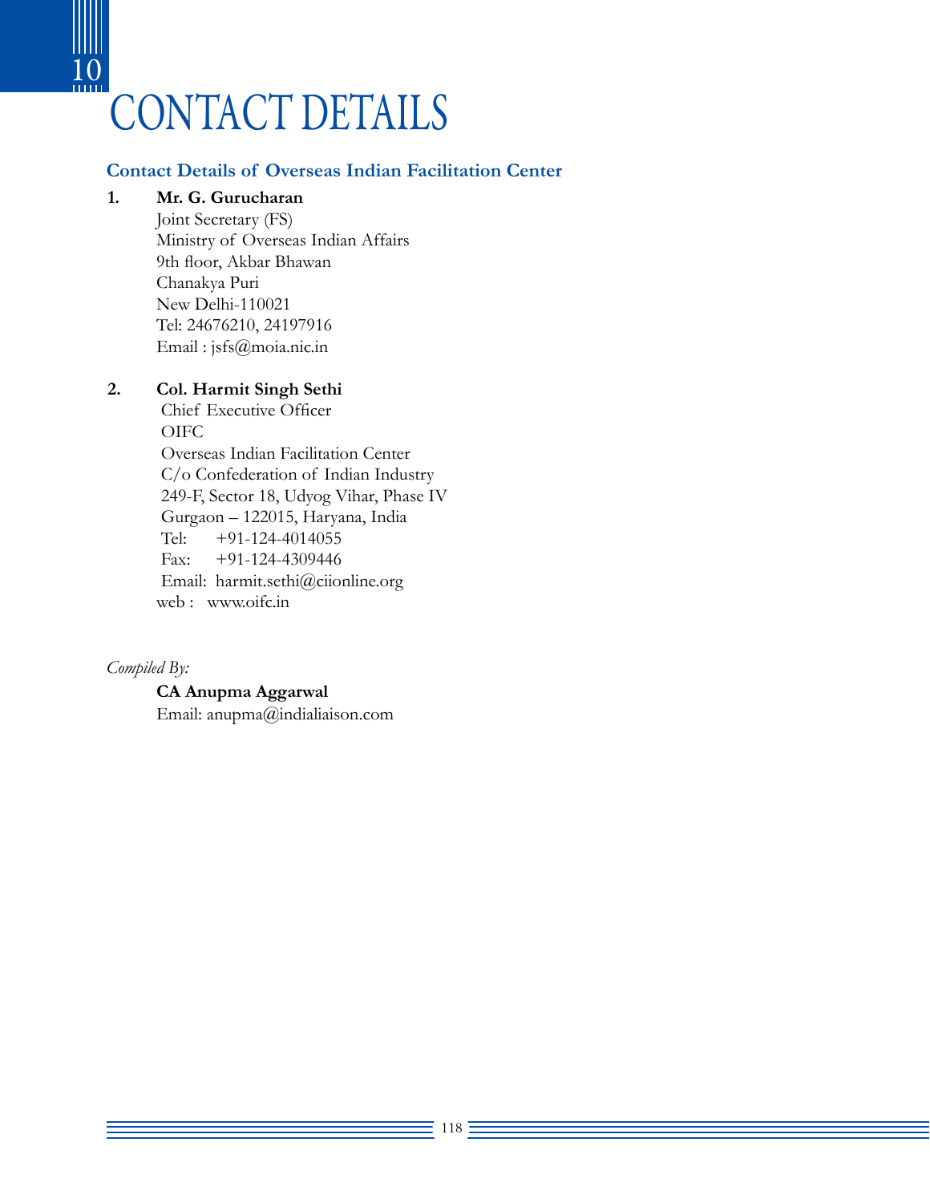# 10 CONTACT DETAILS

## Contact Details of Overseas Indian Facilitation Center

1. **Mr. G. Gurucharan**
   Joint Secretary (FS)
   Ministry of Overseas Indian Affairs
   9th floor, Akbar Bhawan
   Chanakya Puri
   New Delhi-110021
   Tel: 24676210, 24197916
   Email : jsfs@moia.nic.in

2. **Col. Harmit Singh Sethi**
   Chief Executive Officer
   OIFC
   Overseas Indian Facilitation Center
   C/o Confederation of Indian Industry
   249-F, Sector 18, Udyog Vihar, Phase IV
   Gurgaon – 122015, Haryana, India
   Tel: +91-124-4014055
   Fax: +91-124-4309446
   Email: harmit.sethi@ciionline.org
   web : www.oifc.in

*Compiled By:*

**CA Anupma Aggarwal**
Email: anupma@indialiaison.com